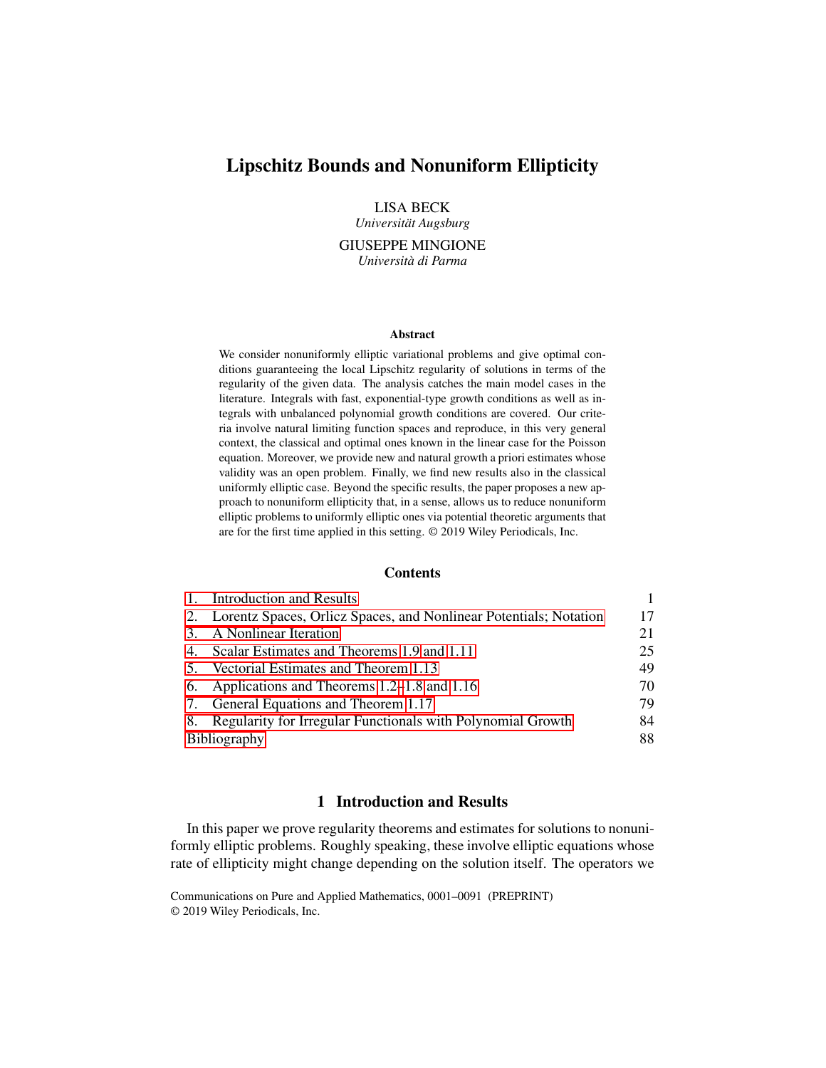# Lipschitz Bounds and Nonuniform Ellipticity

LISA BECK
*Universität Augsburg*

GIUSEPPE MINGIONE
*Università di Parma*

### Abstract

We consider nonuniformly elliptic variational problems and give optimal conditions guaranteeing the local Lipschitz regularity of solutions in terms of the regularity of the given data. The analysis catches the main model cases in the literature. Integrals with fast, exponential-type growth conditions as well as integrals with unbalanced polynomial growth conditions are covered. Our criteria involve natural limiting function spaces and reproduce, in this very general context, the classical and optimal ones known in the linear case for the Poisson equation. Moreover, we provide new and natural growth a priori estimates whose validity was an open problem. Finally, we find new results also in the classical uniformly elliptic case. Beyond the specific results, the paper proposes a new approach to nonuniform ellipticity that, in a sense, allows us to reduce nonuniform elliptic problems to uniformly elliptic ones via potential theoretic arguments that are for the first time applied in this setting. © 2019 Wiley Periodicals, Inc.

### Contents

| | |
|---|---|
| 1. Introduction and Results | 1 |
| 2. Lorentz Spaces, Orlicz Spaces, and Nonlinear Potentials; Notation | 17 |
| 3. A Nonlinear Iteration | 21 |
| 4. Scalar Estimates and Theorems 1.9 and 1.11 | 25 |
| 5. Vectorial Estimates and Theorem 1.13 | 49 |
| 6. Applications and Theorems 1.2–1.8 and 1.16 | 70 |
| 7. General Equations and Theorem 1.17 | 79 |
| 8. Regularity for Irregular Functionals with Polynomial Growth | 84 |
| Bibliography | 88 |

## 1 Introduction and Results

In this paper we prove regularity theorems and estimates for solutions to nonuniformly elliptic problems. Roughly speaking, these involve elliptic equations whose rate of ellipticity might change depending on the solution itself. The operators we

Communications on Pure and Applied Mathematics, 0001–0091 (PREPRINT)
© 2019 Wiley Periodicals, Inc.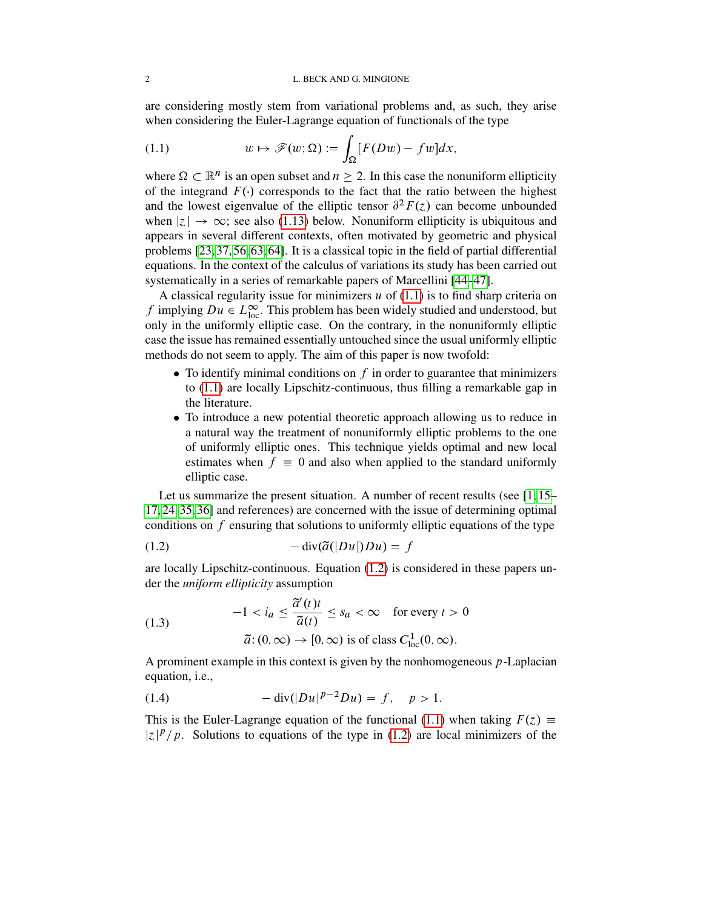are considering mostly stem from variational problems and, as such, they arise when considering the Euler-Lagrange equation of functionals of the type

$$w \mapsto \mathscr{F}(w;\Omega) := \int_\Omega [F(Dw) - fw]dx, \tag{1.1}$$

where $\Omega \subset \mathbb{R}^n$ is an open subset and $n \geq 2$. In this case the nonuniform ellipticity of the integrand $F(\cdot)$ corresponds to the fact that the ratio between the highest and the lowest eigenvalue of the elliptic tensor $\partial^2 F(z)$ can become unbounded when $|z| \to \infty$; see also (1.13) below. Nonuniform ellipticity is ubiquitous and appears in several different contexts, often motivated by geometric and physical problems [23, 37, 56, 63, 64]. It is a classical topic in the field of partial differential equations. In the context of the calculus of variations its study has been carried out systematically in a series of remarkable papers of Marcellini [44–47].

A classical regularity issue for minimizers $u$ of (1.1) is to find sharp criteria on $f$ implying $Du \in L^\infty_{\rm loc}$. This problem has been widely studied and understood, but only in the uniformly elliptic case. On the contrary, in the nonuniformly elliptic case the issue has remained essentially untouched since the usual uniformly elliptic methods do not seem to apply. The aim of this paper is now twofold:

- To identify minimal conditions on $f$ in order to guarantee that minimizers to (1.1) are locally Lipschitz-continuous, thus filling a remarkable gap in the literature.
- To introduce a new potential theoretic approach allowing us to reduce in a natural way the treatment of nonuniformly elliptic problems to the one of uniformly elliptic ones. This technique yields optimal and new local estimates when $f \equiv 0$ and also when applied to the standard uniformly elliptic case.

Let us summarize the present situation. A number of recent results (see [1, 15–17, 24, 35, 36] and references) are concerned with the issue of determining optimal conditions on $f$ ensuring that solutions to uniformly elliptic equations of the type

$$-\operatorname{div}(\widetilde{a}(|Du|)Du) = f \tag{1.2}$$

are locally Lipschitz-continuous. Equation (1.2) is considered in these papers under the *uniform ellipticity* assumption

$$\begin{gathered} -1 < i_a \leq \frac{\widetilde{a}'(t)t}{\widetilde{a}(t)} \leq s_a < \infty \quad \text{for every } t > 0 \\ \widetilde{a}\colon (0,\infty) \to [0,\infty) \text{ is of class } C^1_{\rm loc}(0,\infty). \end{gathered} \tag{1.3}$$

A prominent example in this context is given by the nonhomogeneous $p$-Laplacian equation, i.e.,

$$-\operatorname{div}(|Du|^{p-2}Du) = f, \quad p > 1. \tag{1.4}$$

This is the Euler-Lagrange equation of the functional (1.1) when taking $F(z) \equiv |z|^p/p$. Solutions to equations of the type in (1.2) are local minimizers of the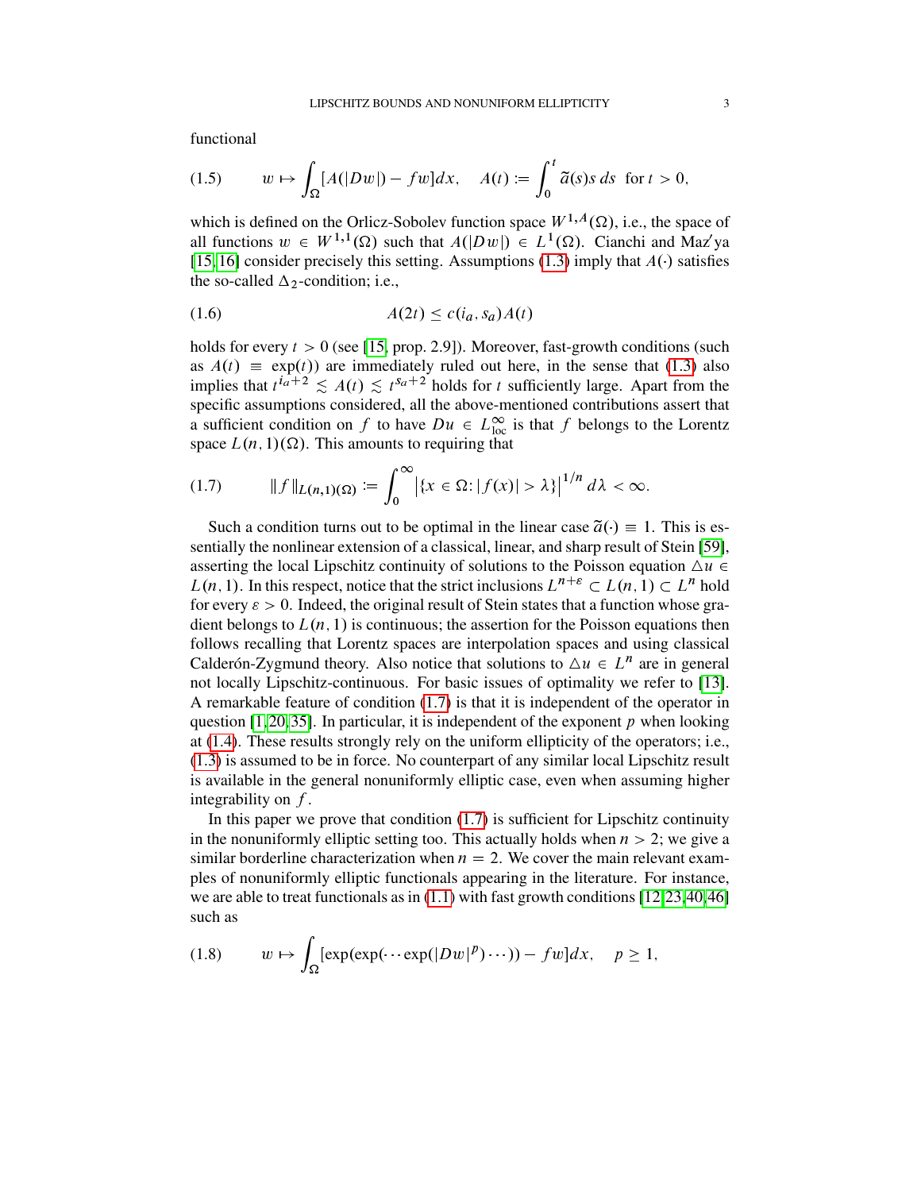functional

$$
w \mapsto \int_\Omega [A(|Dw|) - fw]dx, \quad A(t) := \int_0^t \tilde{a}(s)s\, ds \;\text{ for } t > 0, \tag{1.5}
$$

which is defined on the Orlicz-Sobolev function space $W^{1,A}(\Omega)$, i.e., the space of all functions $w \in W^{1,1}(\Omega)$ such that $A(|Dw|) \in L^1(\Omega)$. Cianchi and Maz′ya [15,16] consider precisely this setting. Assumptions (1.3) imply that $A(\cdot)$ satisfies the so-called $\Delta_2$-condition; i.e.,

$$
A(2t) \leq c(i_a, s_a)A(t) \tag{1.6}
$$

holds for every $t > 0$ (see [15, prop. 2.9]). Moreover, fast-growth conditions (such as $A(t) \equiv \exp(t)$) are immediately ruled out here, in the sense that (1.3) also implies that $t^{i_a+2} \lesssim A(t) \lesssim t^{s_a+2}$ holds for $t$ sufficiently large. Apart from the specific assumptions considered, all the above-mentioned contributions assert that a sufficient condition on $f$ to have $Du \in L^\infty_{\mathrm{loc}}$ is that $f$ belongs to the Lorentz space $L(n,1)(\Omega)$. This amounts to requiring that

$$
\|f\|_{L(n,1)(\Omega)} := \int_0^\infty \left|\{x \in \Omega \colon |f(x)| > \lambda\}\right|^{1/n} d\lambda < \infty. \tag{1.7}
$$

Such a condition turns out to be optimal in the linear case $\tilde{a}(\cdot) \equiv 1$. This is essentially the nonlinear extension of a classical, linear, and sharp result of Stein [59], asserting the local Lipschitz continuity of solutions to the Poisson equation $\triangle u \in L(n,1)$. In this respect, notice that the strict inclusions $L^{n+\varepsilon} \subset L(n,1) \subset L^n$ hold for every $\varepsilon > 0$. Indeed, the original result of Stein states that a function whose gradient belongs to $L(n,1)$ is continuous; the assertion for the Poisson equations then follows recalling that Lorentz spaces are interpolation spaces and using classical Calderón-Zygmund theory. Also notice that solutions to $\triangle u \in L^n$ are in general not locally Lipschitz-continuous. For basic issues of optimality we refer to [13]. A remarkable feature of condition (1.7) is that it is independent of the operator in question [1,20,35]. In particular, it is independent of the exponent $p$ when looking at (1.4). These results strongly rely on the uniform ellipticity of the operators; i.e., (1.3) is assumed to be in force. No counterpart of any similar local Lipschitz result is available in the general nonuniformly elliptic case, even when assuming higher integrability on $f$.

In this paper we prove that condition (1.7) is sufficient for Lipschitz continuity in the nonuniformly elliptic setting too. This actually holds when $n > 2$; we give a similar borderline characterization when $n = 2$. We cover the main relevant examples of nonuniformly elliptic functionals appearing in the literature. For instance, we are able to treat functionals as in (1.1) with fast growth conditions [12,23,40,46] such as

$$
w \mapsto \int_\Omega [\exp(\exp(\cdots \exp(|Dw|^p)\cdots)) - fw]dx, \quad p \geq 1, \tag{1.8}
$$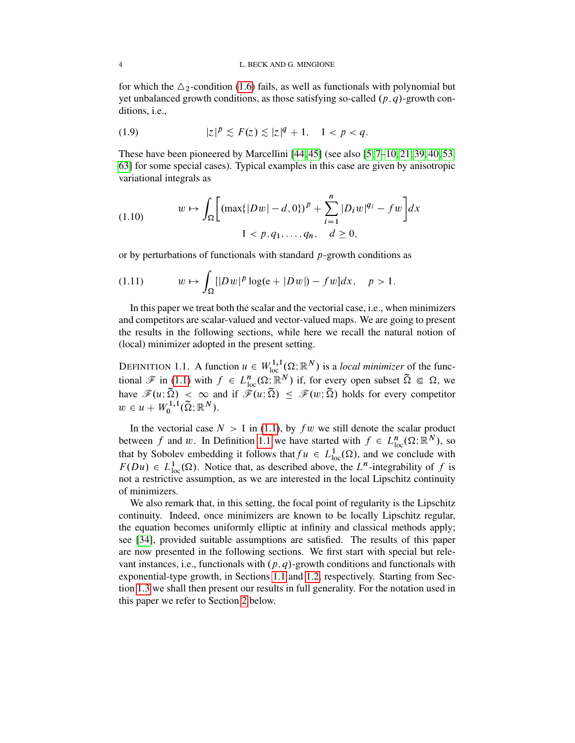for which the $\triangle_2$-condition (1.6) fails, as well as functionals with polynomial but yet unbalanced growth conditions, as those satisfying so-called $(p,q)$-growth conditions, i.e.,

$$
|z|^p \lesssim F(z) \lesssim |z|^q + 1, \quad 1 < p < q. \tag{1.9}
$$

These have been pioneered by Marcellini [44,45] (see also [5,7–10,21,39,40,53,63] for some special cases). Typical examples in this case are given by anisotropic variational integrals as

$$
w \mapsto \int_\Omega \left[ (\max\{|Dw| - d, 0\})^p + \sum_{i=1}^{n} |D_i w|^{q_i} - fw \right] dx \tag{1.10}
$$
$$
1 < p, q_1, \ldots, q_n, \quad d \geq 0,
$$

or by perturbations of functionals with standard $p$-growth conditions as

$$
w \mapsto \int_\Omega [|Dw|^p \log(\mathrm{e} + |Dw|) - fw] dx, \quad p > 1. \tag{1.11}
$$

In this paper we treat both the scalar and the vectorial case, i.e., when minimizers and competitors are scalar-valued and vector-valued maps. We are going to present the results in the following sections, while here we recall the natural notion of (local) minimizer adopted in the present setting.

DEFINITION 1.1. A function $u \in W^{1,1}_{\mathrm{loc}}(\Omega; \mathbb{R}^N)$ is a *local minimizer* of the functional $\mathscr{F}$ in (1.1) with $f \in L^n_{\mathrm{loc}}(\Omega; \mathbb{R}^N)$ if, for every open subset $\tilde{\Omega} \Subset \Omega$, we have $\mathscr{F}(u; \tilde{\Omega}) < \infty$ and if $\mathscr{F}(u; \tilde{\Omega}) \leq \mathscr{F}(w; \tilde{\Omega})$ holds for every competitor $w \in u + W^{1,1}_0(\tilde{\Omega}; \mathbb{R}^N)$.

In the vectorial case $N > 1$ in (1.1), by $fw$ we still denote the scalar product between $f$ and $w$. In Definition 1.1 we have started with $f \in L^n_{\mathrm{loc}}(\Omega; \mathbb{R}^N)$, so that by Sobolev embedding it follows that $fu \in L^1_{\mathrm{loc}}(\Omega)$, and we conclude with $F(Du) \in L^1_{\mathrm{loc}}(\Omega)$. Notice that, as described above, the $L^n$-integrability of $f$ is not a restrictive assumption, as we are interested in the local Lipschitz continuity of minimizers.

We also remark that, in this setting, the focal point of regularity is the Lipschitz continuity. Indeed, once minimizers are known to be locally Lipschitz regular, the equation becomes uniformly elliptic at infinity and classical methods apply; see [34], provided suitable assumptions are satisfied. The results of this paper are now presented in the following sections. We first start with special but relevant instances, i.e., functionals with $(p,q)$-growth conditions and functionals with exponential-type growth, in Sections 1.1 and 1.2, respectively. Starting from Section 1.3 we shall then present our results in full generality. For the notation used in this paper we refer to Section 2 below.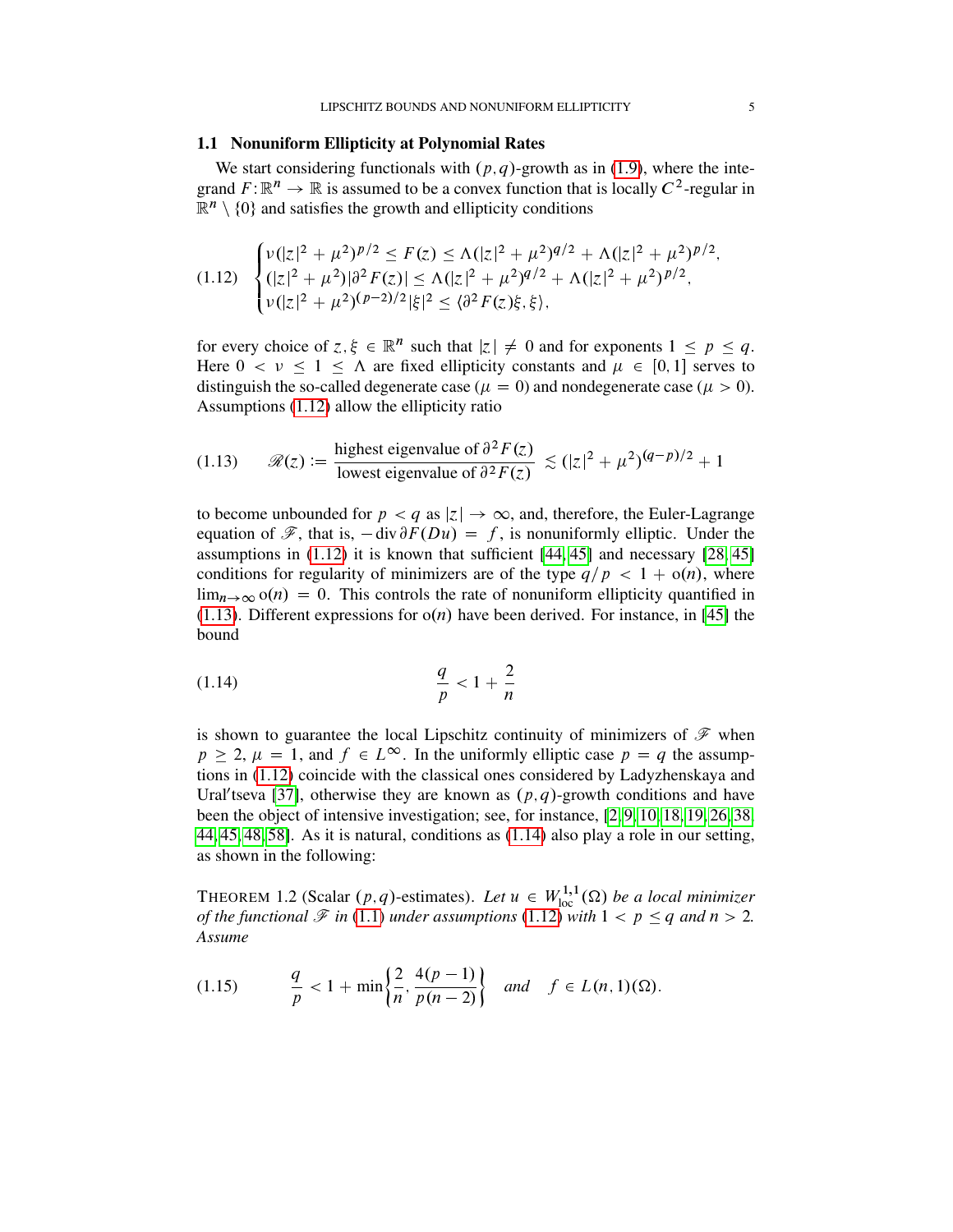### 1.1 Nonuniform Ellipticity at Polynomial Rates

We start considering functionals with $(p,q)$-growth as in (1.9), where the integrand $F:\mathbb{R}^n \to \mathbb{R}$ is assumed to be a convex function that is locally $C^2$-regular in $\mathbb{R}^n \setminus \{0\}$ and satisfies the growth and ellipticity conditions

$$
\begin{cases}
\nu(|z|^2+\mu^2)^{p/2} \le F(z) \le \Lambda(|z|^2+\mu^2)^{q/2} + \Lambda(|z|^2+\mu^2)^{p/2}, \\
(|z|^2+\mu^2)|\partial^2 F(z)| \le \Lambda(|z|^2+\mu^2)^{q/2} + \Lambda(|z|^2+\mu^2)^{p/2}, \\
\nu(|z|^2+\mu^2)^{(p-2)/2}|\xi|^2 \le \langle \partial^2 F(z)\xi, \xi\rangle,
\end{cases}
\tag{1.12}
$$

for every choice of $z, \xi \in \mathbb{R}^n$ such that $|z| \neq 0$ and for exponents $1 \le p \le q$. Here $0 < \nu \le 1 \le \Lambda$ are fixed ellipticity constants and $\mu \in [0,1]$ serves to distinguish the so-called degenerate case ($\mu = 0$) and nondegenerate case ($\mu > 0$). Assumptions (1.12) allow the ellipticity ratio

$$
\mathscr{R}(z) := \frac{\text{highest eigenvalue of } \partial^2 F(z)}{\text{lowest eigenvalue of } \partial^2 F(z)} \lesssim (|z|^2+\mu^2)^{(q-p)/2} + 1
\tag{1.13}
$$

to become unbounded for $p < q$ as $|z| \to \infty$, and, therefore, the Euler-Lagrange equation of $\mathscr{F}$, that is, $-\operatorname{div} \partial F(Du) = f$, is nonuniformly elliptic. Under the assumptions in (1.12) it is known that sufficient [44, 45] and necessary [28, 45] conditions for regularity of minimizers are of the type $q/p < 1 + \mathrm{o}(n)$, where $\lim_{n\to\infty} \mathrm{o}(n) = 0$. This controls the rate of nonuniform ellipticity quantified in (1.13). Different expressions for $\mathrm{o}(n)$ have been derived. For instance, in [45] the bound

$$
\frac{q}{p} < 1 + \frac{2}{n}
\tag{1.14}
$$

is shown to guarantee the local Lipschitz continuity of minimizers of $\mathscr{F}$ when $p \ge 2$, $\mu = 1$, and $f \in L^\infty$. In the uniformly elliptic case $p = q$ the assumptions in (1.12) coincide with the classical ones considered by Ladyzhenskaya and Ural′tseva [37], otherwise they are known as $(p,q)$-growth conditions and have been the object of intensive investigation; see, for instance, [2, 9, 10, 18, 19, 26, 38, 44, 45, 48, 58]. As it is natural, conditions as (1.14) also play a role in our setting, as shown in the following:

THEOREM 1.2 (Scalar $(p,q)$-estimates). *Let $u \in W^{1,1}_{\mathrm{loc}}(\Omega)$ be a local minimizer of the functional $\mathscr{F}$ in (1.1) under assumptions (1.12) with $1 < p \le q$ and $n > 2$. Assume*

$$
\frac{q}{p} < 1 + \min\left\{\frac{2}{n}, \frac{4(p-1)}{p(n-2)}\right\} \quad \textit{and} \quad f \in L(n,1)(\Omega).
\tag{1.15}
$$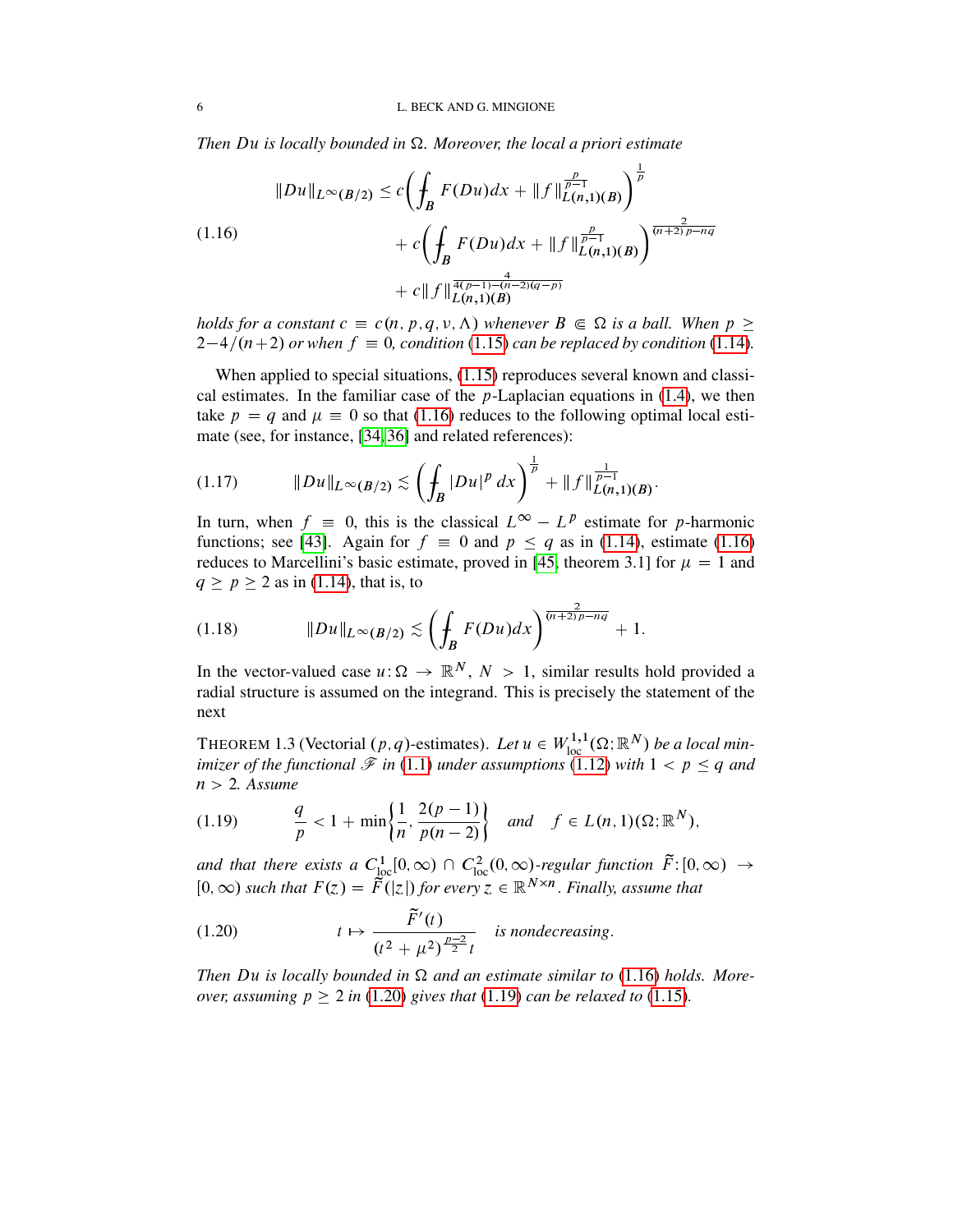*Then $Du$ is locally bounded in $\Omega$. Moreover, the local a priori estimate*

$$
\begin{aligned}
\|Du\|_{L^\infty(B/2)} &\le c\left(\fint_B F(Du)dx + \|f\|_{L(n,1)(B)}^{\frac{p}{p-1}}\right)^{\frac{1}{p}} \\
&\quad + c\left(\fint_B F(Du)dx + \|f\|_{L(n,1)(B)}^{\frac{p}{p-1}}\right)^{\frac{2}{(n+2)p-nq}} \\
&\quad + c\|f\|_{L(n,1)(B)}^{\frac{4}{4(p-1)-(n-2)(q-p)}}
\end{aligned}
\tag{1.16}
$$

*holds for a constant $c \equiv c(n, p, q, \nu, \Lambda)$ whenever $B \Subset \Omega$ is a ball. When $p \geq 2-4/(n+2)$ or when $f \equiv 0$, condition (1.15) can be replaced by condition (1.14).*

When applied to special situations, (1.15) reproduces several known and classical estimates. In the familiar case of the $p$-Laplacian equations in (1.4), we then take $p = q$ and $\mu \equiv 0$ so that (1.16) reduces to the following optimal local estimate (see, for instance, [34, 36] and related references):

$$
\|Du\|_{L^\infty(B/2)} \lesssim \left(\fint_B |Du|^p \, dx\right)^{\frac{1}{p}} + \|f\|_{L(n,1)(B)}^{\frac{1}{p-1}}. \tag{1.17}
$$

In turn, when $f \equiv 0$, this is the classical $L^\infty - L^p$ estimate for $p$-harmonic functions; see [43]. Again for $f \equiv 0$ and $p \le q$ as in (1.14), estimate (1.16) reduces to Marcellini's basic estimate, proved in [45, theorem 3.1] for $\mu = 1$ and $q \ge p \ge 2$ as in (1.14), that is, to

$$
\|Du\|_{L^\infty(B/2)} \lesssim \left(\fint_B F(Du)dx\right)^{\frac{2}{(n+2)p-nq}} + 1. \tag{1.18}
$$

In the vector-valued case $u: \Omega \to \mathbb{R}^N$, $N > 1$, similar results hold provided a radial structure is assumed on the integrand. This is precisely the statement of the next

THEOREM 1.3 (Vectorial $(p,q)$-estimates). *Let $u \in W^{1,1}_{\mathrm{loc}}(\Omega; \mathbb{R}^N)$ be a local minimizer of the functional $\mathscr{F}$ in (1.1) under assumptions (1.12) with $1 < p \le q$ and $n > 2$. Assume*

$$
\frac{q}{p} < 1 + \min\left\{\frac{1}{n}, \frac{2(p-1)}{p(n-2)}\right\} \quad \text{and} \quad f \in L(n,1)(\Omega; \mathbb{R}^N), \tag{1.19}
$$

*and that there exists a $C^1_{\mathrm{loc}}[0,\infty) \cap C^2_{\mathrm{loc}}(0,\infty)$-regular function $\tilde{F}: [0,\infty) \to [0,\infty)$ such that $F(z) = \tilde{F}(|z|)$ for every $z \in \mathbb{R}^{N\times n}$. Finally, assume that*

$$
t \mapsto \frac{\tilde{F}'(t)}{(t^2+\mu^2)^{\frac{p-2}{2}} t} \quad \text{is nondecreasing}. \tag{1.20}
$$

*Then $Du$ is locally bounded in $\Omega$ and an estimate similar to (1.16) holds. Moreover, assuming $p \ge 2$ in (1.20) gives that (1.19) can be relaxed to (1.15).*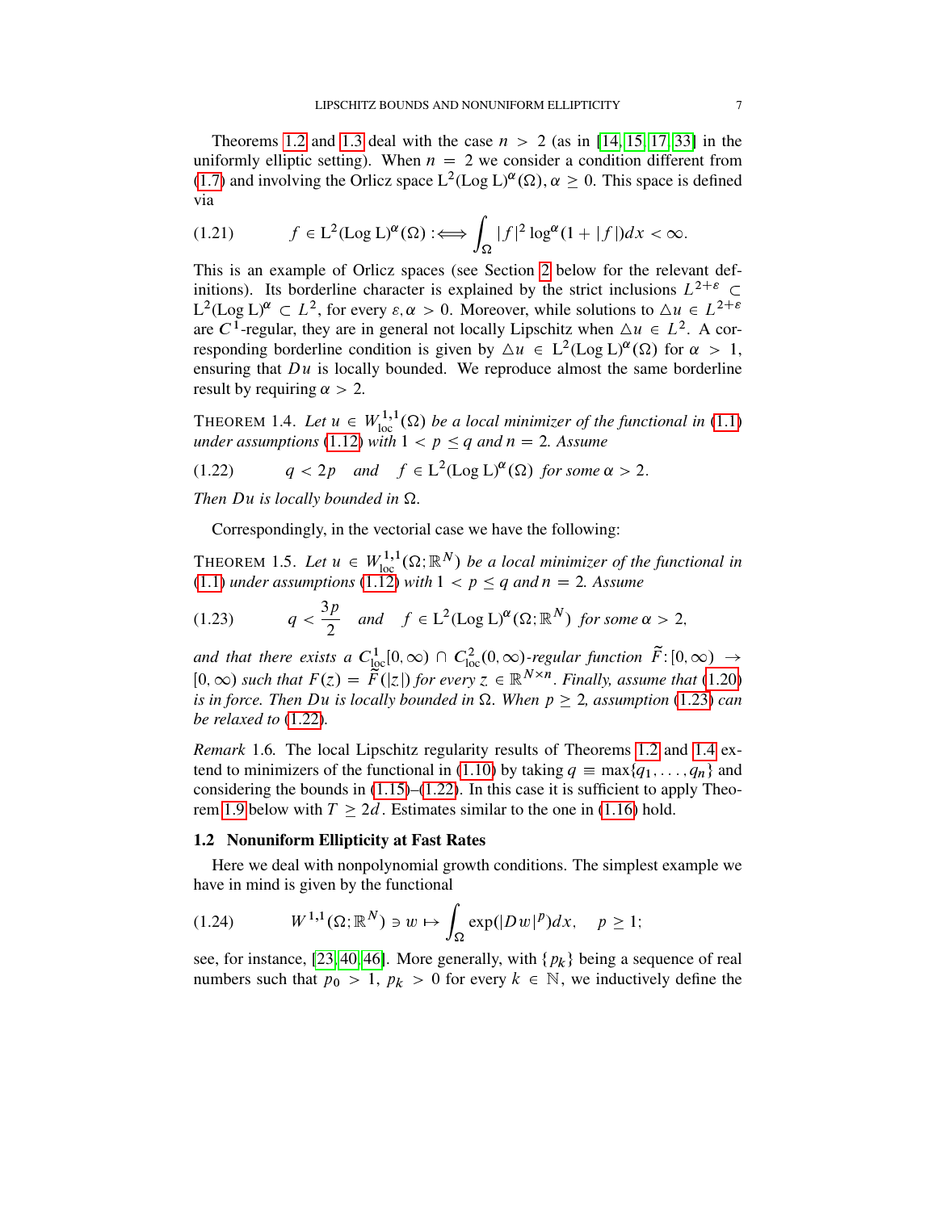Theorems 1.2 and 1.3 deal with the case $n > 2$ (as in [14, 15, 17, 33] in the uniformly elliptic setting). When $n = 2$ we consider a condition different from (1.7) and involving the Orlicz space $\mathrm{L}^2(\mathrm{Log\,L})^\alpha(\Omega)$, $\alpha \geq 0$. This space is defined via

$$f \in \mathrm{L}^2(\mathrm{Log\,L})^\alpha(\Omega) :\Longleftrightarrow \int_\Omega |f|^2 \log^\alpha(1+|f|)dx < \infty. \tag{1.21}$$

This is an example of Orlicz spaces (see Section 2 below for the relevant definitions). Its borderline character is explained by the strict inclusions $L^{2+\varepsilon} \subset \mathrm{L}^2(\mathrm{Log\,L})^\alpha \subset L^2$, for every $\varepsilon, \alpha > 0$. Moreover, while solutions to $\triangle u \in L^{2+\varepsilon}$ are $C^1$-regular, they are in general not locally Lipschitz when $\triangle u \in L^2$. A corresponding borderline condition is given by $\triangle u \in \mathrm{L}^2(\mathrm{Log\,L})^\alpha(\Omega)$ for $\alpha > 1$, ensuring that $Du$ is locally bounded. We reproduce almost the same borderline result by requiring $\alpha > 2$.

THEOREM 1.4. *Let $u \in W^{1,1}_{\mathrm{loc}}(\Omega)$ be a local minimizer of the functional in (1.1) under assumptions (1.12) with $1 < p \leq q$ and $n = 2$. Assume*

$$q < 2p \quad \text{and} \quad f \in \mathrm{L}^2(\mathrm{Log\,L})^\alpha(\Omega) \ \text{ for some } \alpha > 2. \tag{1.22}$$

*Then $Du$ is locally bounded in $\Omega$.*

Correspondingly, in the vectorial case we have the following:

THEOREM 1.5. *Let $u \in W^{1,1}_{\mathrm{loc}}(\Omega;\mathbb{R}^N)$ be a local minimizer of the functional in (1.1) under assumptions (1.12) with $1 < p \leq q$ and $n = 2$. Assume*

$$q < \frac{3p}{2} \quad \text{and} \quad f \in \mathrm{L}^2(\mathrm{Log\,L})^\alpha(\Omega;\mathbb{R}^N) \ \text{ for some } \alpha > 2, \tag{1.23}$$

*and that there exists a $C^1_{\mathrm{loc}}[0,\infty) \cap C^2_{\mathrm{loc}}(0,\infty)$-regular function $\tilde{F}\colon[0,\infty) \to [0,\infty)$ such that $F(z) = \tilde{F}(|z|)$ for every $z \in \mathbb{R}^{N\times n}$. Finally, assume that (1.20) is in force. Then $Du$ is locally bounded in $\Omega$. When $p \geq 2$, assumption (1.23) can be relaxed to (1.22).*

*Remark* 1.6. The local Lipschitz regularity results of Theorems 1.2 and 1.4 extend to minimizers of the functional in (1.10) by taking $q \equiv \max\{q_1,\dots,q_n\}$ and considering the bounds in (1.15)–(1.22). In this case it is sufficient to apply Theorem 1.9 below with $T \geq 2d$. Estimates similar to the one in (1.16) hold.

### 1.2 Nonuniform Ellipticity at Fast Rates

Here we deal with nonpolynomial growth conditions. The simplest example we have in mind is given by the functional

$$W^{1,1}(\Omega;\mathbb{R}^N) \ni w \mapsto \int_\Omega \exp(|Dw|^p)dx, \quad p \geq 1; \tag{1.24}$$

see, for instance, [23, 40, 46]. More generally, with $\{p_k\}$ being a sequence of real numbers such that $p_0 > 1$, $p_k > 0$ for every $k \in \mathbb{N}$, we inductively define the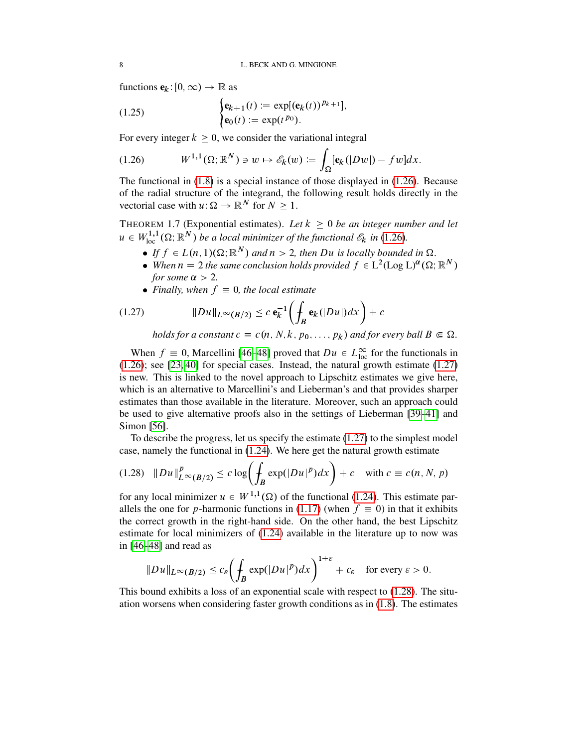functions $\mathbf{e}_k\colon[0,\infty)\to\mathbb{R}$ as

$$
\begin{cases}
\mathbf{e}_{k+1}(t) := \exp[(\mathbf{e}_k(t))^{p_{k+1}}],\\
\mathbf{e}_0(t) := \exp(t^{p_0}).
\end{cases}
\tag{1.25}
$$

For every integer $k\geq 0$, we consider the variational integral

$$
W^{1,1}(\Omega;\mathbb{R}^N)\ni w\mapsto \mathscr{E}_k(w) := \int_\Omega [\mathbf{e}_k(|Dw|)-fw]dx.
\tag{1.26}
$$

The functional in (1.8) is a special instance of those displayed in (1.26). Because of the radial structure of the integrand, the following result holds directly in the vectorial case with $u\colon\Omega\to\mathbb{R}^N$ for $N\geq 1$.

THEOREM 1.7 (Exponential estimates). *Let $k\geq 0$ be an integer number and let $u\in W^{1,1}_{\mathrm{loc}}(\Omega;\mathbb{R}^N)$ be a local minimizer of the functional $\mathscr{E}_k$ in (1.26).*

- *If $f\in L(n,1)(\Omega;\mathbb{R}^N)$ and $n>2$, then $Du$ is locally bounded in $\Omega$.*
- *When $n=2$ the same conclusion holds provided $f\in \mathrm{L}^2(\mathrm{Log\,L})^\alpha(\Omega;\mathbb{R}^N)$ for some $\alpha>2$.*
- *Finally, when $f\equiv 0$, the local estimate*

$$
\|Du\|_{L^\infty(B/2)} \leq c\,\mathbf{e}_k^{-1}\left(\fint_B \mathbf{e}_k(|Du|)dx\right)+c
\tag{1.27}
$$

*holds for a constant $c\equiv c(n,N,k,p_0,\dots,p_k)$ and for every ball $B\Subset\Omega$.*

When $f\equiv 0$, Marcellini [46–48] proved that $Du\in L^\infty_{\mathrm{loc}}$ for the functionals in (1.26); see [23, 40] for special cases. Instead, the natural growth estimate (1.27) is new. This is linked to the novel approach to Lipschitz estimates we give here, which is an alternative to Marcellini's and Lieberman's and that provides sharper estimates than those available in the literature. Moreover, such an approach could be used to give alternative proofs also in the settings of Lieberman [39–41] and Simon [56].

To describe the progress, let us specify the estimate (1.27) to the simplest model case, namely the functional in (1.24). We here get the natural growth estimate

$$
\|Du\|^p_{L^\infty(B/2)} \leq c\log\left(\fint_B \exp(|Du|^p)dx\right)+c \quad \text{with } c\equiv c(n,N,p)
\tag{1.28}
$$

for any local minimizer $u\in W^{1,1}(\Omega)$ of the functional (1.24). This estimate parallels the one for $p$-harmonic functions in (1.17) (when $f\equiv 0$) in that it exhibits the correct growth in the right-hand side. On the other hand, the best Lipschitz estimate for local minimizers of (1.24) available in the literature up to now was in [46–48] and read as

$$
\|Du\|_{L^\infty(B/2)} \leq c_\varepsilon\left(\fint_B \exp(|Du|^p)dx\right)^{1+\varepsilon}+c_\varepsilon \quad \text{for every } \varepsilon>0.
$$

This bound exhibits a loss of an exponential scale with respect to (1.28). The situation worsens when considering faster growth conditions as in (1.8). The estimates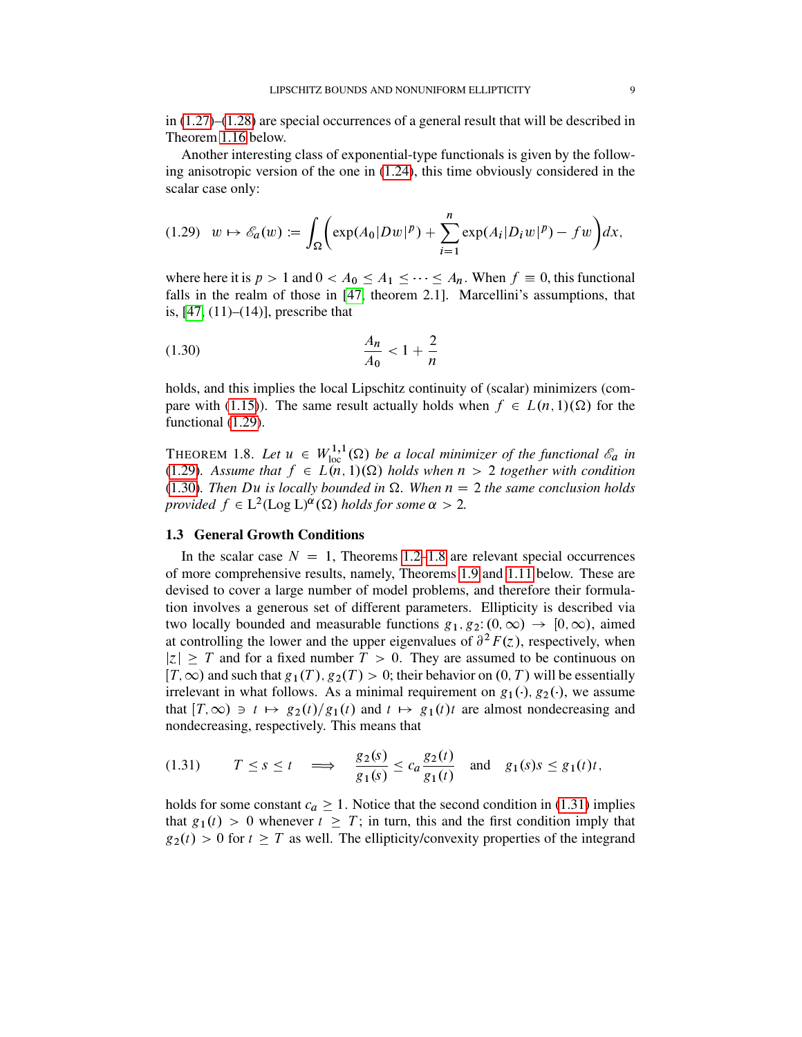in (1.27)–(1.28) are special occurrences of a general result that will be described in Theorem 1.16 below.

Another interesting class of exponential-type functionals is given by the following anisotropic version of the one in (1.24), this time obviously considered in the scalar case only:

$$
w \mapsto \mathscr{E}_a(w) := \int_\Omega \left( \exp(A_0|Dw|^p) + \sum_{i=1}^n \exp(A_i|D_i w|^p) - fw \right) dx, \tag{1.29}
$$

where here it is $p > 1$ and $0 < A_0 \le A_1 \le \cdots \le A_n$. When $f \equiv 0$, this functional falls in the realm of those in [47, theorem 2.1]. Marcellini's assumptions, that is, [47, (11)–(14)], prescribe that

$$
\frac{A_n}{A_0} < 1 + \frac{2}{n} \tag{1.30}
$$

holds, and this implies the local Lipschitz continuity of (scalar) minimizers (compare with (1.15)). The same result actually holds when $f \in L(n,1)(\Omega)$ for the functional (1.29).

THEOREM 1.8. *Let $u \in W^{1,1}_{\mathrm{loc}}(\Omega)$ be a local minimizer of the functional $\mathscr{E}_a$ in (1.29). Assume that $f \in L(n,1)(\Omega)$ holds when $n > 2$ together with condition (1.30). Then $Du$ is locally bounded in $\Omega$. When $n = 2$ the same conclusion holds provided $f \in \mathrm{L}^2(\mathrm{Log\,L})^\alpha(\Omega)$ holds for some $\alpha > 2$.*

### 1.3 General Growth Conditions

In the scalar case $N = 1$, Theorems 1.2–1.8 are relevant special occurrences of more comprehensive results, namely, Theorems 1.9 and 1.11 below. These are devised to cover a large number of model problems, and therefore their formulation involves a generous set of different parameters. Ellipticity is described via two locally bounded and measurable functions $g_1, g_2 \colon (0,\infty) \to [0,\infty)$, aimed at controlling the lower and the upper eigenvalues of $\partial^2 F(z)$, respectively, when $|z| \ge T$ and for a fixed number $T > 0$. They are assumed to be continuous on $[T,\infty)$ and such that $g_1(T), g_2(T) > 0$; their behavior on $(0,T)$ will be essentially irrelevant in what follows. As a minimal requirement on $g_1(\cdot), g_2(\cdot)$, we assume that $[T,\infty) \ni t \mapsto g_2(t)/g_1(t)$ and $t \mapsto g_1(t)t$ are almost nondecreasing and nondecreasing, respectively. This means that

$$
T \le s \le t \quad \Longrightarrow \quad \frac{g_2(s)}{g_1(s)} \le c_a \frac{g_2(t)}{g_1(t)} \quad \text{and} \quad g_1(s)s \le g_1(t)t, \tag{1.31}
$$

holds for some constant $c_a \ge 1$. Notice that the second condition in (1.31) implies that $g_1(t) > 0$ whenever $t \ge T$; in turn, this and the first condition imply that $g_2(t) > 0$ for $t \ge T$ as well. The ellipticity/convexity properties of the integrand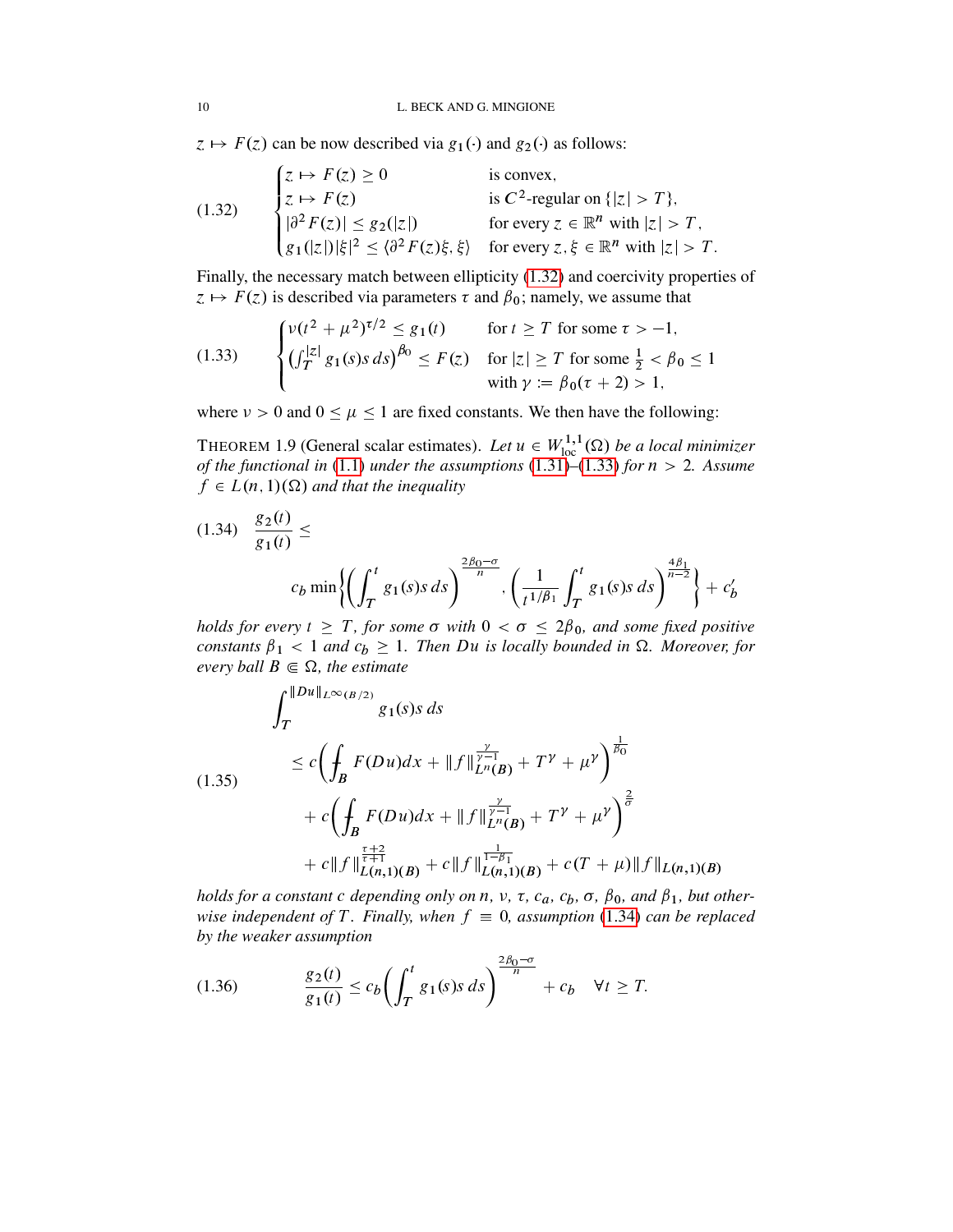$z \mapsto F(z)$ can be now described via $g_1(\cdot)$ and $g_2(\cdot)$ as follows:

$$
\begin{cases}
z \mapsto F(z) \geq 0 & \text{is convex,} \\
z \mapsto F(z) & \text{is } C^2\text{-regular on } \{|z| > T\}, \\
|\partial^2 F(z)| \leq g_2(|z|) & \text{for every } z \in \mathbb{R}^n \text{ with } |z| > T, \\
g_1(|z|)|\xi|^2 \leq \langle \partial^2 F(z)\xi, \xi \rangle & \text{for every } z, \xi \in \mathbb{R}^n \text{ with } |z| > T.
\end{cases}
\tag{1.32}
$$

Finally, the necessary match between ellipticity (1.32) and coercivity properties of $z \mapsto F(z)$ is described via parameters $\tau$ and $\beta_0$; namely, we assume that

$$
\begin{cases}
\nu(t^2 + \mu^2)^{\tau/2} \leq g_1(t) & \text{for } t \geq T \text{ for some } \tau > -1, \\
\left(\int_T^{|z|} g_1(s)s\,ds\right)^{\beta_0} \leq F(z) & \text{for } |z| \geq T \text{ for some } \frac{1}{2} < \beta_0 \leq 1 \\
& \text{with } \gamma := \beta_0(\tau + 2) > 1,
\end{cases}
\tag{1.33}
$$

where $\nu > 0$ and $0 \leq \mu \leq 1$ are fixed constants. We then have the following:

THEOREM 1.9 (General scalar estimates). *Let $u \in W^{1,1}_{\mathrm{loc}}(\Omega)$ be a local minimizer of the functional in (1.1) under the assumptions (1.31)–(1.33) for $n > 2$. Assume $f \in L(n,1)(\Omega)$ and that the inequality*

$$
\frac{g_2(t)}{g_1(t)} \leq c_b \min\left\{\left(\int_T^t g_1(s)s\,ds\right)^{\frac{2\beta_0 - \sigma}{n}}, \left(\frac{1}{t^{1/\beta_1}}\int_T^t g_1(s)s\,ds\right)^{\frac{4\beta_1}{n-2}}\right\} + c_b'
\tag{1.34}
$$

*holds for every $t \geq T$, for some $\sigma$ with $0 < \sigma \leq 2\beta_0$, and some fixed positive constants $\beta_1 < 1$ and $c_b \geq 1$. Then $Du$ is locally bounded in $\Omega$. Moreover, for every ball $B \Subset \Omega$, the estimate*

$$
\begin{aligned}
\int_T^{\|Du\|_{L^\infty(B/2)}} g_1(s)s\,ds
&\leq c\left(\fint_B F(Du)dx + \|f\|_{L^n(B)}^{\frac{\gamma}{\gamma-1}} + T^\gamma + \mu^\gamma\right)^{\frac{1}{\beta_0}} \\
&\quad + c\left(\fint_B F(Du)dx + \|f\|_{L^n(B)}^{\frac{\gamma}{\gamma-1}} + T^\gamma + \mu^\gamma\right)^{\frac{2}{\sigma}} \\
&\quad + c\|f\|_{L(n,1)(B)}^{\frac{\tau+2}{\tau+1}} + c\|f\|_{L(n,1)(B)}^{\frac{1}{1-\beta_1}} + c(T + \mu)\|f\|_{L(n,1)(B)}
\end{aligned}
\tag{1.35}
$$

*holds for a constant $c$ depending only on $n$, $\nu$, $\tau$, $c_a$, $c_b$, $\sigma$, $\beta_0$, and $\beta_1$, but otherwise independent of $T$. Finally, when $f \equiv 0$, assumption (1.34) can be replaced by the weaker assumption*

$$
\frac{g_2(t)}{g_1(t)} \leq c_b\left(\int_T^t g_1(s)s\,ds\right)^{\frac{2\beta_0 - \sigma}{n}} + c_b \quad \forall t \geq T.
\tag{1.36}
$$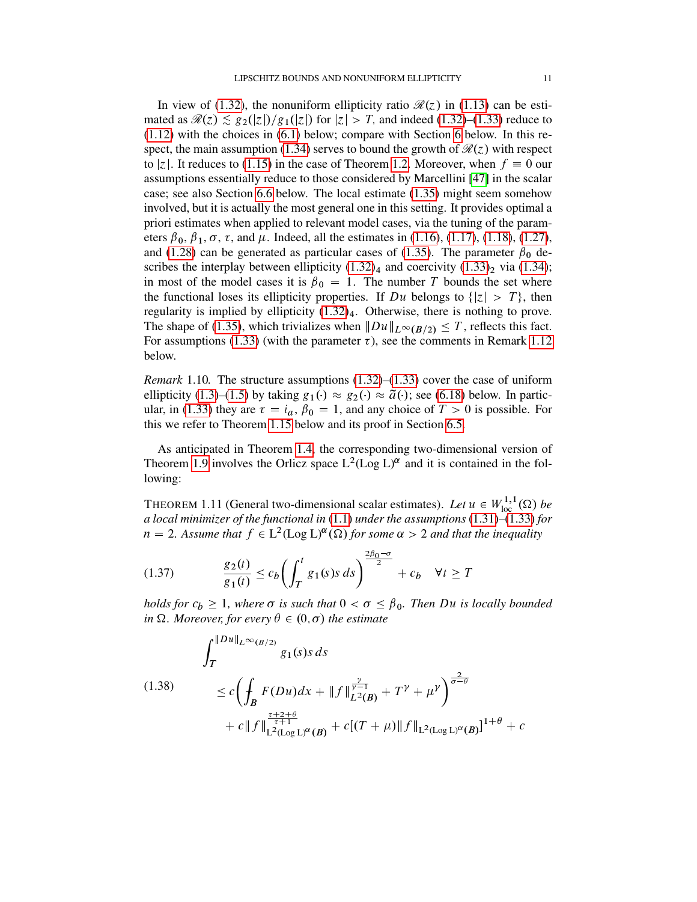In view of (1.32), the nonuniform ellipticity ratio $\mathscr{R}(z)$ in (1.13) can be estimated as $\mathscr{R}(z) \lesssim g_2(|z|)/g_1(|z|)$ for $|z| > T$, and indeed (1.32)–(1.33) reduce to (1.12) with the choices in (6.1) below; compare with Section 6 below. In this respect, the main assumption (1.34) serves to bound the growth of $\mathscr{R}(z)$ with respect to $|z|$. It reduces to (1.15) in the case of Theorem 1.2. Moreover, when $f \equiv 0$ our assumptions essentially reduce to those considered by Marcellini [47] in the scalar case; see also Section 6.6 below. The local estimate (1.35) might seem somehow involved, but it is actually the most general one in this setting. It provides optimal a priori estimates when applied to relevant model cases, via the tuning of the parameters $\beta_0, \beta_1, \sigma, \tau$, and $\mu$. Indeed, all the estimates in (1.16), (1.17), (1.18), (1.27), and (1.28) can be generated as particular cases of (1.35). The parameter $\beta_0$ describes the interplay between ellipticity $(1.32)_4$ and coercivity $(1.33)_2$ via (1.34); in most of the model cases it is $\beta_0 = 1$. The number $T$ bounds the set where the functional loses its ellipticity properties. If $Du$ belongs to $\{|z| > T\}$, then regularity is implied by ellipticity $(1.32)_4$. Otherwise, there is nothing to prove. The shape of (1.35), which trivializes when $\|Du\|_{L^\infty(B/2)} \le T$, reflects this fact. For assumptions (1.33) (with the parameter $\tau$), see the comments in Remark 1.12 below.

*Remark* 1.10. The structure assumptions (1.32)–(1.33) cover the case of uniform ellipticity (1.3)–(1.5) by taking $g_1(\cdot) \approx g_2(\cdot) \approx \tilde{a}(\cdot)$; see (6.18) below. In particular, in (1.33) they are $\tau = i_a$, $\beta_0 = 1$, and any choice of $T > 0$ is possible. For this we refer to Theorem 1.15 below and its proof in Section 6.5.

As anticipated in Theorem 1.4, the corresponding two-dimensional version of Theorem 1.9 involves the Orlicz space $\mathrm{L}^2(\mathrm{Log}\,\mathrm{L})^\alpha$ and it is contained in the following:

THEOREM 1.11 (General two-dimensional scalar estimates). *Let $u \in W^{1,1}_{\mathrm{loc}}(\Omega)$ be a local minimizer of the functional in (1.1) under the assumptions (1.31)–(1.33) for $n = 2$. Assume that $f \in \mathrm{L}^2(\mathrm{Log}\,\mathrm{L})^\alpha(\Omega)$ for some $\alpha > 2$ and that the inequality*

$$
\frac{g_2(t)}{g_1(t)} \le c_b \left( \int_T^t g_1(s) s \, ds \right)^{\frac{2\beta_0 - \sigma}{2}} + c_b \quad \forall t \ge T \tag{1.37}
$$

*holds for $c_b \ge 1$, where $\sigma$ is such that $0 < \sigma \le \beta_0$. Then $Du$ is locally bounded in $\Omega$. Moreover, for every $\theta \in (0, \sigma)$ the estimate*

$$
\begin{aligned}
&\int_T^{\|Du\|_{L^\infty(B/2)}} g_1(s) s \, ds \\
&\quad \le c \left( \fint_B F(Du) dx + \|f\|_{L^2(B)}^{\frac{\gamma}{\gamma - 1}} + T^\gamma + \mu^\gamma \right)^{\frac{2}{\sigma - \theta}} \\
&\qquad + c \|f\|_{\mathrm{L}^2(\mathrm{Log}\,\mathrm{L})^\alpha(B)}^{\frac{\tau + 2 + \theta}{\tau + 1}} + c[(T + \mu)\|f\|_{\mathrm{L}^2(\mathrm{Log}\,\mathrm{L})^\alpha(B)}]^{1+\theta} + c
\end{aligned} \tag{1.38}
$$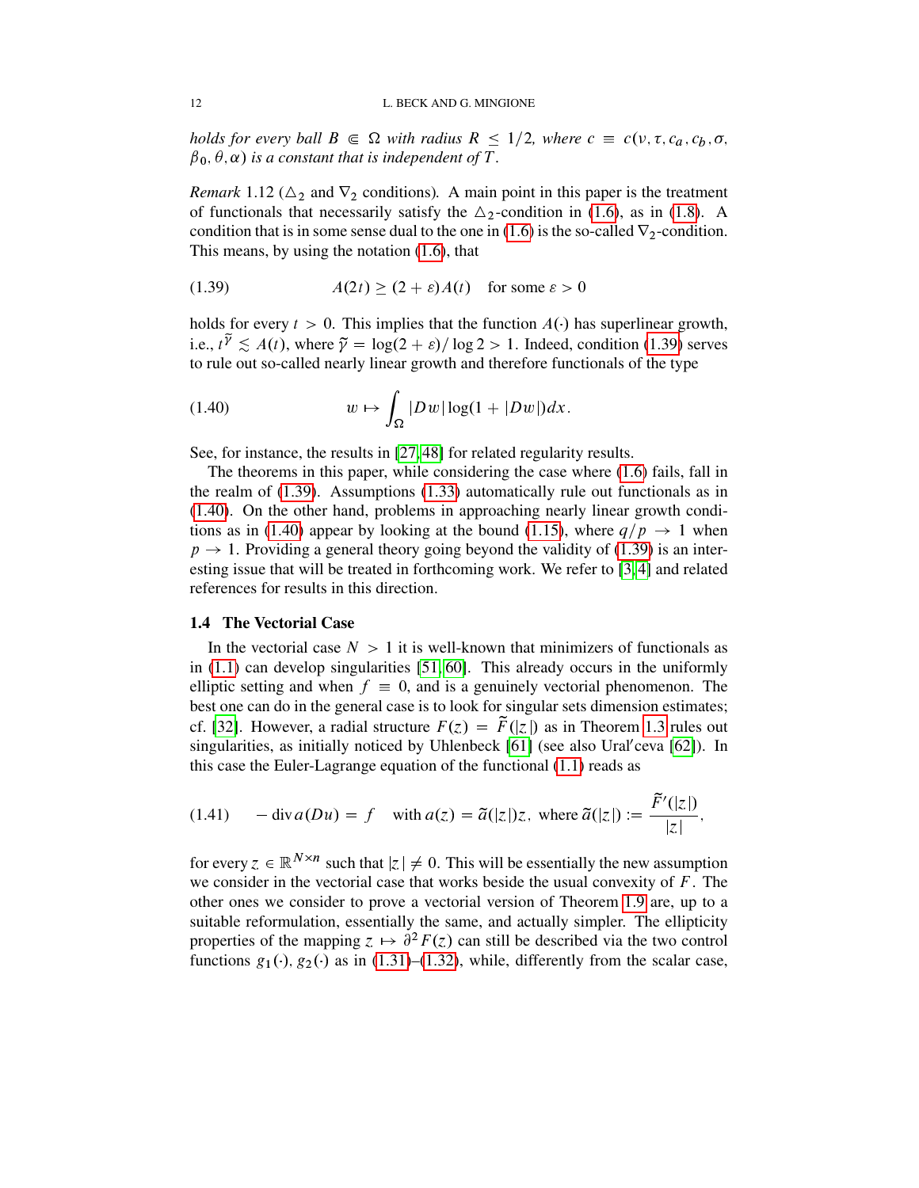*holds for every ball $B \Subset \Omega$ with radius $R \le 1/2$, where $c \equiv c(\nu, \tau, c_a, c_b, \sigma, \beta_0, \theta, \alpha)$ is a constant that is independent of $T$.*

*Remark* 1.12 ($\triangle_2$ and $\nabla_2$ conditions). A main point in this paper is the treatment of functionals that necessarily satisfy the $\triangle_2$-condition in (1.6), as in (1.8). A condition that is in some sense dual to the one in (1.6) is the so-called $\nabla_2$-condition. This means, by using the notation (1.6), that

$$A(2t) \ge (2+\varepsilon)A(t) \quad \text{for some } \varepsilon > 0 \tag{1.39}$$

holds for every $t > 0$. This implies that the function $A(\cdot)$ has superlinear growth, i.e., $t^{\tilde{\gamma}} \lesssim A(t)$, where $\tilde{\gamma} = \log(2+\varepsilon)/\log 2 > 1$. Indeed, condition (1.39) serves to rule out so-called nearly linear growth and therefore functionals of the type

$$w \mapsto \int_\Omega |Dw| \log(1+|Dw|)dx. \tag{1.40}$$

See, for instance, the results in [27, 48] for related regularity results.

The theorems in this paper, while considering the case where (1.6) fails, fall in the realm of (1.39). Assumptions (1.33) automatically rule out functionals as in (1.40). On the other hand, problems in approaching nearly linear growth conditions as in (1.40) appear by looking at the bound (1.15), where $q/p \to 1$ when $p \to 1$. Providing a general theory going beyond the validity of (1.39) is an interesting issue that will be treated in forthcoming work. We refer to [3, 4] and related references for results in this direction.

### 1.4 The Vectorial Case

In the vectorial case $N > 1$ it is well-known that minimizers of functionals as in (1.1) can develop singularities [51, 60]. This already occurs in the uniformly elliptic setting and when $f \equiv 0$, and is a genuinely vectorial phenomenon. The best one can do in the general case is to look for singular sets dimension estimates; cf. [32]. However, a radial structure $F(z) = \tilde{F}(|z|)$ as in Theorem 1.3 rules out singularities, as initially noticed by Uhlenbeck [61] (see also Ural′ceva [62]). In this case the Euler-Lagrange equation of the functional (1.1) reads as

$$-\operatorname{div} a(Du) = f \quad \text{with } a(z) = \tilde{a}(|z|)z, \text{ where } \tilde{a}(|z|) := \frac{\tilde{F}'(|z|)}{|z|}, \tag{1.41}$$

for every $z \in \mathbb{R}^{N\times n}$ such that $|z| \neq 0$. This will be essentially the new assumption we consider in the vectorial case that works beside the usual convexity of $F$. The other ones we consider to prove a vectorial version of Theorem 1.9 are, up to a suitable reformulation, essentially the same, and actually simpler. The ellipticity properties of the mapping $z \mapsto \partial^2 F(z)$ can still be described via the two control functions $g_1(\cdot)$, $g_2(\cdot)$ as in (1.31)–(1.32), while, differently from the scalar case,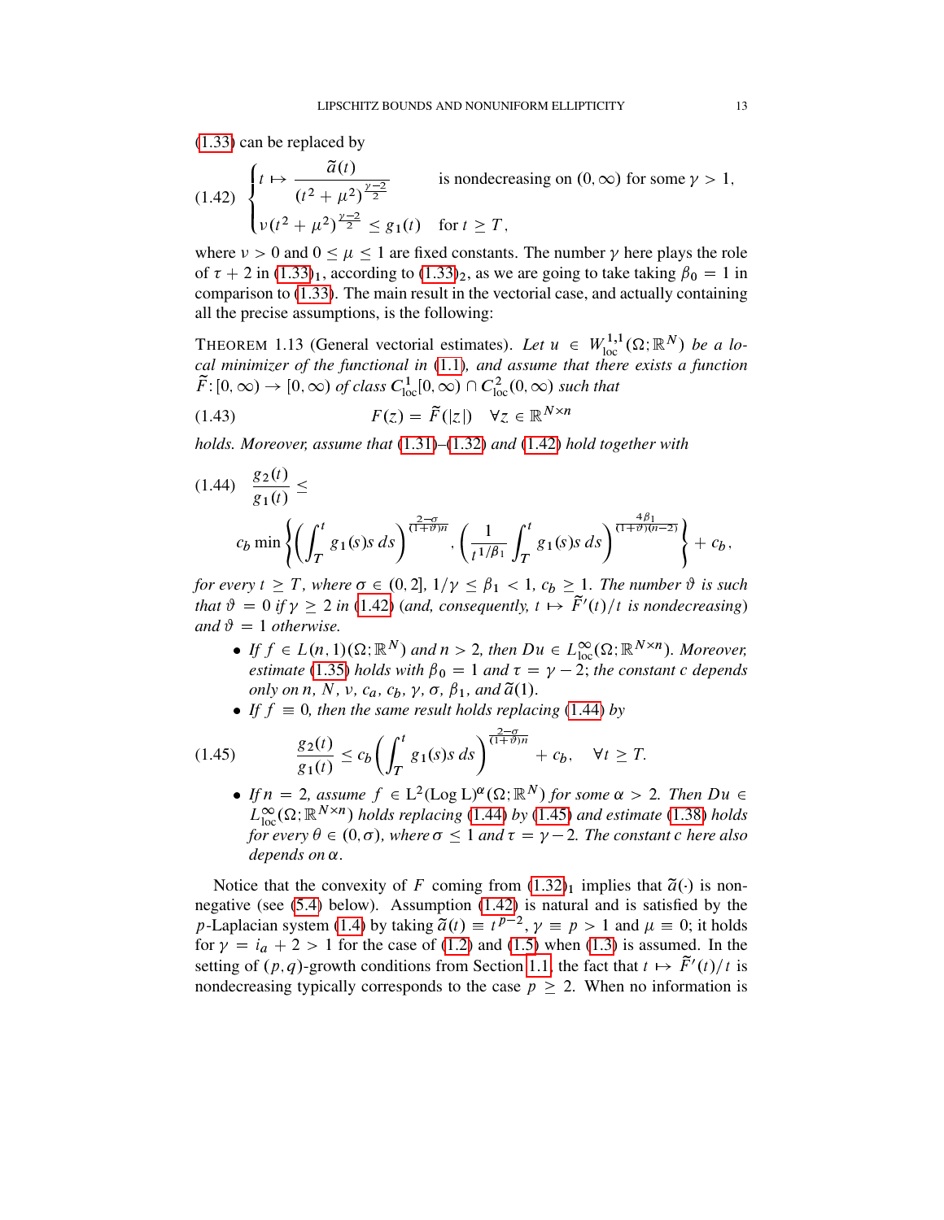(1.33) can be replaced by

$$
(1.42)\quad \begin{cases} t \mapsto \dfrac{\tilde{a}(t)}{(t^2+\mu^2)^{\frac{\gamma-2}{2}}} & \text{is nondecreasing on } (0,\infty) \text{ for some } \gamma > 1, \\ \nu (t^2+\mu^2)^{\frac{\gamma-2}{2}} \le g_1(t) & \text{for } t \ge T, \end{cases}
$$

where $\nu > 0$ and $0 \le \mu \le 1$ are fixed constants. The number $\gamma$ here plays the role of $\tau + 2$ in $(1.33)_1$, according to $(1.33)_2$, as we are going to take taking $\beta_0 = 1$ in comparison to (1.33). The main result in the vectorial case, and actually containing all the precise assumptions, is the following:

THEOREM 1.13 (General vectorial estimates). *Let $u \in W^{1,1}_{\mathrm{loc}}(\Omega;\mathbb{R}^N)$ be a local minimizer of the functional in (1.1), and assume that there exists a function $\tilde{F}\colon [0,\infty) \to [0,\infty)$ of class $C^1_{\mathrm{loc}}[0,\infty) \cap C^2_{\mathrm{loc}}(0,\infty)$ such that*

$$
(1.43)\qquad F(z) = \tilde{F}(|z|) \quad \forall z \in \mathbb{R}^{N\times n}
$$

*holds. Moreover, assume that (1.31)–(1.32) and (1.42) hold together with*

$$
(1.44)\quad \frac{g_2(t)}{g_1(t)} \le c_b \min\left\{ \left( \int_T^t g_1(s)s\,ds \right)^{\frac{2-\sigma}{(1+\vartheta)n}}, \left( \frac{1}{t^{1/\beta_1}} \int_T^t g_1(s)s\,ds \right)^{\frac{4\beta_1}{(1+\vartheta)(n-2)}} \right\} + c_b,
$$

*for every $t \ge T$, where $\sigma \in (0,2]$, $1/\gamma \le \beta_1 < 1$, $c_b \ge 1$. The number $\vartheta$ is such that $\vartheta = 0$ if $\gamma \ge 2$ in (1.42) (and, consequently, $t \mapsto \tilde{F}'(t)/t$ is nondecreasing) and $\vartheta = 1$ otherwise.*

- *If $f \in L(n,1)(\Omega;\mathbb{R}^N)$ and $n > 2$, then $Du \in L^\infty_{\mathrm{loc}}(\Omega;\mathbb{R}^{N\times n})$. Moreover, estimate (1.35) holds with $\beta_0 = 1$ and $\tau = \gamma - 2$; the constant $c$ depends only on $n$, $N$, $\nu$, $c_a$, $c_b$, $\gamma$, $\sigma$, $\beta_1$, and $\tilde{a}(1)$.*
- *If $f \equiv 0$, then the same result holds replacing (1.44) by*

$$
(1.45)\qquad \frac{g_2(t)}{g_1(t)} \le c_b \left( \int_T^t g_1(s)s\,ds \right)^{\frac{2-\sigma}{(1+\vartheta)n}} + c_b, \quad \forall t \ge T.
$$

- *If $n = 2$, assume $f \in \mathrm{L}^2(\mathrm{Log\,L})^\alpha(\Omega;\mathbb{R}^N)$ for some $\alpha > 2$. Then $Du \in L^\infty_{\mathrm{loc}}(\Omega;\mathbb{R}^{N\times n})$ holds replacing (1.44) by (1.45) and estimate (1.38) holds for every $\theta \in (0,\sigma)$, where $\sigma \le 1$ and $\tau = \gamma - 2$. The constant $c$ here also depends on $\alpha$.*

Notice that the convexity of $F$ coming from $(1.32)_1$ implies that $\tilde{a}(\cdot)$ is nonnegative (see (5.4) below). Assumption (1.42) is natural and is satisfied by the $p$-Laplacian system (1.4) by taking $\tilde{a}(t) \equiv t^{p-2}$, $\gamma \equiv p > 1$ and $\mu \equiv 0$; it holds for $\gamma = i_a + 2 > 1$ for the case of (1.2) and (1.5) when (1.3) is assumed. In the setting of $(p,q)$-growth conditions from Section 1.1, the fact that $t \mapsto \tilde{F}'(t)/t$ is nondecreasing typically corresponds to the case $p \ge 2$. When no information is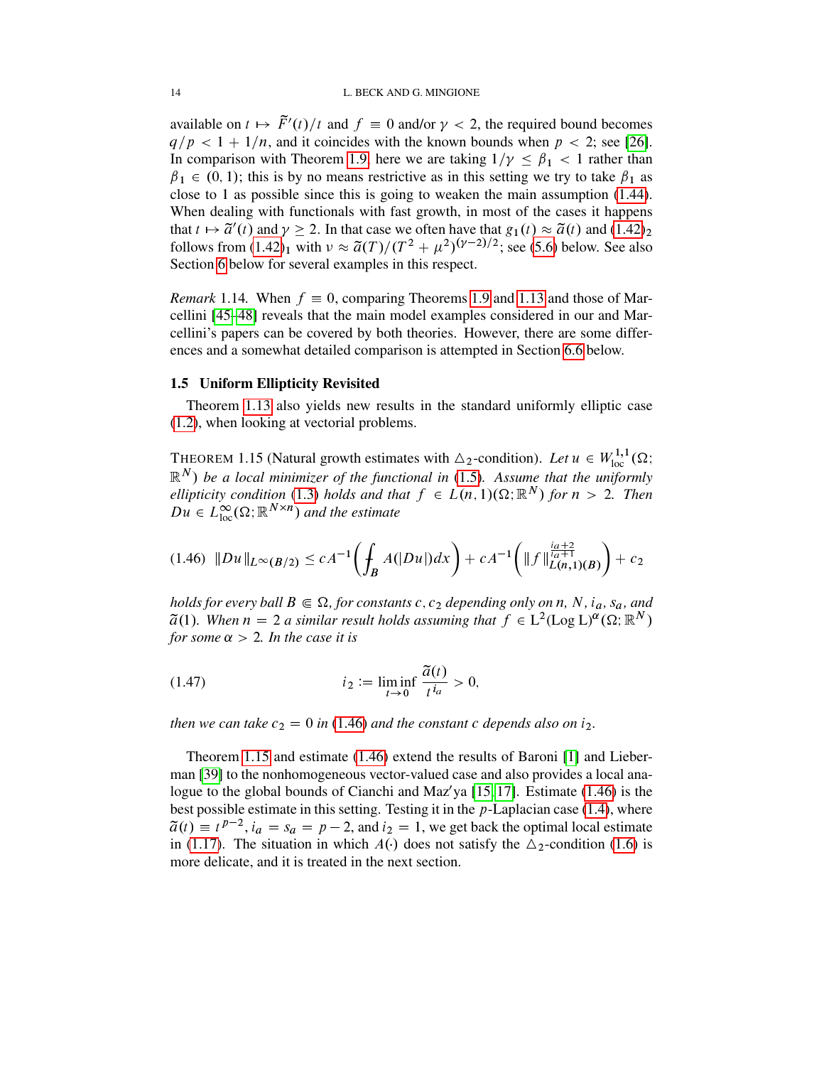available on $t \mapsto \widetilde{F}'(t)/t$ and $f \equiv 0$ and/or $\gamma < 2$, the required bound becomes $q/p < 1 + 1/n$, and it coincides with the known bounds when $p < 2$; see [26]. In comparison with Theorem 1.9, here we are taking $1/\gamma \le \beta_1 < 1$ rather than $\beta_1 \in (0,1)$; this is by no means restrictive as in this setting we try to take $\beta_1$ as close to 1 as possible since this is going to weaken the main assumption (1.44). When dealing with functionals with fast growth, in most of the cases it happens that $t \mapsto \widetilde{a}'(t)$ and $\gamma \ge 2$. In that case we often have that $g_1(t) \approx \widetilde{a}(t)$ and $(1.42)_2$ follows from $(1.42)_1$ with $\nu \approx \widetilde{a}(T)/(T^2+\mu^2)^{(\gamma-2)/2}$; see (5.6) below. See also Section 6 below for several examples in this respect.

*Remark* 1.14. When $f \equiv 0$, comparing Theorems 1.9 and 1.13 and those of Marcellini [45–48] reveals that the main model examples considered in our and Marcellini's papers can be covered by both theories. However, there are some differences and a somewhat detailed comparison is attempted in Section 6.6 below.

### 1.5 Uniform Ellipticity Revisited

Theorem 1.13 also yields new results in the standard uniformly elliptic case (1.2), when looking at vectorial problems.

THEOREM 1.15 (Natural growth estimates with $\triangle_2$-condition). *Let $u \in W^{1,1}_{\mathrm{loc}}(\Omega;\mathbb{R}^N)$ be a local minimizer of the functional in (1.5). Assume that the uniformly ellipticity condition (1.3) holds and that $f \in L(n,1)(\Omega;\mathbb{R}^N)$ for $n > 2$. Then $Du \in L^\infty_{\mathrm{loc}}(\Omega;\mathbb{R}^{N\times n})$ and the estimate*

$$
(1.46)\quad \|Du\|_{L^\infty(B/2)} \le cA^{-1}\left(\fint_B A(|Du|)\,dx\right) + cA^{-1}\left(\|f\|_{L(n,1)(B)}^{\frac{i_a+2}{i_a+1}}\right) + c_2
$$

*holds for every ball $B \Subset \Omega$, for constants $c, c_2$ depending only on $n$, $N$, $i_a$, $s_a$, and $\widetilde{a}(1)$. When $n = 2$ a similar result holds assuming that $f \in \mathrm{L}^2(\mathrm{Log\,L})^\alpha(\Omega;\mathbb{R}^N)$ for some $\alpha > 2$. In the case it is*

$$
(1.47)\qquad\qquad i_2 := \liminf_{t\to 0}\frac{\widetilde{a}(t)}{t^{i_a}} > 0,
$$

*then we can take $c_2 = 0$ in (1.46) and the constant $c$ depends also on $i_2$.*

Theorem 1.15 and estimate (1.46) extend the results of Baroni [1] and Lieberman [39] to the nonhomogeneous vector-valued case and also provides a local analogue to the global bounds of Cianchi and Maz′ya [15,17]. Estimate (1.46) is the best possible estimate in this setting. Testing it in the $p$-Laplacian case (1.4), where $\widetilde{a}(t) \equiv t^{p-2}$, $i_a = s_a = p-2$, and $i_2 = 1$, we get back the optimal local estimate in (1.17). The situation in which $A(\cdot)$ does not satisfy the $\triangle_2$-condition (1.6) is more delicate, and it is treated in the next section.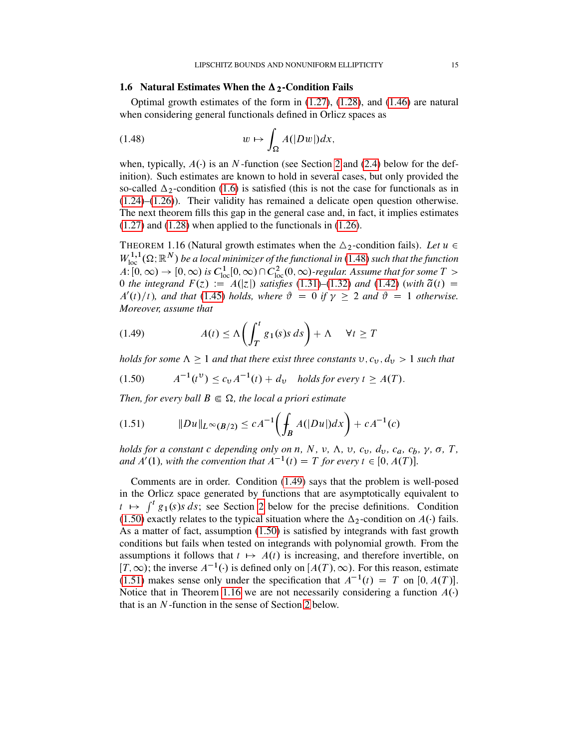### 1.6 Natural Estimates When the $\Delta_2$-Condition Fails

Optimal growth estimates of the form in (1.27), (1.28), and (1.46) are natural when considering general functionals defined in Orlicz spaces as

$$w \mapsto \int_\Omega A(|Dw|)dx, \tag{1.48}$$

when, typically, $A(\cdot)$ is an $N$-function (see Section 2 and (2.4) below for the definition). Such estimates are known to hold in several cases, but only provided the so-called $\Delta_2$-condition (1.6) is satisfied (this is not the case for functionals as in (1.24)–(1.26)). Their validity has remained a delicate open question otherwise. The next theorem fills this gap in the general case and, in fact, it implies estimates (1.27) and (1.28) when applied to the functionals in (1.26).

THEOREM 1.16 (Natural growth estimates when the $\triangle_2$-condition fails). *Let $u \in W^{1,1}_{\text{loc}}(\Omega;\mathbb{R}^N)$ be a local minimizer of the functional in (1.48) such that the function $A\colon [0,\infty) \to [0,\infty)$ is $C^1_{\text{loc}}[0,\infty) \cap C^2_{\text{loc}}(0,\infty)$-regular. Assume that for some $T > 0$ the integrand $F(z) := A(|z|)$ satisfies (1.31)–(1.32) and (1.42) (with $\tilde{a}(t) = A'(t)/t$), and that (1.45) holds, where $\vartheta = 0$ if $\gamma \geq 2$ and $\vartheta = 1$ otherwise. Moreover, assume that*

$$A(t) \leq \Lambda\left(\int_T^t g_1(s)s\,ds\right) + \Lambda \quad \forall t \geq T \tag{1.49}$$

*holds for some $\Lambda \geq 1$ and that there exist three constants $\upsilon, c_\upsilon, d_\upsilon > 1$ such that*

$$A^{-1}(t^\upsilon) \leq c_\upsilon A^{-1}(t) + d_\upsilon \quad \text{holds for every } t \geq A(T). \tag{1.50}$$

*Then, for every ball $B \Subset \Omega$, the local a priori estimate*

$$\|Du\|_{L^\infty(B/2)} \leq cA^{-1}\left(\fint_B A(|Du|)dx\right) + cA^{-1}(c) \tag{1.51}$$

*holds for a constant $c$ depending only on $n$, $N$, $\nu$, $\Lambda$, $\upsilon$, $c_\upsilon$, $d_\upsilon$, $c_a$, $c_b$, $\gamma$, $\sigma$, $T$, and $A'(1)$, with the convention that $A^{-1}(t) = T$ for every $t \in [0, A(T)]$.*

Comments are in order. Condition (1.49) says that the problem is well-posed in the Orlicz space generated by functions that are asymptotically equivalent to $t \mapsto \int^t g_1(s)s\,ds$; see Section 2 below for the precise definitions. Condition (1.50) exactly relates to the typical situation where the $\Delta_2$-condition on $A(\cdot)$ fails. As a matter of fact, assumption (1.50) is satisfied by integrands with fast growth conditions but fails when tested on integrands with polynomial growth. From the assumptions it follows that $t \mapsto A(t)$ is increasing, and therefore invertible, on $[T,\infty)$; the inverse $A^{-1}(\cdot)$ is defined only on $[A(T),\infty)$. For this reason, estimate (1.51) makes sense only under the specification that $A^{-1}(t) = T$ on $[0, A(T)]$. Notice that in Theorem 1.16 we are not necessarily considering a function $A(\cdot)$ that is an $N$-function in the sense of Section 2 below.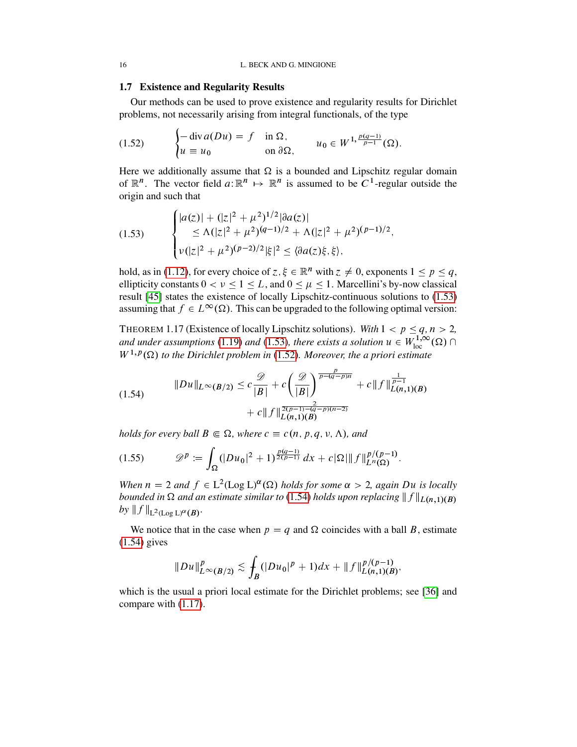## 1.7 Existence and Regularity Results

Our methods can be used to prove existence and regularity results for Dirichlet problems, not necessarily arising from integral functionals, of the type

$$
\begin{cases} -\operatorname{div} a(Du) = f & \text{in } \Omega, \\ u \equiv u_0 & \text{on } \partial\Omega, \end{cases} \qquad u_0 \in W^{1,\frac{p(q-1)}{p-1}}(\Omega). \tag{1.52}
$$

Here we additionally assume that $\Omega$ is a bounded and Lipschitz regular domain of $\mathbb{R}^n$. The vector field $a\colon \mathbb{R}^n \mapsto \mathbb{R}^n$ is assumed to be $C^1$-regular outside the origin and such that

$$
\begin{cases} |a(z)| + (|z|^2+\mu^2)^{1/2}|\partial a(z)| \\ \qquad \leq \Lambda(|z|^2+\mu^2)^{(q-1)/2} + \Lambda(|z|^2+\mu^2)^{(p-1)/2}, \\ \nu(|z|^2+\mu^2)^{(p-2)/2}|\xi|^2 \leq \langle \partial a(z)\xi,\xi\rangle, \end{cases} \tag{1.53}
$$

hold, as in (1.12), for every choice of $z,\xi \in \mathbb{R}^n$ with $z \neq 0$, exponents $1 \leq p \leq q$, ellipticity constants $0 < \nu \leq 1 \leq L$, and $0 \leq \mu \leq 1$. Marcellini's by-now classical result [45] states the existence of locally Lipschitz-continuous solutions to (1.53) assuming that $f \in L^\infty(\Omega)$. This can be upgraded to the following optimal version:

THEOREM 1.17 (Existence of locally Lipschitz solutions). *With $1 < p \leq q$, $n > 2$, and under assumptions (1.19) and (1.53), there exists a solution $u \in W^{1,\infty}_{\mathrm{loc}}(\Omega) \cap W^{1,p}(\Omega)$ to the Dirichlet problem in (1.52). Moreover, the a priori estimate*

$$
\begin{aligned} \|Du\|_{L^\infty(B/2)} \leq{}& c\frac{\mathscr{D}}{|B|} + c\left(\frac{\mathscr{D}}{|B|}\right)^{\frac{p}{p-(q-p)n}} + c\|f\|_{L(n,1)(B)}^{\frac{1}{p-1}} \\ &+ c\|f\|_{L(n,1)(B)}^{\frac{2}{2(p-1)-(q-p)(n-2)}} \end{aligned} \tag{1.54}
$$

*holds for every ball $B \Subset \Omega$, where $c \equiv c(n,p,q,\nu,\Lambda)$, and*

$$
\mathscr{D}^p := \int_\Omega (|Du_0|^2+1)^{\frac{p(q-1)}{2(p-1)}}\,dx + c|\Omega|\|f\|_{L^n(\Omega)}^{p/(p-1)}. \tag{1.55}
$$

*When $n = 2$ and $f \in \mathrm{L}^2(\mathrm{Log\,L})^\alpha(\Omega)$ holds for some $\alpha > 2$, again $Du$ is locally bounded in $\Omega$ and an estimate similar to (1.54) holds upon replacing $\|f\|_{L(n,1)(B)}$ by $\|f\|_{\mathrm{L}^2(\mathrm{Log\,L})^\alpha(B)}$.*

We notice that in the case when $p = q$ and $\Omega$ coincides with a ball $B$, estimate (1.54) gives

$$
\|Du\|_{L^\infty(B/2)}^p \lesssim \fint_B (|Du_0|^p+1)dx + \|f\|_{L(n,1)(B)}^{p/(p-1)},
$$

which is the usual a priori local estimate for the Dirichlet problems; see [36] and compare with (1.17).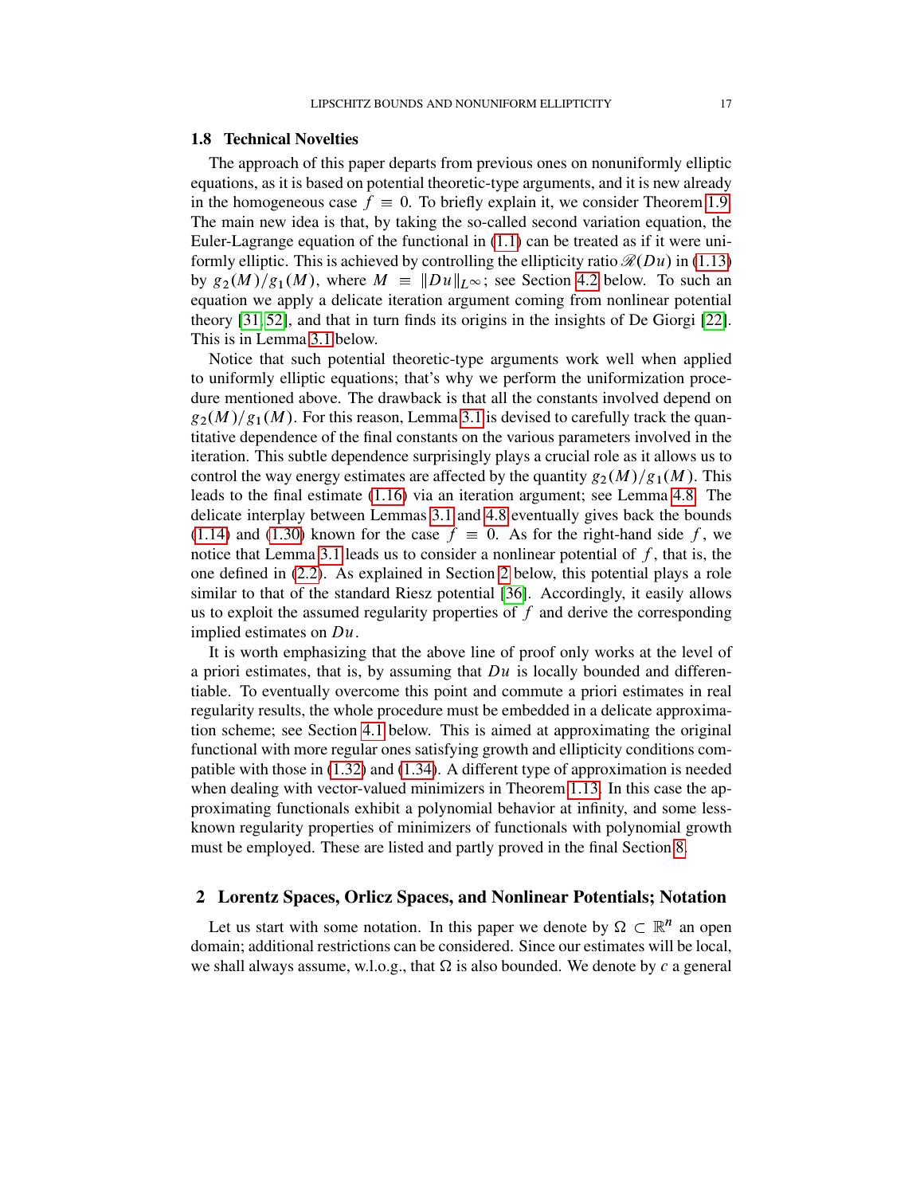### 1.8 Technical Novelties

The approach of this paper departs from previous ones on nonuniformly elliptic equations, as it is based on potential theoretic-type arguments, and it is new already in the homogeneous case $f \equiv 0$. To briefly explain it, we consider Theorem 1.9. The main new idea is that, by taking the so-called second variation equation, the Euler-Lagrange equation of the functional in (1.1) can be treated as if it were uniformly elliptic. This is achieved by controlling the ellipticity ratio $\mathscr{R}(Du)$ in (1.13) by $g_2(M)/g_1(M)$, where $M \equiv \|Du\|_{L^\infty}$; see Section 4.2 below. To such an equation we apply a delicate iteration argument coming from nonlinear potential theory [31, 52], and that in turn finds its origins in the insights of De Giorgi [22]. This is in Lemma 3.1 below.

Notice that such potential theoretic-type arguments work well when applied to uniformly elliptic equations; that's why we perform the uniformization procedure mentioned above. The drawback is that all the constants involved depend on $g_2(M)/g_1(M)$. For this reason, Lemma 3.1 is devised to carefully track the quantitative dependence of the final constants on the various parameters involved in the iteration. This subtle dependence surprisingly plays a crucial role as it allows us to control the way energy estimates are affected by the quantity $g_2(M)/g_1(M)$. This leads to the final estimate (1.16) via an iteration argument; see Lemma 4.8. The delicate interplay between Lemmas 3.1 and 4.8 eventually gives back the bounds (1.14) and (1.30) known for the case $f \equiv 0$. As for the right-hand side $f$, we notice that Lemma 3.1 leads us to consider a nonlinear potential of $f$, that is, the one defined in (2.2). As explained in Section 2 below, this potential plays a role similar to that of the standard Riesz potential [36]. Accordingly, it easily allows us to exploit the assumed regularity properties of $f$ and derive the corresponding implied estimates on $Du$.

It is worth emphasizing that the above line of proof only works at the level of a priori estimates, that is, by assuming that $Du$ is locally bounded and differentiable. To eventually overcome this point and commute a priori estimates in real regularity results, the whole procedure must be embedded in a delicate approximation scheme; see Section 4.1 below. This is aimed at approximating the original functional with more regular ones satisfying growth and ellipticity conditions compatible with those in (1.32) and (1.34). A different type of approximation is needed when dealing with vector-valued minimizers in Theorem 1.13. In this case the approximating functionals exhibit a polynomial behavior at infinity, and some less-known regularity properties of minimizers of functionals with polynomial growth must be employed. These are listed and partly proved in the final Section 8.

## 2 Lorentz Spaces, Orlicz Spaces, and Nonlinear Potentials; Notation

Let us start with some notation. In this paper we denote by $\Omega \subset \mathbb{R}^n$ an open domain; additional restrictions can be considered. Since our estimates will be local, we shall always assume, w.l.o.g., that $\Omega$ is also bounded. We denote by $c$ a general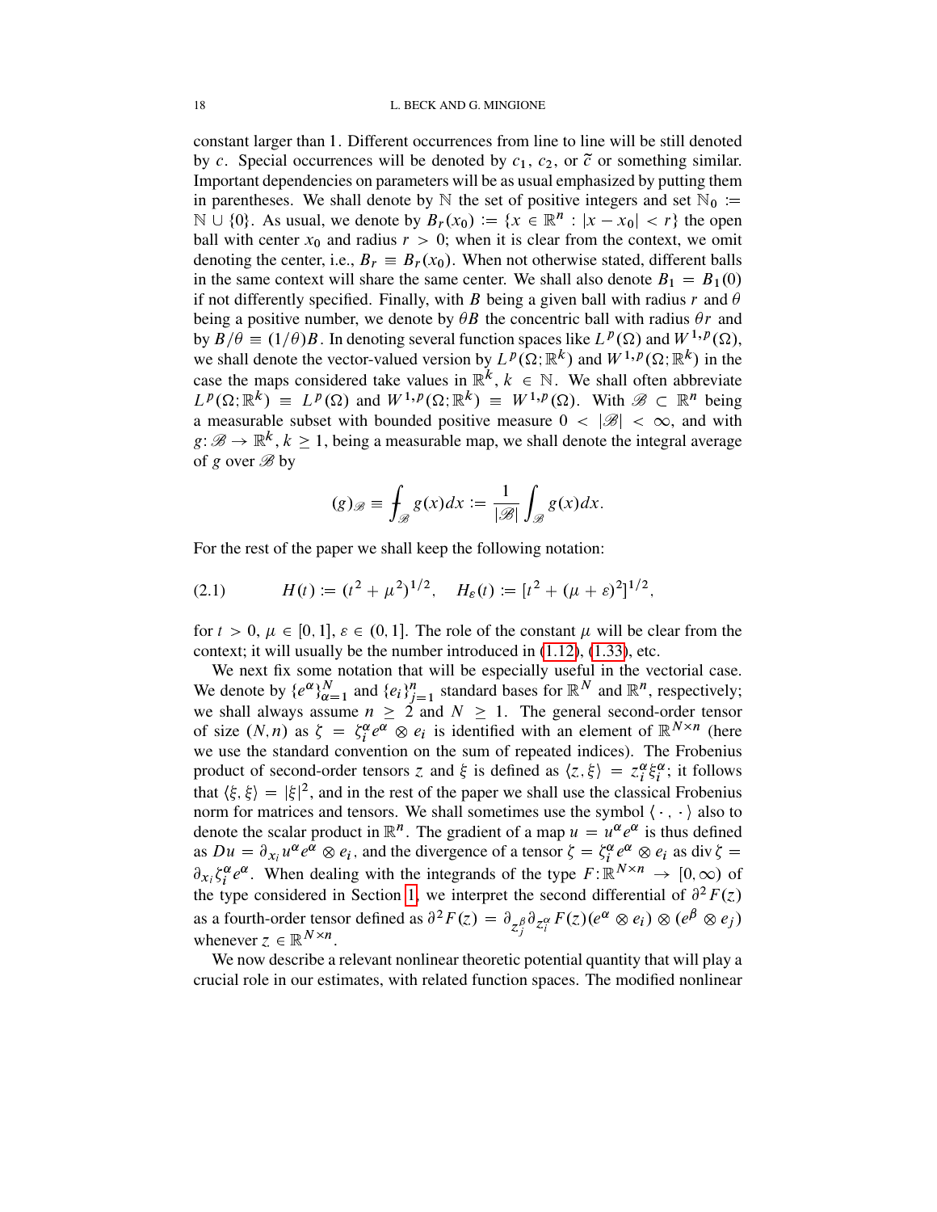constant larger than 1. Different occurrences from line to line will be still denoted by $c$. Special occurrences will be denoted by $c_1$, $c_2$, or $\tilde{c}$ or something similar. Important dependencies on parameters will be as usual emphasized by putting them in parentheses. We shall denote by $\mathbb{N}$ the set of positive integers and set $\mathbb{N}_0 := \mathbb{N} \cup \{0\}$. As usual, we denote by $B_r(x_0) := \{x \in \mathbb{R}^n : |x - x_0| < r\}$ the open ball with center $x_0$ and radius $r > 0$; when it is clear from the context, we omit denoting the center, i.e., $B_r \equiv B_r(x_0)$. When not otherwise stated, different balls in the same context will share the same center. We shall also denote $B_1 = B_1(0)$ if not differently specified. Finally, with $B$ being a given ball with radius $r$ and $\theta$ being a positive number, we denote by $\theta B$ the concentric ball with radius $\theta r$ and by $B/\theta \equiv (1/\theta)B$. In denoting several function spaces like $L^p(\Omega)$ and $W^{1,p}(\Omega)$, we shall denote the vector-valued version by $L^p(\Omega;\mathbb{R}^k)$ and $W^{1,p}(\Omega;\mathbb{R}^k)$ in the case the maps considered take values in $\mathbb{R}^k$, $k \in \mathbb{N}$. We shall often abbreviate $L^p(\Omega;\mathbb{R}^k) \equiv L^p(\Omega)$ and $W^{1,p}(\Omega;\mathbb{R}^k) \equiv W^{1,p}(\Omega)$. With $\mathscr{B} \subset \mathbb{R}^n$ being a measurable subset with bounded positive measure $0 < |\mathscr{B}| < \infty$, and with $g\colon \mathscr{B} \to \mathbb{R}^k$, $k \geq 1$, being a measurable map, we shall denote the integral average of $g$ over $\mathscr{B}$ by

$$(g)_{\mathscr{B}} \equiv \fint_{\mathscr{B}} g(x)dx := \frac{1}{|\mathscr{B}|}\int_{\mathscr{B}} g(x)dx.$$

For the rest of the paper we shall keep the following notation:

$$H(t) := (t^2 + \mu^2)^{1/2}, \quad H_\varepsilon(t) := [t^2 + (\mu + \varepsilon)^2]^{1/2}, \tag{2.1}$$

for $t > 0$, $\mu \in [0,1]$, $\varepsilon \in (0,1]$. The role of the constant $\mu$ will be clear from the context; it will usually be the number introduced in (1.12), (1.33), etc.

We next fix some notation that will be especially useful in the vectorial case. We denote by $\{e^\alpha\}_{\alpha=1}^N$ and $\{e_i\}_{j=1}^n$ standard bases for $\mathbb{R}^N$ and $\mathbb{R}^n$, respectively; we shall always assume $n \geq 2$ and $N \geq 1$. The general second-order tensor of size $(N,n)$ as $\zeta = \zeta_i^\alpha e^\alpha \otimes e_i$ is identified with an element of $\mathbb{R}^{N\times n}$ (here we use the standard convention on the sum of repeated indices). The Frobenius product of second-order tensors $z$ and $\xi$ is defined as $\langle z, \xi\rangle = z_i^\alpha \xi_i^\alpha$; it follows that $\langle \xi, \xi\rangle = |\xi|^2$, and in the rest of the paper we shall use the classical Frobenius norm for matrices and tensors. We shall sometimes use the symbol $\langle \cdot\,, \cdot \rangle$ also to denote the scalar product in $\mathbb{R}^n$. The gradient of a map $u = u^\alpha e^\alpha$ is thus defined as $Du = \partial_{x_i} u^\alpha e^\alpha \otimes e_i$, and the divergence of a tensor $\zeta = \zeta_i^\alpha e^\alpha \otimes e_i$ as $\operatorname{div} \zeta = \partial_{x_i} \zeta_i^\alpha e^\alpha$. When dealing with the integrands of the type $F\colon \mathbb{R}^{N\times n} \to [0,\infty)$ of the type considered in Section 1, we interpret the second differential of $\partial^2 F(z)$ as a fourth-order tensor defined as $\partial^2 F(z) = \partial_{z_j^\beta}\partial_{z_i^\alpha} F(z)(e^\alpha \otimes e_i) \otimes (e^\beta \otimes e_j)$ whenever $z \in \mathbb{R}^{N\times n}$.

We now describe a relevant nonlinear theoretic potential quantity that will play a crucial role in our estimates, with related function spaces. The modified nonlinear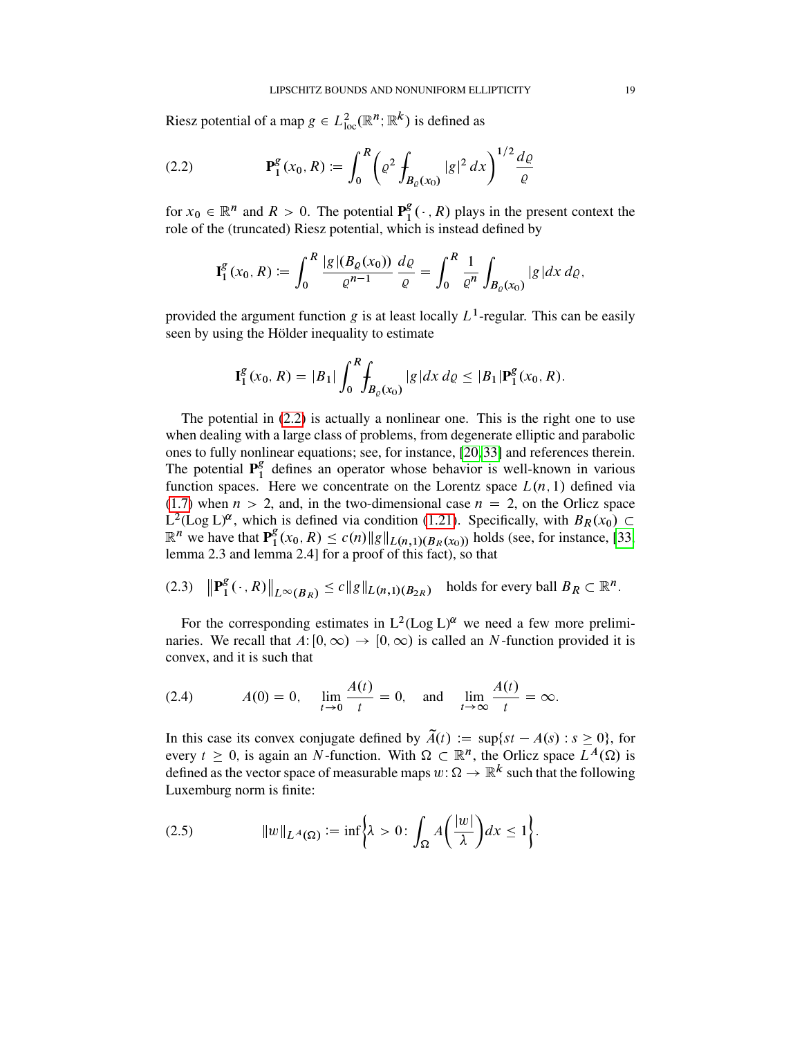Riesz potential of a map $g \in L^2_{\mathrm{loc}}(\mathbb{R}^n;\mathbb{R}^k)$ is defined as

$$
\mathbf{P}_1^g(x_0,R) := \int_0^R \left(\varrho^2 \fint_{B_\varrho(x_0)} |g|^2\,dx\right)^{1/2} \frac{d\varrho}{\varrho} \tag{2.2}
$$

for $x_0 \in \mathbb{R}^n$ and $R > 0$. The potential $\mathbf{P}_1^g(\cdot,R)$ plays in the present context the role of the (truncated) Riesz potential, which is instead defined by

$$
\mathbf{I}_1^g(x_0,R) := \int_0^R \frac{|g|(B_\varrho(x_0))}{\varrho^{n-1}}\frac{d\varrho}{\varrho} = \int_0^R \frac{1}{\varrho^n}\int_{B_\varrho(x_0)} |g|\,dx\,d\varrho,
$$

provided the argument function $g$ is at least locally $L^1$-regular. This can be easily seen by using the Hölder inequality to estimate

$$
\mathbf{I}_1^g(x_0,R) = |B_1| \int_0^R \fint_{B_\varrho(x_0)} |g|\,dx\,d\varrho \le |B_1| \mathbf{P}_1^g(x_0,R).
$$

The potential in (2.2) is actually a nonlinear one. This is the right one to use when dealing with a large class of problems, from degenerate elliptic and parabolic ones to fully nonlinear equations; see, for instance, [20,33] and references therein. The potential $\mathbf{P}_1^g$ defines an operator whose behavior is well-known in various function spaces. Here we concentrate on the Lorentz space $L(n,1)$ defined via (1.7) when $n > 2$, and, in the two-dimensional case $n = 2$, on the Orlicz space $\mathrm{L}^2(\mathrm{Log\,L})^\alpha$, which is defined via condition (1.21). Specifically, with $B_R(x_0) \subset \mathbb{R}^n$ we have that $\mathbf{P}_1^g(x_0,R) \le c(n)\|g\|_{L(n,1)(B_R(x_0))}$ holds (see, for instance, [33, lemma 2.3 and lemma 2.4] for a proof of this fact), so that

$$
\left\|\mathbf{P}_1^g(\cdot,R)\right\|_{L^\infty(B_R)} \le c\|g\|_{L(n,1)(B_{2R})} \quad \text{holds for every ball } B_R \subset \mathbb{R}^n. \tag{2.3}
$$

For the corresponding estimates in $\mathrm{L}^2(\mathrm{Log\,L})^\alpha$ we need a few more preliminaries. We recall that $A\colon[0,\infty) \to [0,\infty)$ is called an $N$-function provided it is convex, and it is such that

$$
A(0) = 0, \quad \lim_{t\to 0}\frac{A(t)}{t} = 0, \quad \text{and} \quad \lim_{t\to\infty}\frac{A(t)}{t} = \infty. \tag{2.4}
$$

In this case its convex conjugate defined by $\widetilde{A}(t) := \sup\{st - A(s) : s \ge 0\}$, for every $t \ge 0$, is again an $N$-function. With $\Omega \subset \mathbb{R}^n$, the Orlicz space $L^A(\Omega)$ is defined as the vector space of measurable maps $w\colon \Omega \to \mathbb{R}^k$ such that the following Luxemburg norm is finite:

$$
\|w\|_{L^A(\Omega)} := \inf\left\{\lambda > 0 \colon \int_\Omega A\left(\frac{|w|}{\lambda}\right)dx \le 1\right\}. \tag{2.5}
$$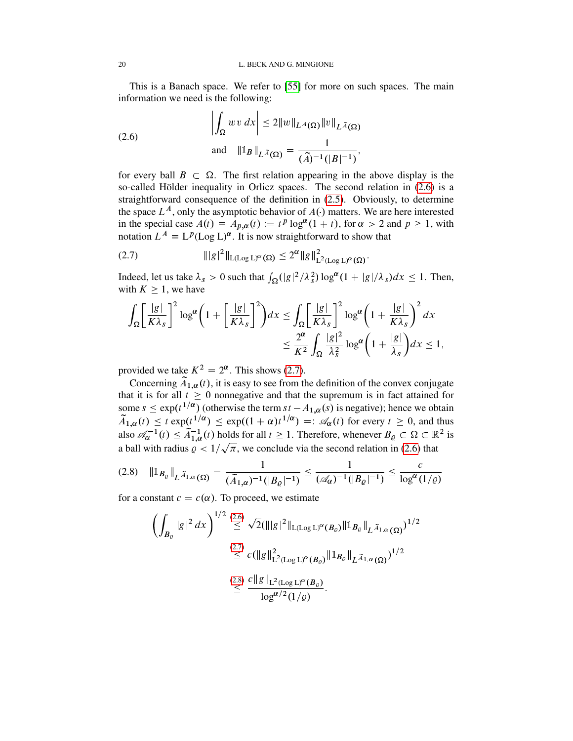This is a Banach space. We refer to [55] for more on such spaces. The main information we need is the following:

$$
\left| \int_\Omega wv \, dx \right| \leq 2\|w\|_{L^A(\Omega)} \|v\|_{L^{\tilde{A}}(\Omega)} \tag{2.6}
$$

$$
\text{and} \quad \|\mathbb{1}_B\|_{L^{\tilde{A}}(\Omega)} = \frac{1}{(\tilde{A})^{-1}(|B|^{-1})},
$$

for every ball $B \subset \Omega$. The first relation appearing in the above display is the so-called Hölder inequality in Orlicz spaces. The second relation in (2.6) is a straightforward consequence of the definition in (2.5). Obviously, to determine the space $L^A$, only the asymptotic behavior of $A(\cdot)$ matters. We are here interested in the special case $A(t) \equiv A_{p,\alpha}(t) := t^p \log^\alpha(1+t)$, for $\alpha > 2$ and $p \geq 1$, with notation $L^A \equiv \mathrm{L}^p(\mathrm{Log\,L})^\alpha$. It is now straightforward to show that

$$
\| |g|^2 \|_{\mathrm{L}(\mathrm{Log\,L})^\alpha(\Omega)} \leq 2^\alpha \|g\|^2_{\mathrm{L}^2(\mathrm{Log\,L})^\alpha(\Omega)}. \tag{2.7}
$$

Indeed, let us take $\lambda_s > 0$ such that $\int_\Omega (|g|^2/\lambda_s^2) \log^\alpha(1 + |g|/\lambda_s) dx \leq 1$. Then, with $K \geq 1$, we have

$$
\begin{aligned}
\int_\Omega \left[\frac{|g|}{K\lambda_s}\right]^2 \log^\alpha\left(1 + \left[\frac{|g|}{K\lambda_s}\right]^2\right) dx &\leq \int_\Omega \left[\frac{|g|}{K\lambda_s}\right]^2 \log^\alpha\left(1 + \frac{|g|}{K\lambda_s}\right)^2 dx \\
&\leq \frac{2^\alpha}{K^2} \int_\Omega \frac{|g|^2}{\lambda_s^2} \log^\alpha\left(1 + \frac{|g|}{\lambda_s}\right) dx \leq 1,
\end{aligned}
$$

provided we take $K^2 = 2^\alpha$. This shows (2.7).

Concerning $\tilde{A}_{1,\alpha}(t)$, it is easy to see from the definition of the convex conjugate that it is for all $t \geq 0$ nonnegative and that the supremum is in fact attained for some $s \leq \exp(t^{1/\alpha})$ (otherwise the term $st - A_{1,\alpha}(s)$ is negative); hence we obtain $\tilde{A}_{1,\alpha}(t) \leq t \exp(t^{1/\alpha}) \leq \exp((1+\alpha)t^{1/\alpha}) =: \mathscr{A}_\alpha(t)$ for every $t \geq 0$, and thus also $\mathscr{A}_\alpha^{-1}(t) \leq \tilde{A}_{1,\alpha}^{-1}(t)$ holds for all $t \geq 1$. Therefore, whenever $B_\varrho \subset \Omega \subset \mathbb{R}^2$ is a ball with radius $\varrho < 1/\sqrt{\pi}$, we conclude via the second relation in (2.6) that

$$
\|\mathbb{1}_{B_\varrho}\|_{L^{\tilde{A}_{1,\alpha}}(\Omega)} = \frac{1}{(\tilde{A}_{1,\alpha})^{-1}(|B_\varrho|^{-1})} \leq \frac{1}{(\mathscr{A}_\alpha)^{-1}(|B_\varrho|^{-1})} \leq \frac{c}{\log^\alpha(1/\varrho)} \tag{2.8}
$$

for a constant $c = c(\alpha)$. To proceed, we estimate

$$
\begin{aligned}
\left(\int_{B_\varrho} |g|^2 \, dx\right)^{1/2} &\overset{(2.6)}{\leq} \sqrt{2}\left(\||g|^2\|_{\mathrm{L}(\mathrm{Log\,L})^\alpha(B_\varrho)} \|\mathbb{1}_{B_\varrho}\|_{L^{\tilde{A}_{1,\alpha}}(\Omega)}\right)^{1/2} \\
&\overset{(2.7)}{\leq} c\left(\|g\|^2_{\mathrm{L}^2(\mathrm{Log\,L})^\alpha(B_\varrho)} \|\mathbb{1}_{B_\varrho}\|_{L^{\tilde{A}_{1,\alpha}}(\Omega)}\right)^{1/2} \\
&\overset{(2.8)}{\leq} \frac{c\|g\|_{\mathrm{L}^2(\mathrm{Log\,L})^\alpha(B_\varrho)}}{\log^{\alpha/2}(1/\varrho)}.
\end{aligned}
$$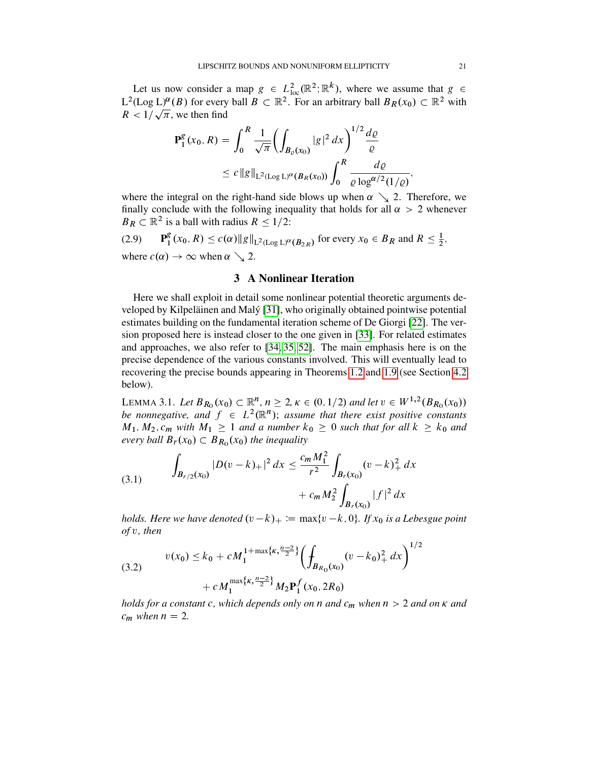Let us now consider a map $g \in L^2_{\mathrm{loc}}(\mathbb{R}^2;\mathbb{R}^k)$, where we assume that $g \in \mathrm{L}^2(\mathrm{Log\,L})^\alpha(B)$ for every ball $B \subset \mathbb{R}^2$. For an arbitrary ball $B_R(x_0) \subset \mathbb{R}^2$ with $R < 1/\sqrt{\pi}$, we then find

$$
\begin{aligned}
\mathbf{P}_1^g(x_0, R) &= \int_0^R \frac{1}{\sqrt{\pi}} \left( \int_{B_\varrho(x_0)} |g|^2 \, dx \right)^{1/2} \frac{d\varrho}{\varrho} \\
&\le c \|g\|_{\mathrm{L}^2(\mathrm{Log\,L})^\alpha(B_R(x_0))} \int_0^R \frac{d\varrho}{\varrho \log^{\alpha/2}(1/\varrho)},
\end{aligned}
$$

where the integral on the right-hand side blows up when $\alpha \searrow 2$. Therefore, we finally conclude with the following inequality that holds for all $\alpha > 2$ whenever $B_R \subset \mathbb{R}^2$ is a ball with radius $R \le 1/2$:

$$
\mathbf{P}_1^g(x_0, R) \le c(\alpha) \|g\|_{\mathrm{L}^2(\mathrm{Log\,L})^\alpha(B_{2R})} \text{ for every } x_0 \in B_R \text{ and } R \le \tfrac{1}{2}, \tag{2.9}
$$

where $c(\alpha) \to \infty$ when $\alpha \searrow 2$.

## 3 A Nonlinear Iteration

Here we shall exploit in detail some nonlinear potential theoretic arguments developed by Kilpeläinen and Malý [31], who originally obtained pointwise potential estimates building on the fundamental iteration scheme of De Giorgi [22]. The version proposed here is instead closer to the one given in [33]. For related estimates and approaches, we also refer to [34, 35, 52]. The main emphasis here is on the precise dependence of the various constants involved. This will eventually lead to recovering the precise bounds appearing in Theorems 1.2 and 1.9 (see Section 4.2 below).

LEMMA 3.1. *Let $B_{R_0}(x_0) \subset \mathbb{R}^n$, $n \ge 2$, $\kappa \in (0, 1/2)$ and let $v \in W^{1,2}(B_{R_0}(x_0))$ be nonnegative, and $f \in L^2(\mathbb{R}^n)$; assume that there exist positive constants $M_1, M_2, c_m$ with $M_1 \ge 1$ and a number $k_0 \ge 0$ such that for all $k \ge k_0$ and every ball $B_r(x_0) \subset B_{R_0}(x_0)$ the inequality*

$$
\begin{aligned}
\int_{B_{r/2}(x_0)} |D(v-k)_+|^2 \, dx &\le \frac{c_m M_1^2}{r^2} \int_{B_r(x_0)} (v-k)_+^2 \, dx \\
&\quad + c_m M_2^2 \int_{B_r(x_0)} |f|^2 \, dx
\end{aligned} \tag{3.1}
$$

*holds. Here we have denoted $(v-k)_+ := \max\{v-k, 0\}$. If $x_0$ is a Lebesgue point of $v$, then*

$$
\begin{aligned}
v(x_0) &\le k_0 + c M_1^{1+\max\{\kappa, \frac{n-2}{2}\}} \left( \fint_{B_{R_0}(x_0)} (v-k_0)_+^2 \, dx \right)^{1/2} \\
&\quad + c M_1^{\max\{\kappa, \frac{n-2}{2}\}} M_2 \mathbf{P}_1^f(x_0, 2R_0)
\end{aligned} \tag{3.2}
$$

*holds for a constant $c$, which depends only on $n$ and $c_m$ when $n > 2$ and on $\kappa$ and $c_m$ when $n = 2$.*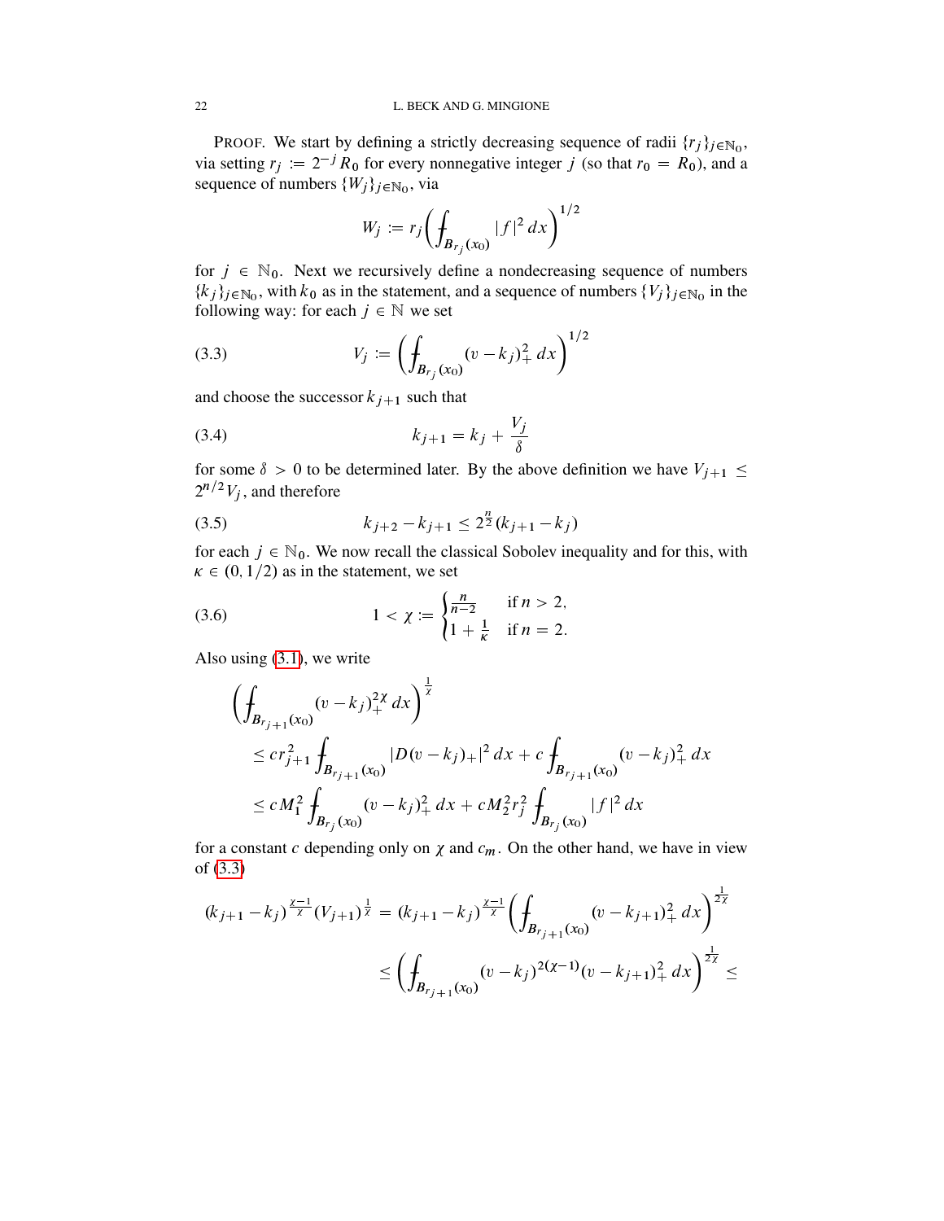PROOF. We start by defining a strictly decreasing sequence of radii $\{r_j\}_{j\in\mathbb{N}_0}$, via setting $r_j := 2^{-j}R_0$ for every nonnegative integer $j$ (so that $r_0 = R_0$), and a sequence of numbers $\{W_j\}_{j\in\mathbb{N}_0}$, via

$$W_j := r_j\left(\fint_{B_{r_j}(x_0)} |f|^2\,dx\right)^{1/2}$$

for $j \in \mathbb{N}_0$. Next we recursively define a nondecreasing sequence of numbers $\{k_j\}_{j\in\mathbb{N}_0}$, with $k_0$ as in the statement, and a sequence of numbers $\{V_j\}_{j\in\mathbb{N}_0}$ in the following way: for each $j \in \mathbb{N}$ we set

$$V_j := \left(\fint_{B_{r_j}(x_0)} (v-k_j)_+^2\,dx\right)^{1/2} \tag{3.3}$$

and choose the successor $k_{j+1}$ such that

$$k_{j+1} = k_j + \frac{V_j}{\delta} \tag{3.4}$$

for some $\delta > 0$ to be determined later. By the above definition we have $V_{j+1} \leq 2^{n/2}V_j$, and therefore

$$k_{j+2} - k_{j+1} \leq 2^{\frac{n}{2}}(k_{j+1}-k_j) \tag{3.5}$$

for each $j \in \mathbb{N}_0$. We now recall the classical Sobolev inequality and for this, with $\kappa \in (0,1/2)$ as in the statement, we set

$$1 < \chi := \begin{cases} \frac{n}{n-2} & \text{if } n > 2, \\ 1+\frac{1}{\kappa} & \text{if } n = 2. \end{cases} \tag{3.6}$$

Also using (3.1), we write

$$\begin{aligned}
&\left(\fint_{B_{r_{j+1}}(x_0)} (v-k_j)_+^{2\chi}\,dx\right)^{\frac{1}{\chi}} \\
&\quad \leq c r_{j+1}^2 \fint_{B_{r_{j+1}}(x_0)} |D(v-k_j)_+|^2\,dx + c\fint_{B_{r_{j+1}}(x_0)} (v-k_j)_+^2\,dx \\
&\quad \leq c M_1^2 \fint_{B_{r_j}(x_0)} (v-k_j)_+^2\,dx + c M_2^2 r_j^2 \fint_{B_{r_j}(x_0)} |f|^2\,dx
\end{aligned}$$

for a constant $c$ depending only on $\chi$ and $c_m$. On the other hand, we have in view of (3.3)

$$\begin{aligned}
(k_{j+1}-k_j)^{\frac{\chi-1}{\chi}}(V_{j+1})^{\frac{1}{\chi}} &= (k_{j+1}-k_j)^{\frac{\chi-1}{\chi}}\left(\fint_{B_{r_{j+1}}(x_0)} (v-k_{j+1})_+^2\,dx\right)^{\frac{1}{2\chi}} \\
&\leq \left(\fint_{B_{r_{j+1}}(x_0)} (v-k_j)^{2(\chi-1)}(v-k_{j+1})_+^2\,dx\right)^{\frac{1}{2\chi}} \leq
\end{aligned}$$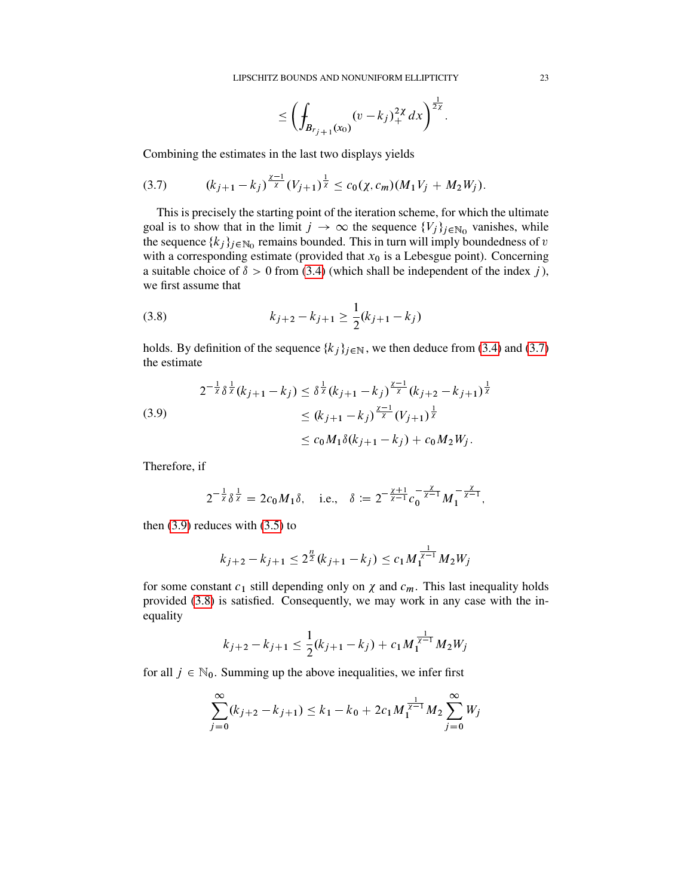$$\leq \left( \fint_{B_{r_{j+1}}(x_0)} (v - k_j)_+^{2\chi} \, dx \right)^{\frac{1}{2\chi}}.$$

Combining the estimates in the last two displays yields

$$(k_{j+1} - k_j)^{\frac{\chi-1}{\chi}} (V_{j+1})^{\frac{1}{\chi}} \leq c_0(\chi, c_m)(M_1 V_j + M_2 W_j). \tag{3.7}$$

This is precisely the starting point of the iteration scheme, for which the ultimate goal is to show that in the limit $j \to \infty$ the sequence $\{V_j\}_{j \in \mathbb{N}_0}$ vanishes, while the sequence $\{k_j\}_{j \in \mathbb{N}_0}$ remains bounded. This in turn will imply boundedness of $v$ with a corresponding estimate (provided that $x_0$ is a Lebesgue point). Concerning a suitable choice of $\delta > 0$ from (3.4) (which shall be independent of the index $j$), we first assume that

$$k_{j+2} - k_{j+1} \geq \frac{1}{2}(k_{j+1} - k_j) \tag{3.8}$$

holds. By definition of the sequence $\{k_j\}_{j \in \mathbb{N}}$, we then deduce from (3.4) and (3.7) the estimate

$$\begin{aligned} 2^{-\frac{1}{\chi}} \delta^{\frac{1}{\chi}} (k_{j+1} - k_j) &\leq \delta^{\frac{1}{\chi}} (k_{j+1} - k_j)^{\frac{\chi-1}{\chi}} (k_{j+2} - k_{j+1})^{\frac{1}{\chi}} \\ &\leq (k_{j+1} - k_j)^{\frac{\chi-1}{\chi}} (V_{j+1})^{\frac{1}{\chi}} \\ &\leq c_0 M_1 \delta (k_{j+1} - k_j) + c_0 M_2 W_j. \end{aligned} \tag{3.9}$$

Therefore, if

$$2^{-\frac{1}{\chi}} \delta^{\frac{1}{\chi}} = 2 c_0 M_1 \delta, \quad \text{i.e.,} \quad \delta := 2^{-\frac{\chi+1}{\chi-1}} c_0^{-\frac{\chi}{\chi-1}} M_1^{-\frac{\chi}{\chi-1}},$$

then (3.9) reduces with (3.5) to

$$k_{j+2} - k_{j+1} \leq 2^{\frac{n}{2}} (k_{j+1} - k_j) \leq c_1 M_1^{\frac{1}{\chi-1}} M_2 W_j$$

for some constant $c_1$ still depending only on $\chi$ and $c_m$. This last inequality holds provided (3.8) is satisfied. Consequently, we may work in any case with the inequality

$$k_{j+2} - k_{j+1} \leq \frac{1}{2}(k_{j+1} - k_j) + c_1 M_1^{\frac{1}{\chi-1}} M_2 W_j$$

for all $j \in \mathbb{N}_0$. Summing up the above inequalities, we infer first

$$\sum_{j=0}^{\infty} (k_{j+2} - k_{j+1}) \leq k_1 - k_0 + 2 c_1 M_1^{\frac{1}{\chi-1}} M_2 \sum_{j=0}^{\infty} W_j$$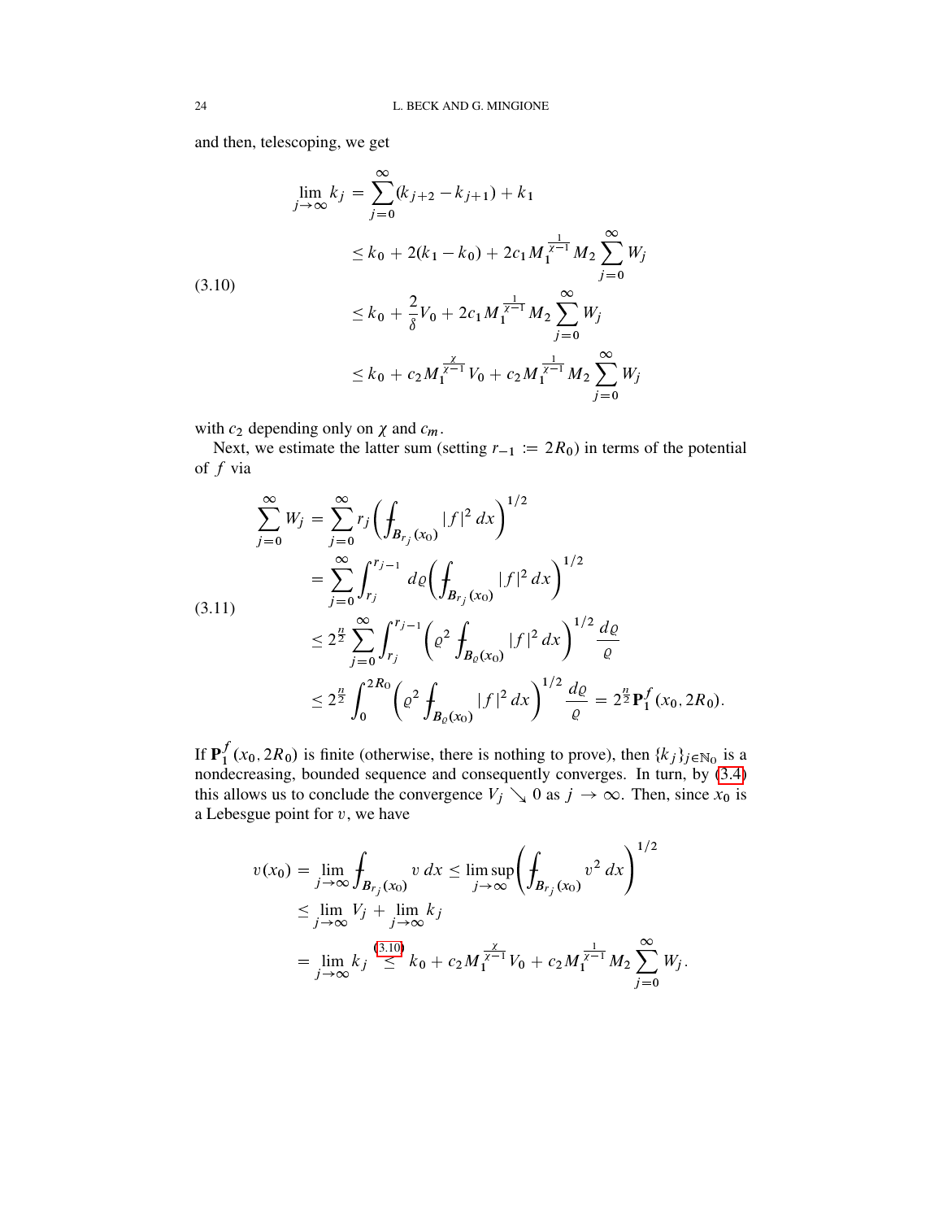and then, telescoping, we get

$$
\begin{aligned}
\lim_{j\to\infty} k_j &= \sum_{j=0}^{\infty}(k_{j+2}-k_{j+1}) + k_1 \\
&\le k_0 + 2(k_1-k_0) + 2c_1 M_1^{\frac{1}{\chi-1}} M_2 \sum_{j=0}^{\infty} W_j \\
&\le k_0 + \frac{2}{\delta} V_0 + 2c_1 M_1^{\frac{1}{\chi-1}} M_2 \sum_{j=0}^{\infty} W_j \\
&\le k_0 + c_2 M_1^{\frac{\chi}{\chi-1}} V_0 + c_2 M_1^{\frac{1}{\chi-1}} M_2 \sum_{j=0}^{\infty} W_j
\end{aligned}
\tag{3.10}
$$

with $c_2$ depending only on $\chi$ and $c_m$.

Next, we estimate the latter sum (setting $r_{-1} := 2R_0$) in terms of the potential of $f$ via

$$
\begin{aligned}
\sum_{j=0}^{\infty} W_j &= \sum_{j=0}^{\infty} r_j \left( \fint_{B_{r_j}(x_0)} |f|^2\,dx \right)^{1/2} \\
&= \sum_{j=0}^{\infty} \int_{r_j}^{r_{j-1}} d\varrho \left( \fint_{B_{r_j}(x_0)} |f|^2\,dx \right)^{1/2} \\
&\le 2^{\frac{n}{2}} \sum_{j=0}^{\infty} \int_{r_j}^{r_{j-1}} \left( \varrho^2 \fint_{B_\varrho(x_0)} |f|^2\,dx \right)^{1/2} \frac{d\varrho}{\varrho} \\
&\le 2^{\frac{n}{2}} \int_0^{2R_0} \left( \varrho^2 \fint_{B_\varrho(x_0)} |f|^2\,dx \right)^{1/2} \frac{d\varrho}{\varrho} = 2^{\frac{n}{2}} \mathbf{P}_1^f(x_0, 2R_0).
\end{aligned}
\tag{3.11}
$$

If $\mathbf{P}_1^f(x_0, 2R_0)$ is finite (otherwise, there is nothing to prove), then $\{k_j\}_{j\in\mathbb{N}_0}$ is a nondecreasing, bounded sequence and consequently converges. In turn, by (3.4) this allows us to conclude the convergence $V_j \searrow 0$ as $j \to \infty$. Then, since $x_0$ is a Lebesgue point for $v$, we have

$$
\begin{aligned}
v(x_0) &= \lim_{j\to\infty} \fint_{B_{r_j}(x_0)} v\,dx \le \limsup_{j\to\infty} \left( \fint_{B_{r_j}(x_0)} v^2\,dx \right)^{1/2} \\
&\le \lim_{j\to\infty} V_j + \lim_{j\to\infty} k_j \\
&= \lim_{j\to\infty} k_j \overset{(3.10)}{\le} k_0 + c_2 M_1^{\frac{\chi}{\chi-1}} V_0 + c_2 M_1^{\frac{1}{\chi-1}} M_2 \sum_{j=0}^{\infty} W_j .
\end{aligned}
$$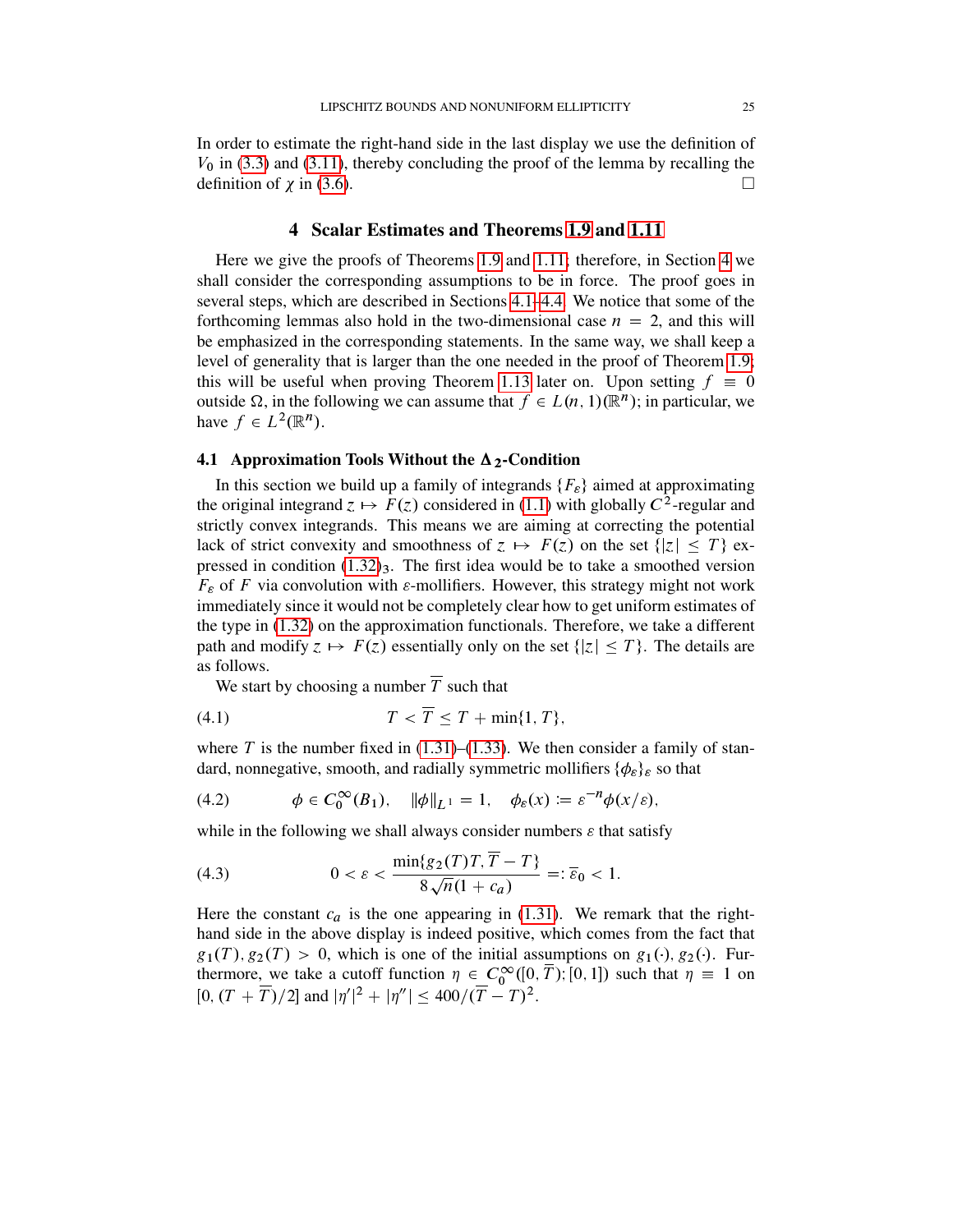In order to estimate the right-hand side in the last display we use the definition of $V_0$ in (3.3) and (3.11), thereby concluding the proof of the lemma by recalling the definition of $\chi$ in (3.6). $\square$

## 4 Scalar Estimates and Theorems 1.9 and 1.11

Here we give the proofs of Theorems 1.9 and 1.11; therefore, in Section 4 we shall consider the corresponding assumptions to be in force. The proof goes in several steps, which are described in Sections 4.1–4.4. We notice that some of the forthcoming lemmas also hold in the two-dimensional case $n = 2$, and this will be emphasized in the corresponding statements. In the same way, we shall keep a level of generality that is larger than the one needed in the proof of Theorem 1.9; this will be useful when proving Theorem 1.13 later on. Upon setting $f \equiv 0$ outside $\Omega$, in the following we can assume that $f \in L(n,1)(\mathbb{R}^n)$; in particular, we have $f \in L^2(\mathbb{R}^n)$.

### 4.1 Approximation Tools Without the $\Delta_2$-Condition

In this section we build up a family of integrands $\{F_\varepsilon\}$ aimed at approximating the original integrand $z \mapsto F(z)$ considered in (1.1) with globally $C^2$-regular and strictly convex integrands. This means we are aiming at correcting the potential lack of strict convexity and smoothness of $z \mapsto F(z)$ on the set $\{|z| \leq T\}$ expressed in condition $(1.32)_3$. The first idea would be to take a smoothed version $F_\varepsilon$ of $F$ via convolution with $\varepsilon$-mollifiers. However, this strategy might not work immediately since it would not be completely clear how to get uniform estimates of the type in (1.32) on the approximation functionals. Therefore, we take a different path and modify $z \mapsto F(z)$ essentially only on the set $\{|z| \leq T\}$. The details are as follows.

We start by choosing a number $\overline{T}$ such that

$$T < \overline{T} \leq T + \min\{1, T\}, \tag{4.1}$$

where $T$ is the number fixed in (1.31)–(1.33). We then consider a family of standard, nonnegative, smooth, and radially symmetric mollifiers $\{\phi_\varepsilon\}_\varepsilon$ so that

$$\phi \in C_0^\infty(B_1), \quad \|\phi\|_{L^1} = 1, \quad \phi_\varepsilon(x) := \varepsilon^{-n}\phi(x/\varepsilon), \tag{4.2}$$

while in the following we shall always consider numbers $\varepsilon$ that satisfy

$$0 < \varepsilon < \frac{\min\{g_2(T)T, \overline{T} - T\}}{8\sqrt{n}(1 + c_a)} =: \overline{\varepsilon}_0 < 1. \tag{4.3}$$

Here the constant $c_a$ is the one appearing in (1.31). We remark that the right-hand side in the above display is indeed positive, which comes from the fact that $g_1(T), g_2(T) > 0$, which is one of the initial assumptions on $g_1(\cdot), g_2(\cdot)$. Furthermore, we take a cutoff function $\eta \in C_0^\infty([0, \overline{T}); [0,1])$ such that $\eta \equiv 1$ on $[0, (T + \overline{T})/2]$ and $|\eta'|^2 + |\eta''| \leq 400/(\overline{T} - T)^2$.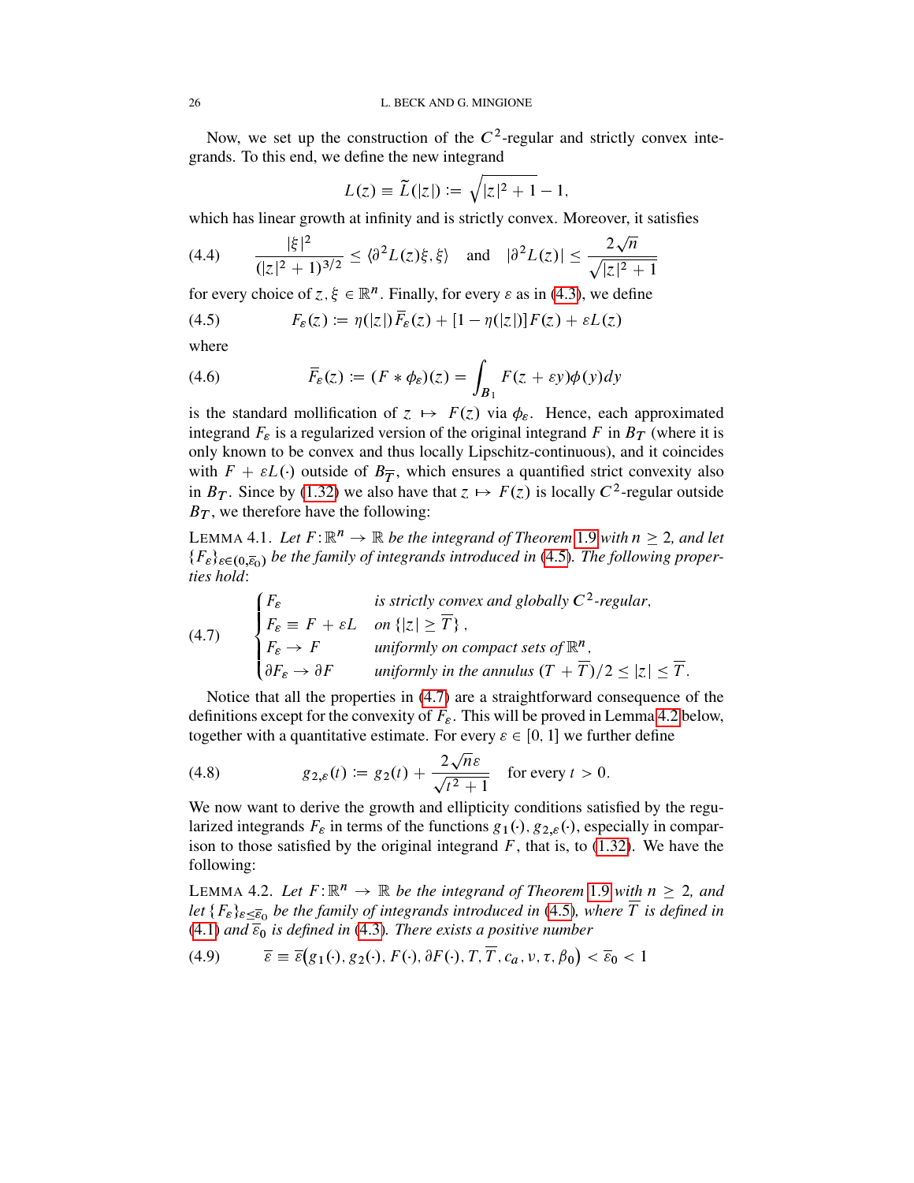Now, we set up the construction of the $C^2$-regular and strictly convex integrands. To this end, we define the new integrand

$$L(z) \equiv \widetilde{L}(|z|) := \sqrt{|z|^2+1} - 1,$$

which has linear growth at infinity and is strictly convex. Moreover, it satisfies

$$\frac{|\xi|^2}{(|z|^2+1)^{3/2}} \leq \langle \partial^2 L(z)\xi, \xi\rangle \quad \text{and} \quad |\partial^2 L(z)| \leq \frac{2\sqrt{n}}{\sqrt{|z|^2+1}} \tag{4.4}$$

for every choice of $z, \xi \in \mathbb{R}^n$. Finally, for every $\varepsilon$ as in (4.3), we define

$$F_\varepsilon(z) := \eta(|z|)\bar{F}_\varepsilon(z) + [1-\eta(|z|)]F(z) + \varepsilon L(z) \tag{4.5}$$

where

$$\bar{F}_\varepsilon(z) := (F * \phi_\varepsilon)(z) = \int_{B_1} F(z+\varepsilon y)\phi(y)\,dy \tag{4.6}$$

is the standard mollification of $z \mapsto F(z)$ via $\phi_\varepsilon$. Hence, each approximated integrand $F_\varepsilon$ is a regularized version of the original integrand $F$ in $B_T$ (where it is only known to be convex and thus locally Lipschitz-continuous), and it coincides with $F + \varepsilon L(\cdot)$ outside of $B_{\overline{T}}$, which ensures a quantified strict convexity also in $B_T$. Since by (1.32) we also have that $z \mapsto F(z)$ is locally $C^2$-regular outside $B_T$, we therefore have the following:

LEMMA 4.1. *Let $F\colon \mathbb{R}^n \to \mathbb{R}$ be the integrand of Theorem 1.9 with $n \geq 2$, and let $\{F_\varepsilon\}_{\varepsilon\in(0,\bar{\varepsilon}_0)}$ be the family of integrands introduced in (4.5). The following properties hold*:

$$\begin{cases} F_\varepsilon & \text{is strictly convex and globally } C^2\text{-regular}, \\ F_\varepsilon \equiv F + \varepsilon L & \text{on } \{|z| \geq \overline{T}\}, \\ F_\varepsilon \to F & \text{uniformly on compact sets of } \mathbb{R}^n, \\ \partial F_\varepsilon \to \partial F & \text{uniformly in the annulus } (T+\overline{T})/2 \leq |z| \leq \overline{T}. \end{cases} \tag{4.7}$$

Notice that all the properties in (4.7) are a straightforward consequence of the definitions except for the convexity of $F_\varepsilon$. This will be proved in Lemma 4.2 below, together with a quantitative estimate. For every $\varepsilon \in [0,1]$ we further define

$$g_{2,\varepsilon}(t) := g_2(t) + \frac{2\sqrt{n}\varepsilon}{\sqrt{t^2+1}} \quad \text{for every } t > 0. \tag{4.8}$$

We now want to derive the growth and ellipticity conditions satisfied by the regularized integrands $F_\varepsilon$ in terms of the functions $g_1(\cdot), g_{2,\varepsilon}(\cdot)$, especially in comparison to those satisfied by the original integrand $F$, that is, to (1.32). We have the following:

LEMMA 4.2. *Let $F\colon \mathbb{R}^n \to \mathbb{R}$ be the integrand of Theorem 1.9 with $n \geq 2$, and let $\{F_\varepsilon\}_{\varepsilon\leq\bar{\varepsilon}_0}$ be the family of integrands introduced in (4.5), where $\overline{T}$ is defined in (4.1) and $\bar{\varepsilon}_0$ is defined in (4.3). There exists a positive number*

$$\bar{\varepsilon} \equiv \bar{\varepsilon}\big(g_1(\cdot), g_2(\cdot), F(\cdot), \partial F(\cdot), T, \overline{T}, c_a, \nu, \tau, \beta_0\big) < \bar{\varepsilon}_0 < 1 \tag{4.9}$$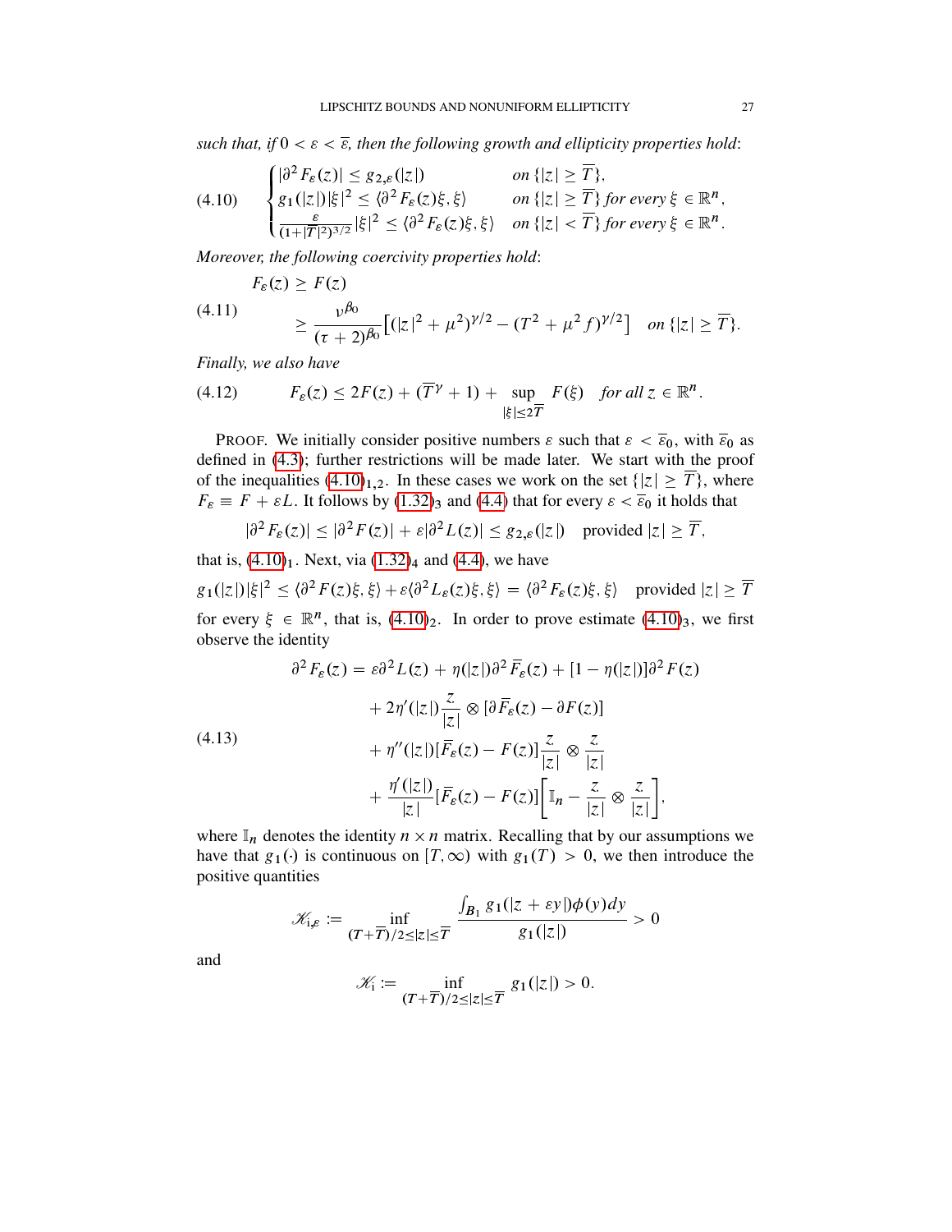*such that, if $0 < \varepsilon < \bar{\varepsilon}$, then the following growth and ellipticity properties hold*:

$$
\begin{cases}
|\partial^2 F_\varepsilon(z)| \le g_{2,\varepsilon}(|z|) & \text{on } \{|z| \ge \overline{T}\}, \\
g_1(|z|)|\xi|^2 \le \langle \partial^2 F_\varepsilon(z)\xi, \xi\rangle & \text{on } \{|z| \ge \overline{T}\} \text{ for every } \xi \in \mathbb{R}^n, \\
\frac{\varepsilon}{(1+|\overline{T}|^2)^{3/2}}|\xi|^2 \le \langle \partial^2 F_\varepsilon(z)\xi, \xi\rangle & \text{on } \{|z| < \overline{T}\} \text{ for every } \xi \in \mathbb{R}^n.
\end{cases}
\tag{4.10}
$$

*Moreover, the following coercivity properties hold*:

$$
\begin{aligned}
F_\varepsilon(z) &\ge F(z) \\
&\ge \frac{\nu^{\beta_0}}{(\tau+2)^{\beta_0}}\big[(|z|^2+\mu^2)^{\gamma/2} - (T^2+\mu^2 f)^{\gamma/2}\big] \quad \text{on } \{|z| \ge \overline{T}\}.
\end{aligned}
\tag{4.11}
$$

*Finally, we also have*

$$
F_\varepsilon(z) \le 2F(z) + (\overline{T}^\gamma + 1) + \sup_{|\xi|\le 2\overline{T}} F(\xi) \quad \text{for all } z \in \mathbb{R}^n.
\tag{4.12}
$$

PROOF. We initially consider positive numbers $\varepsilon$ such that $\varepsilon < \bar{\varepsilon}_0$, with $\bar{\varepsilon}_0$ as defined in (4.3); further restrictions will be made later. We start with the proof of the inequalities $(4.10)_{1,2}$. In these cases we work on the set $\{|z| \ge \overline{T}\}$, where $F_\varepsilon \equiv F + \varepsilon L$. It follows by $(1.32)_3$ and (4.4) that for every $\varepsilon < \bar{\varepsilon}_0$ it holds that

$$
|\partial^2 F_\varepsilon(z)| \le |\partial^2 F(z)| + \varepsilon|\partial^2 L(z)| \le g_{2,\varepsilon}(|z|) \quad \text{provided } |z| \ge \overline{T},
$$

that is, $(4.10)_1$. Next, via $(1.32)_4$ and (4.4), we have

$$
g_1(|z|)|\xi|^2 \le \langle \partial^2 F(z)\xi, \xi\rangle + \varepsilon\langle \partial^2 L_\varepsilon(z)\xi, \xi\rangle = \langle \partial^2 F_\varepsilon(z)\xi, \xi\rangle \quad \text{provided } |z| \ge \overline{T}
$$

for every $\xi \in \mathbb{R}^n$, that is, $(4.10)_2$. In order to prove estimate $(4.10)_3$, we first observe the identity

$$
\begin{aligned}
\partial^2 F_\varepsilon(z) &= \varepsilon \partial^2 L(z) + \eta(|z|)\partial^2 \overline{F}_\varepsilon(z) + [1-\eta(|z|)]\partial^2 F(z) \\
&\quad + 2\eta'(|z|)\frac{z}{|z|} \otimes [\partial \overline{F}_\varepsilon(z) - \partial F(z)] \\
&\quad + \eta''(|z|)[\overline{F}_\varepsilon(z) - F(z)]\frac{z}{|z|} \otimes \frac{z}{|z|} \\
&\quad + \frac{\eta'(|z|)}{|z|}[\overline{F}_\varepsilon(z) - F(z)]\left[\mathbb{I}_n - \frac{z}{|z|} \otimes \frac{z}{|z|}\right],
\end{aligned}
\tag{4.13}
$$

where $\mathbb{I}_n$ denotes the identity $n \times n$ matrix. Recalling that by our assumptions we have that $g_1(\cdot)$ is continuous on $[T, \infty)$ with $g_1(T) > 0$, we then introduce the positive quantities

$$
\mathscr{K}_{1,\varepsilon} := \inf_{(T+\overline{T})/2 \le |z| \le \overline{T}} \frac{\int_{B_1} g_1(|z+\varepsilon y|)\phi(y)\,dy}{g_1(|z|)} > 0
$$

and

$$
\mathscr{K}_1 := \inf_{(T+\overline{T})/2 \le |z| \le \overline{T}} g_1(|z|) > 0.
$$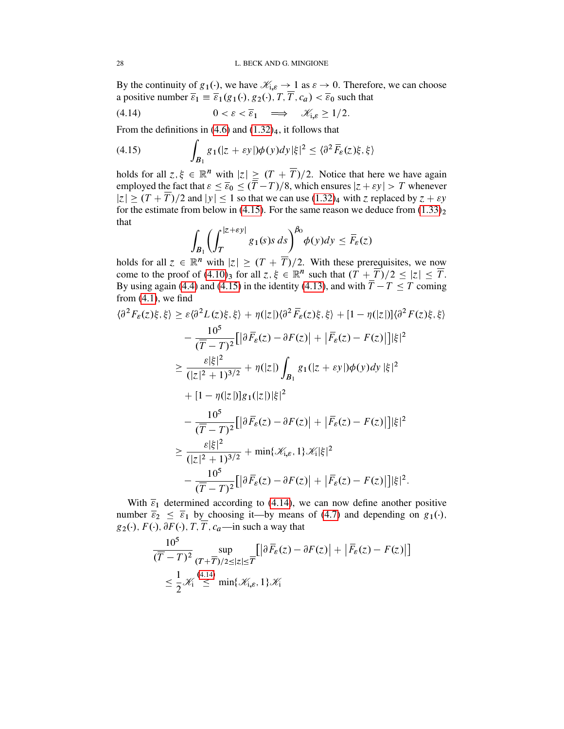By the continuity of $g_1(\cdot)$, we have $\mathscr{K}_{\mathrm{i},\varepsilon} \to 1$ as $\varepsilon \to 0$. Therefore, we can choose a positive number $\bar{\varepsilon}_1 \equiv \bar{\varepsilon}_1(g_1(\cdot), g_2(\cdot), T, \bar{T}, c_a) < \bar{\varepsilon}_0$ such that

$$
0 < \varepsilon < \bar{\varepsilon}_1 \quad \Longrightarrow \quad \mathscr{K}_{\mathrm{i},\varepsilon} \geq 1/2. \tag{4.14}
$$

From the definitions in (4.6) and $(1.32)_4$, it follows that

$$
\int_{B_1} g_1(|z + \varepsilon y|)\phi(y)dy\,|\xi|^2 \leq \langle \partial^2 \bar{F}_\varepsilon(z)\xi, \xi\rangle \tag{4.15}
$$

holds for all $z, \xi \in \mathbb{R}^n$ with $|z| \geq (T + \bar{T})/2$. Notice that here we have again employed the fact that $\varepsilon \leq \bar{\varepsilon}_0 \leq (\bar{T} - T)/8$, which ensures $|z + \varepsilon y| > T$ whenever $|z| \geq (T + \bar{T})/2$ and $|y| \leq 1$ so that we can use $(1.32)_4$ with $z$ replaced by $z + \varepsilon y$ for the estimate from below in (4.15). For the same reason we deduce from $(1.33)_2$ that

$$
\int_{B_1} \left( \int_T^{|z+\varepsilon y|} g_1(s)s\,ds \right)^{\beta_0} \phi(y)dy \leq \bar{F}_\varepsilon(z)
$$

holds for all $z \in \mathbb{R}^n$ with $|z| \geq (T + \bar{T})/2$. With these prerequisites, we now come to the proof of $(4.10)_3$ for all $z, \xi \in \mathbb{R}^n$ such that $(T + \bar{T})/2 \leq |z| \leq \bar{T}$. By using again (4.4) and (4.15) in the identity (4.13), and with $\bar{T} - T \leq T$ coming from (4.1), we find

$$
\begin{aligned}
\langle \partial^2 F_\varepsilon(z)\xi, \xi\rangle &\geq \varepsilon\langle \partial^2 L(z)\xi, \xi\rangle + \eta(|z|)\langle \partial^2 \bar{F}_\varepsilon(z)\xi, \xi\rangle + [1 - \eta(|z|)]\langle \partial^2 F(z)\xi, \xi\rangle \\
&\quad - \frac{10^5}{(\bar{T} - T)^2}\Big[\big|\partial \bar{F}_\varepsilon(z) - \partial F(z)\big| + \big|\bar{F}_\varepsilon(z) - F(z)\big|\Big]|\xi|^2 \\
&\geq \frac{\varepsilon|\xi|^2}{(|z|^2 + 1)^{3/2}} + \eta(|z|)\int_{B_1} g_1(|z + \varepsilon y|)\phi(y)dy\,|\xi|^2 \\
&\quad + [1 - \eta(|z|)]g_1(|z|)|\xi|^2 \\
&\quad - \frac{10^5}{(\bar{T} - T)^2}\Big[\big|\partial \bar{F}_\varepsilon(z) - \partial F(z)\big| + \big|\bar{F}_\varepsilon(z) - F(z)\big|\Big]|\xi|^2 \\
&\geq \frac{\varepsilon|\xi|^2}{(|z|^2 + 1)^{3/2}} + \min\{\mathscr{K}_{\mathrm{i},\varepsilon}, 1\}\mathscr{K}_{\mathrm{i}}|\xi|^2 \\
&\quad - \frac{10^5}{(\bar{T} - T)^2}\Big[\big|\partial \bar{F}_\varepsilon(z) - \partial F(z)\big| + \big|\bar{F}_\varepsilon(z) - F(z)\big|\Big]|\xi|^2.
\end{aligned}
$$

With $\bar{\varepsilon}_1$ determined according to (4.14), we can now define another positive number $\bar{\varepsilon}_2 \leq \bar{\varepsilon}_1$ by choosing it—by means of (4.7) and depending on $g_1(\cdot)$, $g_2(\cdot)$, $F(\cdot)$, $\partial F(\cdot)$, $T, \bar{T}, c_a$—in such a way that

$$
\begin{aligned}
&\frac{10^5}{(\bar{T} - T)^2} \sup_{(T+\bar{T})/2 \leq |z| \leq \bar{T}} \Big[\big|\partial \bar{F}_\varepsilon(z) - \partial F(z)\big| + \big|\bar{F}_\varepsilon(z) - F(z)\big|\Big] \\
&\quad \leq \frac{1}{2}\mathscr{K}_{\mathrm{i}} \overset{(4.14)}{\leq} \min\{\mathscr{K}_{\mathrm{i},\varepsilon}, 1\}\mathscr{K}_{\mathrm{i}}
\end{aligned}
$$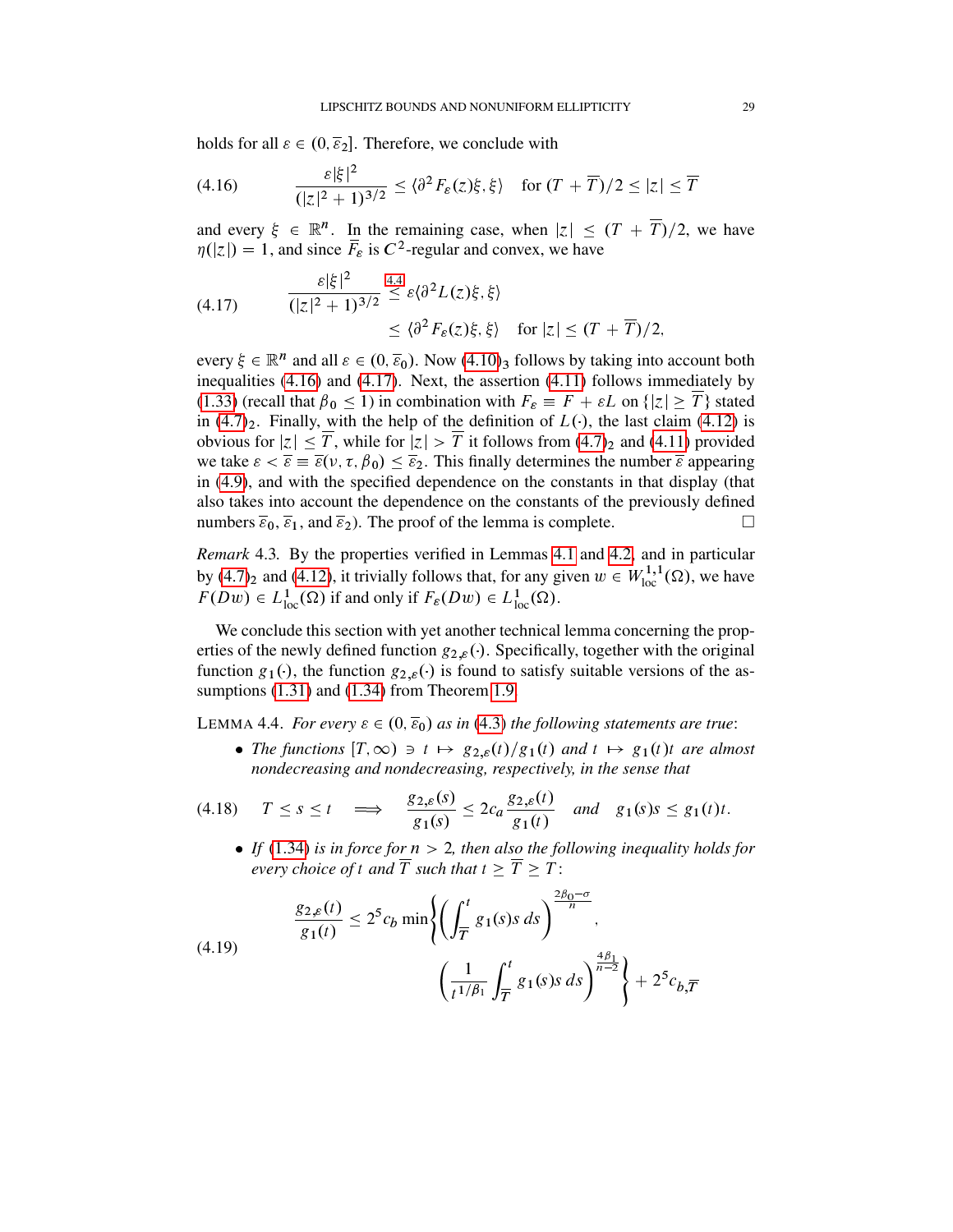holds for all $\varepsilon \in (0, \bar{\varepsilon}_2]$. Therefore, we conclude with

$$
\frac{\varepsilon |\xi|^2}{(|z|^2+1)^{3/2}} \le \langle \partial^2 F_\varepsilon(z)\xi, \xi\rangle \quad \text{for } (T+\overline{T})/2 \le |z| \le \overline{T} \tag{4.16}
$$

and every $\xi \in \mathbb{R}^n$. In the remaining case, when $|z| \le (T+\overline{T})/2$, we have $\eta(|z|) = 1$, and since $\tilde{F}_\varepsilon$ is $C^2$-regular and convex, we have

$$
\begin{aligned}
\frac{\varepsilon |\xi|^2}{(|z|^2+1)^{3/2}} &\overset{4.4}{\le} \varepsilon \langle \partial^2 L(z)\xi, \xi\rangle \\
&\le \langle \partial^2 F_\varepsilon(z)\xi, \xi\rangle \quad \text{for } |z| \le (T+\overline{T})/2,
\end{aligned} \tag{4.17}
$$

every $\xi \in \mathbb{R}^n$ and all $\varepsilon \in (0, \bar{\varepsilon}_0)$. Now (4.10)$_3$ follows by taking into account both inequalities (4.16) and (4.17). Next, the assertion (4.11) follows immediately by (1.33) (recall that $\beta_0 \le 1$) in combination with $F_\varepsilon \equiv F + \varepsilon L$ on $\{|z| \ge \overline{T}\}$ stated in (4.7)$_2$. Finally, with the help of the definition of $L(\cdot)$, the last claim (4.12) is obvious for $|z| \le \overline{T}$, while for $|z| > \overline{T}$ it follows from (4.7)$_2$ and (4.11) provided we take $\varepsilon < \bar{\varepsilon} \equiv \bar{\varepsilon}(\nu, \tau, \beta_0) \le \bar{\varepsilon}_2$. This finally determines the number $\bar{\varepsilon}$ appearing in (4.9), and with the specified dependence on the constants in that display (that also takes into account the dependence on the constants of the previously defined numbers $\bar{\varepsilon}_0, \bar{\varepsilon}_1$, and $\bar{\varepsilon}_2$). The proof of the lemma is complete. □

*Remark* 4.3. By the properties verified in Lemmas 4.1 and 4.2, and in particular by (4.7)$_2$ and (4.12), it trivially follows that, for any given $w \in W^{1,1}_{\mathrm{loc}}(\Omega)$, we have $F(Dw) \in L^1_{\mathrm{loc}}(\Omega)$ if and only if $F_\varepsilon(Dw) \in L^1_{\mathrm{loc}}(\Omega)$.

We conclude this section with yet another technical lemma concerning the properties of the newly defined function $g_{2,\varepsilon}(\cdot)$. Specifically, together with the original function $g_1(\cdot)$, the function $g_{2,\varepsilon}(\cdot)$ is found to satisfy suitable versions of the assumptions (1.31) and (1.34) from Theorem 1.9.

LEMMA 4.4. *For every $\varepsilon \in (0, \bar{\varepsilon}_0)$ as in (4.3) the following statements are true*:

- *The functions $[T, \infty) \ni t \mapsto g_{2,\varepsilon}(t)/g_1(t)$ and $t \mapsto g_1(t)t$ are almost nondecreasing and nondecreasing, respectively, in the sense that*

$$
T \le s \le t \quad \Longrightarrow \quad \frac{g_{2,\varepsilon}(s)}{g_1(s)} \le 2c_a \frac{g_{2,\varepsilon}(t)}{g_1(t)} \quad \text{and} \quad g_1(s)s \le g_1(t)t. \tag{4.18}
$$

- *If (1.34) is in force for $n > 2$, then also the following inequality holds for every choice of $t$ and $\overline{T}$ such that $t \ge \overline{T} \ge T$:*

$$
\begin{aligned}
\frac{g_{2,\varepsilon}(t)}{g_1(t)} \le 2^5 c_b \min\Bigg\{ &\left( \int_{\overline{T}}^t g_1(s)s\, ds \right)^{\frac{2\beta_0-\sigma}{n}}, \\
&\left( \frac{1}{t^{1/\beta_1}} \int_{\overline{T}}^t g_1(s)s\, ds \right)^{\frac{4\beta_1}{n-2}} \Bigg\} + 2^5 c_{b,\overline{T}}
\end{aligned} \tag{4.19}
$$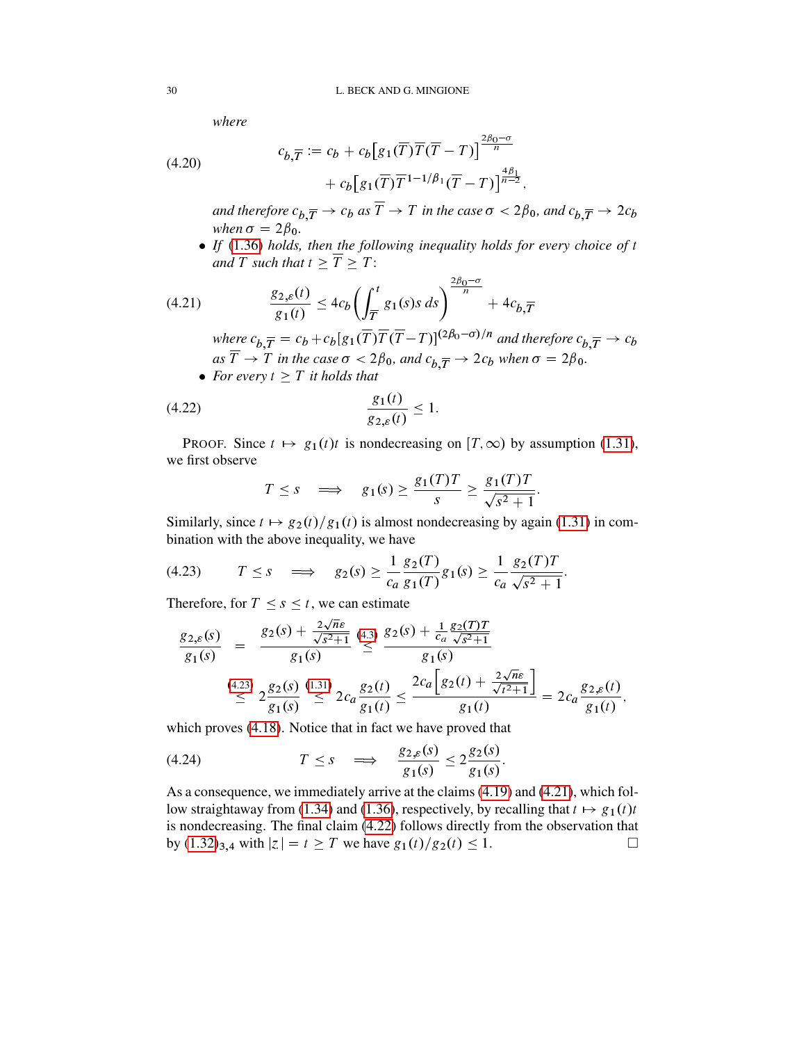*where*

$$
c_{b,\overline{T}} := c_b + c_b\big[g_1(\overline{T})\overline{T}(\overline{T}-T)\big]^{\frac{2\beta_0-\sigma}{n}} + c_b\big[g_1(\overline{T})\overline{T}^{1-1/\beta_1}(\overline{T}-T)\big]^{\frac{4\beta_1}{n-2}}, \tag{4.20}
$$

*and therefore* $c_{b,\overline{T}} \to c_b$ *as* $\overline{T} \to T$ *in the case* $\sigma < 2\beta_0$*, and* $c_{b,\overline{T}} \to 2c_b$ *when* $\sigma = 2\beta_0$.

- *If* (1.36) *holds, then the following inequality holds for every choice of* $t$ *and* $T$ *such that* $t \geq \overline{T} \geq T$:

$$
\frac{g_{2,\varepsilon}(t)}{g_1(t)} \leq 4c_b\left(\int_{\overline{T}}^t g_1(s)s\,ds\right)^{\frac{2\beta_0-\sigma}{n}} + 4c_{b,\overline{T}} \tag{4.21}
$$

*where* $c_{b,\overline{T}} = c_b + c_b[g_1(\overline{T})\overline{T}(\overline{T}-T)]^{(2\beta_0-\sigma)/n}$ *and therefore* $c_{b,\overline{T}} \to c_b$ *as* $\overline{T} \to T$ *in the case* $\sigma < 2\beta_0$*, and* $c_{b,\overline{T}} \to 2c_b$ *when* $\sigma = 2\beta_0$.

- *For every* $t \geq T$ *it holds that*

$$
\frac{g_1(t)}{g_{2,\varepsilon}(t)} \leq 1. \tag{4.22}
$$

PROOF. Since $t \mapsto g_1(t)t$ is nondecreasing on $[T,\infty)$ by assumption (1.31), we first observe

$$
T \leq s \quad\Longrightarrow\quad g_1(s) \geq \frac{g_1(T)T}{s} \geq \frac{g_1(T)T}{\sqrt{s^2+1}}.
$$

Similarly, since $t \mapsto g_2(t)/g_1(t)$ is almost nondecreasing by again (1.31) in combination with the above inequality, we have

$$
T \leq s \quad\Longrightarrow\quad g_2(s) \geq \frac{1}{c_a}\frac{g_2(T)}{g_1(T)}g_1(s) \geq \frac{1}{c_a}\frac{g_2(T)T}{\sqrt{s^2+1}}. \tag{4.23}
$$

Therefore, for $T \leq s \leq t$, we can estimate

$$
\begin{aligned}
\frac{g_{2,\varepsilon}(s)}{g_1(s)} &= \frac{g_2(s) + \frac{2\sqrt{n}\varepsilon}{\sqrt{s^2+1}}}{g_1(s)} \overset{(4.3)}{\leq} \frac{g_2(s) + \frac{1}{c_a}\frac{g_2(T)T}{\sqrt{s^2+1}}}{g_1(s)} \\
&\overset{(4.23)}{\leq} 2\frac{g_2(s)}{g_1(s)} \overset{(1.31)}{\leq} 2c_a\frac{g_2(t)}{g_1(t)} \leq \frac{2c_a\Big[g_2(t) + \frac{2\sqrt{n}\varepsilon}{\sqrt{t^2+1}}\Big]}{g_1(t)} = 2c_a\frac{g_{2,\varepsilon}(t)}{g_1(t)},
\end{aligned}
$$

which proves (4.18). Notice that in fact we have proved that

$$
T \leq s \quad\Longrightarrow\quad \frac{g_{2,\varepsilon}(s)}{g_1(s)} \leq 2\frac{g_2(s)}{g_1(s)}. \tag{4.24}
$$

As a consequence, we immediately arrive at the claims (4.19) and (4.21), which follow straightaway from (1.34) and (1.36), respectively, by recalling that $t \mapsto g_1(t)t$ is nondecreasing. The final claim (4.22) follows directly from the observation that by $(1.32)_{3,4}$ with $|z| = t \geq T$ we have $g_1(t)/g_2(t) \leq 1$. $\square$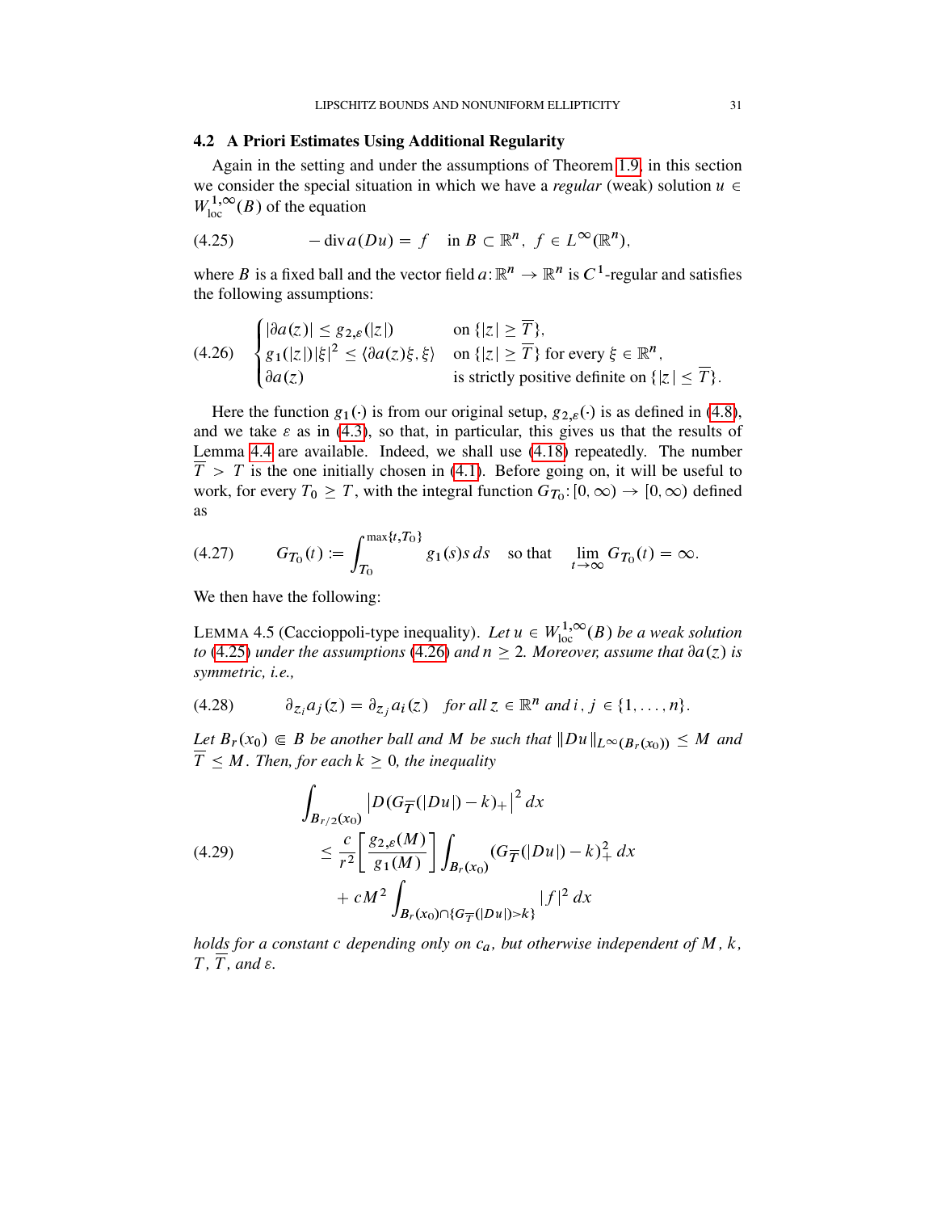### 4.2 A Priori Estimates Using Additional Regularity

Again in the setting and under the assumptions of Theorem 1.9, in this section we consider the special situation in which we have a *regular* (weak) solution $u \in W^{1,\infty}_{\mathrm{loc}}(B)$ of the equation

$$
- \operatorname{div} a(Du) = f \quad \text{in } B \subset \mathbb{R}^n, \ f \in L^\infty(\mathbb{R}^n), \tag{4.25}
$$

where $B$ is a fixed ball and the vector field $a\colon \mathbb{R}^n \to \mathbb{R}^n$ is $C^1$-regular and satisfies the following assumptions:

$$
\begin{cases} |\partial a(z)| \le g_{2,\varepsilon}(|z|) & \text{on } \{|z| \ge \overline{T}\}, \\ g_1(|z|)|\xi|^2 \le \langle \partial a(z)\xi, \xi\rangle & \text{on } \{|z| \ge \overline{T}\} \text{ for every } \xi \in \mathbb{R}^n, \\ \partial a(z) & \text{is strictly positive definite on } \{|z| \le \overline{T}\}. \end{cases} \tag{4.26}
$$

Here the function $g_1(\cdot)$ is from our original setup, $g_{2,\varepsilon}(\cdot)$ is as defined in (4.8), and we take $\varepsilon$ as in (4.3), so that, in particular, this gives us that the results of Lemma 4.4 are available. Indeed, we shall use (4.18) repeatedly. The number $\overline{T} > T$ is the one initially chosen in (4.1). Before going on, it will be useful to work, for every $T_0 \ge T$, with the integral function $G_{T_0}\colon [0,\infty) \to [0,\infty)$ defined as

$$
G_{T_0}(t) := \int_{T_0}^{\max\{t, T_0\}} g_1(s)s\, ds \quad \text{so that} \quad \lim_{t\to\infty} G_{T_0}(t) = \infty. \tag{4.27}
$$

We then have the following:

LEMMA 4.5 (Caccioppoli-type inequality). *Let $u \in W^{1,\infty}_{\mathrm{loc}}(B)$ be a weak solution to (4.25) under the assumptions (4.26) and $n \ge 2$. Moreover, assume that $\partial a(z)$ is symmetric, i.e.,*

$$
\partial_{z_i} a_j(z) = \partial_{z_j} a_i(z) \quad \text{for all } z \in \mathbb{R}^n \text{ and } i, j \in \{1, \dots, n\}. \tag{4.28}
$$

*Let $B_r(x_0) \Subset B$ be another ball and $M$ be such that $\|Du\|_{L^\infty(B_r(x_0))} \le M$ and $\overline{T} \le M$. Then, for each $k \ge 0$, the inequality*

$$
\begin{aligned}
&\int_{B_{r/2}(x_0)} \left|D(G_{\overline{T}}(|Du|) - k)_+\right|^2 dx \\
&\quad \le \frac{c}{r^2}\left[\frac{g_{2,\varepsilon}(M)}{g_1(M)}\right] \int_{B_r(x_0)} (G_{\overline{T}}(|Du|) - k)_+^2\, dx \\
&\qquad + cM^2 \int_{B_r(x_0)\cap\{G_{\overline{T}}(|Du|) > k\}} |f|^2\, dx
\end{aligned} \tag{4.29}
$$

*holds for a constant $c$ depending only on $c_a$, but otherwise independent of $M$, $k$, $T$, $\overline{T}$, and $\varepsilon$.*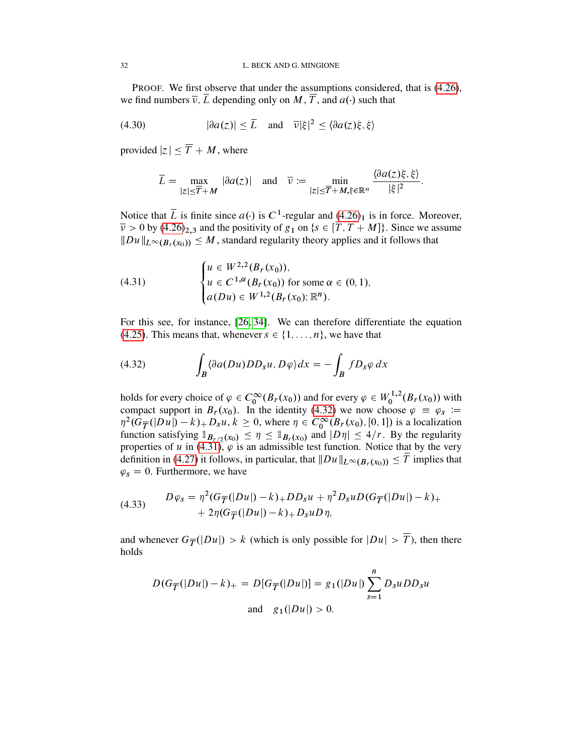PROOF. We first observe that under the assumptions considered, that is (4.26), we find numbers $\overline{\nu}$, $\overline{L}$ depending only on $M$, $\overline{T}$, and $a(\cdot)$ such that

$$
|\partial a(z)| \leq \overline{L} \quad \text{and} \quad \overline{\nu}|\xi|^2 \leq \langle \partial a(z)\xi, \xi\rangle \tag{4.30}
$$

provided $|z| \leq \overline{T} + M$, where

$$
\overline{L} = \max_{|z|\leq \overline{T}+M} |\partial a(z)| \quad \text{and} \quad \overline{\nu} := \min_{|z|\leq \overline{T}+M, \xi\in\mathbb{R}^n} \frac{\langle \partial a(z)\xi, \xi\rangle}{|\xi|^2}.
$$

Notice that $\overline{L}$ is finite since $a(\cdot)$ is $C^1$-regular and $(4.26)_1$ is in force. Moreover, $\overline{\nu} > 0$ by $(4.26)_{2,3}$ and the positivity of $g_1$ on $\{s \in [\overline{T}, \overline{T} + M]\}$. Since we assume $\|Du\|_{L^\infty(B_r(x_0))} \leq M$, standard regularity theory applies and it follows that

$$
\begin{cases}
u \in W^{2,2}(B_r(x_0)), \\
u \in C^{1,\alpha}(B_r(x_0)) \text{ for some } \alpha \in (0,1), \\
a(Du) \in W^{1,2}(B_r(x_0); \mathbb{R}^n).
\end{cases} \tag{4.31}
$$

For this see, for instance, [26, 34]. We can therefore differentiate the equation (4.25). This means that, whenever $s \in \{1, \ldots, n\}$, we have that

$$
\int_B \langle \partial a(Du) DD_s u, D\varphi\rangle dx = -\int_B f D_s \varphi \, dx \tag{4.32}
$$

holds for every choice of $\varphi \in C_0^\infty(B_r(x_0))$ and for every $\varphi \in W_0^{1,2}(B_r(x_0))$ with compact support in $B_r(x_0)$. In the identity (4.32) we now choose $\varphi \equiv \varphi_s := \eta^2(G_{\overline{T}}(|Du|) - k)_+ D_s u$, $k \geq 0$, where $\eta \in C_0^\infty(B_r(x_0), [0,1])$ is a localization function satisfying $\mathbb{1}_{B_{r/2}(x_0)} \leq \eta \leq \mathbb{1}_{B_r(x_0)}$ and $|D\eta| \leq 4/r$. By the regularity properties of $u$ in (4.31), $\varphi$ is an admissible test function. Notice that by the very definition in (4.27) it follows, in particular, that $\|Du\|_{L^\infty(B_r(x_0))} \leq \overline{T}$ implies that $\varphi_s = 0$. Furthermore, we have

$$
\begin{aligned}
D\varphi_s = {} & \eta^2(G_{\overline{T}}(|Du|) - k)_+ DD_s u + \eta^2 D_s u D(G_{\overline{T}}(|Du|) - k)_+ \\
& + 2\eta(G_{\overline{T}}(|Du|) - k)_+ D_s u D\eta,
\end{aligned} \tag{4.33}
$$

and whenever $G_{\overline{T}}(|Du|) > k$ (which is only possible for $|Du| > \overline{T}$), then there holds

$$
D(G_{\overline{T}}(|Du|) - k)_+ = D[G_{\overline{T}}(|Du|)] = g_1(|Du|) \sum_{s=1}^n D_s u DD_s u
$$
$$
\text{and} \quad g_1(|Du|) > 0.
$$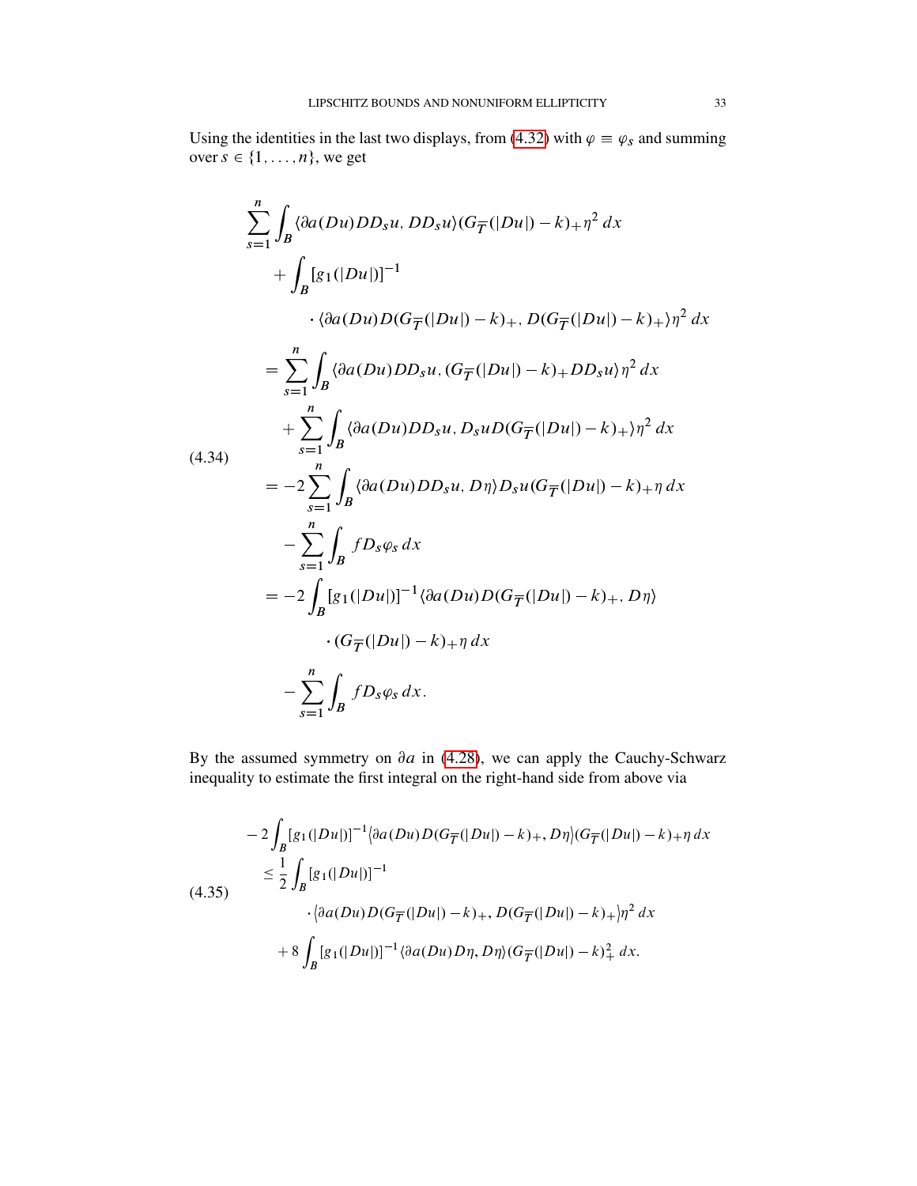Using the identities in the last two displays, from (4.32) with $\varphi \equiv \varphi_s$ and summing over $s \in \{1, \ldots, n\}$, we get

$$
\begin{aligned}
&\sum_{s=1}^{n} \int_B \langle \partial a(Du) DD_s u, DD_s u \rangle (G_{\overline{T}}(|Du|) - k)_+ \eta^2 \, dx \\
&\quad + \int_B [g_1(|Du|)]^{-1} \\
&\qquad \cdot \langle \partial a(Du) D(G_{\overline{T}}(|Du|) - k)_+, D(G_{\overline{T}}(|Du|) - k)_+ \rangle \eta^2 \, dx \\
&\quad = \sum_{s=1}^{n} \int_B \langle \partial a(Du) DD_s u, (G_{\overline{T}}(|Du|) - k)_+ DD_s u \rangle \eta^2 \, dx \\
&\qquad + \sum_{s=1}^{n} \int_B \langle \partial a(Du) DD_s u, D_s u D(G_{\overline{T}}(|Du|) - k)_+ \rangle \eta^2 \, dx \\
&\quad = -2 \sum_{s=1}^{n} \int_B \langle \partial a(Du) DD_s u, D\eta \rangle D_s u (G_{\overline{T}}(|Du|) - k)_+ \eta \, dx \\
&\qquad - \sum_{s=1}^{n} \int_B f D_s \varphi_s \, dx \\
&\quad = -2 \int_B [g_1(|Du|)]^{-1} \langle \partial a(Du) D(G_{\overline{T}}(|Du|) - k)_+, D\eta \rangle \\
&\qquad\qquad \cdot (G_{\overline{T}}(|Du|) - k)_+ \eta \, dx \\
&\qquad - \sum_{s=1}^{n} \int_B f D_s \varphi_s \, dx.
\end{aligned} \tag{4.34}
$$

By the assumed symmetry on $\partial a$ in (4.28), we can apply the Cauchy-Schwarz inequality to estimate the first integral on the right-hand side from above via

$$
\begin{aligned}
&-2 \int_B [g_1(|Du|)]^{-1} \big\langle \partial a(Du) D(G_{\overline{T}}(|Du|) - k)_+, D\eta \big\rangle (G_{\overline{T}}(|Du|) - k)_+ \eta \, dx \\
&\quad \le \frac{1}{2} \int_B [g_1(|Du|)]^{-1} \\
&\qquad\quad \cdot \big\langle \partial a(Du) D(G_{\overline{T}}(|Du|) - k)_+, D(G_{\overline{T}}(|Du|) - k)_+ \big\rangle \eta^2 \, dx \\
&\qquad + 8 \int_B [g_1(|Du|)]^{-1} \langle \partial a(Du) D\eta, D\eta \rangle (G_{\overline{T}}(|Du|) - k)_+^2 \, dx.
\end{aligned} \tag{4.35}
$$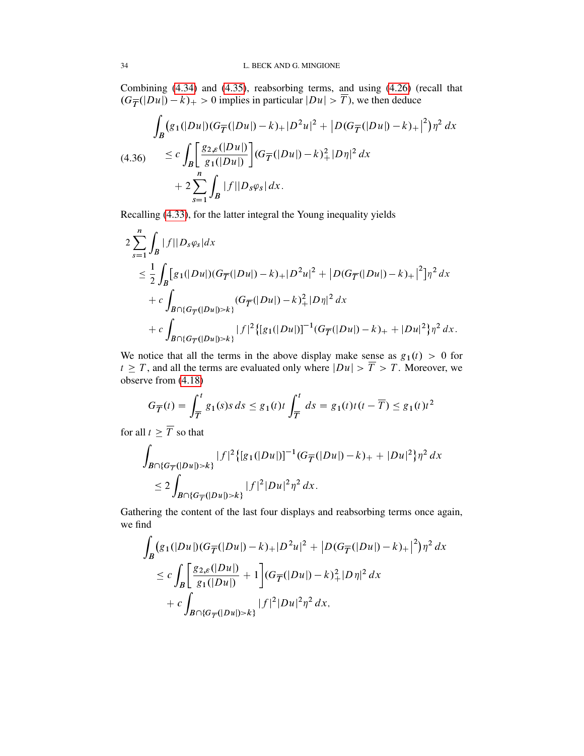Combining (4.34) and (4.35), reabsorbing terms, and using (4.26) (recall that $(G_{\overline{T}}(|Du|) - k)_+ > 0$ implies in particular $|Du| > \overline{T}$), we then deduce

$$
\begin{aligned}
&\int_B \big(g_1(|Du|)(G_{\overline{T}}(|Du|) - k)_+ |D^2u|^2 + \big|D(G_{\overline{T}}(|Du|) - k)_+\big|^2\big)\eta^2\,dx \\
&\quad \le c\int_B \left[\frac{g_{2,\varepsilon}(|Du|)}{g_1(|Du|)}\right](G_{\overline{T}}(|Du|) - k)_+^2 |D\eta|^2\,dx \qquad (4.36)\\
&\qquad + 2\sum_{s=1}^n \int_B |f||D_s\varphi_s|\,dx.
\end{aligned}
$$

Recalling (4.33), for the latter integral the Young inequality yields

$$
\begin{aligned}
&2\sum_{s=1}^n \int_B |f||D_s\varphi_s|dx \\
&\quad \le \frac{1}{2}\int_B \big[g_1(|Du|)(G_{\overline{T}}(|Du|) - k)_+ |D^2u|^2 + \big|D(G_{\overline{T}}(|Du|) - k)_+\big|^2\big]\eta^2\,dx \\
&\qquad + c\int_{B\cap\{G_{\overline{T}}(|Du|)>k\}} (G_{\overline{T}}(|Du|) - k)_+^2 |D\eta|^2\,dx \\
&\qquad + c\int_{B\cap\{G_{\overline{T}}(|Du|)>k\}} |f|^2\big\{[g_1(|Du|)]^{-1}(G_{\overline{T}}(|Du|) - k)_+ + |Du|^2\big\}\eta^2\,dx.
\end{aligned}
$$

We notice that all the terms in the above display make sense as $g_1(t) > 0$ for $t \ge T$, and all the terms are evaluated only where $|Du| > \overline{T} > T$. Moreover, we observe from (4.18)

$$
G_{\overline{T}}(t) = \int_{\overline{T}}^t g_1(s)s\,ds \le g_1(t)t\int_{\overline{T}}^t ds = g_1(t)t(t-\overline{T}) \le g_1(t)t^2
$$

for all $t \ge \overline{T}$ so that

$$
\begin{aligned}
&\int_{B\cap\{G_{\overline{T}}(|Du|)>k\}} |f|^2\big\{[g_1(|Du|)]^{-1}(G_{\overline{T}}(|Du|) - k)_+ + |Du|^2\big\}\eta^2\,dx \\
&\quad \le 2\int_{B\cap\{G_{\overline{T}}(|Du|)>k\}} |f|^2|Du|^2\eta^2\,dx.
\end{aligned}
$$

Gathering the content of the last four displays and reabsorbing terms once again, we find

$$
\begin{aligned}
&\int_B \big(g_1(|Du|)(G_{\overline{T}}(|Du|) - k)_+ |D^2u|^2 + \big|D(G_{\overline{T}}(|Du|) - k)_+\big|^2\big)\eta^2\,dx \\
&\quad \le c\int_B \left[\frac{g_{2,\varepsilon}(|Du|)}{g_1(|Du|)} + 1\right](G_{\overline{T}}(|Du|) - k)_+^2 |D\eta|^2\,dx \\
&\qquad + c\int_{B\cap\{G_{\overline{T}}(|Du|)>k\}} |f|^2|Du|^2\eta^2\,dx,
\end{aligned}
$$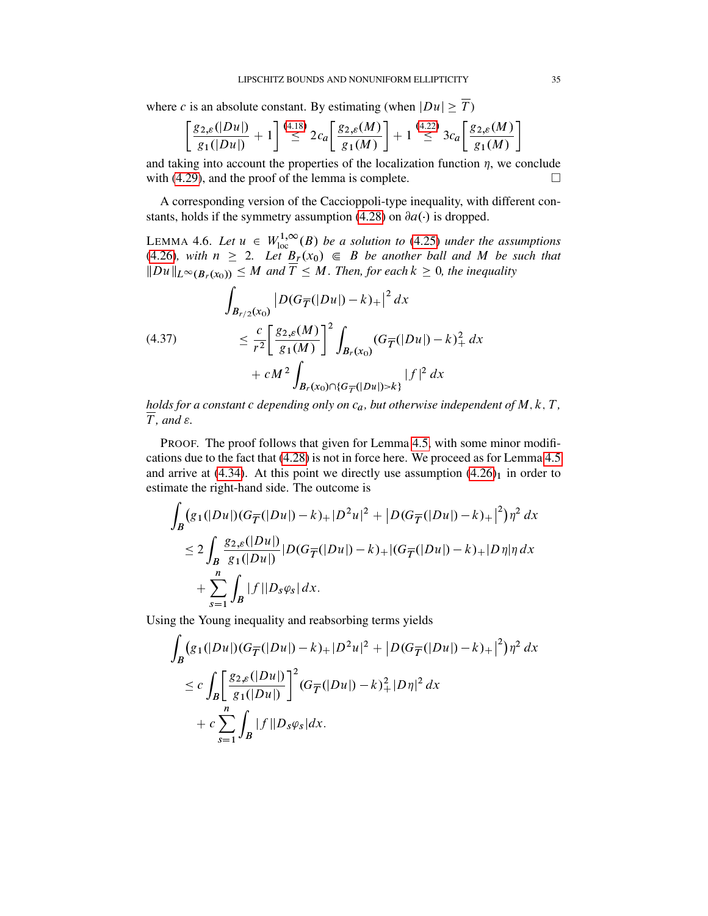where $c$ is an absolute constant. By estimating (when $|Du| \geq \overline{T}$)

$$\left[\frac{g_{2,\varepsilon}(|Du|)}{g_1(|Du|)} + 1\right] \stackrel{(4.18)}{\leq} 2c_a\left[\frac{g_{2,\varepsilon}(M)}{g_1(M)}\right] + 1 \stackrel{(4.22)}{\leq} 3c_a\left[\frac{g_{2,\varepsilon}(M)}{g_1(M)}\right]$$

and taking into account the properties of the localization function $\eta$, we conclude with (4.29), and the proof of the lemma is complete. □

A corresponding version of the Caccioppoli-type inequality, with different constants, holds if the symmetry assumption (4.28) on $\partial a(\cdot)$ is dropped.

LEMMA 4.6. *Let $u \in W^{1,\infty}_{\mathrm{loc}}(B)$ be a solution to (4.25) under the assumptions (4.26), with $n \geq 2$. Let $B_r(x_0) \Subset B$ be another ball and $M$ be such that $\|Du\|_{L^\infty(B_r(x_0))} \leq M$ and $\overline{T} \leq M$. Then, for each $k \geq 0$, the inequality*

$$\begin{aligned}
&\int_{B_{r/2}(x_0)} \left|D(G_{\overline{T}}(|Du|) - k)_+\right|^2 dx \\
(4.37) \qquad &\leq \frac{c}{r^2}\left[\frac{g_{2,\varepsilon}(M)}{g_1(M)}\right]^2 \int_{B_r(x_0)} (G_{\overline{T}}(|Du|) - k)_+^2\, dx \\
&\quad + cM^2 \int_{B_r(x_0)\cap\{G_{\overline{T}}(|Du|)>k\}} |f|^2\, dx
\end{aligned}$$

*holds for a constant $c$ depending only on $c_a$, but otherwise independent of $M, k, T$, $\overline{T}$, and $\varepsilon$.*

PROOF. The proof follows that given for Lemma 4.5, with some minor modifications due to the fact that (4.28) is not in force here. We proceed as for Lemma 4.5 and arrive at (4.34). At this point we directly use assumption $(4.26)_1$ in order to estimate the right-hand side. The outcome is

$$\begin{aligned}
&\int_B \left(g_1(|Du|)(G_{\overline{T}}(|Du|) - k)_+|D^2u|^2 + \left|D(G_{\overline{T}}(|Du|) - k)_+\right|^2\right)\eta^2\, dx \\
&\leq 2\int_B \frac{g_{2,\varepsilon}(|Du|)}{g_1(|Du|)} |D(G_{\overline{T}}(|Du|) - k)_+|(G_{\overline{T}}(|Du|) - k)_+|D\eta|\eta\, dx \\
&\quad + \sum_{s=1}^n \int_B |f||D_s\varphi_s|\, dx.
\end{aligned}$$

Using the Young inequality and reabsorbing terms yields

$$\begin{aligned}
&\int_B \left(g_1(|Du|)(G_{\overline{T}}(|Du|) - k)_+|D^2u|^2 + \left|D(G_{\overline{T}}(|Du|) - k)_+\right|^2\right)\eta^2\, dx \\
&\leq c\int_B \left[\frac{g_{2,\varepsilon}(|Du|)}{g_1(|Du|)}\right]^2 (G_{\overline{T}}(|Du|) - k)_+^2|D\eta|^2\, dx \\
&\quad + c\sum_{s=1}^n \int_B |f||D_s\varphi_s| dx.
\end{aligned}$$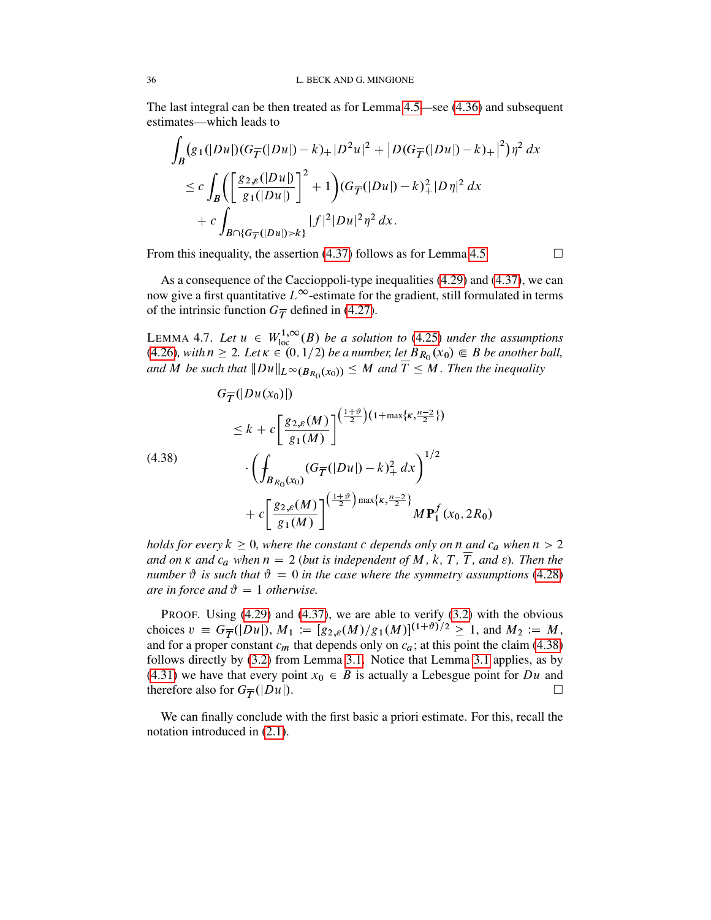The last integral can be then treated as for Lemma 4.5—see (4.36) and subsequent estimates—which leads to

$$
\begin{aligned}
\int_B \big(g_1(|Du|)(G_{\overline{T}}(|Du|)-k)_+|D^2u|^2 + \big|D(G_{\overline{T}}(|Du|)-k)_+\big|^2\big)\eta^2\,dx \\
\le c\int_B \bigg(\bigg[\frac{g_{2,\varepsilon}(|Du|)}{g_1(|Du|)}\bigg]^2+1\bigg)(G_{\overline{T}}(|Du|)-k)_+^2|D\eta|^2\,dx \\
+ c\int_{B\cap\{G_{\overline{T}}(|Du|)>k\}} |f|^2|Du|^2\eta^2\,dx.
\end{aligned}
$$

From this inequality, the assertion (4.37) follows as for Lemma 4.5. $\square$

As a consequence of the Caccioppoli-type inequalities (4.29) and (4.37), we can now give a first quantitative $L^\infty$-estimate for the gradient, still formulated in terms of the intrinsic function $G_{\overline{T}}$ defined in (4.27).

LEMMA 4.7. *Let $u \in W^{1,\infty}_{\mathrm{loc}}(B)$ be a solution to (4.25) under the assumptions (4.26), with $n \ge 2$. Let $\kappa \in (0,1/2)$ be a number, let $B_{R_0}(x_0) \Subset B$ be another ball, and $M$ be such that $\|Du\|_{L^\infty(B_{R_0}(x_0))} \le M$ and $\overline{T} \le M$. Then the inequality*

$$
\begin{aligned}
&G_{\overline{T}}(|Du(x_0)|) \\
&\quad\le k + c\bigg[\frac{g_{2,\varepsilon}(M)}{g_1(M)}\bigg]^{\left(\frac{1+\vartheta}{2}\right)\left(1+\max\{\kappa,\frac{n-2}{2}\}\right)} \\
&\qquad\cdot\bigg(\fint_{B_{R_0}(x_0)}(G_{\overline{T}}(|Du|)-k)_+^2\,dx\bigg)^{1/2} \\
&\qquad + c\bigg[\frac{g_{2,\varepsilon}(M)}{g_1(M)}\bigg]^{\left(\frac{1+\vartheta}{2}\right)\max\{\kappa,\frac{n-2}{2}\}} M\mathbf{P}_1^f(x_0,2R_0)
\end{aligned}
\tag{4.38}
$$

*holds for every $k \ge 0$, where the constant $c$ depends only on $n$ and $c_a$ when $n > 2$ and on $\kappa$ and $c_a$ when $n = 2$ (but is independent of $M$, $k$, $T$, $\overline{T}$, and $\varepsilon$). Then the number $\vartheta$ is such that $\vartheta = 0$ in the case where the symmetry assumptions (4.28) are in force and $\vartheta = 1$ otherwise.*

PROOF. Using (4.29) and (4.37), we are able to verify (3.2) with the obvious choices $v \equiv G_{\overline{T}}(|Du|)$, $M_1 := [g_{2,\varepsilon}(M)/g_1(M)]^{(1+\vartheta)/2} \ge 1$, and $M_2 := M$, and for a proper constant $c_m$ that depends only on $c_a$; at this point the claim (4.38) follows directly by (3.2) from Lemma 3.1. Notice that Lemma 3.1 applies, as by (4.31) we have that every point $x_0 \in B$ is actually a Lebesgue point for $Du$ and therefore also for $G_{\overline{T}}(|Du|)$. $\square$

We can finally conclude with the first basic a priori estimate. For this, recall the notation introduced in (2.1).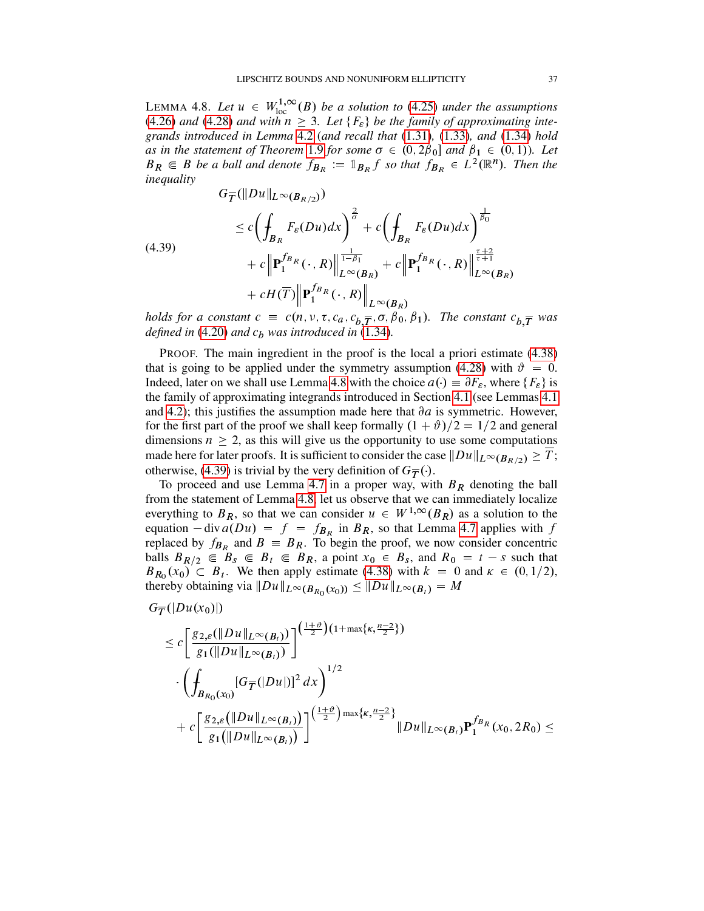LEMMA 4.8. *Let $u \in W^{1,\infty}_{\mathrm{loc}}(B)$ be a solution to (4.25) under the assumptions (4.26) and (4.28) and with $n \geq 3$. Let $\{F_\varepsilon\}$ be the family of approximating integrands introduced in Lemma 4.2 (and recall that (1.31), (1.33), and (1.34) hold as in the statement of Theorem 1.9 for some $\sigma \in (0, 2\beta_0]$ and $\beta_1 \in (0,1)$). Let $B_R \Subset B$ be a ball and denote $f_{B_R} := \mathbb{1}_{B_R} f$ so that $f_{B_R} \in L^2(\mathbb{R}^n)$. Then the inequality*

$$
\begin{aligned}
G_{\overline{T}}(\|Du\|_{L^\infty(B_{R/2})}) &\leq c\left(\fint_{B_R} F_\varepsilon(Du)\,dx\right)^{\frac{2}{\sigma}} + c\left(\fint_{B_R} F_\varepsilon(Du)\,dx\right)^{\frac{1}{\beta_0}} \\
&\quad + c\left\|\mathbf{P}_1^{f_{B_R}}(\cdot, R)\right\|_{L^\infty(B_R)}^{\frac{1}{1-\beta_1}} + c\left\|\mathbf{P}_1^{f_{B_R}}(\cdot, R)\right\|_{L^\infty(B_R)}^{\frac{\tau+2}{\tau+1}} \\
&\quad + cH(\overline{T})\left\|\mathbf{P}_1^{f_{B_R}}(\cdot, R)\right\|_{L^\infty(B_R)}
\end{aligned} \tag{4.39}
$$

*holds for a constant $c \equiv c(n, \nu, \tau, c_a, c_{b,\overline{T}}, \sigma, \beta_0, \beta_1)$. The constant $c_{b,\overline{T}}$ was defined in (4.20) and $c_b$ was introduced in (1.34).*

PROOF. The main ingredient in the proof is the local a priori estimate (4.38) that is going to be applied under the symmetry assumption (4.28) with $\vartheta = 0$. Indeed, later on we shall use Lemma 4.8 with the choice $a(\cdot) \equiv \partial F_\varepsilon$, where $\{F_\varepsilon\}$ is the family of approximating integrands introduced in Section 4.1 (see Lemmas 4.1 and 4.2); this justifies the assumption made here that $\partial a$ is symmetric. However, for the first part of the proof we shall keep formally $(1+\vartheta)/2 = 1/2$ and general dimensions $n \geq 2$, as this will give us the opportunity to use some computations made here for later proofs. It is sufficient to consider the case $\|Du\|_{L^\infty(B_{R/2})} \geq \overline{T}$; otherwise, (4.39) is trivial by the very definition of $G_{\overline{T}}(\cdot)$.

To proceed and use Lemma 4.7 in a proper way, with $B_R$ denoting the ball from the statement of Lemma 4.8, let us observe that we can immediately localize everything to $B_R$, so that we can consider $u \in W^{1,\infty}(B_R)$ as a solution to the equation $-\operatorname{div} a(Du) = f = f_{B_R}$ in $B_R$, so that Lemma 4.7 applies with $f$ replaced by $f_{B_R}$ and $B \equiv B_R$. To begin the proof, we now consider concentric balls $B_{R/2} \Subset B_s \Subset B_t \Subset B_R$, a point $x_0 \in B_s$, and $R_0 = t - s$ such that $B_{R_0}(x_0) \subset B_t$. We then apply estimate (4.38) with $k = 0$ and $\kappa \in (0, 1/2)$, thereby obtaining via $\|Du\|_{L^\infty(B_{R_0}(x_0))} \leq \|Du\|_{L^\infty(B_t)} = M$

$$
\begin{aligned}
G_{\overline{T}}(|Du(x_0)|) &\leq c\left[\frac{g_{2,\varepsilon}(\|Du\|_{L^\infty(B_t)})}{g_1(\|Du\|_{L^\infty(B_t)})}\right]^{\left(\frac{1+\vartheta}{2}\right)\left(1+\max\{\kappa, \frac{n-2}{2}\}\right)} \\
&\quad \cdot \left(\fint_{B_{R_0}(x_0)} [G_{\overline{T}}(|Du|)]^2\,dx\right)^{1/2} \\
&\quad + c\left[\frac{g_{2,\varepsilon}\big(\|Du\|_{L^\infty(B_t)}\big)}{g_1\big(\|Du\|_{L^\infty(B_t)}\big)}\right]^{\left(\frac{1+\vartheta}{2}\right)\max\{\kappa, \frac{n-2}{2}\}} \|Du\|_{L^\infty(B_t)} \mathbf{P}_1^{f_{B_R}}(x_0, 2R_0) \leq
\end{aligned}
$$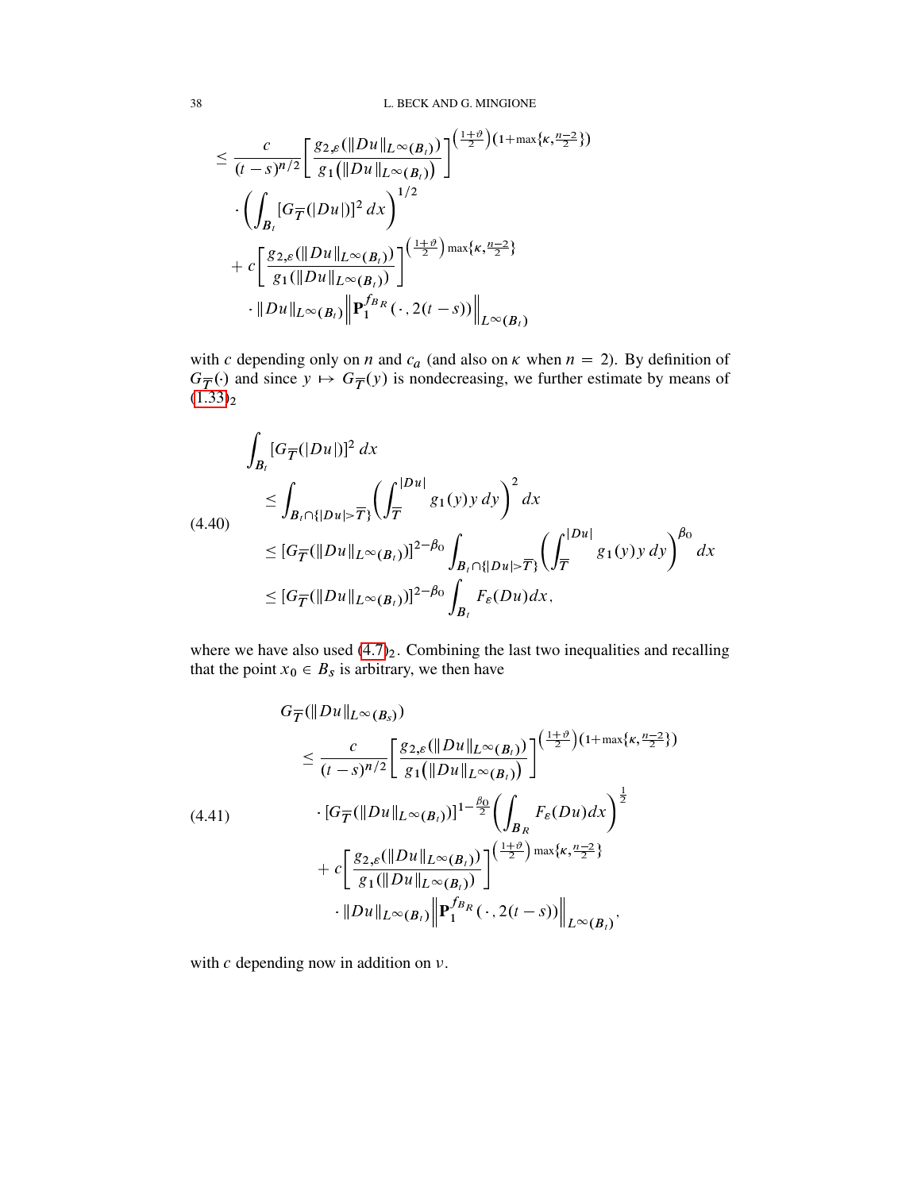$$
\begin{aligned}
&\leq \frac{c}{(t-s)^{n/2}}\left[\frac{g_{2,\varepsilon}(\|Du\|_{L^\infty(B_t)})}{g_1\big(\|Du\|_{L^\infty(B_t)}\big)}\right]^{\left(\frac{1+\vartheta}{2}\right)\left(1+\max\{\kappa,\frac{n-2}{2}\}\right)} \\
&\quad\cdot\left(\int_{B_t}[G_{\overline{T}}(|Du|)]^2\,dx\right)^{1/2} \\
&\quad + c\left[\frac{g_{2,\varepsilon}(\|Du\|_{L^\infty(B_t)})}{g_1(\|Du\|_{L^\infty(B_t)})}\right]^{\left(\frac{1+\vartheta}{2}\right)\max\{\kappa,\frac{n-2}{2}\}} \\
&\quad\cdot\|Du\|_{L^\infty(B_t)}\left\|\mathbf{P}_1^{f_{B_R}}(\,\cdot\,,2(t-s))\right\|_{L^\infty(B_t)}
\end{aligned}
$$

with $c$ depending only on $n$ and $c_a$ (and also on $\kappa$ when $n=2$). By definition of $G_{\overline{T}}(\cdot)$ and since $y\mapsto G_{\overline{T}}(y)$ is nondecreasing, we further estimate by means of (1.33)$_2$

$$
\begin{aligned}
&\int_{B_t}[G_{\overline{T}}(|Du|)]^2\,dx \\
&\quad\leq \int_{B_t\cap\{|Du|>\overline{T}\}}\left(\int_{\overline{T}}^{|Du|}g_1(y)\,y\,dy\right)^2dx \\
&\quad\leq [G_{\overline{T}}(\|Du\|_{L^\infty(B_t)})]^{2-\beta_0}\int_{B_t\cap\{|Du|>\overline{T}\}}\left(\int_{\overline{T}}^{|Du|}g_1(y)\,y\,dy\right)^{\beta_0}dx \\
&\quad\leq [G_{\overline{T}}(\|Du\|_{L^\infty(B_t)})]^{2-\beta_0}\int_{B_t}F_\varepsilon(Du)dx,
\end{aligned}
\tag{4.40}
$$

where we have also used (4.7)$_2$. Combining the last two inequalities and recalling that the point $x_0\in B_s$ is arbitrary, we then have

$$
\begin{aligned}
&G_{\overline{T}}(\|Du\|_{L^\infty(B_s)}) \\
&\quad\leq \frac{c}{(t-s)^{n/2}}\left[\frac{g_{2,\varepsilon}(\|Du\|_{L^\infty(B_t)})}{g_1\big(\|Du\|_{L^\infty(B_t)}\big)}\right]^{\left(\frac{1+\vartheta}{2}\right)\left(1+\max\{\kappa,\frac{n-2}{2}\}\right)} \\
&\quad\quad\cdot[G_{\overline{T}}(\|Du\|_{L^\infty(B_t)})]^{1-\frac{\beta_0}{2}}\left(\int_{B_R}F_\varepsilon(Du)dx\right)^{\frac{1}{2}} \\
&\quad\quad + c\left[\frac{g_{2,\varepsilon}(\|Du\|_{L^\infty(B_t)})}{g_1(\|Du\|_{L^\infty(B_t)})}\right]^{\left(\frac{1+\vartheta}{2}\right)\max\{\kappa,\frac{n-2}{2}\}} \\
&\quad\quad\cdot\|Du\|_{L^\infty(B_t)}\left\|\mathbf{P}_1^{f_{B_R}}(\,\cdot\,,2(t-s))\right\|_{L^\infty(B_t)},
\end{aligned}
\tag{4.41}
$$

with $c$ depending now in addition on $\nu$.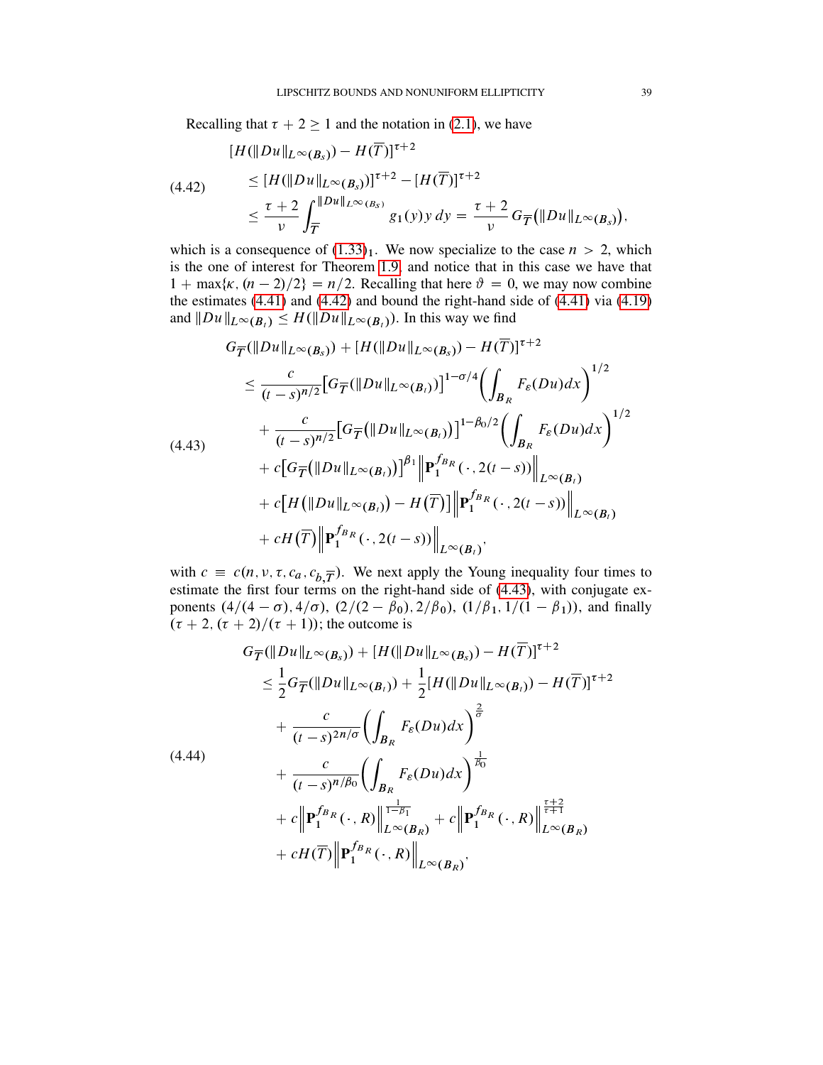Recalling that $\tau + 2 \geq 1$ and the notation in (2.1), we have

$$
\begin{aligned}
&[H(\|Du\|_{L^\infty(B_s)}) - H(\overline{T})]^{\tau+2} \\
&\leq [H(\|Du\|_{L^\infty(B_s)})]^{\tau+2} - [H(\overline{T})]^{\tau+2} \\
&\leq \frac{\tau+2}{\nu} \int_{\overline{T}}^{\|Du\|_{L^\infty(B_s)}} g_1(y) y \, dy = \frac{\tau+2}{\nu} G_{\overline{T}}\big(\|Du\|_{L^\infty(B_s)}\big),
\end{aligned}
\tag{4.42}
$$

which is a consequence of $(1.33)_1$. We now specialize to the case $n > 2$, which is the one of interest for Theorem 1.9, and notice that in this case we have that $1 + \max\{\kappa, (n-2)/2\} = n/2$. Recalling that here $\vartheta = 0$, we may now combine the estimates (4.41) and (4.42) and bound the right-hand side of (4.41) via (4.19) and $\|Du\|_{L^\infty(B_t)} \leq H(\|Du\|_{L^\infty(B_t)})$. In this way we find

$$
\begin{aligned}
&G_{\overline{T}}(\|Du\|_{L^\infty(B_s)}) + [H(\|Du\|_{L^\infty(B_s)}) - H(\overline{T})]^{\tau+2} \\
&\leq \frac{c}{(t-s)^{n/2}} \big[G_{\overline{T}}(\|Du\|_{L^\infty(B_t)})\big]^{1-\sigma/4} \bigg(\int_{B_R} F_\varepsilon(Du)dx\bigg)^{1/2} \\
&\quad + \frac{c}{(t-s)^{n/2}} \big[G_{\overline{T}}\big(\|Du\|_{L^\infty(B_t)}\big)\big]^{1-\beta_0/2} \bigg(\int_{B_R} F_\varepsilon(Du)dx\bigg)^{1/2} \\
&\quad + c\big[G_{\overline{T}}\big(\|Du\|_{L^\infty(B_t)}\big)\big]^{\beta_1} \Big\| \mathbf{P}_1^{f_{B_R}}(\cdot, 2(t-s)) \Big\|_{L^\infty(B_t)} \\
&\quad + c\big[H\big(\|Du\|_{L^\infty(B_t)}\big) - H\big(\overline{T}\big)\big] \Big\| \mathbf{P}_1^{f_{B_R}}(\cdot, 2(t-s)) \Big\|_{L^\infty(B_t)} \\
&\quad + cH\big(\overline{T}\big) \Big\| \mathbf{P}_1^{f_{B_R}}(\cdot, 2(t-s)) \Big\|_{L^\infty(B_t)},
\end{aligned}
\tag{4.43}
$$

with $c \equiv c(n, \nu, \tau, c_a, c_{b,\overline{T}})$. We next apply the Young inequality four times to estimate the first four terms on the right-hand side of (4.43), with conjugate exponents $(4/(4-\sigma), 4/\sigma)$, $(2/(2-\beta_0), 2/\beta_0)$, $(1/\beta_1, 1/(1-\beta_1))$, and finally $(\tau+2, (\tau+2)/(\tau+1))$; the outcome is

$$
\begin{aligned}
&G_{\overline{T}}(\|Du\|_{L^\infty(B_s)}) + [H(\|Du\|_{L^\infty(B_s)}) - H(\overline{T})]^{\tau+2} \\
&\leq \frac{1}{2} G_{\overline{T}}(\|Du\|_{L^\infty(B_t)}) + \frac{1}{2}[H(\|Du\|_{L^\infty(B_t)}) - H(\overline{T})]^{\tau+2} \\
&\quad + \frac{c}{(t-s)^{2n/\sigma}} \bigg(\int_{B_R} F_\varepsilon(Du)dx\bigg)^{\frac{2}{\sigma}} \\
&\quad + \frac{c}{(t-s)^{n/\beta_0}} \bigg(\int_{B_R} F_\varepsilon(Du)dx\bigg)^{\frac{1}{\beta_0}} \\
&\quad + c\Big\| \mathbf{P}_1^{f_{B_R}}(\cdot, R) \Big\|_{L^\infty(B_R)}^{\frac{1}{1-\beta_1}} + c\Big\| \mathbf{P}_1^{f_{B_R}}(\cdot, R) \Big\|_{L^\infty(B_R)}^{\frac{\tau+2}{\tau+1}} \\
&\quad + cH(\overline{T}) \Big\| \mathbf{P}_1^{f_{B_R}}(\cdot, R) \Big\|_{L^\infty(B_R)},
\end{aligned}
\tag{4.44}
$$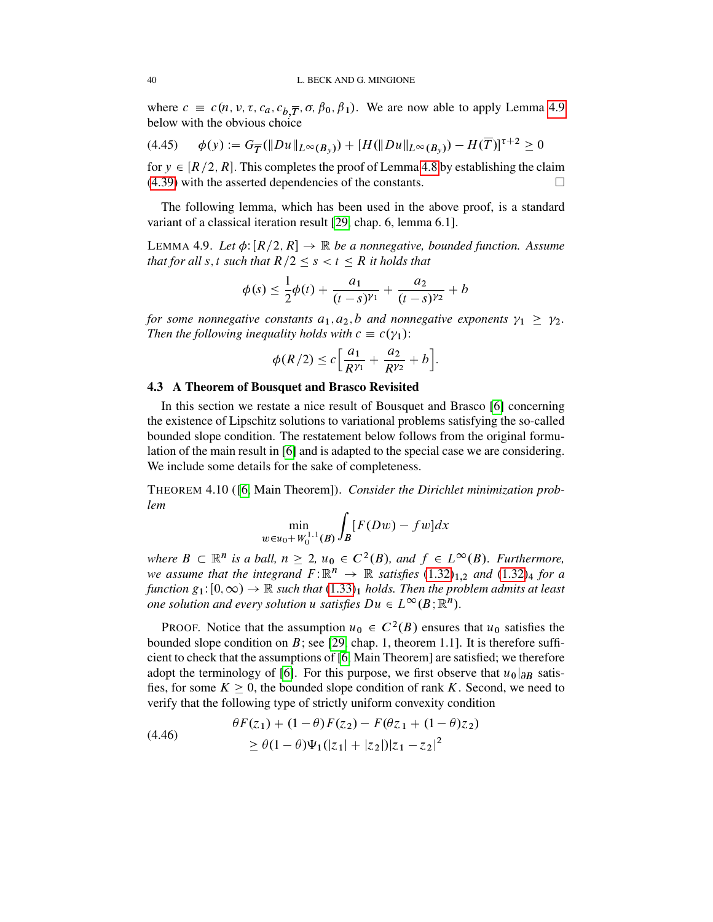where $c \equiv c(n, \nu, \tau, c_a, c_{b,\overline{T}}, \sigma, \beta_0, \beta_1)$. We are now able to apply Lemma 4.9 below with the obvious choice

$$\phi(y) := G_{\overline{T}}(\|Du\|_{L^\infty(B_y)}) + [H(\|Du\|_{L^\infty(B_y)}) - H(\overline{T})]^{\tau+2} \geq 0 \tag{4.45}$$

for $y \in [R/2, R]$. This completes the proof of Lemma 4.8 by establishing the claim (4.39) with the asserted dependencies of the constants. $\square$

The following lemma, which has been used in the above proof, is a standard variant of a classical iteration result [29, chap. 6, lemma 6.1].

LEMMA 4.9. *Let $\phi: [R/2, R] \to \mathbb{R}$ be a nonnegative, bounded function. Assume that for all $s, t$ such that $R/2 \leq s < t \leq R$ it holds that*

$$\phi(s) \leq \frac{1}{2}\phi(t) + \frac{a_1}{(t-s)^{\gamma_1}} + \frac{a_2}{(t-s)^{\gamma_2}} + b$$

*for some nonnegative constants $a_1, a_2, b$ and nonnegative exponents $\gamma_1 \geq \gamma_2$. Then the following inequality holds with $c \equiv c(\gamma_1)$:*

$$\phi(R/2) \leq c\left[\frac{a_1}{R^{\gamma_1}} + \frac{a_2}{R^{\gamma_2}} + b\right].$$

### 4.3 A Theorem of Bousquet and Brasco Revisited

In this section we restate a nice result of Bousquet and Brasco [6] concerning the existence of Lipschitz solutions to variational problems satisfying the so-called bounded slope condition. The restatement below follows from the original formulation of the main result in [6] and is adapted to the special case we are considering. We include some details for the sake of completeness.

THEOREM 4.10 ([6, Main Theorem]). *Consider the Dirichlet minimization problem*

$$\min_{w \in u_0 + W_0^{1,1}(B)} \int_B [F(Dw) - fw]dx$$

*where $B \subset \mathbb{R}^n$ is a ball, $n \geq 2$, $u_0 \in C^2(B)$, and $f \in L^\infty(B)$. Furthermore, we assume that the integrand $F: \mathbb{R}^n \to \mathbb{R}$ satisfies $(1.32)_{1,2}$ and $(1.32)_4$ for a function $g_1: [0, \infty) \to \mathbb{R}$ such that $(1.33)_1$ holds. Then the problem admits at least one solution and every solution $u$ satisfies $Du \in L^\infty(B; \mathbb{R}^n)$.*

PROOF. Notice that the assumption $u_0 \in C^2(B)$ ensures that $u_0$ satisfies the bounded slope condition on $B$; see [29, chap. 1, theorem 1.1]. It is therefore sufficient to check that the assumptions of [6, Main Theorem] are satisfied; we therefore adopt the terminology of [6]. For this purpose, we first observe that $u_0|_{\partial B}$ satisfies, for some $K \geq 0$, the bounded slope condition of rank $K$. Second, we need to verify that the following type of strictly uniform convexity condition

$$\begin{aligned} &\theta F(z_1) + (1-\theta)F(z_2) - F(\theta z_1 + (1-\theta)z_2) \\ &\qquad \geq \theta(1-\theta)\Psi_1(|z_1| + |z_2|)|z_1 - z_2|^2 \end{aligned} \tag{4.46}$$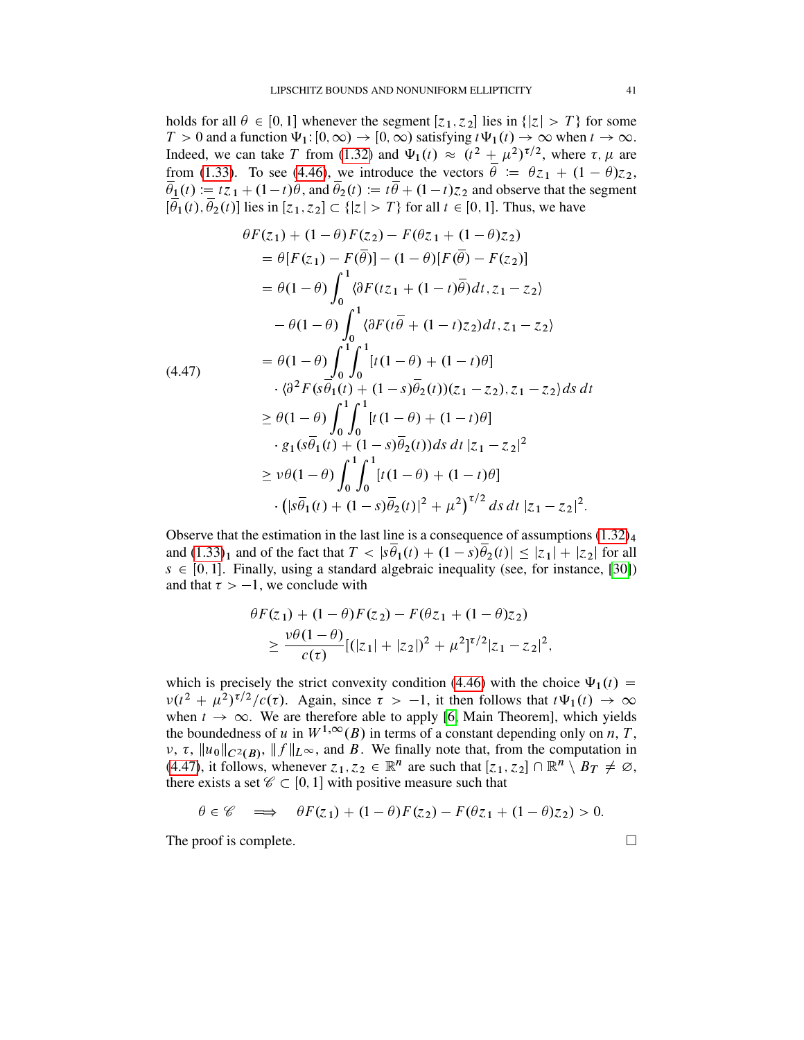holds for all $\theta \in [0,1]$ whenever the segment $[z_1, z_2]$ lies in $\{|z| > T\}$ for some $T > 0$ and a function $\Psi_1 : [0,\infty) \to [0,\infty)$ satisfying $t\Psi_1(t) \to \infty$ when $t \to \infty$. Indeed, we can take $T$ from (1.32) and $\Psi_1(t) \approx (t^2 + \mu^2)^{\tau/2}$, where $\tau, \mu$ are from (1.33). To see (4.46), we introduce the vectors $\overline{\theta} := \theta z_1 + (1-\theta) z_2$, $\overline{\theta}_1(t) := t z_1 + (1-t)\overline{\theta}$, and $\overline{\theta}_2(t) := t\overline{\theta} + (1-t) z_2$ and observe that the segment $[\overline{\theta}_1(t), \overline{\theta}_2(t)]$ lies in $[z_1, z_2] \subset \{|z| > T\}$ for all $t \in [0,1]$. Thus, we have

$$
\begin{aligned}
&\theta F(z_1) + (1-\theta)F(z_2) - F(\theta z_1 + (1-\theta) z_2) \\
&\quad = \theta[F(z_1) - F(\overline{\theta})] - (1-\theta)[F(\overline{\theta}) - F(z_2)] \\
&\quad = \theta(1-\theta)\int_0^1 \langle \partial F(t z_1 + (1-t)\overline{\theta}) dt, z_1 - z_2 \rangle \\
&\qquad - \theta(1-\theta)\int_0^1 \langle \partial F(t\overline{\theta} + (1-t) z_2) dt, z_1 - z_2 \rangle \\
&\quad = \theta(1-\theta)\int_0^1\int_0^1 [t(1-\theta) + (1-t)\theta] \\
&\qquad \cdot \langle \partial^2 F(s\overline{\theta}_1(t) + (1-s)\overline{\theta}_2(t))(z_1 - z_2), z_1 - z_2 \rangle ds\, dt \\
&\quad \geq \theta(1-\theta)\int_0^1\int_0^1 [t(1-\theta) + (1-t)\theta] \\
&\qquad \cdot g_1(s\overline{\theta}_1(t) + (1-s)\overline{\theta}_2(t)) ds\, dt\, |z_1 - z_2|^2 \\
&\quad \geq \nu\theta(1-\theta)\int_0^1\int_0^1 [t(1-\theta) + (1-t)\theta] \\
&\qquad \cdot \left(|s\overline{\theta}_1(t) + (1-s)\overline{\theta}_2(t)|^2 + \mu^2\right)^{\tau/2} ds\, dt\, |z_1 - z_2|^2.
\end{aligned}
\tag{4.47}
$$

Observe that the estimation in the last line is a consequence of assumptions $(1.32)_4$ and $(1.33)_1$ and of the fact that $T < |s\overline{\theta}_1(t) + (1-s)\overline{\theta}_2(t)| \leq |z_1| + |z_2|$ for all $s \in [0,1]$. Finally, using a standard algebraic inequality (see, for instance, [30]) and that $\tau > -1$, we conclude with

$$
\begin{aligned}
&\theta F(z_1) + (1-\theta)F(z_2) - F(\theta z_1 + (1-\theta) z_2) \\
&\quad \geq \frac{\nu\theta(1-\theta)}{c(\tau)}[(|z_1| + |z_2|)^2 + \mu^2]^{\tau/2}|z_1 - z_2|^2,
\end{aligned}
$$

which is precisely the strict convexity condition (4.46) with the choice $\Psi_1(t) = \nu(t^2 + \mu^2)^{\tau/2}/c(\tau)$. Again, since $\tau > -1$, it then follows that $t\Psi_1(t) \to \infty$ when $t \to \infty$. We are therefore able to apply [6, Main Theorem], which yields the boundedness of $u$ in $W^{1,\infty}(B)$ in terms of a constant depending only on $n$, $T$, $\nu$, $\tau$, $\|u_0\|_{C^2(B)}$, $\|f\|_{L^\infty}$, and $B$. We finally note that, from the computation in (4.47), it follows, whenever $z_1, z_2 \in \mathbb{R}^n$ are such that $[z_1, z_2] \cap \mathbb{R}^n \setminus B_T \neq \varnothing$, there exists a set $\mathscr{C} \subset [0,1]$ with positive measure such that

$$
\theta \in \mathscr{C} \quad \Longrightarrow \quad \theta F(z_1) + (1-\theta)F(z_2) - F(\theta z_1 + (1-\theta) z_2) > 0.
$$

The proof is complete. $\square$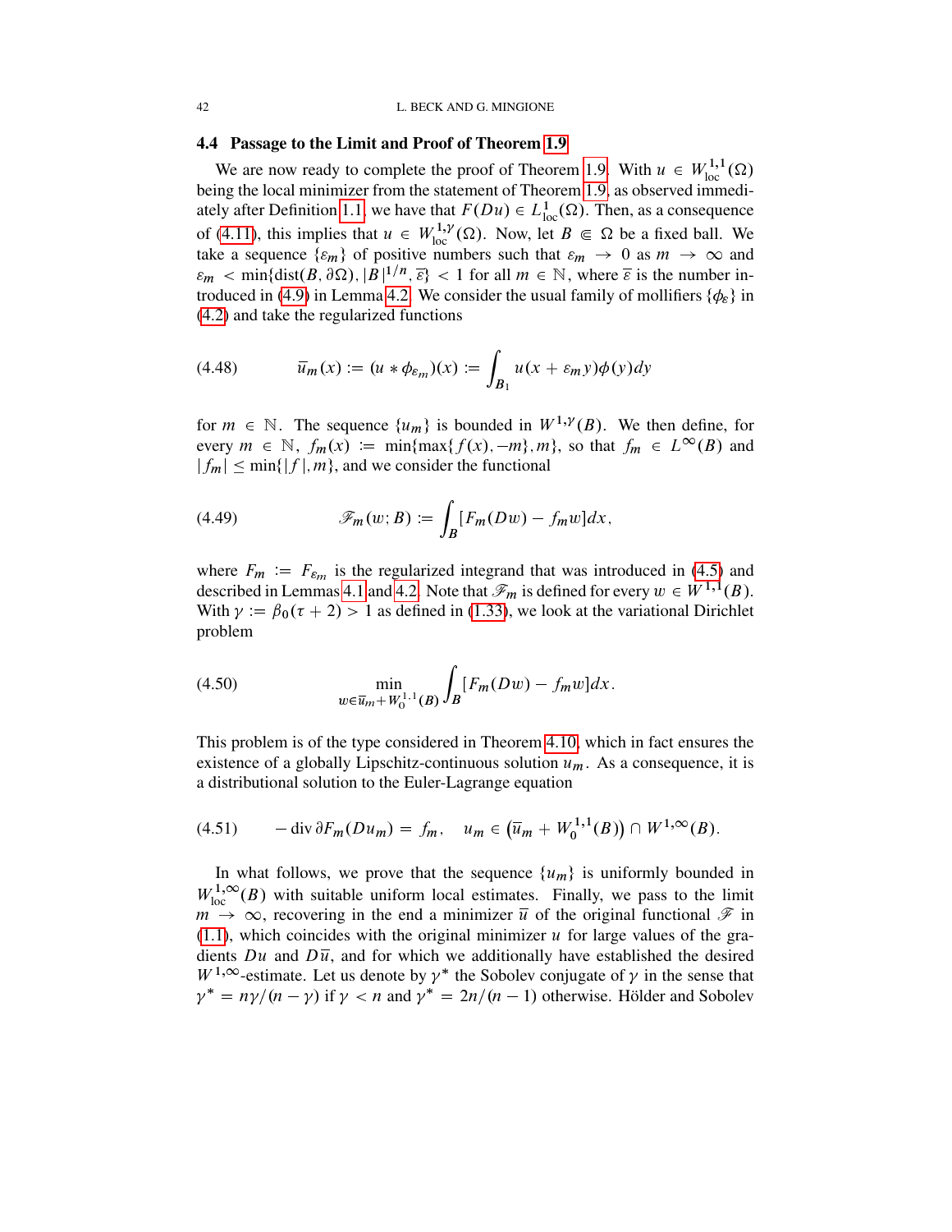### 4.4 Passage to the Limit and Proof of Theorem 1.9

We are now ready to complete the proof of Theorem 1.9. With $u \in W^{1,1}_{\mathrm{loc}}(\Omega)$ being the local minimizer from the statement of Theorem 1.9, as observed immediately after Definition 1.1, we have that $F(Du) \in L^1_{\mathrm{loc}}(\Omega)$. Then, as a consequence of (4.11), this implies that $u \in W^{1,\gamma}_{\mathrm{loc}}(\Omega)$. Now, let $B \Subset \Omega$ be a fixed ball. We take a sequence $\{\varepsilon_m\}$ of positive numbers such that $\varepsilon_m \to 0$ as $m \to \infty$ and $\varepsilon_m < \min\{\mathrm{dist}(B, \partial\Omega), |B|^{1/n}, \bar{\varepsilon}\} < 1$ for all $m \in \mathbb{N}$, where $\bar{\varepsilon}$ is the number introduced in (4.9) in Lemma 4.2. We consider the usual family of mollifiers $\{\phi_\varepsilon\}$ in (4.2) and take the regularized functions

$$\bar{u}_m(x) := (u * \phi_{\varepsilon_m})(x) := \int_{B_1} u(x + \varepsilon_m y)\phi(y)dy \tag{4.48}$$

for $m \in \mathbb{N}$. The sequence $\{u_m\}$ is bounded in $W^{1,\gamma}(B)$. We then define, for every $m \in \mathbb{N}$, $f_m(x) := \min\{\max\{f(x), -m\}, m\}$, so that $f_m \in L^\infty(B)$ and $|f_m| \leq \min\{|f|, m\}$, and we consider the functional

$$\mathscr{F}_m(w; B) := \int_B [F_m(Dw) - f_m w]dx, \tag{4.49}$$

where $F_m := F_{\varepsilon_m}$ is the regularized integrand that was introduced in (4.5) and described in Lemmas 4.1 and 4.2. Note that $\mathscr{F}_m$ is defined for every $w \in W^{1,1}(B)$. With $\gamma := \beta_0(\tau + 2) > 1$ as defined in (1.33), we look at the variational Dirichlet problem

$$\min_{w \in \bar{u}_m + W^{1,1}_0(B)} \int_B [F_m(Dw) - f_m w]dx. \tag{4.50}$$

This problem is of the type considered in Theorem 4.10, which in fact ensures the existence of a globally Lipschitz-continuous solution $u_m$. As a consequence, it is a distributional solution to the Euler-Lagrange equation

$$-\operatorname{div} \partial F_m(Du_m) = f_m, \quad u_m \in \left(\bar{u}_m + W^{1,1}_0(B)\right) \cap W^{1,\infty}(B). \tag{4.51}$$

In what follows, we prove that the sequence $\{u_m\}$ is uniformly bounded in $W^{1,\infty}_{\mathrm{loc}}(B)$ with suitable uniform local estimates. Finally, we pass to the limit $m \to \infty$, recovering in the end a minimizer $\bar{u}$ of the original functional $\mathscr{F}$ in (1.1), which coincides with the original minimizer $u$ for large values of the gradients $Du$ and $D\bar{u}$, and for which we additionally have established the desired $W^{1,\infty}$-estimate. Let us denote by $\gamma^*$ the Sobolev conjugate of $\gamma$ in the sense that $\gamma^* = n\gamma/(n - \gamma)$ if $\gamma < n$ and $\gamma^* = 2n/(n-1)$ otherwise. Hölder and Sobolev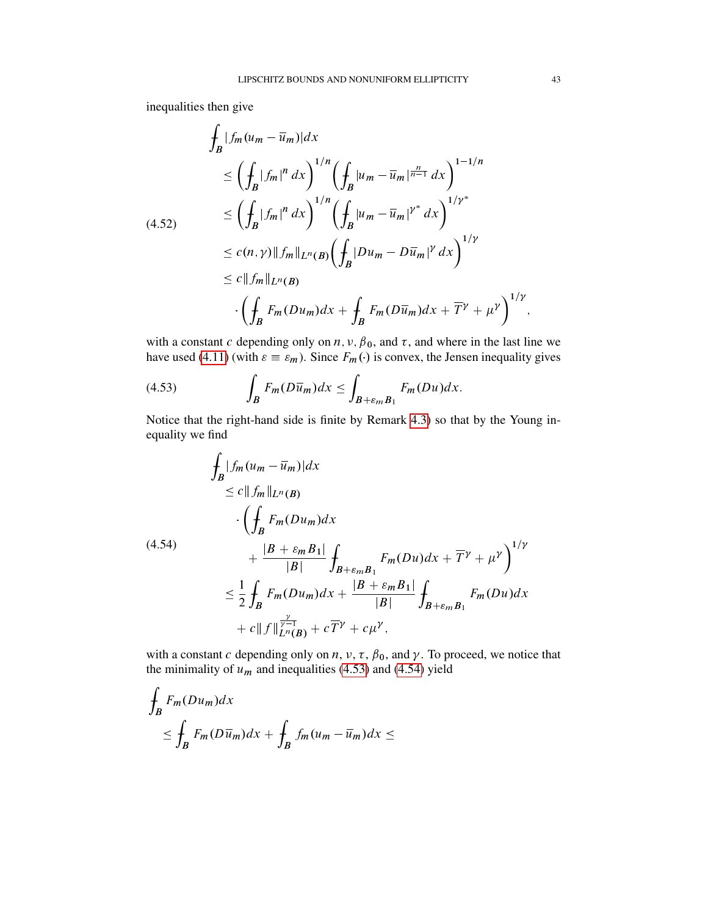inequalities then give

$$
\begin{aligned}
&\fint_B |f_m(u_m - \bar{u}_m)|dx \\
&\quad \leq \left(\fint_B |f_m|^n\,dx\right)^{1/n}\left(\fint_B |u_m - \bar{u}_m|^{\frac{n}{n-1}}\,dx\right)^{1-1/n} \\
&\quad \leq \left(\fint_B |f_m|^n\,dx\right)^{1/n}\left(\fint_B |u_m - \bar{u}_m|^{\gamma^*}\,dx\right)^{1/\gamma^*} \\
&\quad \leq c(n,\gamma)\|f_m\|_{L^n(B)}\left(\fint_B |Du_m - D\bar{u}_m|^{\gamma}\,dx\right)^{1/\gamma} \\
&\quad \leq c\|f_m\|_{L^n(B)} \\
&\qquad \cdot \left(\fint_B F_m(Du_m)dx + \fint_B F_m(D\bar{u}_m)dx + \overline{T}^{\gamma} + \mu^{\gamma}\right)^{1/\gamma},
\end{aligned}
\tag{4.52}
$$

with a constant $c$ depending only on $n, \nu, \beta_0$, and $\tau$, and where in the last line we have used (4.11) (with $\varepsilon \equiv \varepsilon_m$). Since $F_m(\cdot)$ is convex, the Jensen inequality gives

$$
\int_B F_m(D\bar{u}_m)dx \leq \int_{B+\varepsilon_m B_1} F_m(Du)dx. \tag{4.53}
$$

Notice that the right-hand side is finite by Remark 4.3) so that by the Young inequality we find

$$
\begin{aligned}
&\fint_B |f_m(u_m - \bar{u}_m)|dx \\
&\quad \leq c\|f_m\|_{L^n(B)} \\
&\qquad \cdot \left(\fint_B F_m(Du_m)dx\right. \\
&\qquad\quad \left. + \frac{|B+\varepsilon_m B_1|}{|B|}\fint_{B+\varepsilon_m B_1} F_m(Du)dx + \overline{T}^{\gamma} + \mu^{\gamma}\right)^{1/\gamma} \\
&\quad \leq \frac{1}{2}\fint_B F_m(Du_m)dx + \frac{|B+\varepsilon_m B_1|}{|B|}\fint_{B+\varepsilon_m B_1} F_m(Du)dx \\
&\qquad + c\|f\|_{L^n(B)}^{\frac{\gamma}{\gamma-1}} + c\overline{T}^{\gamma} + c\mu^{\gamma},
\end{aligned}
\tag{4.54}
$$

with a constant $c$ depending only on $n, \nu, \tau, \beta_0$, and $\gamma$. To proceed, we notice that the minimality of $u_m$ and inequalities (4.53) and (4.54) yield

$$
\begin{aligned}
&\fint_B F_m(Du_m)dx \\
&\quad \leq \fint_B F_m(D\bar{u}_m)dx + \fint_B f_m(u_m - \bar{u}_m)dx \leq
\end{aligned}
$$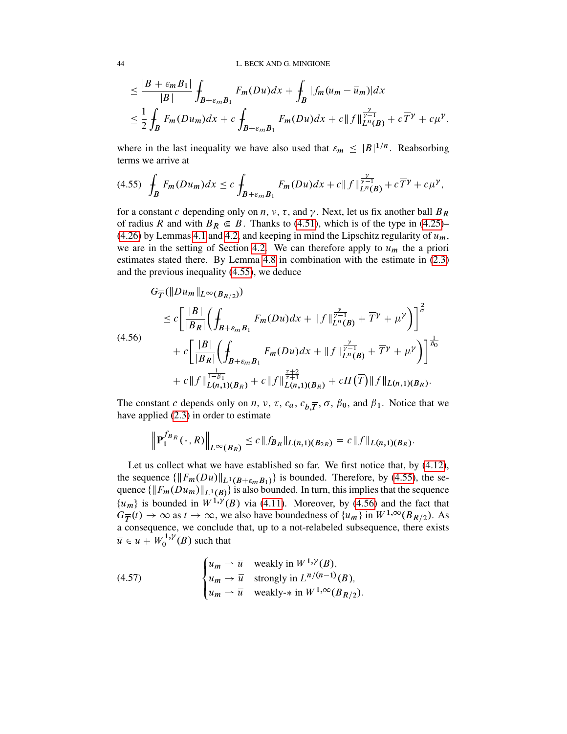$$
\leq \frac{|B+\varepsilon_m B_1|}{|B|} \fint_{B+\varepsilon_m B_1} F_m(Du)\,dx + \fint_B |f_m(u_m - \overline{u}_m)|\,dx
$$

$$
\leq \frac{1}{2}\fint_B F_m(Du_m)\,dx + c\fint_{B+\varepsilon_m B_1} F_m(Du)\,dx + c\|f\|_{L^n(B)}^{\frac{\gamma}{\gamma-1}} + c\overline{T}^\gamma + c\mu^\gamma,
$$

where in the last inequality we have also used that $\varepsilon_m \leq |B|^{1/n}$. Reabsorbing terms we arrive at

$$
\fint_B F_m(Du_m)\,dx \leq c\fint_{B+\varepsilon_m B_1} F_m(Du)\,dx + c\|f\|_{L^n(B)}^{\frac{\gamma}{\gamma-1}} + c\overline{T}^\gamma + c\mu^\gamma, \tag{4.55}
$$

for a constant $c$ depending only on $n$, $\nu$, $\tau$, and $\gamma$. Next, let us fix another ball $B_R$ of radius $R$ and with $B_R \Subset B$. Thanks to (4.51), which is of the type in (4.25)–(4.26) by Lemmas 4.1 and 4.2, and keeping in mind the Lipschitz regularity of $u_m$, we are in the setting of Section 4.2. We can therefore apply to $u_m$ the a priori estimates stated there. By Lemma 4.8 in combination with the estimate in (2.3) and the previous inequality (4.55), we deduce

$$
\begin{aligned}
G_{\overline{T}}(\|Du_m\|_{L^\infty(B_{R/2})}) &\leq c\left[\frac{|B|}{|B_R|}\left(\fint_{B+\varepsilon_m B_1} F_m(Du)\,dx + \|f\|_{L^n(B)}^{\frac{\gamma}{\gamma-1}} + \overline{T}^\gamma + \mu^\gamma\right)\right]^{\frac{2}{\sigma}} \\
&\quad + c\left[\frac{|B|}{|B_R|}\left(\fint_{B+\varepsilon_m B_1} F_m(Du)\,dx + \|f\|_{L^n(B)}^{\frac{\gamma}{\gamma-1}} + \overline{T}^\gamma + \mu^\gamma\right)\right]^{\frac{1}{\beta_0}} \\
&\quad + c\|f\|_{L(n,1)(B_R)}^{\frac{1}{1-\beta_1}} + c\|f\|_{L(n,1)(B_R)}^{\frac{\tau+2}{\tau+1}} + cH(\overline{T})\|f\|_{L(n,1)(B_R)}.
\end{aligned} \tag{4.56}
$$

The constant $c$ depends only on $n$, $\nu$, $\tau$, $c_a$, $c_{b,\overline{T}}$, $\sigma$, $\beta_0$, and $\beta_1$. Notice that we have applied (2.3) in order to estimate

$$
\left\|\mathbf{P}_1^{f_{B_R}}(\cdot\,, R)\right\|_{L^\infty(B_R)} \leq c\|f_{B_R}\|_{L(n,1)(B_{2R})} = c\|f\|_{L(n,1)(B_R)}.
$$

Let us collect what we have established so far. We first notice that, by (4.12), the sequence $\{\|F_m(Du)\|_{L^1(B+\varepsilon_m B_1)}\}$ is bounded. Therefore, by (4.55), the sequence $\{\|F_m(Du_m)\|_{L^1(B)}\}$ is also bounded. In turn, this implies that the sequence $\{u_m\}$ is bounded in $W^{1,\gamma}(B)$ via (4.11). Moreover, by (4.56) and the fact that $G_{\overline{T}}(t) \to \infty$ as $t \to \infty$, we also have boundedness of $\{u_m\}$ in $W^{1,\infty}(B_{R/2})$. As a consequence, we conclude that, up to a not-relabeled subsequence, there exists $\overline{u} \in u + W_0^{1,\gamma}(B)$ such that

$$
\begin{cases}
u_m \rightharpoonup \overline{u} & \text{weakly in } W^{1,\gamma}(B), \\
u_m \to \overline{u} & \text{strongly in } L^{n/(n-1)}(B), \\
u_m \rightharpoonup \overline{u} & \text{weakly-}* \text{ in } W^{1,\infty}(B_{R/2}).
\end{cases} \tag{4.57}
$$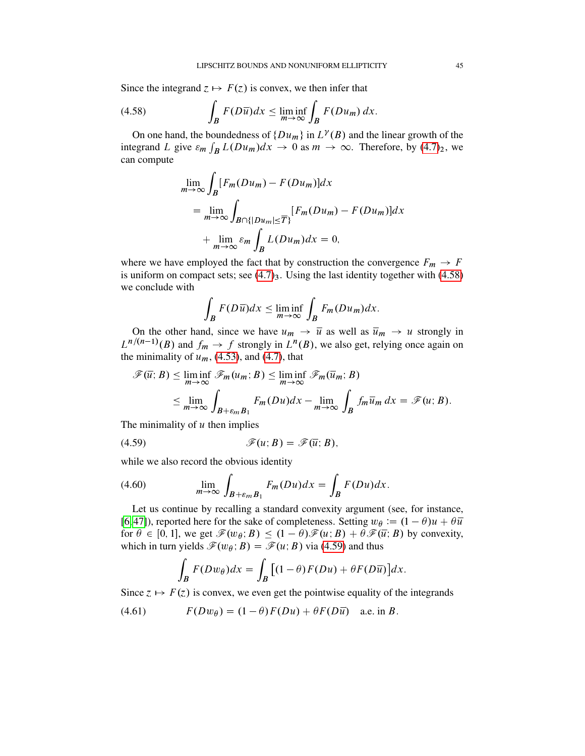Since the integrand $z \mapsto F(z)$ is convex, we then infer that

$$\int_B F(D\bar{u})dx \leq \liminf_{m\to\infty} \int_B F(Du_m)\, dx. \tag{4.58}$$

On one hand, the boundedness of $\{Du_m\}$ in $L^\gamma(B)$ and the linear growth of the integrand $L$ give $\varepsilon_m \int_B L(Du_m)dx \to 0$ as $m \to \infty$. Therefore, by (4.7)$_2$, we can compute

$$\begin{aligned}
&\lim_{m\to\infty} \int_B [F_m(Du_m) - F(Du_m)]dx \\
&\quad = \lim_{m\to\infty} \int_{B\cap\{|Du_m|\leq \overline{T}\}} [F_m(Du_m) - F(Du_m)]dx \\
&\qquad + \lim_{m\to\infty} \varepsilon_m \int_B L(Du_m)dx = 0,
\end{aligned}$$

where we have employed the fact that by construction the convergence $F_m \to F$ is uniform on compact sets; see (4.7)$_3$. Using the last identity together with (4.58) we conclude with

$$\int_B F(D\bar{u})dx \leq \liminf_{m\to\infty} \int_B F_m(Du_m)dx.$$

On the other hand, since we have $u_m \to \bar{u}$ as well as $\bar{u}_m \to u$ strongly in $L^{n/(n-1)}(B)$ and $f_m \to f$ strongly in $L^n(B)$, we also get, relying once again on the minimality of $u_m$, (4.53), and (4.7), that

$$\begin{aligned}
\mathscr{F}(\bar{u}; B) &\leq \liminf_{m\to\infty} \mathscr{F}_m(u_m; B) \leq \liminf_{m\to\infty} \mathscr{F}_m(\bar{u}_m; B) \\
&\leq \lim_{m\to\infty} \int_{B+\varepsilon_m B_1} F_m(Du)dx - \lim_{m\to\infty} \int_B f_m \bar{u}_m\, dx = \mathscr{F}(u; B).
\end{aligned}$$

The minimality of $u$ then implies

$$\mathscr{F}(u; B) = \mathscr{F}(\bar{u}; B), \tag{4.59}$$

while we also record the obvious identity

$$\lim_{m\to\infty} \int_{B+\varepsilon_m B_1} F_m(Du)dx = \int_B F(Du)dx. \tag{4.60}$$

Let us continue by recalling a standard convexity argument (see, for instance, [6, 47]), reported here for the sake of completeness. Setting $w_\theta := (1-\theta)u + \theta\bar{u}$ for $\theta \in [0,1]$, we get $\mathscr{F}(w_\theta; B) \leq (1-\theta)\mathscr{F}(u; B) + \theta\mathscr{F}(\bar{u}; B)$ by convexity, which in turn yields $\mathscr{F}(w_\theta; B) = \mathscr{F}(u; B)$ via (4.59) and thus

$$\int_B F(Dw_\theta)dx = \int_B \big[(1-\theta)F(Du) + \theta F(D\bar{u})\big]dx.$$

Since $z \mapsto F(z)$ is convex, we even get the pointwise equality of the integrands

$$F(Dw_\theta) = (1-\theta)F(Du) + \theta F(D\bar{u}) \quad \text{a.e. in } B. \tag{4.61}$$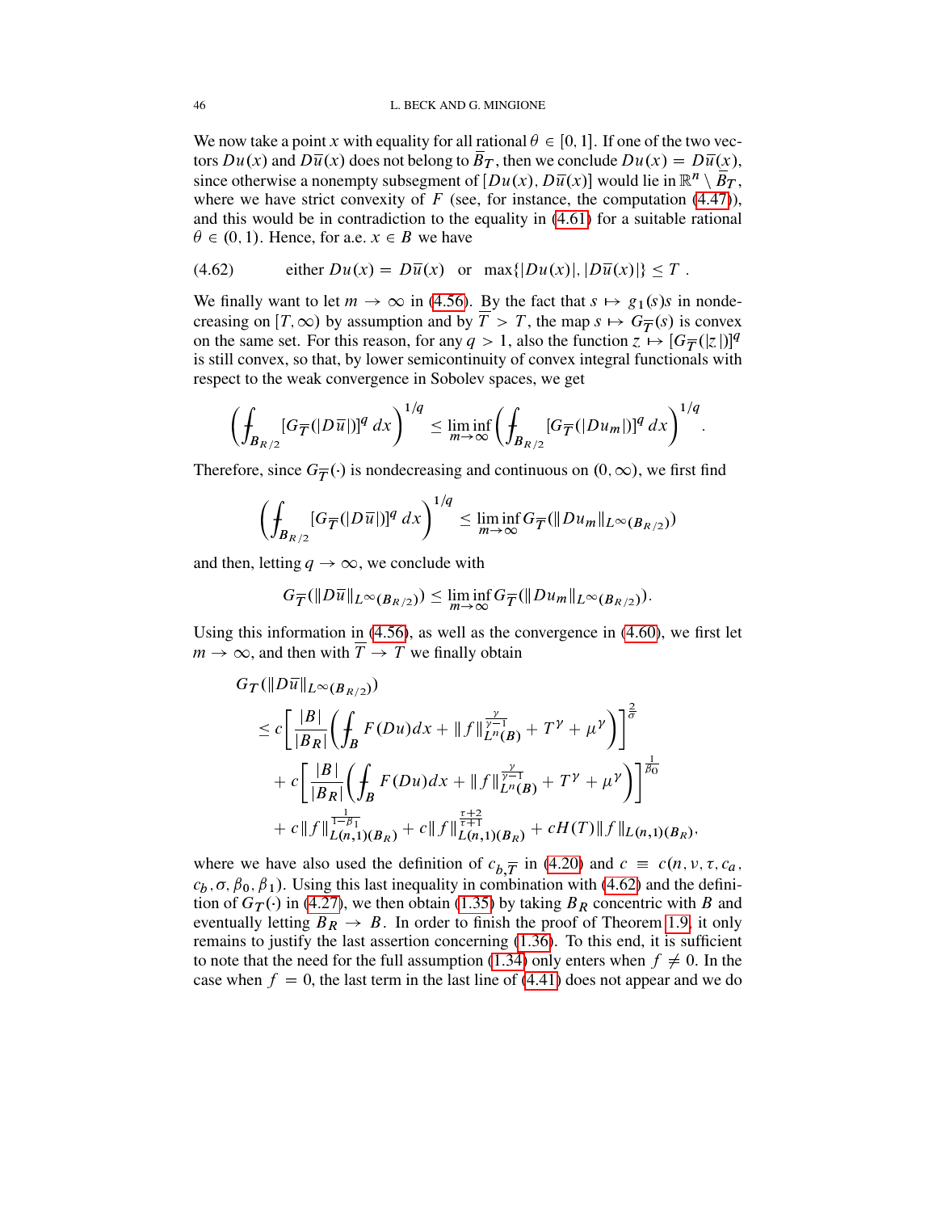We now take a point $x$ with equality for all rational $\theta \in [0,1]$. If one of the two vectors $Du(x)$ and $D\overline{u}(x)$ does not belong to $\overline{B}_T$, then we conclude $Du(x) = D\overline{u}(x)$, since otherwise a nonempty subsegment of $[Du(x), D\overline{u}(x)]$ would lie in $\mathbb{R}^n \setminus \overline{B}_T$, where we have strict convexity of $F$ (see, for instance, the computation (4.47)), and this would be in contradiction to the equality in (4.61) for a suitable rational $\theta \in (0,1)$. Hence, for a.e. $x \in B$ we have

$$\text{either } Du(x) = D\overline{u}(x) \quad \text{or} \quad \max\{|Du(x)|, |D\overline{u}(x)|\} \le T \,. \tag{4.62}$$

We finally want to let $m \to \infty$ in (4.56). By the fact that $s \mapsto g_1(s)s$ in nondecreasing on $[T, \infty)$ by assumption and by $\overline{T} > T$, the map $s \mapsto G_{\overline{T}}(s)$ is convex on the same set. For this reason, for any $q > 1$, also the function $z \mapsto [G_{\overline{T}}(|z|)]^q$ is still convex, so that, by lower semicontinuity of convex integral functionals with respect to the weak convergence in Sobolev spaces, we get

$$\left( \fint_{B_{R/2}} [G_{\overline{T}}(|D\overline{u}|)]^q \, dx \right)^{1/q} \le \liminf_{m \to \infty} \left( \fint_{B_{R/2}} [G_{\overline{T}}(|Du_m|)]^q \, dx \right)^{1/q}.$$

Therefore, since $G_{\overline{T}}(\cdot)$ is nondecreasing and continuous on $(0,\infty)$, we first find

$$\left( \fint_{B_{R/2}} [G_{\overline{T}}(|D\overline{u}|)]^q \, dx \right)^{1/q} \le \liminf_{m \to \infty} G_{\overline{T}}(\|Du_m\|_{L^\infty(B_{R/2})})$$

and then, letting $q \to \infty$, we conclude with

$$G_{\overline{T}}(\|D\overline{u}\|_{L^\infty(B_{R/2})}) \le \liminf_{m \to \infty} G_{\overline{T}}(\|Du_m\|_{L^\infty(B_{R/2})}).$$

Using this information in (4.56), as well as the convergence in (4.60), we first let $m \to \infty$, and then with $\overline{T} \to T$ we finally obtain

$$
\begin{aligned}
G_T(&\|D\overline{u}\|_{L^\infty(B_{R/2})}) \\
&\le c\left[ \frac{|B|}{|B_R|} \left( \fint_B F(Du) dx + \|f\|_{L^n(B)}^{\frac{\gamma}{\gamma-1}} + T^\gamma + \mu^\gamma \right) \right]^{\frac{2}{\sigma}} \\
&\quad + c\left[ \frac{|B|}{|B_R|} \left( \fint_B F(Du) dx + \|f\|_{L^n(B)}^{\frac{\gamma}{\gamma-1}} + T^\gamma + \mu^\gamma \right) \right]^{\frac{1}{\beta_0}} \\
&\quad + c\|f\|_{L(n,1)(B_R)}^{\frac{1}{1-\beta_1}} + c\|f\|_{L(n,1)(B_R)}^{\frac{\tau+2}{\tau+1}} + cH(T)\|f\|_{L(n,1)(B_R)},
\end{aligned}
$$

where we have also used the definition of $c_{b,\overline{T}}$ in (4.20) and $c \equiv c(n, \nu, \tau, c_a, c_b, \sigma, \beta_0, \beta_1)$. Using this last inequality in combination with (4.62) and the definition of $G_T(\cdot)$ in (4.27), we then obtain (1.35) by taking $B_R$ concentric with $B$ and eventually letting $B_R \to B$. In order to finish the proof of Theorem 1.9, it only remains to justify the last assertion concerning (1.36). To this end, it is sufficient to note that the need for the full assumption (1.34) only enters when $f \neq 0$. In the case when $f = 0$, the last term in the last line of (4.41) does not appear and we do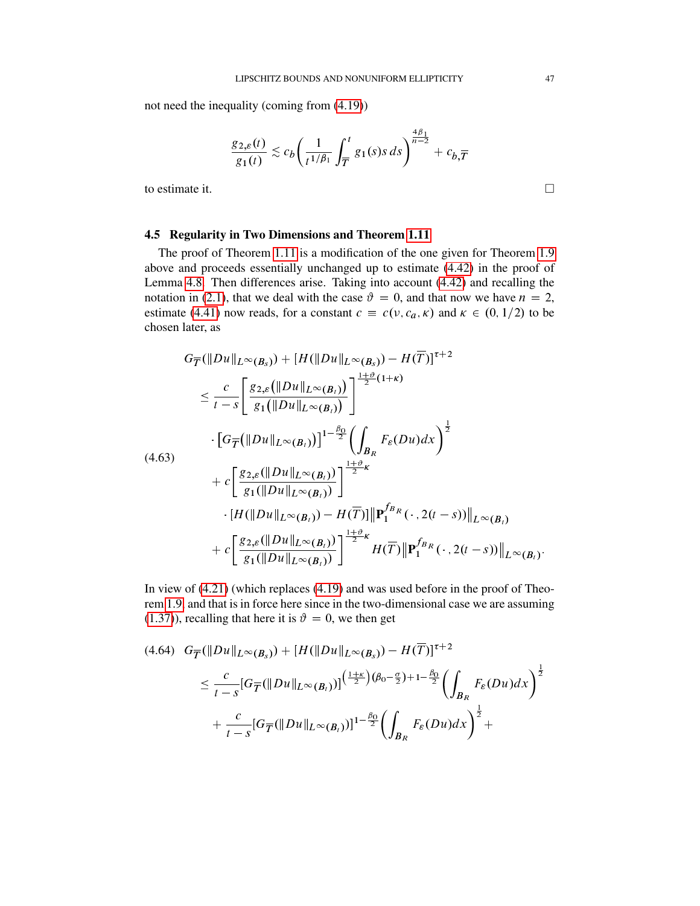not need the inequality (coming from (4.19))

$$\frac{g_{2,\varepsilon}(t)}{g_1(t)} \lesssim c_b \left( \frac{1}{t^{1/\beta_1}} \int_{\overline{T}}^t g_1(s) s \, ds \right)^{\frac{4\beta_1}{n-2}} + c_{b,\overline{T}}$$

to estimate it. $\square$

### 4.5 Regularity in Two Dimensions and Theorem 1.11

The proof of Theorem 1.11 is a modification of the one given for Theorem 1.9 above and proceeds essentially unchanged up to estimate (4.42) in the proof of Lemma 4.8. Then differences arise. Taking into account (4.42) and recalling the notation in (2.1), that we deal with the case $\vartheta = 0$, and that now we have $n = 2$, estimate (4.41) now reads, for a constant $c \equiv c(\nu, c_a, \kappa)$ and $\kappa \in (0, 1/2)$ to be chosen later, as

$$
\begin{aligned}
& G_{\overline{T}}(\|Du\|_{L^\infty(B_s)}) + [H(\|Du\|_{L^\infty(B_s)}) - H(\overline{T})]^{\tau+2} \\
& \quad \le \frac{c}{t-s} \left[ \frac{g_{2,\varepsilon}\big(\|Du\|_{L^\infty(B_t)}\big)}{g_1\big(\|Du\|_{L^\infty(B_t)}\big)} \right]^{\frac{1+\vartheta}{2}(1+\kappa)} \\
& \qquad \cdot \big[G_{\overline{T}}\big(\|Du\|_{L^\infty(B_t)}\big)\big]^{1-\frac{\beta_0}{2}} \left( \int_{B_R} F_\varepsilon(Du) dx \right)^{\frac{1}{2}} \\
& \qquad + c \left[ \frac{g_{2,\varepsilon}(\|Du\|_{L^\infty(B_t)})}{g_1(\|Du\|_{L^\infty(B_t)})} \right]^{\frac{1+\vartheta}{2}\kappa} \\
& \qquad \cdot [H(\|Du\|_{L^\infty(B_t)}) - H(\overline{T})] \big\| \mathbf{P}_1^{f_{B_R}}(\cdot, 2(t-s)) \big\|_{L^\infty(B_t)} \\
& \qquad + c \left[ \frac{g_{2,\varepsilon}(\|Du\|_{L^\infty(B_t)})}{g_1(\|Du\|_{L^\infty(B_t)})} \right]^{\frac{1+\vartheta}{2}\kappa} H(\overline{T}) \big\| \mathbf{P}_1^{f_{B_R}}(\cdot, 2(t-s)) \big\|_{L^\infty(B_t)}.
\end{aligned}
\tag{4.63}
$$

In view of (4.21) (which replaces (4.19) and was used before in the proof of Theorem 1.9 and that is in force here since in the two-dimensional case we are assuming (1.37)), recalling that here it is $\vartheta = 0$, we then get

$$
\begin{aligned}
& G_{\overline{T}}(\|Du\|_{L^\infty(B_s)}) + [H(\|Du\|_{L^\infty(B_s)}) - H(\overline{T})]^{\tau+2} \\
& \quad \le \frac{c}{t-s} [G_{\overline{T}}(\|Du\|_{L^\infty(B_t)})]^{\left(\frac{1+\kappa}{2}\right)\left(\beta_0 - \frac{\sigma}{2}\right) + 1 - \frac{\beta_0}{2}} \left( \int_{B_R} F_\varepsilon(Du) dx \right)^{\frac{1}{2}} \\
& \qquad + \frac{c}{t-s} [G_{\overline{T}}(\|Du\|_{L^\infty(B_t)})]^{1-\frac{\beta_0}{2}} \left( \int_{B_R} F_\varepsilon(Du) dx \right)^{\frac{1}{2}} +
\end{aligned}
\tag{4.64}
$$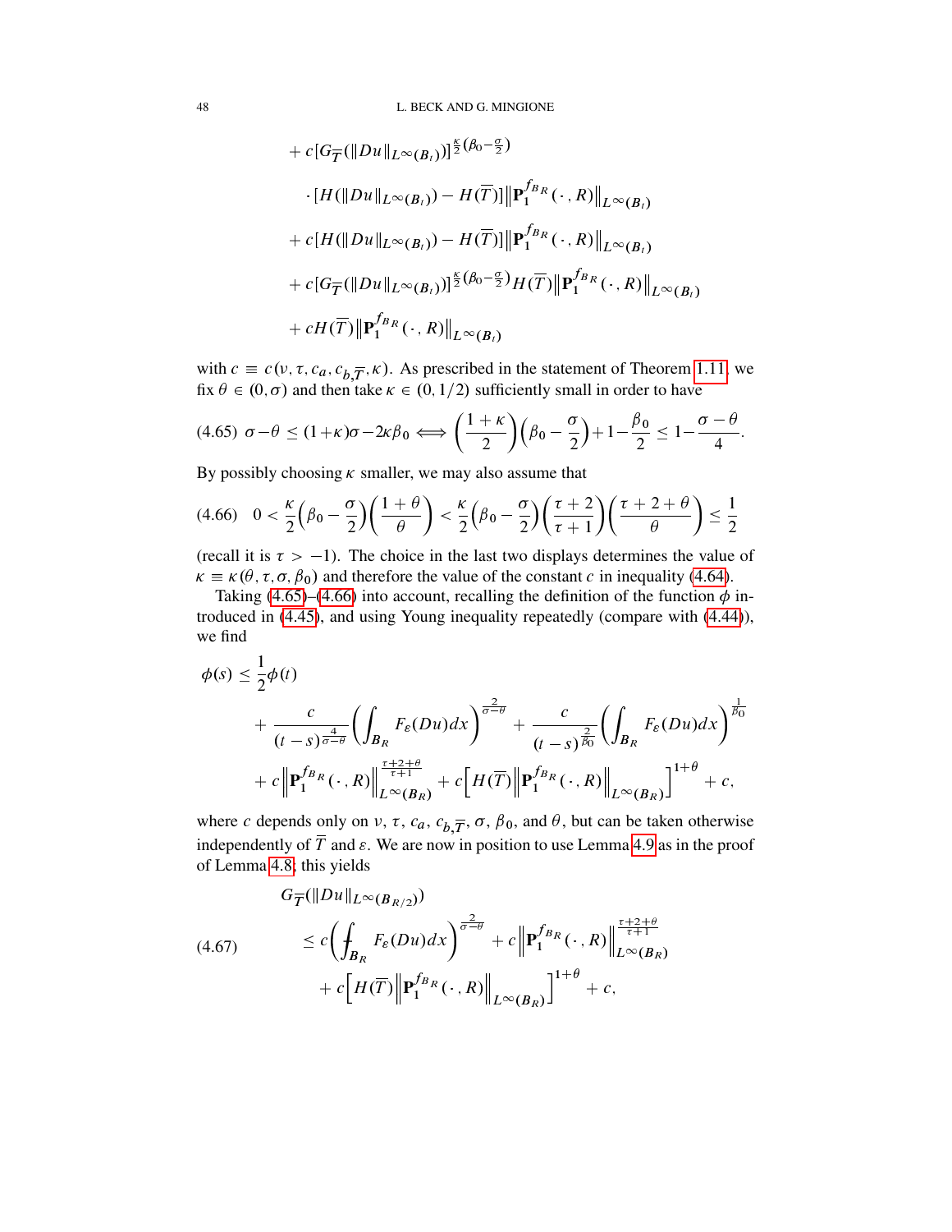$$
\begin{aligned}
&+ c[G_{\overline{T}}(\|Du\|_{L^\infty(B_t)})]^{\frac{\kappa}{2}(\beta_0-\frac{\sigma}{2})} \\
&\quad \cdot [H(\|Du\|_{L^\infty(B_t)}) - H(\overline{T})]\big\|\mathbf{P}_1^{f_{B_R}}(\cdot, R)\big\|_{L^\infty(B_t)} \\
&+ c[H(\|Du\|_{L^\infty(B_t)}) - H(\overline{T})]\big\|\mathbf{P}_1^{f_{B_R}}(\cdot, R)\big\|_{L^\infty(B_t)} \\
&+ c[G_{\overline{T}}(\|Du\|_{L^\infty(B_t)})]^{\frac{\kappa}{2}(\beta_0-\frac{\sigma}{2})} H(\overline{T})\big\|\mathbf{P}_1^{f_{B_R}}(\cdot, R)\big\|_{L^\infty(B_t)} \\
&+ cH(\overline{T})\big\|\mathbf{P}_1^{f_{B_R}}(\cdot, R)\big\|_{L^\infty(B_t)}
\end{aligned}
$$

with $c \equiv c(\nu, \tau, c_a, c_{b,\overline{T}}, \kappa)$. As prescribed in the statement of Theorem 1.11, we fix $\theta \in (0, \sigma)$ and then take $\kappa \in (0, 1/2)$ sufficiently small in order to have

$$
\sigma - \theta \le (1+\kappa)\sigma - 2\kappa\beta_0 \iff \left(\frac{1+\kappa}{2}\right)\left(\beta_0 - \frac{\sigma}{2}\right) + 1 - \frac{\beta_0}{2} \le 1 - \frac{\sigma - \theta}{4}. \tag{4.65}
$$

By possibly choosing $\kappa$ smaller, we may also assume that

$$
0 < \frac{\kappa}{2}\left(\beta_0 - \frac{\sigma}{2}\right)\left(\frac{1+\theta}{\theta}\right) < \frac{\kappa}{2}\left(\beta_0 - \frac{\sigma}{2}\right)\left(\frac{\tau+2}{\tau+1}\right)\left(\frac{\tau+2+\theta}{\theta}\right) \le \frac{1}{2} \tag{4.66}
$$

(recall it is $\tau > -1$). The choice in the last two displays determines the value of $\kappa \equiv \kappa(\theta, \tau, \sigma, \beta_0)$ and therefore the value of the constant $c$ in inequality (4.64).

Taking (4.65)–(4.66) into account, recalling the definition of the function $\phi$ introduced in (4.45), and using Young inequality repeatedly (compare with (4.44)), we find

$$
\begin{aligned}
\phi(s) \le \frac{1}{2}\phi(t) &+ \frac{c}{(t-s)^{\frac{4}{\sigma-\theta}}}\left(\int_{B_R} F_\varepsilon(Du)dx\right)^{\frac{2}{\sigma-\theta}} + \frac{c}{(t-s)^{\frac{2}{\beta_0}}}\left(\int_{B_R} F_\varepsilon(Du)dx\right)^{\frac{1}{\beta_0}} \\
&+ c\Big\|\mathbf{P}_1^{f_{B_R}}(\cdot, R)\Big\|_{L^\infty(B_R)}^{\frac{\tau+2+\theta}{\tau+1}} + c\Big[H(\overline{T})\Big\|\mathbf{P}_1^{f_{B_R}}(\cdot, R)\Big\|_{L^\infty(B_R)}\Big]^{1+\theta} + c,
\end{aligned}
$$

where $c$ depends only on $\nu$, $\tau$, $c_a$, $c_{b,\overline{T}}$, $\sigma$, $\beta_0$, and $\theta$, but can be taken otherwise independently of $\overline{T}$ and $\varepsilon$. We are now in position to use Lemma 4.9 as in the proof of Lemma 4.8; this yields

$$
\begin{aligned}
&G_{\overline{T}}(\|Du\|_{L^\infty(B_{R/2})}) \\
&\quad \le c\left(\fint_{B_R} F_\varepsilon(Du)dx\right)^{\frac{2}{\sigma-\theta}} + c\Big\|\mathbf{P}_1^{f_{B_R}}(\cdot, R)\Big\|_{L^\infty(B_R)}^{\frac{\tau+2+\theta}{\tau+1}} \\
&\qquad + c\Big[H(\overline{T})\Big\|\mathbf{P}_1^{f_{B_R}}(\cdot, R)\Big\|_{L^\infty(B_R)}\Big]^{1+\theta} + c,
\end{aligned} \tag{4.67}
$$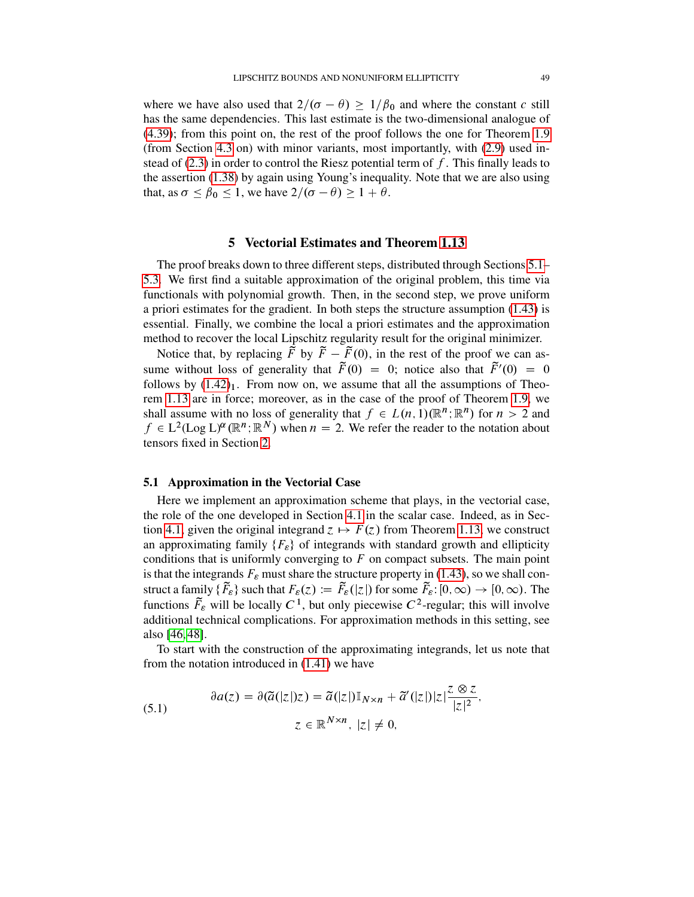where we have also used that $2/(\sigma - \theta) \geq 1/\beta_0$ and where the constant $c$ still has the same dependencies. This last estimate is the two-dimensional analogue of (4.39); from this point on, the rest of the proof follows the one for Theorem 1.9 (from Section 4.3 on) with minor variants, most importantly, with (2.9) used instead of (2.3) in order to control the Riesz potential term of $f$. This finally leads to the assertion (1.38) by again using Young's inequality. Note that we are also using that, as $\sigma \leq \beta_0 \leq 1$, we have $2/(\sigma - \theta) \geq 1 + \theta$.

## 5 Vectorial Estimates and Theorem 1.13

The proof breaks down to three different steps, distributed through Sections 5.1–5.3. We first find a suitable approximation of the original problem, this time via functionals with polynomial growth. Then, in the second step, we prove uniform a priori estimates for the gradient. In both steps the structure assumption (1.43) is essential. Finally, we combine the local a priori estimates and the approximation method to recover the local Lipschitz regularity result for the original minimizer.

Notice that, by replacing $\widetilde{F}$ by $\widetilde{F} - \widetilde{F}(0)$, in the rest of the proof we can assume without loss of generality that $\widetilde{F}(0) = 0$; notice also that $\widetilde{F}'(0) = 0$ follows by $(1.42)_1$. From now on, we assume that all the assumptions of Theorem 1.13 are in force; moreover, as in the case of the proof of Theorem 1.9, we shall assume with no loss of generality that $f \in L(n,1)(\mathbb{R}^n;\mathbb{R}^n)$ for $n > 2$ and $f \in \mathrm{L}^2(\mathrm{Log}\,\mathrm{L})^{\alpha}(\mathbb{R}^n;\mathbb{R}^N)$ when $n = 2$. We refer the reader to the notation about tensors fixed in Section 2.

### 5.1 Approximation in the Vectorial Case

Here we implement an approximation scheme that plays, in the vectorial case, the role of the one developed in Section 4.1 in the scalar case. Indeed, as in Section 4.1, given the original integrand $z \mapsto F(z)$ from Theorem 1.13, we construct an approximating family $\{F_\varepsilon\}$ of integrands with standard growth and ellipticity conditions that is uniformly converging to $F$ on compact subsets. The main point is that the integrands $F_\varepsilon$ must share the structure property in (1.43), so we shall construct a family $\{\widetilde{F}_\varepsilon\}$ such that $F_\varepsilon(z) := \widetilde{F}_\varepsilon(|z|)$ for some $\widetilde{F}_\varepsilon \colon [0,\infty) \to [0,\infty)$. The functions $\widetilde{F}_\varepsilon$ will be locally $C^1$, but only piecewise $C^2$-regular; this will involve additional technical complications. For approximation methods in this setting, see also [46,48].

To start with the construction of the approximating integrands, let us note that from the notation introduced in (1.41) we have

$$
\partial a(z) = \partial(\widetilde{a}(|z|)z) = \widetilde{a}(|z|)\mathbb{I}_{N\times n} + \widetilde{a}'(|z|)|z|\frac{z \otimes z}{|z|^2}, \tag{5.1}
$$
$$
z \in \mathbb{R}^{N\times n},\ |z| \neq 0,
$$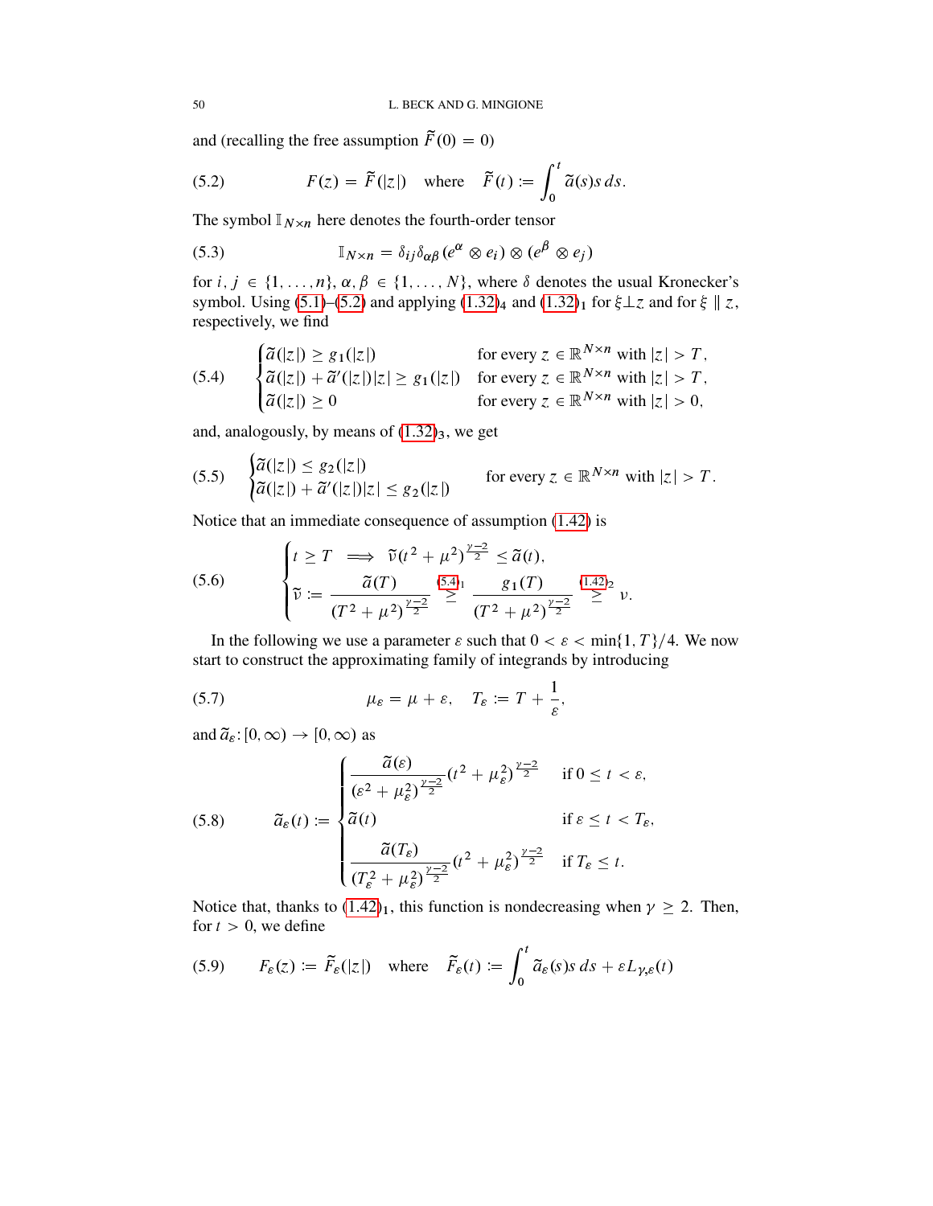and (recalling the free assumption $\widetilde{F}(0) = 0$)

$$
F(z) = \widetilde{F}(|z|) \quad \text{where} \quad \widetilde{F}(t) := \int_0^t \widetilde{a}(s)s\,ds. \tag{5.2}
$$

The symbol $\mathbb{I}_{N\times n}$ here denotes the fourth-order tensor

$$
\mathbb{I}_{N\times n} = \delta_{ij}\delta_{\alpha\beta}\,(e^\alpha \otimes e_i) \otimes (e^\beta \otimes e_j) \tag{5.3}
$$

for $i, j \in \{1, \dots, n\}$, $\alpha, \beta \in \{1, \dots, N\}$, where $\delta$ denotes the usual Kronecker's symbol. Using (5.1)–(5.2) and applying $(1.32)_4$ and $(1.32)_1$ for $\xi \perp z$ and for $\xi \parallel z$, respectively, we find

$$
\begin{cases}
\widetilde{a}(|z|) \geq g_1(|z|) & \text{for every } z \in \mathbb{R}^{N\times n} \text{ with } |z| > T, \\
\widetilde{a}(|z|) + \widetilde{a}'(|z|)|z| \geq g_1(|z|) & \text{for every } z \in \mathbb{R}^{N\times n} \text{ with } |z| > T, \\
\widetilde{a}(|z|) \geq 0 & \text{for every } z \in \mathbb{R}^{N\times n} \text{ with } |z| > 0,
\end{cases} \tag{5.4}
$$

and, analogously, by means of $(1.32)_3$, we get

$$
\begin{cases}
\widetilde{a}(|z|) \leq g_2(|z|) \\
\widetilde{a}(|z|) + \widetilde{a}'(|z|)|z| \leq g_2(|z|)
\end{cases} \qquad \text{for every } z \in \mathbb{R}^{N\times n} \text{ with } |z| > T. \tag{5.5}
$$

Notice that an immediate consequence of assumption (1.42) is

$$
\begin{cases}
t \geq T \implies \widetilde{\nu}(t^2 + \mu^2)^{\frac{\gamma-2}{2}} \leq \widetilde{a}(t), \\
\widetilde{\nu} := \dfrac{\widetilde{a}(T)}{(T^2 + \mu^2)^{\frac{\gamma-2}{2}}} \overset{(5.4)_1}{\geq} \dfrac{g_1(T)}{(T^2 + \mu^2)^{\frac{\gamma-2}{2}}} \overset{(1.42)_2}{\geq} \nu.
\end{cases} \tag{5.6}
$$

In the following we use a parameter $\varepsilon$ such that $0 < \varepsilon < \min\{1, T\}/4$. We now start to construct the approximating family of integrands by introducing

$$
\mu_\varepsilon = \mu + \varepsilon, \quad T_\varepsilon := T + \frac{1}{\varepsilon}, \tag{5.7}
$$

and $\widetilde{a}_\varepsilon : [0, \infty) \to [0, \infty)$ as

$$
\widetilde{a}_\varepsilon(t) :=
\begin{cases}
\dfrac{\widetilde{a}(\varepsilon)}{(\varepsilon^2 + \mu_\varepsilon^2)^{\frac{\gamma-2}{2}}}(t^2 + \mu_\varepsilon^2)^{\frac{\gamma-2}{2}} & \text{if } 0 \leq t < \varepsilon, \\
\widetilde{a}(t) & \text{if } \varepsilon \leq t < T_\varepsilon, \\
\dfrac{\widetilde{a}(T_\varepsilon)}{(T_\varepsilon^2 + \mu_\varepsilon^2)^{\frac{\gamma-2}{2}}}(t^2 + \mu_\varepsilon^2)^{\frac{\gamma-2}{2}} & \text{if } T_\varepsilon \leq t.
\end{cases} \tag{5.8}
$$

Notice that, thanks to $(1.42)_1$, this function is nondecreasing when $\gamma \geq 2$. Then, for $t > 0$, we define

$$
F_\varepsilon(z) := \widetilde{F}_\varepsilon(|z|) \quad \text{where} \quad \widetilde{F}_\varepsilon(t) := \int_0^t \widetilde{a}_\varepsilon(s)s\,ds + \varepsilon L_{\gamma,\varepsilon}(t) \tag{5.9}
$$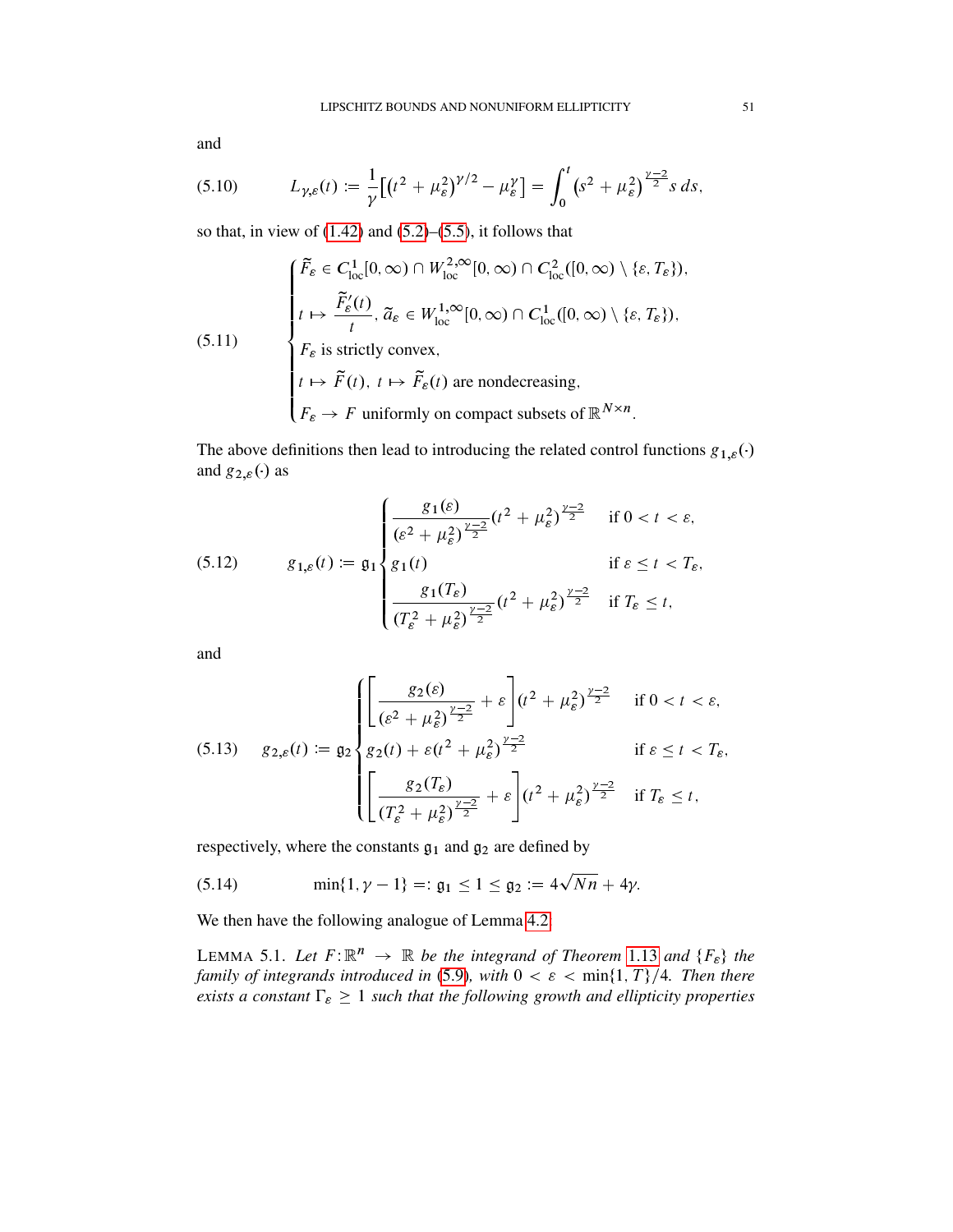and

$$
\tag{5.10} L_{\gamma,\varepsilon}(t) := \frac{1}{\gamma}\big[\big(t^2+\mu_\varepsilon^2\big)^{\gamma/2} - \mu_\varepsilon^\gamma\big] = \int_0^t \big(s^2+\mu_\varepsilon^2\big)^{\frac{\gamma-2}{2}} s\, ds,
$$

so that, in view of (1.42) and (5.2)–(5.5), it follows that

$$
\tag{5.11} \begin{cases} \widetilde{F}_\varepsilon \in C^1_{\mathrm{loc}}[0,\infty) \cap W^{2,\infty}_{\mathrm{loc}}[0,\infty) \cap C^2_{\mathrm{loc}}([0,\infty)\setminus\{\varepsilon, T_\varepsilon\}), \\ t \mapsto \dfrac{\widetilde{F}_\varepsilon'(t)}{t},\ \tilde{a}_\varepsilon \in W^{1,\infty}_{\mathrm{loc}}[0,\infty) \cap C^1_{\mathrm{loc}}([0,\infty)\setminus\{\varepsilon, T_\varepsilon\}), \\ F_\varepsilon \text{ is strictly convex}, \\ t \mapsto \widetilde{F}(t),\ t \mapsto \widetilde{F}_\varepsilon(t) \text{ are nondecreasing}, \\ F_\varepsilon \to F \text{ uniformly on compact subsets of } \mathbb{R}^{N\times n}. \end{cases}
$$

The above definitions then lead to introducing the related control functions $g_{1,\varepsilon}(\cdot)$ and $g_{2,\varepsilon}(\cdot)$ as

$$
\tag{5.12} g_{1,\varepsilon}(t) := \mathfrak{g}_1 \begin{cases} \dfrac{g_1(\varepsilon)}{(\varepsilon^2+\mu_\varepsilon^2)^{\frac{\gamma-2}{2}}}(t^2+\mu_\varepsilon^2)^{\frac{\gamma-2}{2}} & \text{if } 0 < t < \varepsilon, \\ g_1(t) & \text{if } \varepsilon \le t < T_\varepsilon, \\ \dfrac{g_1(T_\varepsilon)}{(T_\varepsilon^2+\mu_\varepsilon^2)^{\frac{\gamma-2}{2}}}(t^2+\mu_\varepsilon^2)^{\frac{\gamma-2}{2}} & \text{if } T_\varepsilon \le t, \end{cases}
$$

and

$$
\tag{5.13} g_{2,\varepsilon}(t) := \mathfrak{g}_2 \begin{cases} \left[\dfrac{g_2(\varepsilon)}{(\varepsilon^2+\mu_\varepsilon^2)^{\frac{\gamma-2}{2}}} + \varepsilon\right](t^2+\mu_\varepsilon^2)^{\frac{\gamma-2}{2}} & \text{if } 0 < t < \varepsilon, \\ g_2(t) + \varepsilon(t^2+\mu_\varepsilon^2)^{\frac{\gamma-2}{2}} & \text{if } \varepsilon \le t < T_\varepsilon, \\ \left[\dfrac{g_2(T_\varepsilon)}{(T_\varepsilon^2+\mu_\varepsilon^2)^{\frac{\gamma-2}{2}}} + \varepsilon\right](t^2+\mu_\varepsilon^2)^{\frac{\gamma-2}{2}} & \text{if } T_\varepsilon \le t, \end{cases}
$$

respectively, where the constants $\mathfrak{g}_1$ and $\mathfrak{g}_2$ are defined by

$$
\tag{5.14} \min\{1, \gamma-1\} =: \mathfrak{g}_1 \le 1 \le \mathfrak{g}_2 := 4\sqrt{Nn} + 4\gamma.
$$

We then have the following analogue of Lemma 4.2.

LEMMA 5.1. *Let $F\colon \mathbb{R}^n \to \mathbb{R}$ be the integrand of Theorem 1.13 and $\{F_\varepsilon\}$ the family of integrands introduced in (5.9), with $0 < \varepsilon < \min\{1, T\}/4$. Then there exists a constant $\Gamma_\varepsilon \ge 1$ such that the following growth and ellipticity properties*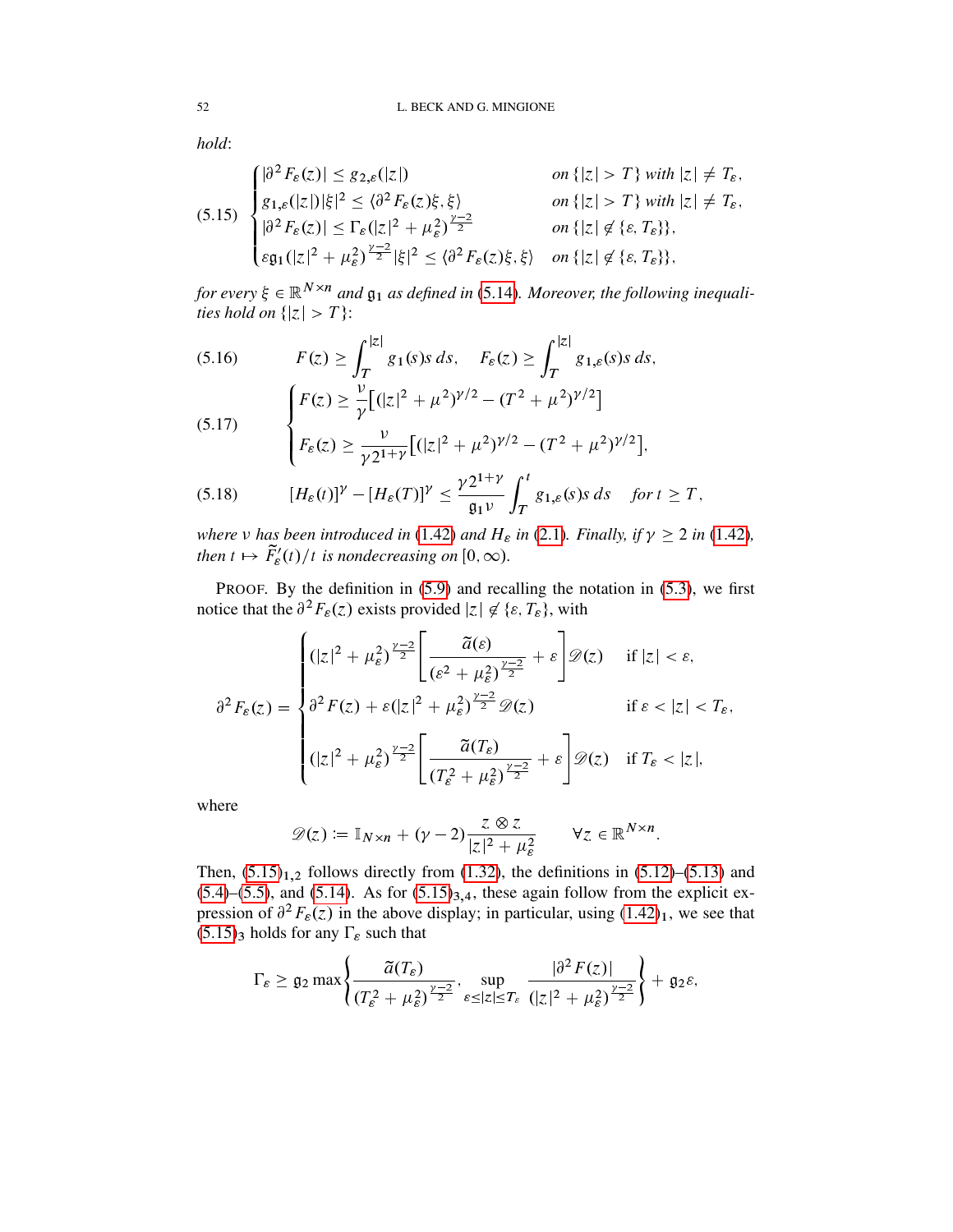*hold*:

$$
(5.15)\quad
\begin{cases}
|\partial^2 F_\varepsilon(z)| \le g_{2,\varepsilon}(|z|) & \text{on } \{|z| > T\} \text{ with } |z| \ne T_\varepsilon,\\
g_{1,\varepsilon}(|z|)|\xi|^2 \le \langle \partial^2 F_\varepsilon(z)\xi, \xi\rangle & \text{on } \{|z| > T\} \text{ with } |z| \ne T_\varepsilon,\\
|\partial^2 F_\varepsilon(z)| \le \Gamma_\varepsilon(|z|^2 + \mu_\varepsilon^2)^{\frac{\gamma-2}{2}} & \text{on } \{|z| \not\in \{\varepsilon, T_\varepsilon\}\},\\
\varepsilon \mathfrak{g}_1(|z|^2 + \mu_\varepsilon^2)^{\frac{\gamma-2}{2}}|\xi|^2 \le \langle \partial^2 F_\varepsilon(z)\xi, \xi\rangle & \text{on } \{|z| \not\in \{\varepsilon, T_\varepsilon\}\},
\end{cases}
$$

*for every* $\xi \in \mathbb{R}^{N\times n}$ *and* $\mathfrak{g}_1$ *as defined in* (5.14)*. Moreover, the following inequalities hold on* $\{|z| > T\}$:

$$
(5.16)\qquad F(z) \ge \int_T^{|z|} g_1(s)s\,ds, \quad F_\varepsilon(z) \ge \int_T^{|z|} g_{1,\varepsilon}(s)s\,ds,
$$

$$
(5.17)\qquad
\begin{cases}
F(z) \ge \dfrac{\nu}{\gamma}\big[(|z|^2+\mu^2)^{\gamma/2} - (T^2+\mu^2)^{\gamma/2}\big]\\[2mm]
F_\varepsilon(z) \ge \dfrac{\nu}{\gamma 2^{1+\gamma}}\big[(|z|^2+\mu^2)^{\gamma/2} - (T^2+\mu^2)^{\gamma/2}\big],
\end{cases}
$$

$$
(5.18)\qquad [H_\varepsilon(t)]^\gamma - [H_\varepsilon(T)]^\gamma \le \frac{\gamma 2^{1+\gamma}}{\mathfrak{g}_1 \nu}\int_T^t g_{1,\varepsilon}(s)s\,ds \quad \text{for } t \ge T,
$$

*where* $\nu$ *has been introduced in* (1.42) *and* $H_\varepsilon$ *in* (2.1)*. Finally, if* $\gamma \ge 2$ *in* (1.42)*, then* $t \mapsto \widetilde{F}_\varepsilon'(t)/t$ *is nondecreasing on* $[0,\infty)$.

PROOF. By the definition in (5.9) and recalling the notation in (5.3), we first notice that the $\partial^2 F_\varepsilon(z)$ exists provided $|z| \not\in \{\varepsilon, T_\varepsilon\}$, with

$$
\partial^2 F_\varepsilon(z) =
\begin{cases}
(|z|^2+\mu_\varepsilon^2)^{\frac{\gamma-2}{2}}\left[\dfrac{\widetilde{a}(\varepsilon)}{(\varepsilon^2+\mu_\varepsilon^2)^{\frac{\gamma-2}{2}}} + \varepsilon\right]\mathscr{D}(z) & \text{if } |z| < \varepsilon,\\[3mm]
\partial^2 F(z) + \varepsilon(|z|^2+\mu_\varepsilon^2)^{\frac{\gamma-2}{2}}\mathscr{D}(z) & \text{if } \varepsilon < |z| < T_\varepsilon,\\[3mm]
(|z|^2+\mu_\varepsilon^2)^{\frac{\gamma-2}{2}}\left[\dfrac{\widetilde{a}(T_\varepsilon)}{(T_\varepsilon^2+\mu_\varepsilon^2)^{\frac{\gamma-2}{2}}} + \varepsilon\right]\mathscr{D}(z) & \text{if } T_\varepsilon < |z|,
\end{cases}
$$

where

$$
\mathscr{D}(z) := \mathbb{I}_{N\times n} + (\gamma-2)\frac{z\otimes z}{|z|^2+\mu_\varepsilon^2} \qquad \forall z \in \mathbb{R}^{N\times n}.
$$

Then, $(5.15)_{1,2}$ follows directly from (1.32), the definitions in (5.12)–(5.13) and (5.4)–(5.5), and (5.14). As for $(5.15)_{3,4}$, these again follow from the explicit expression of $\partial^2 F_\varepsilon(z)$ in the above display; in particular, using $(1.42)_1$, we see that $(5.15)_3$ holds for any $\Gamma_\varepsilon$ such that

$$
\Gamma_\varepsilon \ge \mathfrak{g}_2 \max\left\{\frac{\widetilde{a}(T_\varepsilon)}{(T_\varepsilon^2+\mu_\varepsilon^2)^{\frac{\gamma-2}{2}}}, \sup_{\varepsilon \le |z| \le T_\varepsilon} \frac{|\partial^2 F(z)|}{(|z|^2+\mu_\varepsilon^2)^{\frac{\gamma-2}{2}}}\right\} + \mathfrak{g}_2\varepsilon,
$$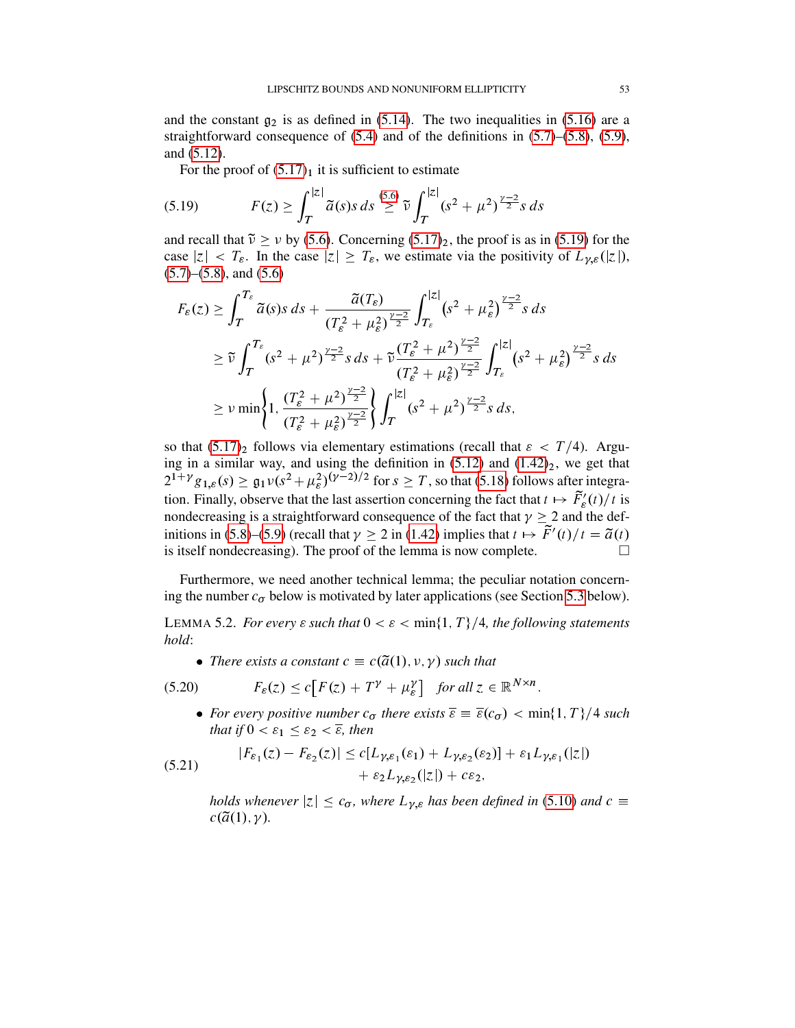and the constant $\mathfrak{g}_2$ is as defined in (5.14). The two inequalities in (5.16) are a straightforward consequence of (5.4) and of the definitions in (5.7)–(5.8), (5.9), and (5.12).

For the proof of $(5.17)_1$ it is sufficient to estimate

$$
F(z) \geq \int_T^{|z|} \tilde{a}(s)s\,ds \overset{(5.6)}{\geq} \tilde{\nu} \int_T^{|z|} (s^2 + \mu^2)^{\frac{\gamma-2}{2}} s\,ds \tag{5.19}
$$

and recall that $\tilde{\nu} \geq \nu$ by (5.6). Concerning $(5.17)_2$, the proof is as in (5.19) for the case $|z| < T_\varepsilon$. In the case $|z| \geq T_\varepsilon$, we estimate via the positivity of $L_{\gamma,\varepsilon}(|z|)$, (5.7)–(5.8), and (5.6)

$$
\begin{aligned}
F_\varepsilon(z) &\geq \int_T^{T_\varepsilon} \tilde{a}(s)s\,ds + \frac{\tilde{a}(T_\varepsilon)}{(T_\varepsilon^2 + \mu_\varepsilon^2)^{\frac{\gamma-2}{2}}} \int_{T_\varepsilon}^{|z|} \left(s^2 + \mu_\varepsilon^2\right)^{\frac{\gamma-2}{2}} s\,ds \\
&\geq \tilde{\nu} \int_T^{T_\varepsilon} (s^2 + \mu^2)^{\frac{\gamma-2}{2}} s\,ds + \tilde{\nu} \frac{(T_\varepsilon^2 + \mu^2)^{\frac{\gamma-2}{2}}}{(T_\varepsilon^2 + \mu_\varepsilon^2)^{\frac{\gamma-2}{2}}} \int_{T_\varepsilon}^{|z|} \left(s^2 + \mu_\varepsilon^2\right)^{\frac{\gamma-2}{2}} s\,ds \\
&\geq \nu \min\left\{1, \frac{(T_\varepsilon^2 + \mu^2)^{\frac{\gamma-2}{2}}}{(T_\varepsilon^2 + \mu_\varepsilon^2)^{\frac{\gamma-2}{2}}}\right\} \int_T^{|z|} (s^2 + \mu^2)^{\frac{\gamma-2}{2}} s\,ds,
\end{aligned}
$$

so that $(5.17)_2$ follows via elementary estimations (recall that $\varepsilon < T/4$). Arguing in a similar way, and using the definition in (5.12) and $(1.42)_2$, we get that $2^{1+\gamma} g_{1,\varepsilon}(s) \geq \mathfrak{g}_1 \nu (s^2 + \mu_\varepsilon^2)^{(\gamma-2)/2}$ for $s \geq T$, so that (5.18) follows after integration. Finally, observe that the last assertion concerning the fact that $t \mapsto \tilde{F}_\varepsilon'(t)/t$ is nondecreasing is a straightforward consequence of the fact that $\gamma \geq 2$ and the definitions in (5.8)–(5.9) (recall that $\gamma \geq 2$ in (1.42) implies that $t \mapsto \tilde{F}'(t)/t = \tilde{a}(t)$ is itself nondecreasing). The proof of the lemma is now complete. $\square$

Furthermore, we need another technical lemma; the peculiar notation concerning the number $c_\sigma$ below is motivated by later applications (see Section 5.3 below).

LEMMA 5.2. *For every $\varepsilon$ such that $0 < \varepsilon < \min\{1, T\}/4$, the following statements hold*:

- *There exists a constant $c \equiv c(\tilde{a}(1), \nu, \gamma)$ such that*

$$
F_\varepsilon(z) \leq c\left[F(z) + T^\gamma + \mu_\varepsilon^\gamma\right] \quad \textit{for all } z \in \mathbb{R}^{N\times n}. \tag{5.20}
$$

- *For every positive number $c_\sigma$ there exists $\bar{\varepsilon} \equiv \bar{\varepsilon}(c_\sigma) < \min\{1, T\}/4$ such that if $0 < \varepsilon_1 \leq \varepsilon_2 < \bar{\varepsilon}$, then*

$$
\begin{aligned}
|F_{\varepsilon_1}(z) - F_{\varepsilon_2}(z)| \leq c[L_{\gamma,\varepsilon_1}(\varepsilon_1) + L_{\gamma,\varepsilon_2}(\varepsilon_2)] + \varepsilon_1 L_{\gamma,\varepsilon_1}(|z|) \\
+ \varepsilon_2 L_{\gamma,\varepsilon_2}(|z|) + c\varepsilon_2,
\end{aligned} \tag{5.21}
$$

  *holds whenever $|z| \leq c_\sigma$, where $L_{\gamma,\varepsilon}$ has been defined in (5.10) and $c \equiv c(\tilde{a}(1), \gamma)$.*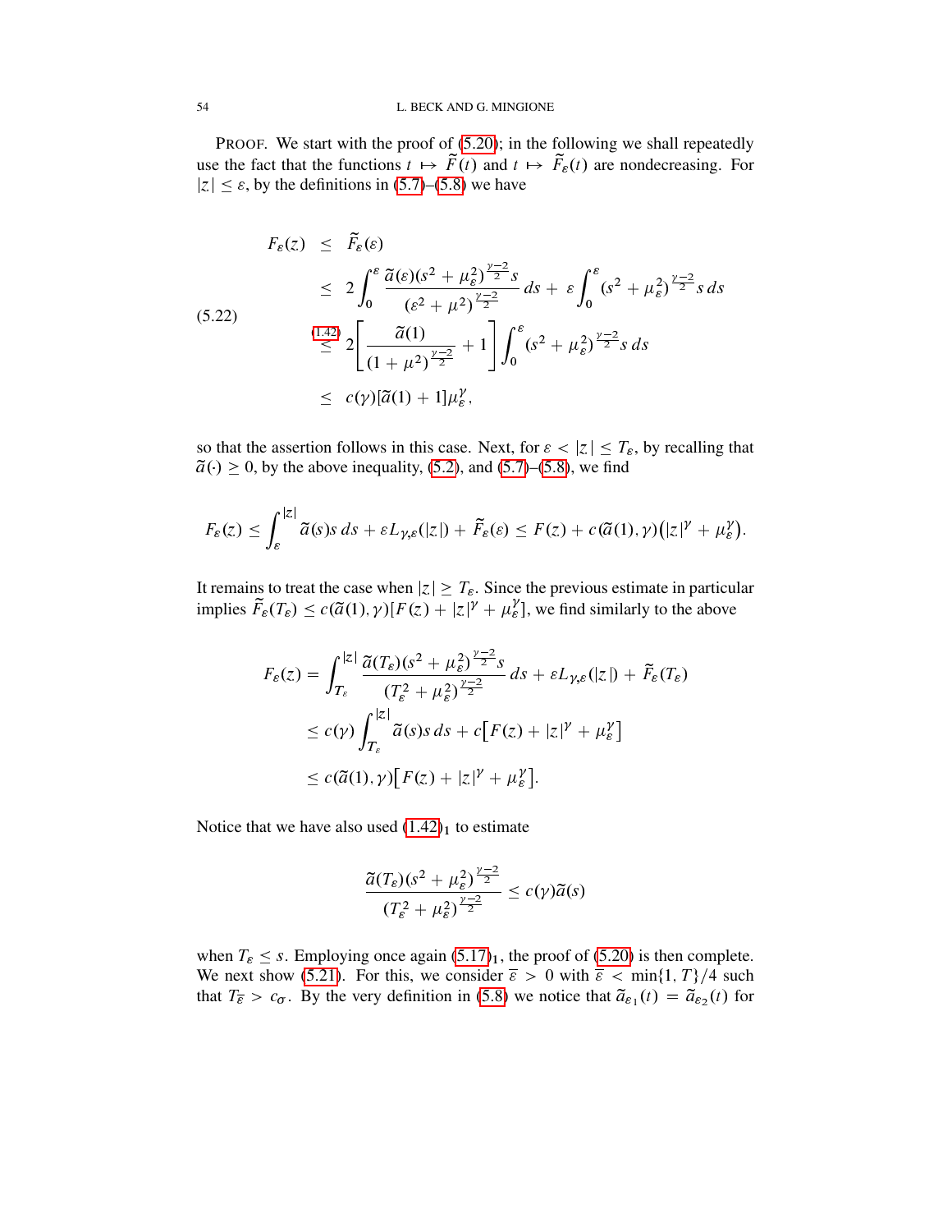PROOF. We start with the proof of (5.20); in the following we shall repeatedly use the fact that the functions $t \mapsto \widetilde{F}(t)$ and $t \mapsto \widetilde{F}_\varepsilon(t)$ are nondecreasing. For $|z| \leq \varepsilon$, by the definitions in (5.7)–(5.8) we have

$$
\begin{aligned}
F_\varepsilon(z) &\leq \widetilde{F}_\varepsilon(\varepsilon) \\
&\leq 2\int_0^\varepsilon \frac{\widetilde{a}(\varepsilon)(s^2+\mu_\varepsilon^2)^{\frac{\gamma-2}{2}}s}{(\varepsilon^2+\mu^2)^{\frac{\gamma-2}{2}}}\,ds + \varepsilon\int_0^\varepsilon (s^2+\mu_\varepsilon^2)^{\frac{\gamma-2}{2}}s\,ds \\
&\overset{(1.42)}{\leq} 2\left[\frac{\widetilde{a}(1)}{(1+\mu^2)^{\frac{\gamma-2}{2}}}+1\right]\int_0^\varepsilon (s^2+\mu_\varepsilon^2)^{\frac{\gamma-2}{2}}s\,ds \\
&\leq c(\gamma)[\widetilde{a}(1)+1]\mu_\varepsilon^\gamma,
\end{aligned}
\tag{5.22}
$$

so that the assertion follows in this case. Next, for $\varepsilon < |z| \leq T_\varepsilon$, by recalling that $\widetilde{a}(\cdot) \geq 0$, by the above inequality, (5.2), and (5.7)–(5.8), we find

$$
F_\varepsilon(z) \leq \int_\varepsilon^{|z|} \widetilde{a}(s)s\,ds + \varepsilon L_{\gamma,\varepsilon}(|z|) + \widetilde{F}_\varepsilon(\varepsilon) \leq F(z) + c(\widetilde{a}(1),\gamma)\big(|z|^\gamma + \mu_\varepsilon^\gamma\big).
$$

It remains to treat the case when $|z| \geq T_\varepsilon$. Since the previous estimate in particular implies $\widetilde{F}_\varepsilon(T_\varepsilon) \leq c(\widetilde{a}(1),\gamma)[F(z) + |z|^\gamma + \mu_\varepsilon^\gamma]$, we find similarly to the above

$$
\begin{aligned}
F_\varepsilon(z) &= \int_{T_\varepsilon}^{|z|} \frac{\widetilde{a}(T_\varepsilon)(s^2+\mu_\varepsilon^2)^{\frac{\gamma-2}{2}}s}{(T_\varepsilon^2+\mu_\varepsilon^2)^{\frac{\gamma-2}{2}}}\,ds + \varepsilon L_{\gamma,\varepsilon}(|z|) + \widetilde{F}_\varepsilon(T_\varepsilon) \\
&\leq c(\gamma)\int_{T_\varepsilon}^{|z|} \widetilde{a}(s)s\,ds + c\big[F(z) + |z|^\gamma + \mu_\varepsilon^\gamma\big] \\
&\leq c(\widetilde{a}(1),\gamma)\big[F(z) + |z|^\gamma + \mu_\varepsilon^\gamma\big].
\end{aligned}
$$

Notice that we have also used $(1.42)_1$ to estimate

$$
\frac{\widetilde{a}(T_\varepsilon)(s^2+\mu_\varepsilon^2)^{\frac{\gamma-2}{2}}}{(T_\varepsilon^2+\mu_\varepsilon^2)^{\frac{\gamma-2}{2}}} \leq c(\gamma)\widetilde{a}(s)
$$

when $T_\varepsilon \leq s$. Employing once again $(5.17)_1$, the proof of (5.20) is then complete. We next show (5.21). For this, we consider $\overline{\varepsilon} > 0$ with $\overline{\varepsilon} < \min\{1, T\}/4$ such that $T_{\overline{\varepsilon}} > c_\sigma$. By the very definition in (5.8) we notice that $\widetilde{a}_{\varepsilon_1}(t) = \widetilde{a}_{\varepsilon_2}(t)$ for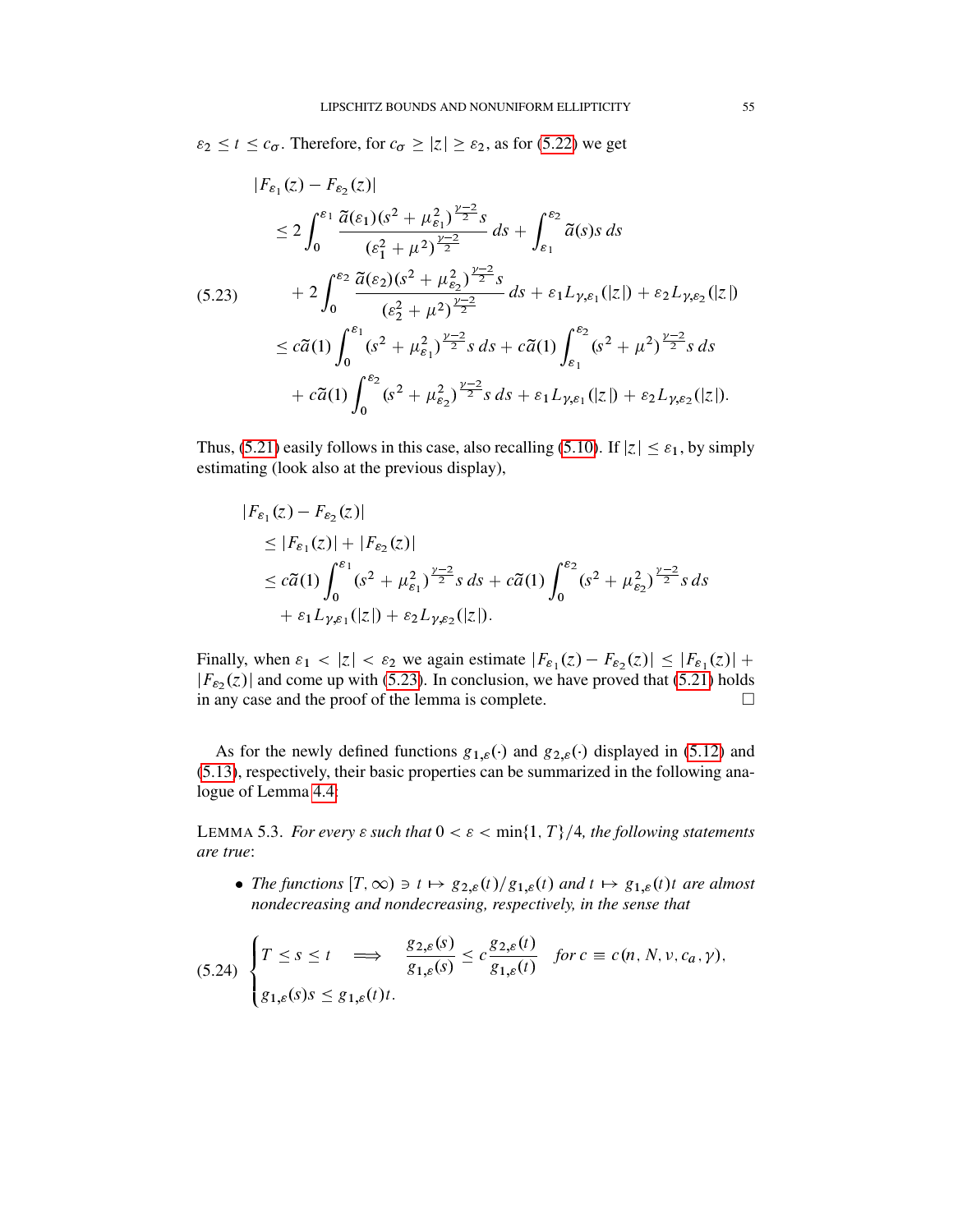$\varepsilon_2 \le t \le c_\sigma$. Therefore, for $c_\sigma \ge |z| \ge \varepsilon_2$, as for (5.22) we get

$$
\begin{aligned}
&|F_{\varepsilon_1}(z) - F_{\varepsilon_2}(z)| \\
&\quad \le 2\int_0^{\varepsilon_1} \frac{\tilde{a}(\varepsilon_1)(s^2+\mu_{\varepsilon_1}^2)^{\frac{\gamma-2}{2}} s}{(\varepsilon_1^2+\mu^2)^{\frac{\gamma-2}{2}}}\,ds + \int_{\varepsilon_1}^{\varepsilon_2} \tilde{a}(s)s\,ds \\
&\qquad + 2\int_0^{\varepsilon_2} \frac{\tilde{a}(\varepsilon_2)(s^2+\mu_{\varepsilon_2}^2)^{\frac{\gamma-2}{2}} s}{(\varepsilon_2^2+\mu^2)^{\frac{\gamma-2}{2}}}\,ds + \varepsilon_1 L_{\gamma,\varepsilon_1}(|z|) + \varepsilon_2 L_{\gamma,\varepsilon_2}(|z|) \qquad (5.23)\\
&\quad \le c\tilde{a}(1)\int_0^{\varepsilon_1} (s^2+\mu_{\varepsilon_1}^2)^{\frac{\gamma-2}{2}} s\,ds + c\tilde{a}(1)\int_{\varepsilon_1}^{\varepsilon_2} (s^2+\mu^2)^{\frac{\gamma-2}{2}} s\,ds \\
&\qquad + c\tilde{a}(1)\int_0^{\varepsilon_2} (s^2+\mu_{\varepsilon_2}^2)^{\frac{\gamma-2}{2}} s\,ds + \varepsilon_1 L_{\gamma,\varepsilon_1}(|z|) + \varepsilon_2 L_{\gamma,\varepsilon_2}(|z|).
\end{aligned}
$$

Thus, (5.21) easily follows in this case, also recalling (5.10). If $|z| \le \varepsilon_1$, by simply estimating (look also at the previous display),

$$
\begin{aligned}
&|F_{\varepsilon_1}(z) - F_{\varepsilon_2}(z)| \\
&\quad \le |F_{\varepsilon_1}(z)| + |F_{\varepsilon_2}(z)| \\
&\quad \le c\tilde{a}(1)\int_0^{\varepsilon_1} (s^2+\mu_{\varepsilon_1}^2)^{\frac{\gamma-2}{2}} s\,ds + c\tilde{a}(1)\int_0^{\varepsilon_2} (s^2+\mu_{\varepsilon_2}^2)^{\frac{\gamma-2}{2}} s\,ds \\
&\qquad + \varepsilon_1 L_{\gamma,\varepsilon_1}(|z|) + \varepsilon_2 L_{\gamma,\varepsilon_2}(|z|).
\end{aligned}
$$

Finally, when $\varepsilon_1 < |z| < \varepsilon_2$ we again estimate $|F_{\varepsilon_1}(z) - F_{\varepsilon_2}(z)| \le |F_{\varepsilon_1}(z)| + |F_{\varepsilon_2}(z)|$ and come up with (5.23). In conclusion, we have proved that (5.21) holds in any case and the proof of the lemma is complete. □

As for the newly defined functions $g_{1,\varepsilon}(\cdot)$ and $g_{2,\varepsilon}(\cdot)$ displayed in (5.12) and (5.13), respectively, their basic properties can be summarized in the following analogue of Lemma 4.4:

LEMMA 5.3. *For every $\varepsilon$ such that $0 < \varepsilon < \min\{1, T\}/4$, the following statements are true*:

- *The functions $[T, \infty) \ni t \mapsto g_{2,\varepsilon}(t)/g_{1,\varepsilon}(t)$ and $t \mapsto g_{1,\varepsilon}(t)t$ are almost nondecreasing and nondecreasing, respectively, in the sense that*

$$
\begin{cases}
T \le s \le t \quad \Longrightarrow \quad \dfrac{g_{2,\varepsilon}(s)}{g_{1,\varepsilon}(s)} \le c\,\dfrac{g_{2,\varepsilon}(t)}{g_{1,\varepsilon}(t)} \quad \textit{for } c \equiv c(n, N, \nu, c_a, \gamma), \\
g_{1,\varepsilon}(s)s \le g_{1,\varepsilon}(t)t.
\end{cases}
\qquad (5.24)
$$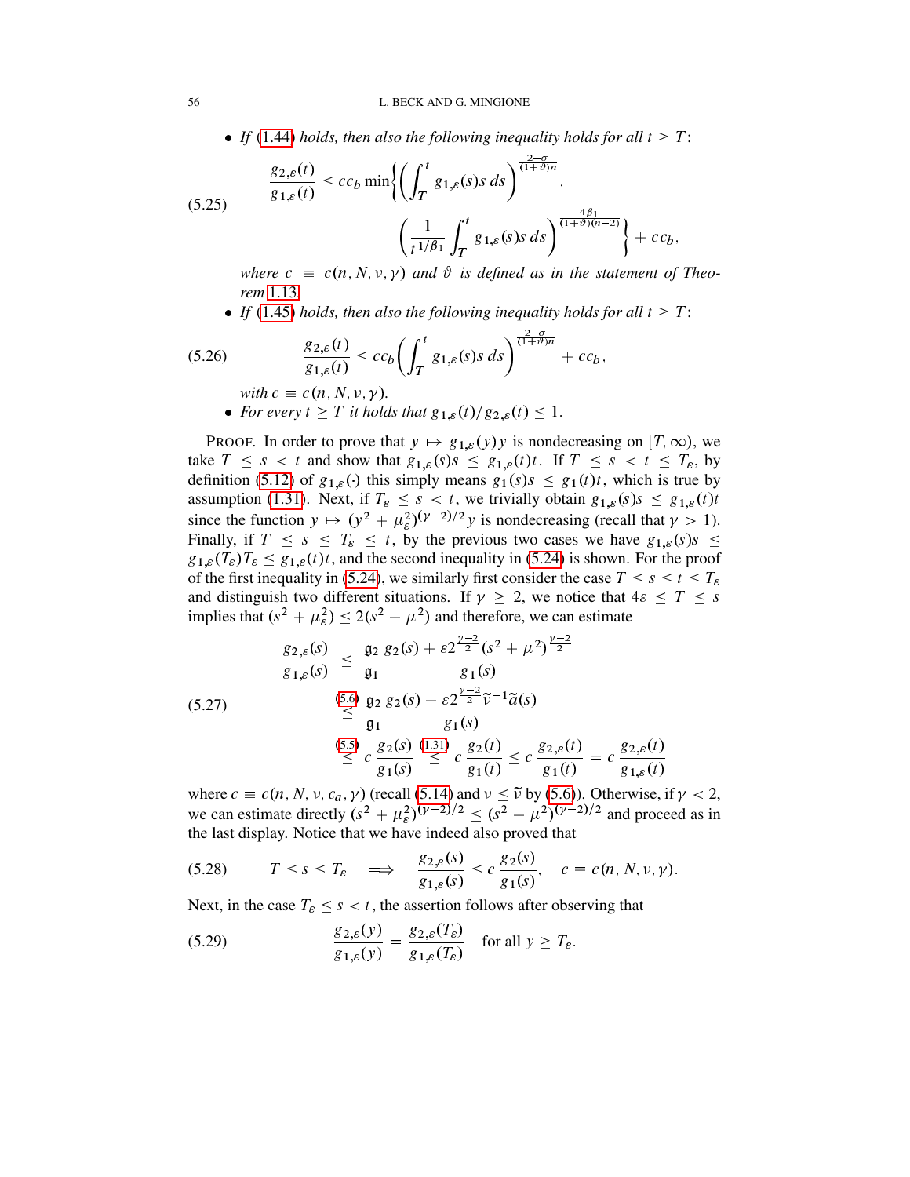- *If* (1.44) *holds, then also the following inequality holds for all* $t \geq T$:

$$
\frac{g_{2,\varepsilon}(t)}{g_{1,\varepsilon}(t)} \leq c c_b \min\Bigg\{\bigg(\int_T^t g_{1,\varepsilon}(s) s\, ds\bigg)^{\frac{2-\sigma}{(1+\vartheta)n}}, \bigg(\frac{1}{t^{1/\beta_1}} \int_T^t g_{1,\varepsilon}(s) s\, ds\bigg)^{\frac{4\beta_1}{(1+\vartheta)(n-2)}}\Bigg\} + c c_b, \tag{5.25}
$$

*where* $c \equiv c(n, N, \nu, \gamma)$ *and* $\vartheta$ *is defined as in the statement of Theorem* 1.13.

- *If* (1.45) *holds, then also the following inequality holds for all* $t \geq T$:

$$
\frac{g_{2,\varepsilon}(t)}{g_{1,\varepsilon}(t)} \leq c c_b \bigg(\int_T^t g_{1,\varepsilon}(s) s\, ds\bigg)^{\frac{2-\sigma}{(1+\vartheta)n}} + c c_b, \tag{5.26}
$$

*with* $c \equiv c(n, N, \nu, \gamma)$.

- *For every* $t \geq T$ *it holds that* $g_{1,\varepsilon}(t)/g_{2,\varepsilon}(t) \leq 1$.

Proof. In order to prove that $y \mapsto g_{1,\varepsilon}(y)y$ is nondecreasing on $[T, \infty)$, we take $T \leq s < t$ and show that $g_{1,\varepsilon}(s)s \leq g_{1,\varepsilon}(t)t$. If $T \leq s < t \leq T_\varepsilon$, by definition (5.12) of $g_{1,\varepsilon}(\cdot)$ this simply means $g_1(s)s \leq g_1(t)t$, which is true by assumption (1.31). Next, if $T_\varepsilon \leq s < t$, we trivially obtain $g_{1,\varepsilon}(s)s \leq g_{1,\varepsilon}(t)t$ since the function $y \mapsto (y^2 + \mu_\varepsilon^2)^{(\gamma-2)/2} y$ is nondecreasing (recall that $\gamma > 1$). Finally, if $T \leq s \leq T_\varepsilon \leq t$, by the previous two cases we have $g_{1,\varepsilon}(s)s \leq g_{1,\varepsilon}(T_\varepsilon)T_\varepsilon \leq g_{1,\varepsilon}(t)t$, and the second inequality in (5.24) is shown. For the proof of the first inequality in (5.24), we similarly first consider the case $T \leq s \leq t \leq T_\varepsilon$ and distinguish two different situations. If $\gamma \geq 2$, we notice that $4\varepsilon \leq T \leq s$ implies that $(s^2 + \mu_\varepsilon^2) \leq 2(s^2 + \mu^2)$ and therefore, we can estimate

$$
\begin{aligned}
\frac{g_{2,\varepsilon}(s)}{g_{1,\varepsilon}(s)} &\leq \frac{\mathfrak{g}_2}{\mathfrak{g}_1} \frac{g_2(s) + \varepsilon 2^{\frac{\gamma-2}{2}} (s^2 + \mu^2)^{\frac{\gamma-2}{2}}}{g_1(s)} \\
&\overset{(5.6)}{\leq} \frac{\mathfrak{g}_2}{\mathfrak{g}_1} \frac{g_2(s) + \varepsilon 2^{\frac{\gamma-2}{2}} \tilde{\nu}^{-1} \tilde{a}(s)}{g_1(s)} \\
&\overset{(5.5)}{\leq} c\, \frac{g_2(s)}{g_1(s)} \overset{(1.31)}{\leq} c\, \frac{g_2(t)}{g_1(t)} \leq c\, \frac{g_{2,\varepsilon}(t)}{g_1(t)} = c\, \frac{g_{2,\varepsilon}(t)}{g_{1,\varepsilon}(t)}
\end{aligned} \tag{5.27}
$$

where $c \equiv c(n, N, \nu, c_a, \gamma)$ (recall (5.14) and $\nu \leq \tilde{\nu}$ by (5.6)). Otherwise, if $\gamma < 2$, we can estimate directly $(s^2 + \mu_\varepsilon^2)^{(\gamma-2)/2} \leq (s^2 + \mu^2)^{(\gamma-2)/2}$ and proceed as in the last display. Notice that we have indeed also proved that

$$
T \leq s \leq T_\varepsilon \quad \Longrightarrow \quad \frac{g_{2,\varepsilon}(s)}{g_{1,\varepsilon}(s)} \leq c\, \frac{g_2(s)}{g_1(s)}, \quad c \equiv c(n, N, \nu, \gamma). \tag{5.28}
$$

Next, in the case $T_\varepsilon \leq s < t$, the assertion follows after observing that

$$
\frac{g_{2,\varepsilon}(y)}{g_{1,\varepsilon}(y)} = \frac{g_{2,\varepsilon}(T_\varepsilon)}{g_{1,\varepsilon}(T_\varepsilon)} \quad \text{for all } y \geq T_\varepsilon. \tag{5.29}
$$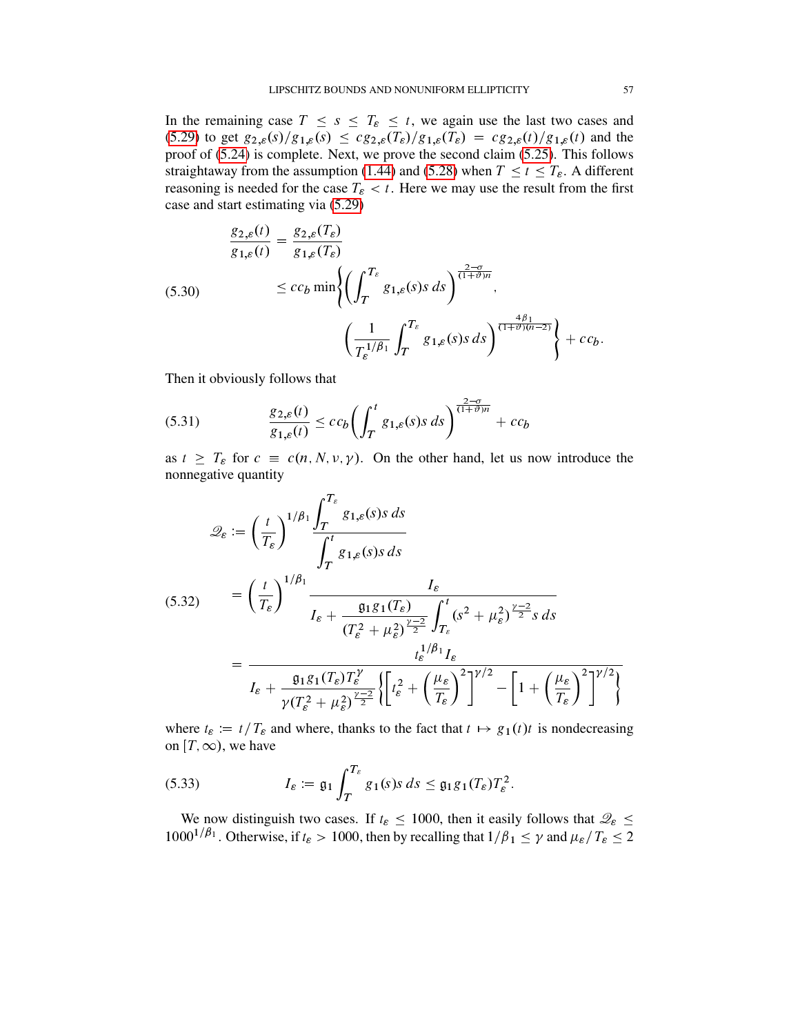In the remaining case $T \leq s \leq T_\varepsilon \leq t$, we again use the last two cases and (5.29) to get $g_{2,\varepsilon}(s)/g_{1,\varepsilon}(s) \leq c g_{2,\varepsilon}(T_\varepsilon)/g_{1,\varepsilon}(T_\varepsilon) = c g_{2,\varepsilon}(t)/g_{1,\varepsilon}(t)$ and the proof of (5.24) is complete. Next, we prove the second claim (5.25). This follows straightaway from the assumption (1.44) and (5.28) when $T \leq t \leq T_\varepsilon$. A different reasoning is needed for the case $T_\varepsilon < t$. Here we may use the result from the first case and start estimating via (5.29)

$$
\begin{aligned}
\frac{g_{2,\varepsilon}(t)}{g_{1,\varepsilon}(t)} &= \frac{g_{2,\varepsilon}(T_\varepsilon)}{g_{1,\varepsilon}(T_\varepsilon)} \\
&\leq c c_b \min\Bigg\{ \left( \int_T^{T_\varepsilon} g_{1,\varepsilon}(s) s \, ds \right)^{\frac{2-\sigma}{(1+\vartheta)n}}, \\
&\qquad \left( \frac{1}{T_\varepsilon^{1/\beta_1}} \int_T^{T_\varepsilon} g_{1,\varepsilon}(s) s \, ds \right)^{\frac{4\beta_1}{(1+\vartheta)(n-2)}} \Bigg\} + c c_b .
\end{aligned} \tag{5.30}
$$

Then it obviously follows that

$$
\frac{g_{2,\varepsilon}(t)}{g_{1,\varepsilon}(t)} \leq c c_b \left( \int_T^t g_{1,\varepsilon}(s) s \, ds \right)^{\frac{2-\sigma}{(1+\vartheta)n}} + c c_b \tag{5.31}
$$

as $t \geq T_\varepsilon$ for $c \equiv c(n, N, \nu, \gamma)$. On the other hand, let us now introduce the nonnegative quantity

$$
\begin{aligned}
\mathcal{Q}_\varepsilon &:= \left( \frac{t}{T_\varepsilon} \right)^{1/\beta_1} \frac{\displaystyle\int_T^{T_\varepsilon} g_{1,\varepsilon}(s) s \, ds}{\displaystyle\int_T^t g_{1,\varepsilon}(s) s \, ds} \\
&= \left( \frac{t}{T_\varepsilon} \right)^{1/\beta_1} \frac{I_\varepsilon}{I_\varepsilon + \dfrac{\mathfrak{g}_1 g_1(T_\varepsilon)}{(T_\varepsilon^2 + \mu_\varepsilon^2)^{\frac{\gamma-2}{2}}} \displaystyle\int_{T_\varepsilon}^t (s^2 + \mu_\varepsilon^2)^{\frac{\gamma-2}{2}} s \, ds} \\
&= \frac{t_\varepsilon^{1/\beta_1} I_\varepsilon}{I_\varepsilon + \dfrac{\mathfrak{g}_1 g_1(T_\varepsilon) T_\varepsilon^\gamma}{\gamma (T_\varepsilon^2 + \mu_\varepsilon^2)^{\frac{\gamma-2}{2}}} \left\{ \left[ t_\varepsilon^2 + \left( \dfrac{\mu_\varepsilon}{T_\varepsilon} \right)^2 \right]^{\gamma/2} - \left[ 1 + \left( \dfrac{\mu_\varepsilon}{T_\varepsilon} \right)^2 \right]^{\gamma/2} \right\}}
\end{aligned} \tag{5.32}
$$

where $t_\varepsilon := t/T_\varepsilon$ and where, thanks to the fact that $t \mapsto g_1(t)t$ is nondecreasing on $[T, \infty)$, we have

$$
I_\varepsilon := \mathfrak{g}_1 \int_T^{T_\varepsilon} g_1(s) s \, ds \leq \mathfrak{g}_1 g_1(T_\varepsilon) T_\varepsilon^2 . \tag{5.33}
$$

We now distinguish two cases. If $t_\varepsilon \leq 1000$, then it easily follows that $\mathcal{Q}_\varepsilon \leq 1000^{1/\beta_1}$. Otherwise, if $t_\varepsilon > 1000$, then by recalling that $1/\beta_1 \leq \gamma$ and $\mu_\varepsilon / T_\varepsilon \leq 2$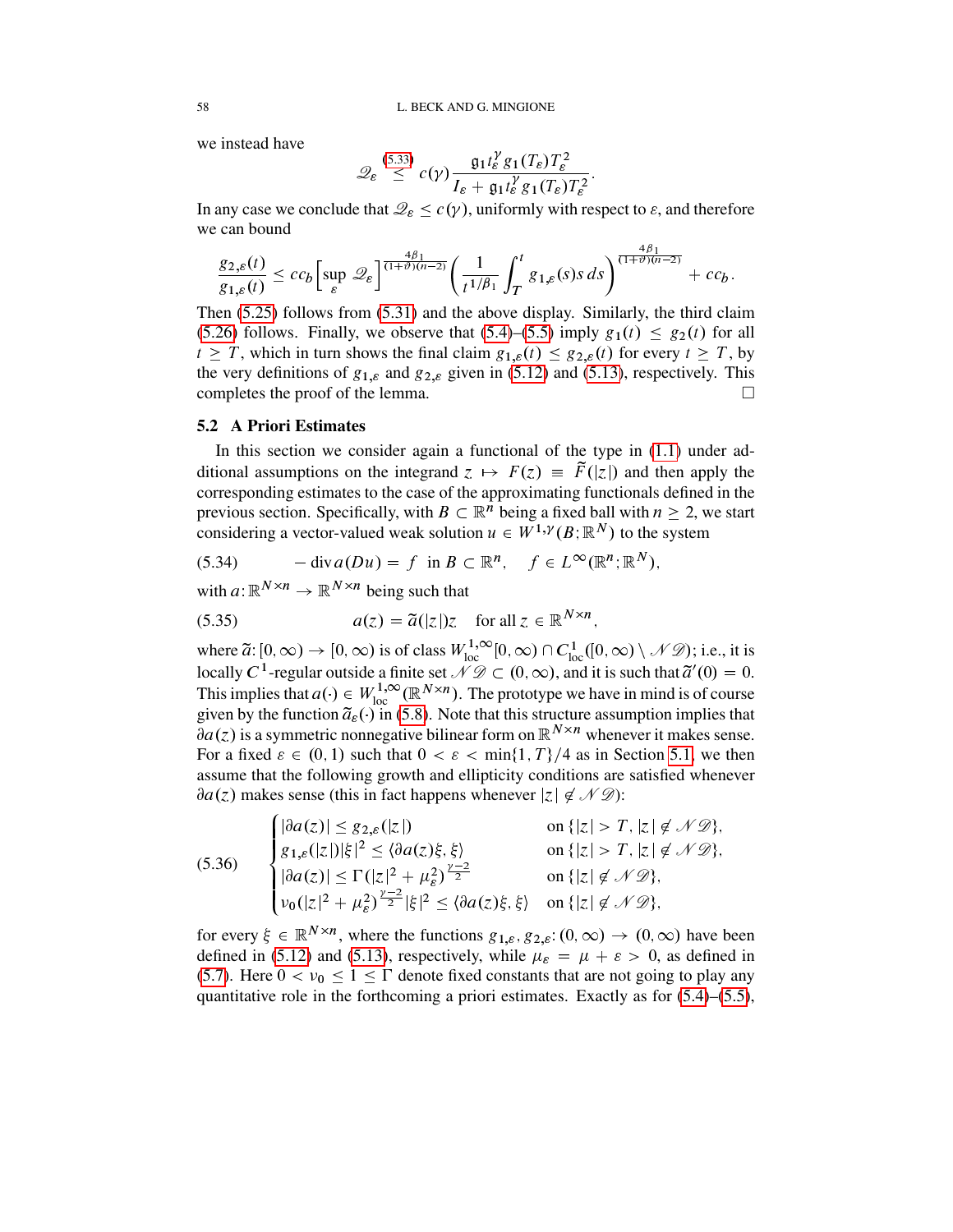we instead have

$$\mathcal{Q}_\varepsilon \overset{(5.33)}{\leq} c(\gamma) \frac{\mathfrak{g}_1 t_\varepsilon^\gamma g_1(T_\varepsilon) T_\varepsilon^2}{I_\varepsilon + \mathfrak{g}_1 t_\varepsilon^\gamma g_1(T_\varepsilon) T_\varepsilon^2}.$$

In any case we conclude that $\mathcal{Q}_\varepsilon \leq c(\gamma)$, uniformly with respect to $\varepsilon$, and therefore we can bound

$$\frac{g_{2,\varepsilon}(t)}{g_{1,\varepsilon}(t)} \leq c c_b \Big[\sup_\varepsilon \mathcal{Q}_\varepsilon\Big]^{\frac{4\beta_1}{(1+\vartheta)(n-2)}} \left(\frac{1}{t^{1/\beta_1}} \int_T^t g_{1,\varepsilon}(s) s\, ds\right)^{\frac{4\beta_1}{(1+\vartheta)(n-2)}} + c c_b.$$

Then (5.25) follows from (5.31) and the above display. Similarly, the third claim (5.26) follows. Finally, we observe that (5.4)–(5.5) imply $g_1(t) \leq g_2(t)$ for all $t \geq T$, which in turn shows the final claim $g_{1,\varepsilon}(t) \leq g_{2,\varepsilon}(t)$ for every $t \geq T$, by the very definitions of $g_{1,\varepsilon}$ and $g_{2,\varepsilon}$ given in (5.12) and (5.13), respectively. This completes the proof of the lemma. □

## 5.2 A Priori Estimates

In this section we consider again a functional of the type in (1.1) under additional assumptions on the integrand $z \mapsto F(z) \equiv \tilde{F}(|z|)$ and then apply the corresponding estimates to the case of the approximating functionals defined in the previous section. Specifically, with $B \subset \mathbb{R}^n$ being a fixed ball with $n \geq 2$, we start considering a vector-valued weak solution $u \in W^{1,\gamma}(B;\mathbb{R}^N)$ to the system

$$-\operatorname{div} a(Du) = f \quad \text{in } B \subset \mathbb{R}^n, \quad f \in L^\infty(\mathbb{R}^n;\mathbb{R}^N), \tag{5.34}$$

with $a: \mathbb{R}^{N\times n} \to \mathbb{R}^{N\times n}$ being such that

$$a(z) = \tilde{a}(|z|) z \quad \text{for all } z \in \mathbb{R}^{N\times n}, \tag{5.35}$$

where $\tilde{a}: [0,\infty) \to [0,\infty)$ is of class $W^{1,\infty}_{\text{loc}}[0,\infty) \cap C^1_{\text{loc}}([0,\infty)\setminus \mathcal{ND})$; i.e., it is locally $C^1$-regular outside a finite set $\mathcal{ND} \subset (0,\infty)$, and it is such that $\tilde{a}'(0) = 0$. This implies that $a(\cdot) \in W^{1,\infty}_{\text{loc}}(\mathbb{R}^{N\times n})$. The prototype we have in mind is of course given by the function $\tilde{a}_\varepsilon(\cdot)$ in (5.8). Note that this structure assumption implies that $\partial a(z)$ is a symmetric nonnegative bilinear form on $\mathbb{R}^{N\times n}$ whenever it makes sense. For a fixed $\varepsilon \in (0,1)$ such that $0 < \varepsilon < \min\{1,T\}/4$ as in Section 5.1, we then assume that the following growth and ellipticity conditions are satisfied whenever $\partial a(z)$ makes sense (this in fact happens whenever $|z| \notin \mathcal{ND}$):

$$\begin{cases} |\partial a(z)| \leq g_{2,\varepsilon}(|z|) & \text{on } \{|z| > T,\ |z| \notin \mathcal{ND}\}, \\ g_{1,\varepsilon}(|z|)|\xi|^2 \leq \langle \partial a(z)\xi, \xi\rangle & \text{on } \{|z| > T,\ |z| \notin \mathcal{ND}\}, \\ |\partial a(z)| \leq \Gamma(|z|^2 + \mu_\varepsilon^2)^{\frac{\gamma-2}{2}} & \text{on } \{|z| \notin \mathcal{ND}\}, \\ \nu_0(|z|^2 + \mu_\varepsilon^2)^{\frac{\gamma-2}{2}}|\xi|^2 \leq \langle \partial a(z)\xi, \xi\rangle & \text{on } \{|z| \notin \mathcal{ND}\}, \end{cases} \tag{5.36}$$

for every $\xi \in \mathbb{R}^{N\times n}$, where the functions $g_{1,\varepsilon}, g_{2,\varepsilon}: (0,\infty) \to (0,\infty)$ have been defined in (5.12) and (5.13), respectively, while $\mu_\varepsilon = \mu + \varepsilon > 0$, as defined in (5.7). Here $0 < \nu_0 \leq 1 \leq \Gamma$ denote fixed constants that are not going to play any quantitative role in the forthcoming a priori estimates. Exactly as for (5.4)–(5.5),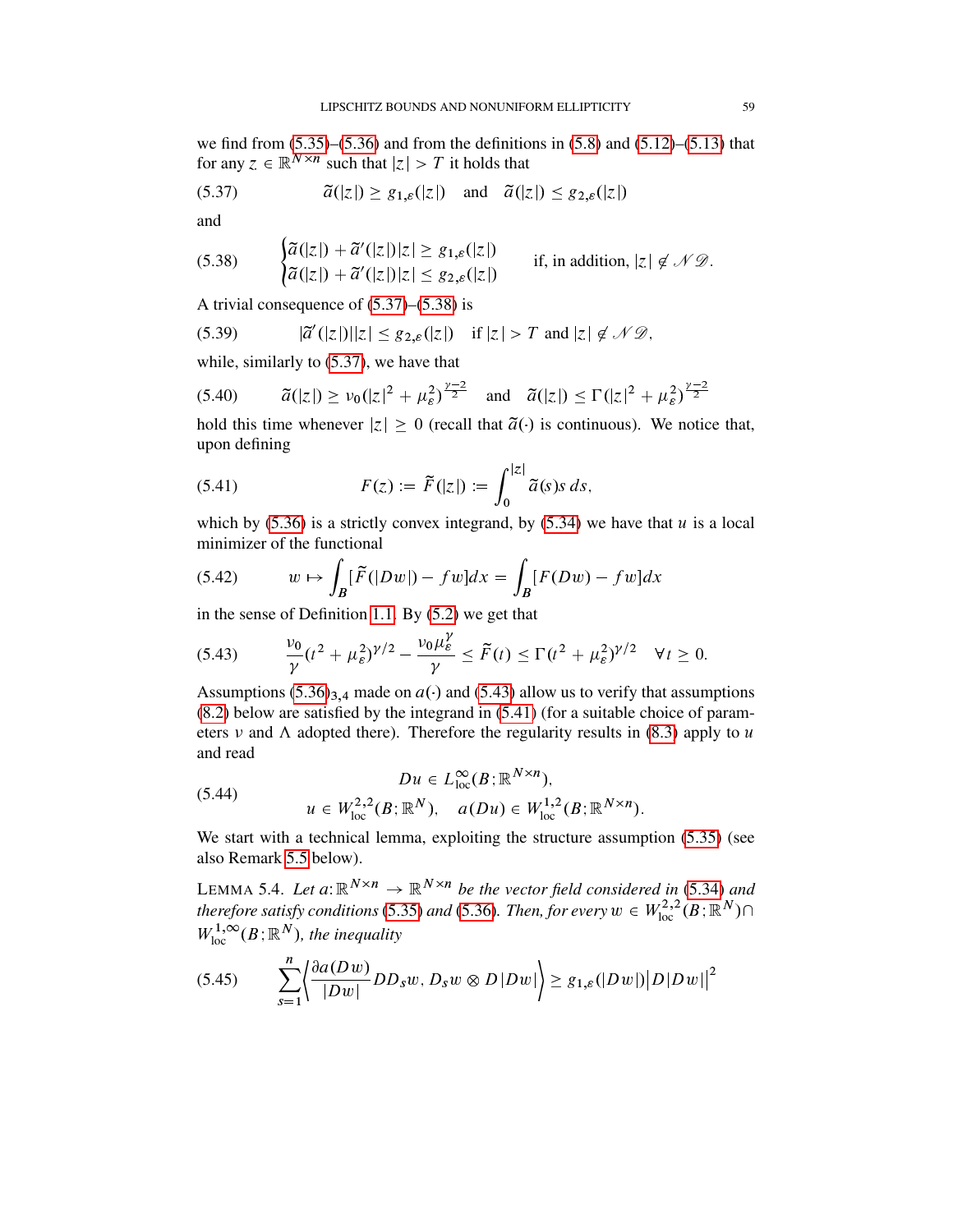we find from (5.35)–(5.36) and from the definitions in (5.8) and (5.12)–(5.13) that for any $z \in \mathbb{R}^{N\times n}$ such that $|z| > T$ it holds that

$$
\tilde{a}(|z|) \geq g_{1,\varepsilon}(|z|) \quad \text{and} \quad \tilde{a}(|z|) \leq g_{2,\varepsilon}(|z|) \tag{5.37}
$$

and

$$
\begin{cases} \tilde{a}(|z|) + \tilde{a}'(|z|)|z| \geq g_{1,\varepsilon}(|z|) \\ \tilde{a}(|z|) + \tilde{a}'(|z|)|z| \leq g_{2,\varepsilon}(|z|) \end{cases} \quad \text{if, in addition, } |z| \notin \mathcal{ND}. \tag{5.38}
$$

A trivial consequence of (5.37)–(5.38) is

$$
|\tilde{a}'(|z|)||z| \leq g_{2,\varepsilon}(|z|) \quad \text{if } |z| > T \text{ and } |z| \notin \mathcal{ND}, \tag{5.39}
$$

while, similarly to (5.37), we have that

$$
\tilde{a}(|z|) \geq \nu_0(|z|^2 + \mu_\varepsilon^2)^{\frac{\gamma-2}{2}} \quad \text{and} \quad \tilde{a}(|z|) \leq \Gamma(|z|^2 + \mu_\varepsilon^2)^{\frac{\gamma-2}{2}} \tag{5.40}
$$

hold this time whenever $|z| \geq 0$ (recall that $\tilde{a}(\cdot)$ is continuous). We notice that, upon defining

$$
F(z) := \tilde{F}(|z|) := \int_0^{|z|} \tilde{a}(s)s\, ds, \tag{5.41}
$$

which by (5.36) is a strictly convex integrand, by (5.34) we have that $u$ is a local minimizer of the functional

$$
w \mapsto \int_B [\tilde{F}(|Dw|) - fw]dx = \int_B [F(Dw) - fw]dx \tag{5.42}
$$

in the sense of Definition 1.1. By (5.2) we get that

$$
\frac{\nu_0}{\gamma}(t^2 + \mu_\varepsilon^2)^{\gamma/2} - \frac{\nu_0 \mu_\varepsilon^\gamma}{\gamma} \leq \tilde{F}(t) \leq \Gamma(t^2 + \mu_\varepsilon^2)^{\gamma/2} \quad \forall t \geq 0. \tag{5.43}
$$

Assumptions $(5.36)_{3,4}$ made on $a(\cdot)$ and (5.43) allow us to verify that assumptions (8.2) below are satisfied by the integrand in (5.41) (for a suitable choice of parameters $\nu$ and $\Lambda$ adopted there). Therefore the regularity results in (8.3) apply to $u$ and read

$$
\begin{gathered} Du \in L^\infty_{\mathrm{loc}}(B; \mathbb{R}^{N\times n}), \\ u \in W^{2,2}_{\mathrm{loc}}(B; \mathbb{R}^N), \quad a(Du) \in W^{1,2}_{\mathrm{loc}}(B; \mathbb{R}^{N\times n}). \end{gathered} \tag{5.44}
$$

We start with a technical lemma, exploiting the structure assumption (5.35) (see also Remark 5.5 below).

LEMMA 5.4. *Let $a\colon \mathbb{R}^{N\times n} \to \mathbb{R}^{N\times n}$ be the vector field considered in (5.34) and therefore satisfy conditions (5.35) and (5.36). Then, for every $w \in W^{2,2}_{\mathrm{loc}}(B; \mathbb{R}^N) \cap W^{1,\infty}_{\mathrm{loc}}(B; \mathbb{R}^N)$, the inequality*

$$
\sum_{s=1}^{n} \left\langle \frac{\partial a(Dw)}{|Dw|} DD_s w, D_s w \otimes D|Dw| \right\rangle \geq g_{1,\varepsilon}(|Dw|)\big|D|Dw|\big|^2 \tag{5.45}
$$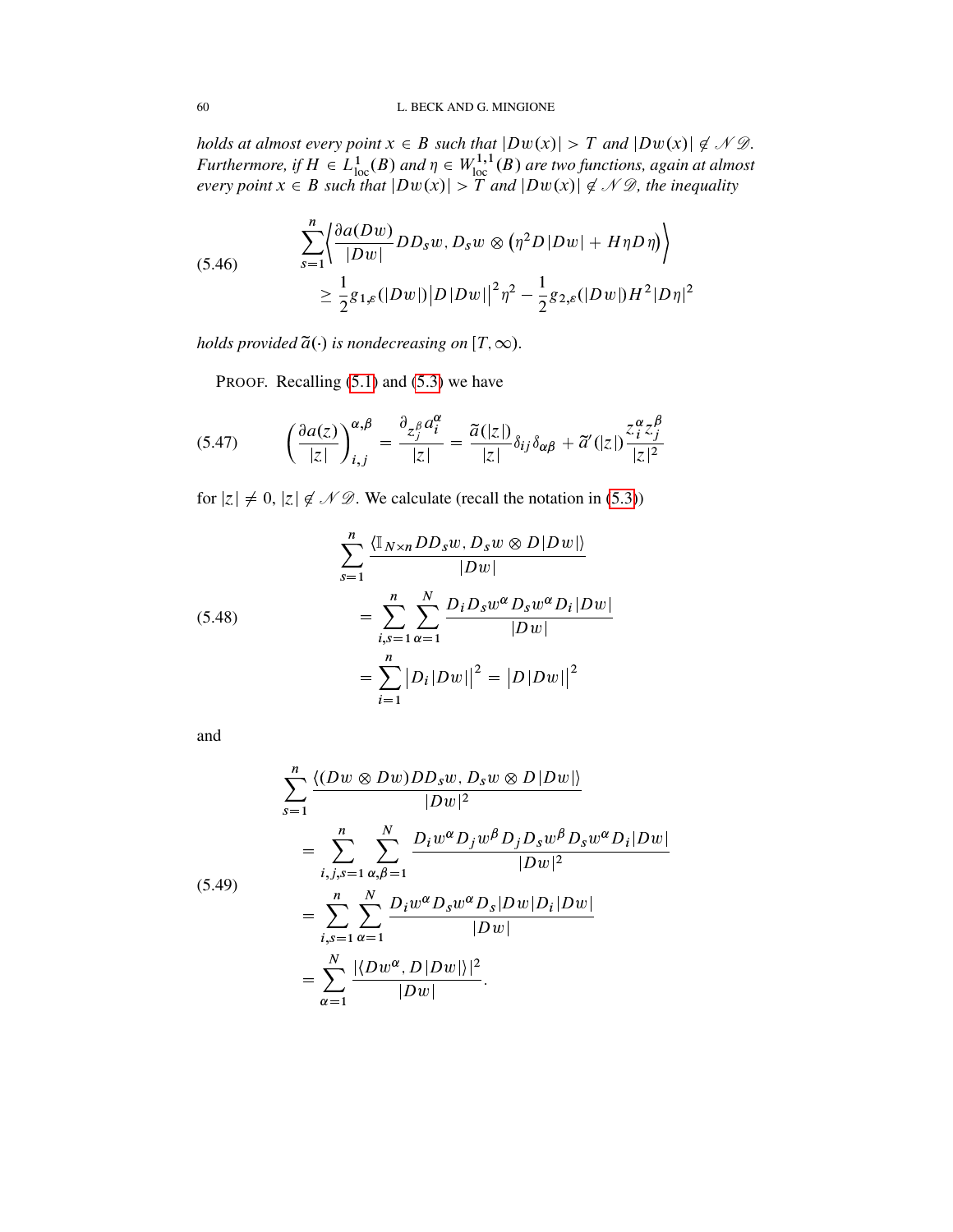*holds at almost every point $x \in B$ such that $|Dw(x)| > T$ and $|Dw(x)| \not\in \mathcal{N}\mathcal{D}$. Furthermore, if $H \in L^1_{\mathrm{loc}}(B)$ and $\eta \in W^{1,1}_{\mathrm{loc}}(B)$ are two functions, again at almost every point $x \in B$ such that $|Dw(x)| > T$ and $|Dw(x)| \not\in \mathcal{N}\mathcal{D}$, the inequality*

$$
\sum_{s=1}^{n} \left\langle \frac{\partial a(Dw)}{|Dw|} DD_s w, D_s w \otimes \left(\eta^2 D|Dw| + H\eta D\eta\right) \right\rangle \geq \frac{1}{2} g_{1,\varepsilon}(|Dw|) \big|D|Dw|\big|^2 \eta^2 - \frac{1}{2} g_{2,\varepsilon}(|Dw|) H^2 |D\eta|^2 \tag{5.46}
$$

*holds provided $\tilde{a}(\cdot)$ is nondecreasing on $[T, \infty)$.*

PROOF. Recalling (5.1) and (5.3) we have

$$
\left(\frac{\partial a(z)}{|z|}\right)^{\alpha,\beta}_{i,j} = \frac{\partial_{z_j^\beta} a_i^\alpha}{|z|} = \frac{\tilde{a}(|z|)}{|z|} \delta_{ij} \delta_{\alpha\beta} + \tilde{a}'(|z|) \frac{z_i^\alpha z_j^\beta}{|z|^2} \tag{5.47}
$$

for $|z| \neq 0$, $|z| \not\in \mathcal{N}\mathcal{D}$. We calculate (recall the notation in (5.3))

$$
\begin{aligned}
\sum_{s=1}^{n} & \frac{\langle \mathbb{I}_{N\times n} DD_s w, D_s w \otimes D|Dw| \rangle}{|Dw|} \\
&= \sum_{i,s=1}^{n} \sum_{\alpha=1}^{N} \frac{D_i D_s w^\alpha D_s w^\alpha D_i |Dw|}{|Dw|} \\
&= \sum_{i=1}^{n} \big|D_i |Dw|\big|^2 = \big|D|Dw|\big|^2
\end{aligned} \tag{5.48}
$$

and

$$
\begin{aligned}
\sum_{s=1}^{n} & \frac{\langle (Dw \otimes Dw) DD_s w, D_s w \otimes D|Dw| \rangle}{|Dw|^2} \\
&= \sum_{i,j,s=1}^{n} \sum_{\alpha,\beta=1}^{N} \frac{D_i w^\alpha D_j w^\beta D_j D_s w^\beta D_s w^\alpha D_i |Dw|}{|Dw|^2} \\
&= \sum_{i,s=1}^{n} \sum_{\alpha=1}^{N} \frac{D_i w^\alpha D_s w^\alpha D_s |Dw| D_i |Dw|}{|Dw|} \\
&= \sum_{\alpha=1}^{N} \frac{|\langle Dw^\alpha, D|Dw| \rangle|^2}{|Dw|}.
\end{aligned} \tag{5.49}
$$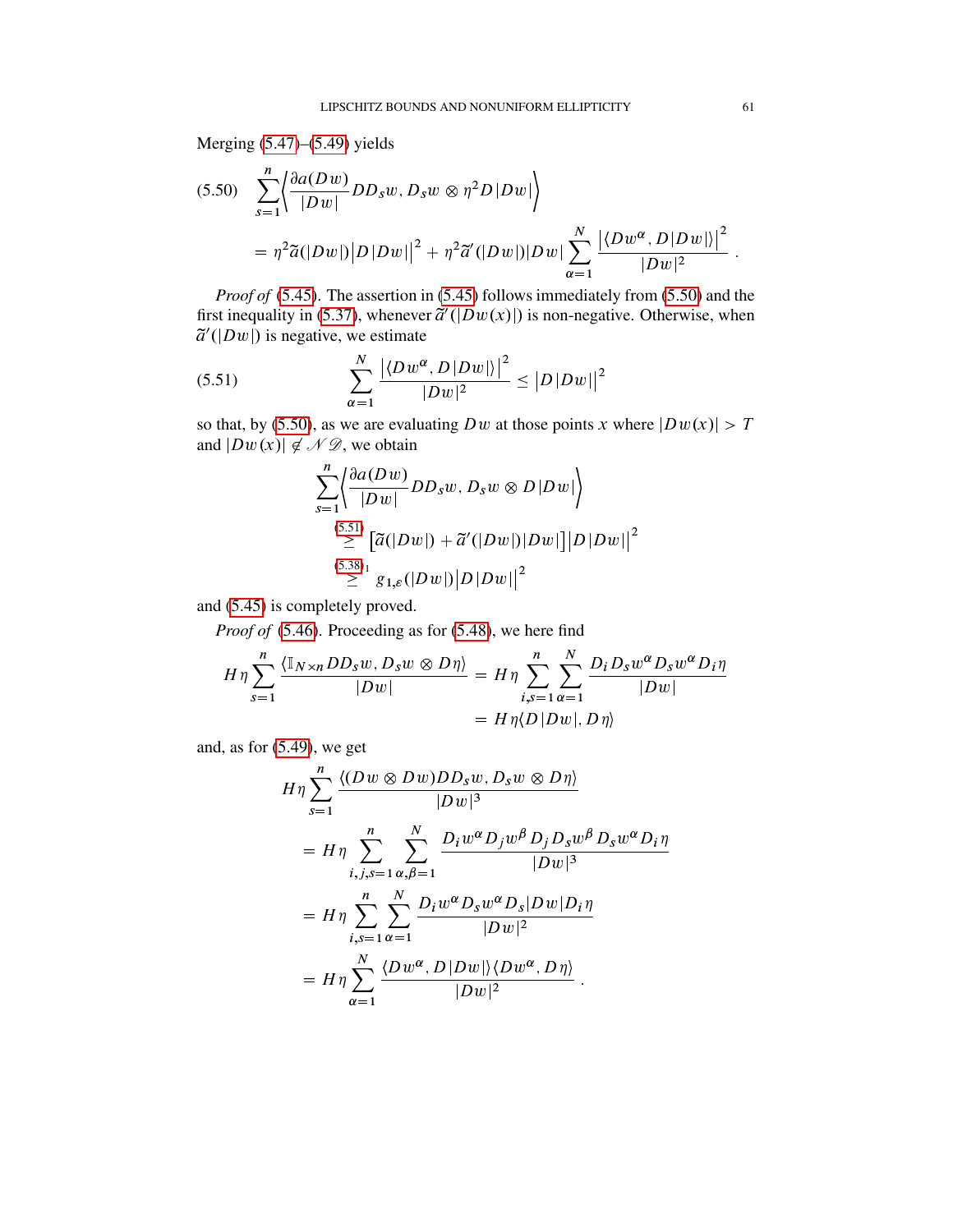Merging (5.47)–(5.49) yields

$$
\sum_{s=1}^{n}\left\langle \frac{\partial a(Dw)}{|Dw|} DD_s w, D_s w \otimes \eta^2 D|Dw| \right\rangle
= \eta^2 \tilde{a}(|Dw|)\big|D|Dw|\big|^2 + \eta^2 \tilde{a}'(|Dw|)|Dw| \sum_{\alpha=1}^{N} \frac{\big|\langle Dw^\alpha, D|Dw|\rangle\big|^2}{|Dw|^2} . \tag{5.50}
$$

*Proof of* (5.45). The assertion in (5.45) follows immediately from (5.50) and the first inequality in (5.37), whenever $\tilde{a}'(|Dw(x)|)$ is non-negative. Otherwise, when $\tilde{a}'(|Dw|)$ is negative, we estimate

$$
\sum_{\alpha=1}^{N} \frac{\big|\langle Dw^\alpha, D|Dw|\rangle\big|^2}{|Dw|^2} \le \big|D|Dw|\big|^2 \tag{5.51}
$$

so that, by (5.50), as we are evaluating $Dw$ at those points $x$ where $|Dw(x)| > T$ and $|Dw(x)| \not\in \mathcal{N}\mathcal{D}$, we obtain

$$
\begin{aligned}
\sum_{s=1}^{n}\left\langle \frac{\partial a(Dw)}{|Dw|} DD_s w, D_s w \otimes D|Dw| \right\rangle
&\overset{(5.51)}{\ge} \left[\tilde{a}(|Dw|) + \tilde{a}'(|Dw|)|Dw|\right]\big|D|Dw|\big|^2 \\
&\overset{(5.38)_1}{\ge} g_{1,\varepsilon}(|Dw|)\big|D|Dw|\big|^2
\end{aligned}
$$

and (5.45) is completely proved.

*Proof of* (5.46). Proceeding as for (5.48), we here find

$$
\begin{aligned}
H\eta \sum_{s=1}^{n} \frac{\langle \mathbb{I}_{N\times n} DD_s w, D_s w \otimes D\eta\rangle}{|Dw|} &= H\eta \sum_{i,s=1}^{n}\sum_{\alpha=1}^{N} \frac{D_i D_s w^\alpha D_s w^\alpha D_i \eta}{|Dw|} \\
&= H\eta \langle D|Dw|, D\eta\rangle
\end{aligned}
$$

and, as for (5.49), we get

$$
\begin{aligned}
&H\eta \sum_{s=1}^{n} \frac{\langle (Dw\otimes Dw) DD_s w, D_s w \otimes D\eta\rangle}{|Dw|^3} \\
&= H\eta \sum_{i,j,s=1}^{n}\sum_{\alpha,\beta=1}^{N} \frac{D_i w^\alpha D_j w^\beta D_j D_s w^\beta D_s w^\alpha D_i \eta}{|Dw|^3} \\
&= H\eta \sum_{i,s=1}^{n}\sum_{\alpha=1}^{N} \frac{D_i w^\alpha D_s w^\alpha D_s |Dw| D_i \eta}{|Dw|^2} \\
&= H\eta \sum_{\alpha=1}^{N} \frac{\langle Dw^\alpha, D|Dw|\rangle \langle Dw^\alpha, D\eta\rangle}{|Dw|^2} .
\end{aligned}
$$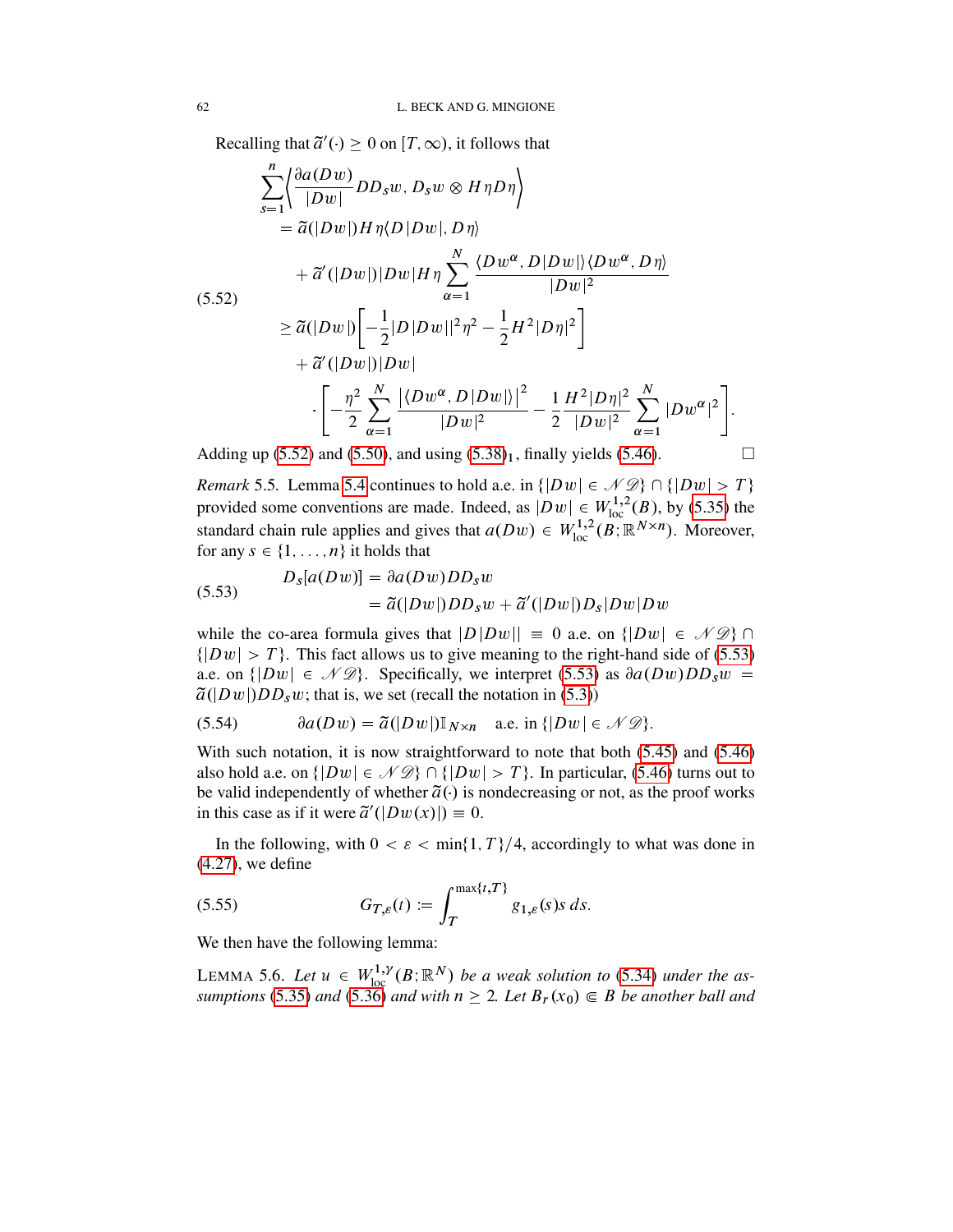Recalling that $\tilde{a}'(\cdot) \geq 0$ on $[T, \infty)$, it follows that

$$
\begin{aligned}
\sum_{s=1}^{n} \Big\langle & \frac{\partial a(Dw)}{|Dw|} DD_s w,\, D_s w \otimes H\eta D\eta \Big\rangle \\
&= \tilde{a}(|Dw|) H\eta \langle D|Dw|, D\eta\rangle \\
&\quad + \tilde{a}'(|Dw|)|Dw| H\eta \sum_{\alpha=1}^{N} \frac{\langle Dw^\alpha, D|Dw|\rangle \langle Dw^\alpha, D\eta\rangle}{|Dw|^2} \\
&\geq \tilde{a}(|Dw|)\Big[-\frac{1}{2}|D|Dw||^2\eta^2 - \frac{1}{2}H^2|D\eta|^2\Big] \\
&\quad + \tilde{a}'(|Dw|)|Dw| \\
&\qquad \cdot \Big[-\frac{\eta^2}{2}\sum_{\alpha=1}^{N} \frac{|\langle Dw^\alpha, D|Dw|\rangle|^2}{|Dw|^2} - \frac{1}{2}\frac{H^2|D\eta|^2}{|Dw|^2}\sum_{\alpha=1}^{N}|Dw^\alpha|^2\Big].
\end{aligned}
\tag{5.52}
$$

Adding up (5.52) and (5.50), and using $(5.38)_1$, finally yields (5.46). $\square$

*Remark* 5.5. Lemma 5.4 continues to hold a.e. in $\{|Dw| \in \mathcal{ND}\} \cap \{|Dw| > T\}$ provided some conventions are made. Indeed, as $|Dw| \in W^{1,2}_{\mathrm{loc}}(B)$, by (5.35) the standard chain rule applies and gives that $a(Dw) \in W^{1,2}_{\mathrm{loc}}(B; \mathbb{R}^{N\times n})$. Moreover, for any $s \in \{1, \dots, n\}$ it holds that

$$
\begin{aligned}
D_s[a(Dw)] &= \partial a(Dw) DD_s w \\
&= \tilde{a}(|Dw|) DD_s w + \tilde{a}'(|Dw|) D_s|Dw| Dw
\end{aligned}
\tag{5.53}
$$

while the co-area formula gives that $|D|Dw|| \equiv 0$ a.e. on $\{|Dw| \in \mathcal{ND}\} \cap \{|Dw| > T\}$. This fact allows us to give meaning to the right-hand side of (5.53) a.e. on $\{|Dw| \in \mathcal{ND}\}$. Specifically, we interpret (5.53) as $\partial a(Dw) DD_s w = \tilde{a}(|Dw|) DD_s w$; that is, we set (recall the notation in (5.3))

$$
\partial a(Dw) = \tilde{a}(|Dw|)\mathbb{I}_{N\times n} \quad \text{a.e. in } \{|Dw| \in \mathcal{ND}\}. \tag{5.54}
$$

With such notation, it is now straightforward to note that both (5.45) and (5.46) also hold a.e. on $\{|Dw| \in \mathcal{ND}\} \cap \{|Dw| > T\}$. In particular, (5.46) turns out to be valid independently of whether $\tilde{a}(\cdot)$ is nondecreasing or not, as the proof works in this case as if it were $\tilde{a}'(|Dw(x)|) \equiv 0$.

In the following, with $0 < \varepsilon < \min\{1, T\}/4$, accordingly to what was done in (4.27), we define

$$
G_{T,\varepsilon}(t) := \int_T^{\max\{t,T\}} g_{1,\varepsilon}(s) s\, ds. \tag{5.55}
$$

We then have the following lemma:

LEMMA 5.6. *Let $u \in W^{1,\gamma}_{\mathrm{loc}}(B; \mathbb{R}^N)$ be a weak solution to (5.34) under the assumptions (5.35) and (5.36) and with $n \geq 2$. Let $B_r(x_0) \Subset B$ be another ball and*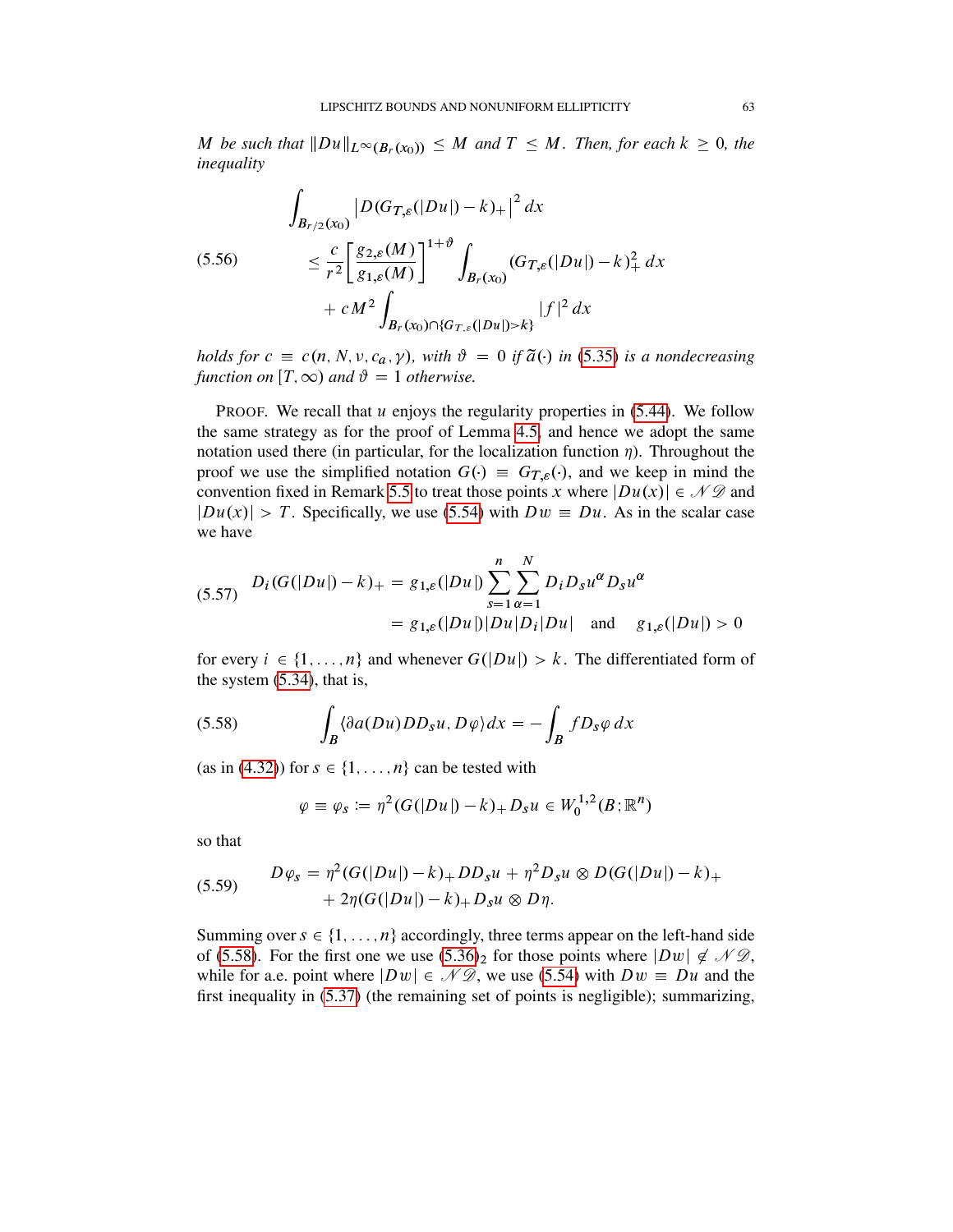*$M$ be such that $\|Du\|_{L^\infty(B_r(x_0))} \leq M$ and $T \leq M$. Then, for each $k \geq 0$, the inequality*

$$
\begin{aligned}
&\int_{B_{r/2}(x_0)} \left|D(G_{T,\varepsilon}(|Du|)-k)_+\right|^2 dx \\
&\quad \leq \frac{c}{r^2}\left[\frac{g_{2,\varepsilon}(M)}{g_{1,\varepsilon}(M)}\right]^{1+\vartheta} \int_{B_r(x_0)} (G_{T,\varepsilon}(|Du|)-k)_+^2 \, dx \\
&\qquad + cM^2 \int_{B_r(x_0)\cap\{G_{T,\varepsilon}(|Du|)>k\}} |f|^2 \, dx
\end{aligned} \tag{5.56}
$$

*holds for $c \equiv c(n, N, \nu, c_a, \gamma)$, with $\vartheta = 0$ if $\tilde{a}(\cdot)$ in (5.35) is a nondecreasing function on $[T, \infty)$ and $\vartheta = 1$ otherwise.*

PROOF. We recall that $u$ enjoys the regularity properties in (5.44). We follow the same strategy as for the proof of Lemma 4.5, and hence we adopt the same notation used there (in particular, for the localization function $\eta$). Throughout the proof we use the simplified notation $G(\cdot) \equiv G_{T,\varepsilon}(\cdot)$, and we keep in mind the convention fixed in Remark 5.5 to treat those points $x$ where $|Du(x)| \in \mathcal{ND}$ and $|Du(x)| > T$. Specifically, we use (5.54) with $Dw \equiv Du$. As in the scalar case we have

$$
\begin{aligned}
D_i(G(|Du|)-k)_+ &= g_{1,\varepsilon}(|Du|)\sum_{s=1}^{n}\sum_{\alpha=1}^{N} D_iD_su^\alpha D_su^\alpha \\
&= g_{1,\varepsilon}(|Du|)|Du|D_i|Du| \quad \text{and} \quad g_{1,\varepsilon}(|Du|) > 0
\end{aligned} \tag{5.57}
$$

for every $i \in \{1, \dots, n\}$ and whenever $G(|Du|) > k$. The differentiated form of the system (5.34), that is,

$$
\int_B \langle \partial a(Du)DD_su, D\varphi\rangle dx = -\int_B fD_s\varphi \, dx \tag{5.58}
$$

(as in (4.32)) for $s \in \{1, \dots, n\}$ can be tested with

$$
\varphi \equiv \varphi_s := \eta^2(G(|Du|)-k)_+D_su \in W_0^{1,2}(B;\mathbb{R}^n)
$$

so that

$$
\begin{aligned}
D\varphi_s &= \eta^2(G(|Du|)-k)_+DD_su + \eta^2 D_su \otimes D(G(|Du|)-k)_+ \\
&\quad + 2\eta(G(|Du|)-k)_+D_su \otimes D\eta.
\end{aligned} \tag{5.59}
$$

Summing over $s \in \{1, \dots, n\}$ accordingly, three terms appear on the left-hand side of (5.58). For the first one we use $(5.36)_2$ for those points where $|Dw| \not\in \mathcal{ND}$, while for a.e. point where $|Dw| \in \mathcal{ND}$, we use (5.54) with $Dw \equiv Du$ and the first inequality in (5.37) (the remaining set of points is negligible); summarizing,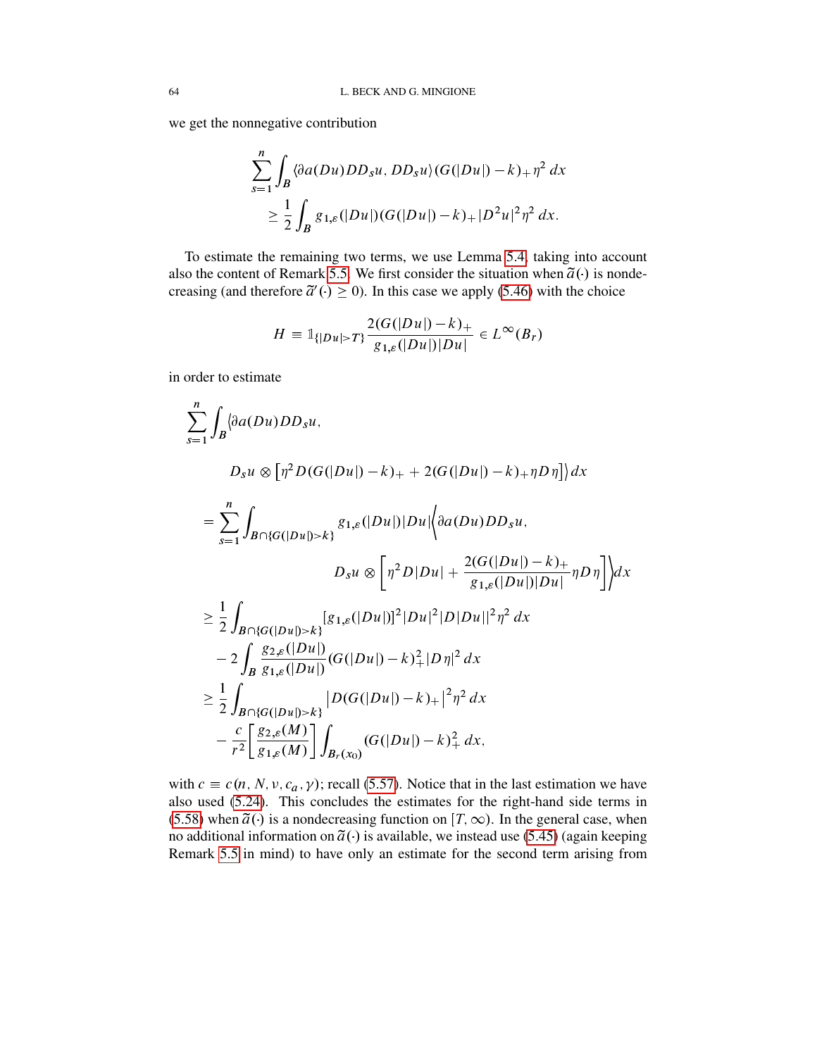we get the nonnegative contribution

$$\sum_{s=1}^{n} \int_B \langle \partial a(Du) DD_s u, DD_s u\rangle (G(|Du|)-k)_+ \eta^2 \, dx \\ \geq \frac{1}{2} \int_B g_{1,\varepsilon}(|Du|)(G(|Du|)-k)_+ |D^2 u|^2 \eta^2 \, dx.$$

To estimate the remaining two terms, we use Lemma 5.4, taking into account also the content of Remark 5.5. We first consider the situation when $\widetilde{a}(\cdot)$ is nondecreasing (and therefore $\widetilde{a}'(\cdot) \geq 0$). In this case we apply (5.46) with the choice

$$H \equiv \mathbb{1}_{\{|Du|>T\}} \frac{2(G(|Du|)-k)_+}{g_{1,\varepsilon}(|Du|)|Du|} \in L^\infty(B_r)$$

in order to estimate

$$\begin{aligned}
&\sum_{s=1}^{n} \int_B \Big\langle \partial a(Du) DD_s u, \\
&\qquad D_s u \otimes \big[\eta^2 D(G(|Du|)-k)_+ + 2(G(|Du|)-k)_+ \eta D\eta\big]\Big\rangle dx \\
&= \sum_{s=1}^{n} \int_{B\cap\{G(|Du|)>k\}} g_{1,\varepsilon}(|Du|)|Du| \Big\langle \partial a(Du) DD_s u, \\
&\qquad D_s u \otimes \left[\eta^2 D|Du| + \frac{2(G(|Du|)-k)_+}{g_{1,\varepsilon}(|Du|)|Du|} \eta D\eta\right]\Big\rangle dx \\
&\geq \frac{1}{2} \int_{B\cap\{G(|Du|)>k\}} [g_{1,\varepsilon}(|Du|)]^2 |Du|^2 |D|Du||^2 \eta^2 \, dx \\
&\quad - 2 \int_B \frac{g_{2,\varepsilon}(|Du|)}{g_{1,\varepsilon}(|Du|)} (G(|Du|)-k)_+^2 |D\eta|^2 \, dx \\
&\geq \frac{1}{2} \int_{B\cap\{G(|Du|)>k\}} \big|D(G(|Du|)-k)_+\big|^2 \eta^2 \, dx \\
&\quad - \frac{c}{r^2} \left[\frac{g_{2,\varepsilon}(M)}{g_{1,\varepsilon}(M)}\right] \int_{B_r(x_0)} (G(|Du|)-k)_+^2 \, dx,
\end{aligned}$$

with $c \equiv c(n, N, \nu, c_a, \gamma)$; recall (5.57). Notice that in the last estimation we have also used (5.24). This concludes the estimates for the right-hand side terms in (5.58) when $\widetilde{a}(\cdot)$ is a nondecreasing function on $[T, \infty)$. In the general case, when no additional information on $\widetilde{a}(\cdot)$ is available, we instead use (5.45) (again keeping Remark 5.5 in mind) to have only an estimate for the second term arising from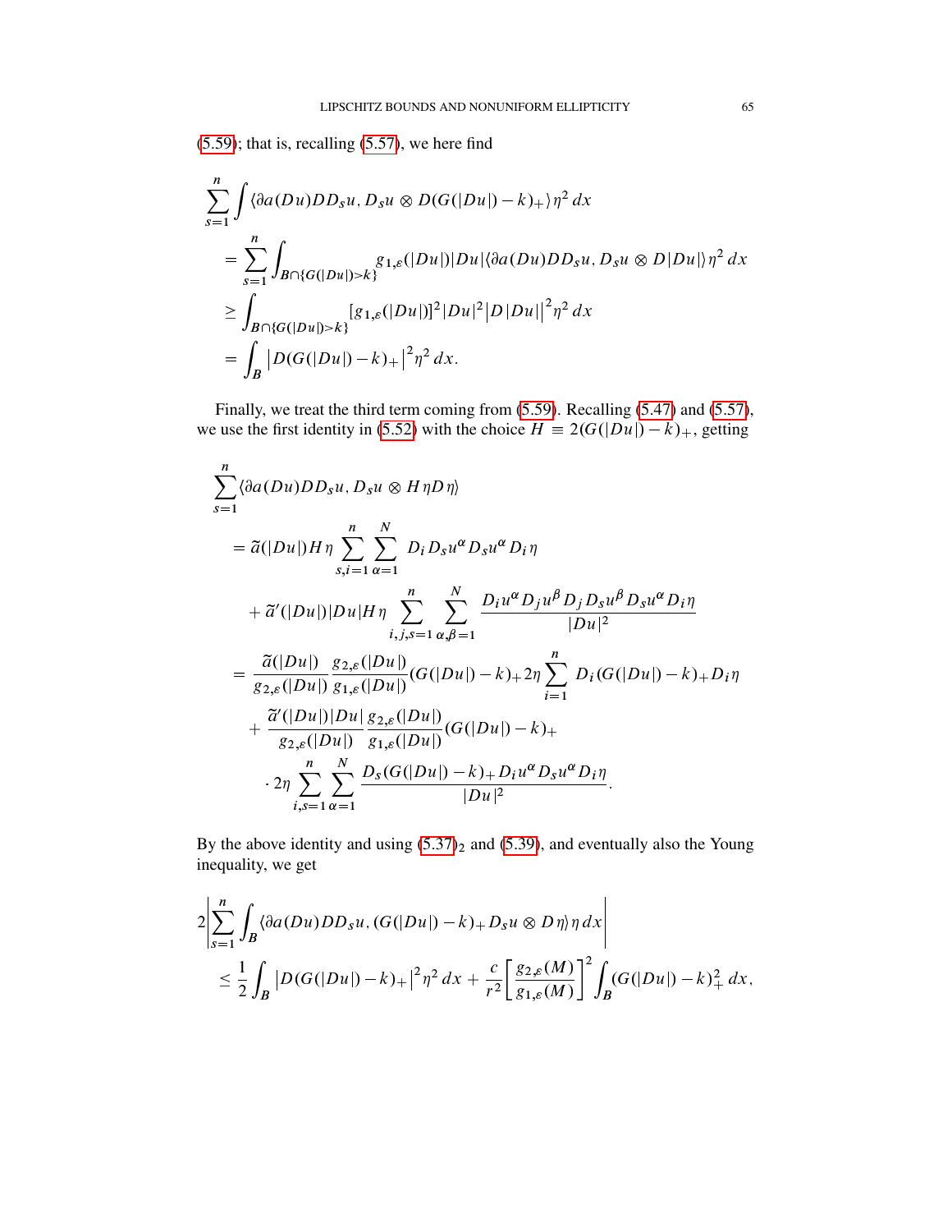(5.59); that is, recalling (5.57), we here find

$$
\begin{aligned}
&\sum_{s=1}^{n} \int \langle \partial a(Du) D D_s u, D_s u \otimes D(G(|Du|)-k)_+ \rangle \eta^2 \, dx \\
&= \sum_{s=1}^{n} \int_{B \cap \{G(|Du|)>k\}} g_{1,\varepsilon}(|Du|)|Du| \langle \partial a(Du) D D_s u, D_s u \otimes D|Du| \rangle \eta^2 \, dx \\
&\geq \int_{B \cap \{G(|Du|)>k\}} [g_{1,\varepsilon}(|Du|)]^2 |Du|^2 \big|D|Du|\big|^2 \eta^2 \, dx \\
&= \int_B \big|D(G(|Du|)-k)_+\big|^2 \eta^2 \, dx.
\end{aligned}
$$

Finally, we treat the third term coming from (5.59). Recalling (5.47) and (5.57), we use the first identity in (5.52) with the choice $H \equiv 2(G(|Du|)-k)_+$, getting

$$
\begin{aligned}
&\sum_{s=1}^{n} \langle \partial a(Du) D D_s u, D_s u \otimes H \eta D \eta \rangle \\
&= \tilde{a}(|Du|) H \eta \sum_{s,i=1}^{n} \sum_{\alpha=1}^{N} D_i D_s u^\alpha D_s u^\alpha D_i \eta \\
&\quad + \tilde{a}'(|Du|)|Du| H \eta \sum_{i,j,s=1}^{n} \sum_{\alpha,\beta=1}^{N} \frac{D_i u^\alpha D_j u^\beta D_j D_s u^\beta D_s u^\alpha D_i \eta}{|Du|^2} \\
&= \frac{\tilde{a}(|Du|)}{g_{2,\varepsilon}(|Du|)} \frac{g_{2,\varepsilon}(|Du|)}{g_{1,\varepsilon}(|Du|)} (G(|Du|)-k)_+ 2\eta \sum_{i=1}^{n} D_i (G(|Du|)-k)_+ D_i \eta \\
&\quad + \frac{\tilde{a}'(|Du|)|Du|}{g_{2,\varepsilon}(|Du|)} \frac{g_{2,\varepsilon}(|Du|)}{g_{1,\varepsilon}(|Du|)} (G(|Du|)-k)_+ \\
&\qquad \cdot 2\eta \sum_{i,s=1}^{n} \sum_{\alpha=1}^{N} \frac{D_s (G(|Du|)-k)_+ D_i u^\alpha D_s u^\alpha D_i \eta}{|Du|^2}.
\end{aligned}
$$

By the above identity and using $(5.37)_2$ and (5.39), and eventually also the Young inequality, we get

$$
\begin{aligned}
&2 \left| \sum_{s=1}^{n} \int_B \langle \partial a(Du) D D_s u, (G(|Du|)-k)_+ D_s u \otimes D\eta \rangle \eta \, dx \right| \\
&\quad \leq \frac{1}{2} \int_B \big|D(G(|Du|)-k)_+\big|^2 \eta^2 \, dx + \frac{c}{r^2} \left[ \frac{g_{2,\varepsilon}(M)}{g_{1,\varepsilon}(M)} \right]^2 \int_B (G(|Du|)-k)_+^2 \, dx,
\end{aligned}
$$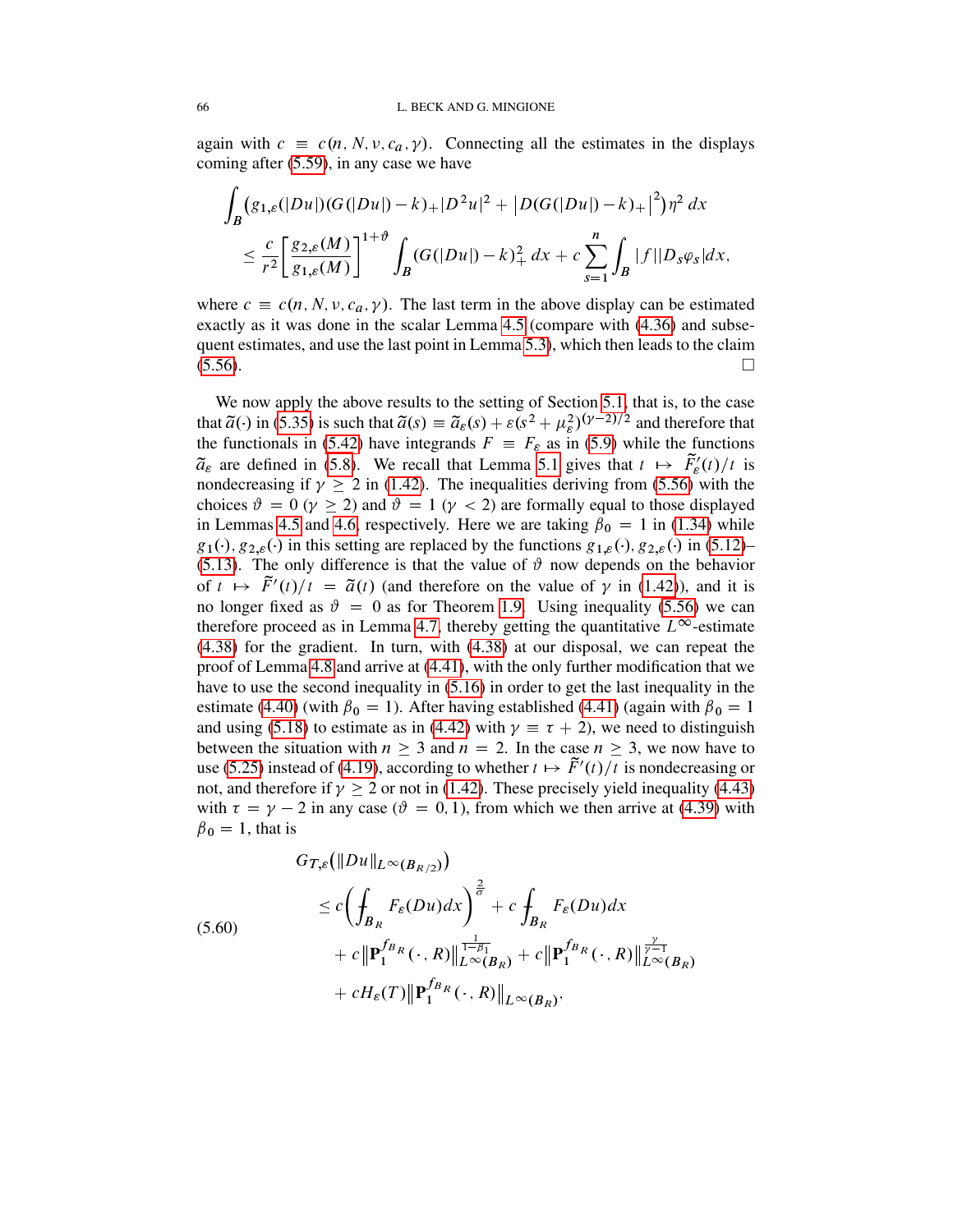again with $c \equiv c(n, N, \nu, c_a, \gamma)$. Connecting all the estimates in the displays coming after (5.59), in any case we have

$$
\begin{aligned}
&\int_B \left( g_{1,\varepsilon}(|Du|)(G(|Du|)-k)_+ |D^2 u|^2 + \left| D(G(|Du|)-k)_+ \right|^2 \right) \eta^2 \, dx \\
&\quad \le \frac{c}{r^2} \left[ \frac{g_{2,\varepsilon}(M)}{g_{1,\varepsilon}(M)} \right]^{1+\vartheta} \int_B (G(|Du|)-k)_+^2 \, dx + c \sum_{s=1}^{n} \int_B |f||D_s \varphi_s| dx,
\end{aligned}
$$

where $c \equiv c(n, N, \nu, c_a, \gamma)$. The last term in the above display can be estimated exactly as it was done in the scalar Lemma 4.5 (compare with (4.36) and subsequent estimates, and use the last point in Lemma 5.3), which then leads to the claim (5.56). $\square$

We now apply the above results to the setting of Section 5.1, that is, to the case that $\tilde{a}(\cdot)$ in (5.35) is such that $\tilde{a}(s) \equiv \tilde{a}_\varepsilon(s) + \varepsilon(s^2 + \mu_\varepsilon^2)^{(\gamma-2)/2}$ and therefore that the functionals in (5.42) have integrands $F \equiv F_\varepsilon$ as in (5.9) while the functions $\tilde{a}_\varepsilon$ are defined in (5.8). We recall that Lemma 5.1 gives that $t \mapsto \tilde{F}_\varepsilon'(t)/t$ is nondecreasing if $\gamma \ge 2$ in (1.42). The inequalities deriving from (5.56) with the choices $\vartheta = 0$ ($\gamma \ge 2$) and $\vartheta = 1$ ($\gamma < 2$) are formally equal to those displayed in Lemmas 4.5 and 4.6, respectively. Here we are taking $\beta_0 = 1$ in (1.34) while $g_1(\cdot), g_{2,\varepsilon}(\cdot)$ in this setting are replaced by the functions $g_{1,\varepsilon}(\cdot), g_{2,\varepsilon}(\cdot)$ in (5.12)–(5.13). The only difference is that the value of $\vartheta$ now depends on the behavior of $t \mapsto \tilde{F}'(t)/t = \tilde{a}(t)$ (and therefore on the value of $\gamma$ in (1.42)), and it is no longer fixed as $\vartheta = 0$ as for Theorem 1.9. Using inequality (5.56) we can therefore proceed as in Lemma 4.7, thereby getting the quantitative $L^\infty$-estimate (4.38) for the gradient. In turn, with (4.38) at our disposal, we can repeat the proof of Lemma 4.8 and arrive at (4.41), with the only further modification that we have to use the second inequality in (5.16) in order to get the last inequality in the estimate (4.40) (with $\beta_0 = 1$). After having established (4.41) (again with $\beta_0 = 1$ and using (5.18) to estimate as in (4.42) with $\gamma \equiv \tau + 2$), we need to distinguish between the situation with $n \ge 3$ and $n = 2$. In the case $n \ge 3$, we now have to use (5.25) instead of (4.19), according to whether $t \mapsto \tilde{F}'(t)/t$ is nondecreasing or not, and therefore if $\gamma \ge 2$ or not in (1.42). These precisely yield inequality (4.43) with $\tau = \gamma - 2$ in any case ($\vartheta = 0, 1$), from which we then arrive at (4.39) with $\beta_0 = 1$, that is

$$
\begin{aligned}
&G_{T,\varepsilon}\big(\|Du\|_{L^\infty(B_{R/2})}\big) \\
&\quad \le c \left( \fint_{B_R} F_\varepsilon(Du) dx \right)^{\frac{2}{\sigma}} + c \fint_{B_R} F_\varepsilon(Du) dx \\
&\qquad + c \big\| \mathbf{P}_1^{f_{B_R}}(\cdot, R) \big\|_{L^\infty(B_R)}^{\frac{1}{1-\beta_1}} + c \big\| \mathbf{P}_1^{f_{B_R}}(\cdot, R) \big\|_{L^\infty(B_R)}^{\frac{\gamma}{\gamma-1}} \\
&\qquad + c H_\varepsilon(T) \big\| \mathbf{P}_1^{f_{B_R}}(\cdot, R) \big\|_{L^\infty(B_R)},
\end{aligned}
\tag{5.60}
$$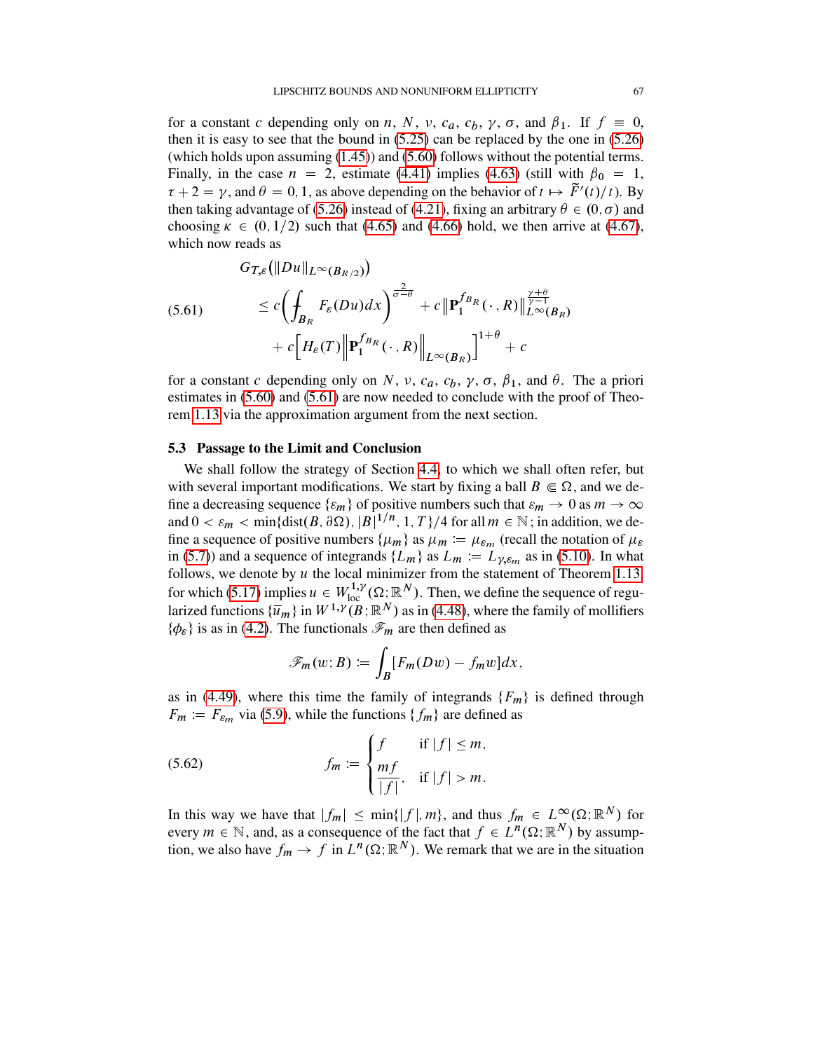for a constant $c$ depending only on $n$, $N$, $\nu$, $c_a$, $c_b$, $\gamma$, $\sigma$, and $\beta_1$. If $f \equiv 0$, then it is easy to see that the bound in (5.25) can be replaced by the one in (5.26) (which holds upon assuming (1.45)) and (5.60) follows without the potential terms. Finally, in the case $n = 2$, estimate (4.41) implies (4.63) (still with $\beta_0 = 1$, $\tau + 2 = \gamma$, and $\theta = 0, 1$, as above depending on the behavior of $t \mapsto \widetilde{F}'(t)/t$). By then taking advantage of (5.26) instead of (4.21), fixing an arbitrary $\theta \in (0, \sigma)$ and choosing $\kappa \in (0, 1/2)$ such that (4.65) and (4.66) hold, we then arrive at (4.67), which now reads as

$$
\begin{aligned}
&G_{T,\varepsilon}\big(\|Du\|_{L^\infty(B_{R/2})}\big) \\
&\quad \le c\bigg(\fint_{B_R} F_\varepsilon(Du)\,dx\bigg)^{\frac{2}{\sigma-\theta}} + c\big\|\mathbf{P}_1^{f_{B_R}}(\,\cdot\,, R)\big\|_{L^\infty(B_R)}^{\frac{\gamma+\theta}{\gamma-1}} \\
&\qquad + c\Big[H_\varepsilon(T)\Big\|\mathbf{P}_1^{f_{B_R}}(\,\cdot\,, R)\Big\|_{L^\infty(B_R)}\Big]^{1+\theta} + c
\end{aligned}
\tag{5.61}
$$

for a constant $c$ depending only on $N$, $\nu$, $c_a$, $c_b$, $\gamma$, $\sigma$, $\beta_1$, and $\theta$. The a priori estimates in (5.60) and (5.61) are now needed to conclude with the proof of Theorem 1.13 via the approximation argument from the next section.

## 5.3 Passage to the Limit and Conclusion

We shall follow the strategy of Section 4.4, to which we shall often refer, but with several important modifications. We start by fixing a ball $B \Subset \Omega$, and we define a decreasing sequence $\{\varepsilon_m\}$ of positive numbers such that $\varepsilon_m \to 0$ as $m \to \infty$ and $0 < \varepsilon_m < \min\{\operatorname{dist}(B, \partial\Omega), |B|^{1/n}, 1, T\}/4$ for all $m \in \mathbb{N}$; in addition, we define a sequence of positive numbers $\{\mu_m\}$ as $\mu_m := \mu_{\varepsilon_m}$ (recall the notation of $\mu_\varepsilon$ in (5.7)) and a sequence of integrands $\{L_m\}$ as $L_m := L_{\gamma,\varepsilon_m}$ as in (5.10). In what follows, we denote by $u$ the local minimizer from the statement of Theorem 1.13, for which (5.17) implies $u \in W^{1,\gamma}_{\mathrm{loc}}(\Omega; \mathbb{R}^N)$. Then, we define the sequence of regularized functions $\{\bar{u}_m\}$ in $W^{1,\gamma}(B; \mathbb{R}^N)$ as in (4.48), where the family of mollifiers $\{\phi_\varepsilon\}$ is as in (4.2). The functionals $\mathscr{F}_m$ are then defined as

$$
\mathscr{F}_m(w; B) := \int_B [F_m(Dw) - f_m w]\,dx,
$$

as in (4.49), where this time the family of integrands $\{F_m\}$ is defined through $F_m := F_{\varepsilon_m}$ via (5.9), while the functions $\{f_m\}$ are defined as

$$
f_m := \begin{cases} f & \text{if } |f| \le m, \\[4pt] \dfrac{mf}{|f|}, & \text{if } |f| > m. \end{cases}
\tag{5.62}
$$

In this way we have that $|f_m| \le \min\{|f|, m\}$, and thus $f_m \in L^\infty(\Omega; \mathbb{R}^N)$ for every $m \in \mathbb{N}$, and, as a consequence of the fact that $f \in L^n(\Omega; \mathbb{R}^N)$ by assumption, we also have $f_m \to f$ in $L^n(\Omega; \mathbb{R}^N)$. We remark that we are in the situation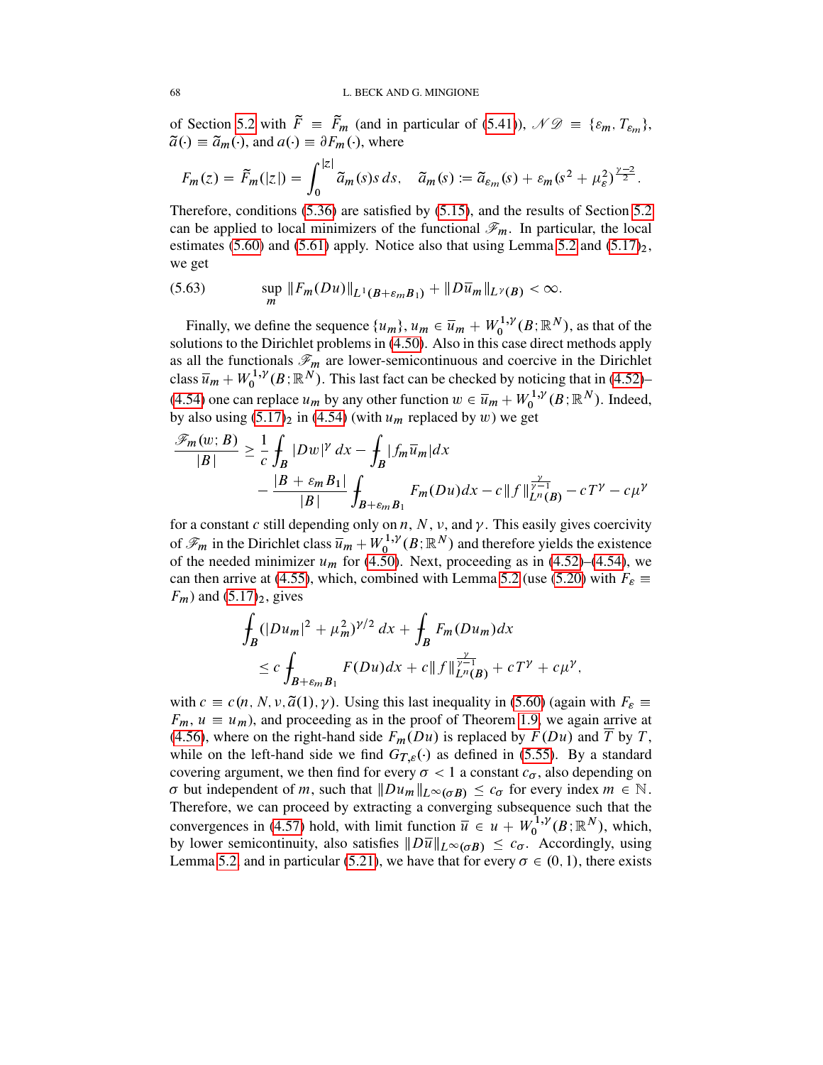of Section 5.2 with $\widetilde{F} \equiv \widetilde{F}_m$ (and in particular of (5.41)), $\mathscr{N}\mathscr{D} \equiv \{\varepsilon_m, T_{\varepsilon_m}\}$, $\widetilde{a}(\cdot) \equiv \widetilde{a}_m(\cdot)$, and $a(\cdot) \equiv \partial F_m(\cdot)$, where

$$
F_m(z) = \widetilde{F}_m(|z|) = \int_0^{|z|} \widetilde{a}_m(s) s\, ds, \quad \widetilde{a}_m(s) := \widetilde{a}_{\varepsilon_m}(s) + \varepsilon_m (s^2 + \mu_\varepsilon^2)^{\frac{\gamma-2}{2}}.
$$

Therefore, conditions (5.36) are satisfied by (5.15), and the results of Section 5.2 can be applied to local minimizers of the functional $\mathscr{F}_m$. In particular, the local estimates (5.60) and (5.61) apply. Notice also that using Lemma 5.2 and $(5.17)_2$, we get

$$
\sup_m \|F_m(Du)\|_{L^1(B+\varepsilon_m B_1)} + \|D\overline{u}_m\|_{L^\gamma(B)} < \infty. \tag{5.63}
$$

Finally, we define the sequence $\{u_m\}$, $u_m \in \overline{u}_m + W_0^{1,\gamma}(B;\mathbb{R}^N)$, as that of the solutions to the Dirichlet problems in (4.50). Also in this case direct methods apply as all the functionals $\mathscr{F}_m$ are lower-semicontinuous and coercive in the Dirichlet class $\overline{u}_m + W_0^{1,\gamma}(B;\mathbb{R}^N)$. This last fact can be checked by noticing that in (4.52)–(4.54) one can replace $u_m$ by any other function $w \in \overline{u}_m + W_0^{1,\gamma}(B;\mathbb{R}^N)$. Indeed, by also using $(5.17)_2$ in (4.54) (with $u_m$ replaced by $w$) we get

$$
\begin{aligned}
\frac{\mathscr{F}_m(w;B)}{|B|} \geq{}& \frac{1}{c} \fint_B |Dw|^\gamma\, dx - \fint_B |f_m \overline{u}_m| dx \\
&- \frac{|B+\varepsilon_m B_1|}{|B|} \fint_{B+\varepsilon_m B_1} F_m(Du) dx - c\|f\|_{L^n(B)}^{\frac{\gamma}{\gamma-1}} - cT^\gamma - c\mu^\gamma
\end{aligned}
$$

for a constant $c$ still depending only on $n$, $N$, $\nu$, and $\gamma$. This easily gives coercivity of $\mathscr{F}_m$ in the Dirichlet class $\overline{u}_m + W_0^{1,\gamma}(B;\mathbb{R}^N)$ and therefore yields the existence of the needed minimizer $u_m$ for (4.50). Next, proceeding as in (4.52)–(4.54), we can then arrive at (4.55), which, combined with Lemma 5.2 (use (5.20) with $F_\varepsilon \equiv F_m$) and $(5.17)_2$, gives

$$
\begin{aligned}
&\fint_B (|Du_m|^2 + \mu_m^2)^{\gamma/2}\, dx + \fint_B F_m(Du_m) dx \\
&\quad \leq c \fint_{B+\varepsilon_m B_1} F(Du) dx + c\|f\|_{L^n(B)}^{\frac{\gamma}{\gamma-1}} + cT^\gamma + c\mu^\gamma,
\end{aligned}
$$

with $c \equiv c(n, N, \nu, \widetilde{a}(1), \gamma)$. Using this last inequality in (5.60) (again with $F_\varepsilon \equiv F_m$, $u \equiv u_m$), and proceeding as in the proof of Theorem 1.9, we again arrive at (4.56), where on the right-hand side $F_m(Du)$ is replaced by $F(Du)$ and $\overline{T}$ by $T$, while on the left-hand side we find $G_{T,\varepsilon}(\cdot)$ as defined in (5.55). By a standard covering argument, we then find for every $\sigma < 1$ a constant $c_\sigma$, also depending on $\sigma$ but independent of $m$, such that $\|Du_m\|_{L^\infty(\sigma B)} \leq c_\sigma$ for every index $m \in \mathbb{N}$. Therefore, we can proceed by extracting a converging subsequence such that the convergences in (4.57) hold, with limit function $\overline{u} \in u + W_0^{1,\gamma}(B;\mathbb{R}^N)$, which, by lower semicontinuity, also satisfies $\|D\overline{u}\|_{L^\infty(\sigma B)} \leq c_\sigma$. Accordingly, using Lemma 5.2 and in particular (5.21), we have that for every $\sigma \in (0,1)$, there exists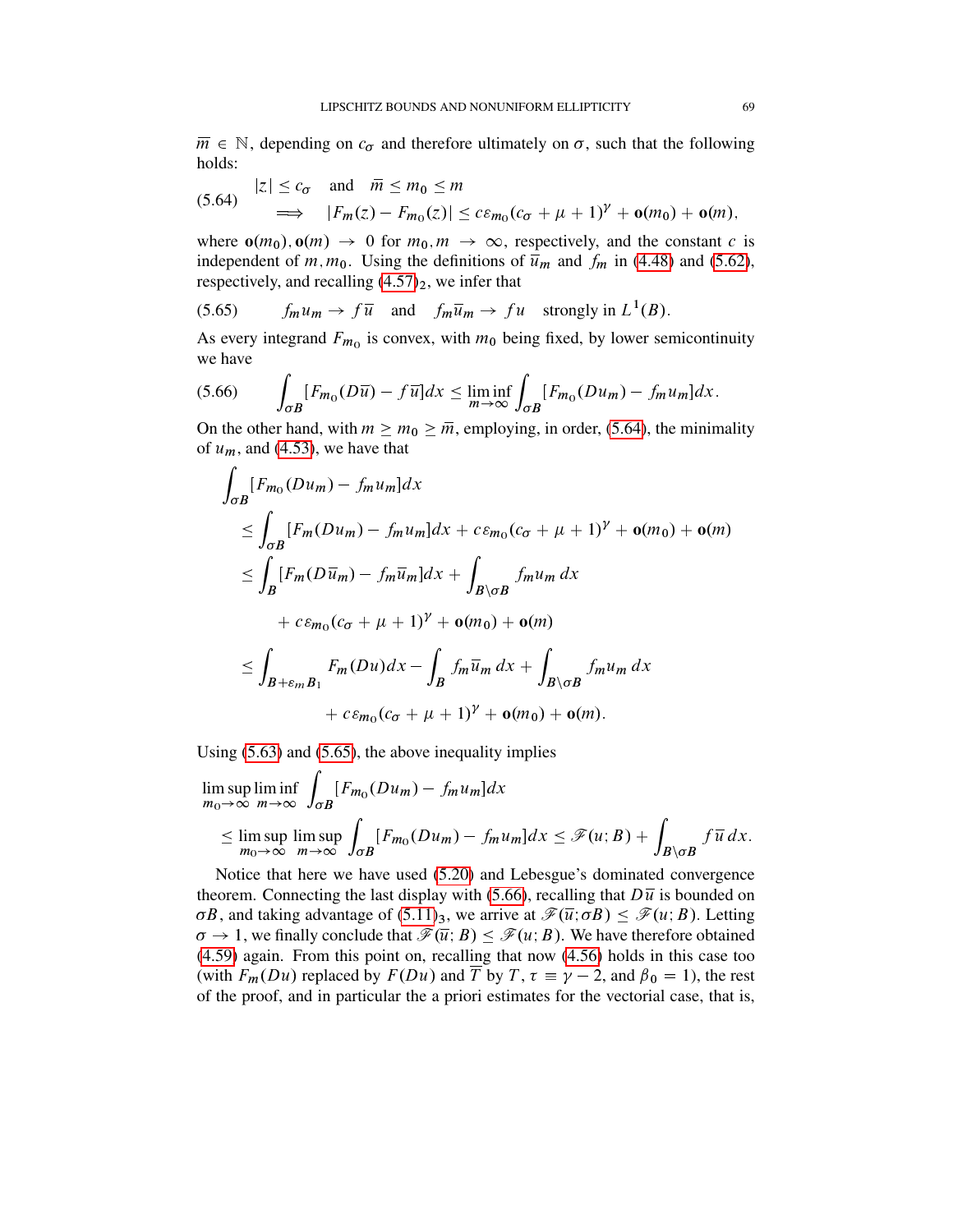$\overline{m} \in \mathbb{N}$, depending on $c_\sigma$ and therefore ultimately on $\sigma$, such that the following holds:

$$
\begin{aligned}
&|z| \leq c_\sigma \quad \text{and} \quad \overline{m} \leq m_0 \leq m \\
&\quad \Longrightarrow \quad |F_m(z) - F_{m_0}(z)| \leq c\varepsilon_{m_0}(c_\sigma + \mu + 1)^\gamma + \mathbf{o}(m_0) + \mathbf{o}(m),
\end{aligned} \tag{5.64}
$$

where $\mathbf{o}(m_0), \mathbf{o}(m) \to 0$ for $m_0, m \to \infty$, respectively, and the constant $c$ is independent of $m, m_0$. Using the definitions of $\overline{u}_m$ and $f_m$ in (4.48) and (5.62), respectively, and recalling $(4.57)_2$, we infer that

$$
f_m u_m \to f\overline{u} \quad \text{and} \quad f_m \overline{u}_m \to f u \quad \text{strongly in } L^1(B). \tag{5.65}
$$

As every integrand $F_{m_0}$ is convex, with $m_0$ being fixed, by lower semicontinuity we have

$$
\int_{\sigma B} [F_{m_0}(D\overline{u}) - f\overline{u}]dx \leq \liminf_{m\to\infty} \int_{\sigma B} [F_{m_0}(Du_m) - f_m u_m]dx. \tag{5.66}
$$

On the other hand, with $m \geq m_0 \geq \overline{m}$, employing, in order, (5.64), the minimality of $u_m$, and (4.53), we have that

$$
\begin{aligned}
&\int_{\sigma B} [F_{m_0}(Du_m) - f_m u_m]dx \\
&\quad \leq \int_{\sigma B} [F_m(Du_m) - f_m u_m]dx + c\varepsilon_{m_0}(c_\sigma + \mu + 1)^\gamma + \mathbf{o}(m_0) + \mathbf{o}(m) \\
&\quad \leq \int_{B} [F_m(D\overline{u}_m) - f_m \overline{u}_m]dx + \int_{B\setminus\sigma B} f_m u_m \, dx \\
&\qquad\quad + c\varepsilon_{m_0}(c_\sigma + \mu + 1)^\gamma + \mathbf{o}(m_0) + \mathbf{o}(m) \\
&\quad \leq \int_{B+\varepsilon_m B_1} F_m(Du)dx - \int_B f_m \overline{u}_m \, dx + \int_{B\setminus\sigma B} f_m u_m \, dx \\
&\qquad\quad + c\varepsilon_{m_0}(c_\sigma + \mu + 1)^\gamma + \mathbf{o}(m_0) + \mathbf{o}(m).
\end{aligned}
$$

Using (5.63) and (5.65), the above inequality implies

$$
\begin{aligned}
&\limsup_{m_0\to\infty} \liminf_{m\to\infty} \int_{\sigma B} [F_{m_0}(Du_m) - f_m u_m]dx \\
&\quad \leq \limsup_{m_0\to\infty} \limsup_{m\to\infty} \int_{\sigma B} [F_{m_0}(Du_m) - f_m u_m]dx \leq \mathscr{F}(u; B) + \int_{B\setminus\sigma B} f\overline{u}\, dx.
\end{aligned}
$$

Notice that here we have used (5.20) and Lebesgue's dominated convergence theorem. Connecting the last display with (5.66), recalling that $D\overline{u}$ is bounded on $\sigma B$, and taking advantage of $(5.11)_3$, we arrive at $\mathscr{F}(\overline{u}; \sigma B) \leq \mathscr{F}(u; B)$. Letting $\sigma \to 1$, we finally conclude that $\mathscr{F}(\overline{u}; B) \leq \mathscr{F}(u; B)$. We have therefore obtained (4.59) again. From this point on, recalling that now (4.56) holds in this case too (with $F_m(Du)$ replaced by $F(Du)$ and $\overline{T}$ by $T$, $\tau \equiv \gamma - 2$, and $\beta_0 = 1$), the rest of the proof, and in particular the a priori estimates for the vectorial case, that is,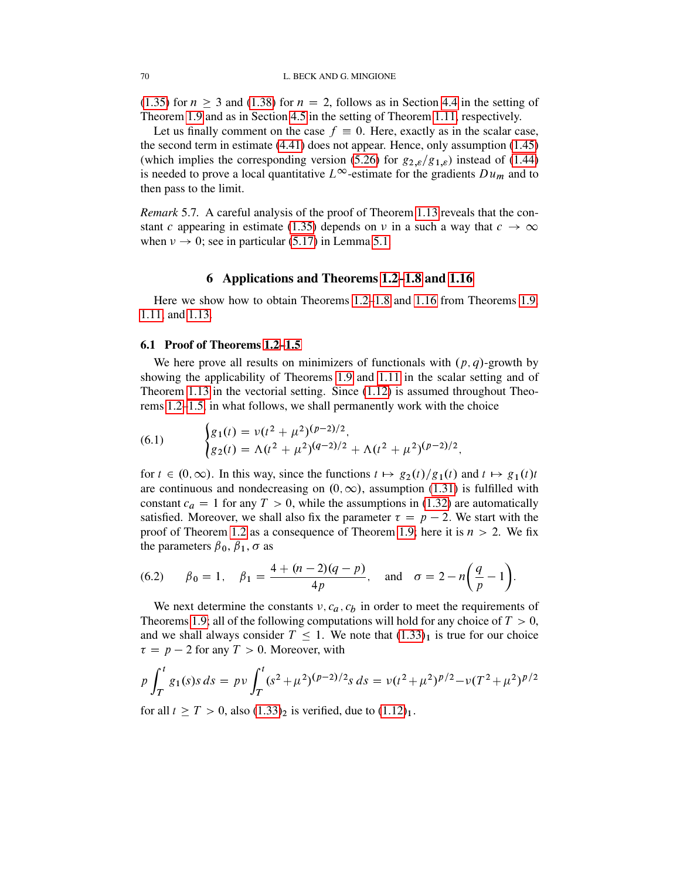(1.35) for $n \geq 3$ and (1.38) for $n = 2$, follows as in Section 4.4 in the setting of Theorem 1.9 and as in Section 4.5 in the setting of Theorem 1.11, respectively.

Let us finally comment on the case $f \equiv 0$. Here, exactly as in the scalar case, the second term in estimate (4.41) does not appear. Hence, only assumption (1.45) (which implies the corresponding version (5.26) for $g_{2,\varepsilon}/g_{1,\varepsilon}$) instead of (1.44) is needed to prove a local quantitative $L^\infty$-estimate for the gradients $Du_m$ and to then pass to the limit.

*Remark* 5.7. A careful analysis of the proof of Theorem 1.13 reveals that the constant $c$ appearing in estimate (1.35) depends on $\nu$ in a such a way that $c \to \infty$ when $\nu \to 0$; see in particular (5.17) in Lemma 5.1.

## 6 Applications and Theorems 1.2–1.8 and 1.16

Here we show how to obtain Theorems 1.2–1.8 and 1.16 from Theorems 1.9, 1.11, and 1.13.

### 6.1 Proof of Theorems 1.2–1.5

We here prove all results on minimizers of functionals with $(p, q)$-growth by showing the applicability of Theorems 1.9 and 1.11 in the scalar setting and of Theorem 1.13 in the vectorial setting. Since (1.12) is assumed throughout Theorems 1.2–1.5, in what follows, we shall permanently work with the choice

$$
\begin{cases} g_1(t) = \nu(t^2 + \mu^2)^{(p-2)/2}, \\ g_2(t) = \Lambda(t^2 + \mu^2)^{(q-2)/2} + \Lambda(t^2 + \mu^2)^{(p-2)/2}, \end{cases} \tag{6.1}
$$

for $t \in (0, \infty)$. In this way, since the functions $t \mapsto g_2(t)/g_1(t)$ and $t \mapsto g_1(t)t$ are continuous and nondecreasing on $(0, \infty)$, assumption (1.31) is fulfilled with constant $c_a = 1$ for any $T > 0$, while the assumptions in (1.32) are automatically satisfied. Moreover, we shall also fix the parameter $\tau = p - 2$. We start with the proof of Theorem 1.2 as a consequence of Theorem 1.9; here it is $n > 2$. We fix the parameters $\beta_0, \beta_1, \sigma$ as

$$
\beta_0 = 1, \quad \beta_1 = \frac{4 + (n-2)(q-p)}{4p}, \quad \text{and} \quad \sigma = 2 - n\left(\frac{q}{p} - 1\right). \tag{6.2}
$$

We next determine the constants $\nu, c_a, c_b$ in order to meet the requirements of Theorems 1.9; all of the following computations will hold for any choice of $T > 0$, and we shall always consider $T \leq 1$. We note that $(1.33)_1$ is true for our choice $\tau = p - 2$ for any $T > 0$. Moreover, with

$$
p \int_T^t g_1(s) s \, ds = p\nu \int_T^t (s^2 + \mu^2)^{(p-2)/2} s \, ds = \nu(t^2 + \mu^2)^{p/2} - \nu(T^2 + \mu^2)^{p/2}
$$

for all $t \geq T > 0$, also $(1.33)_2$ is verified, due to $(1.12)_1$.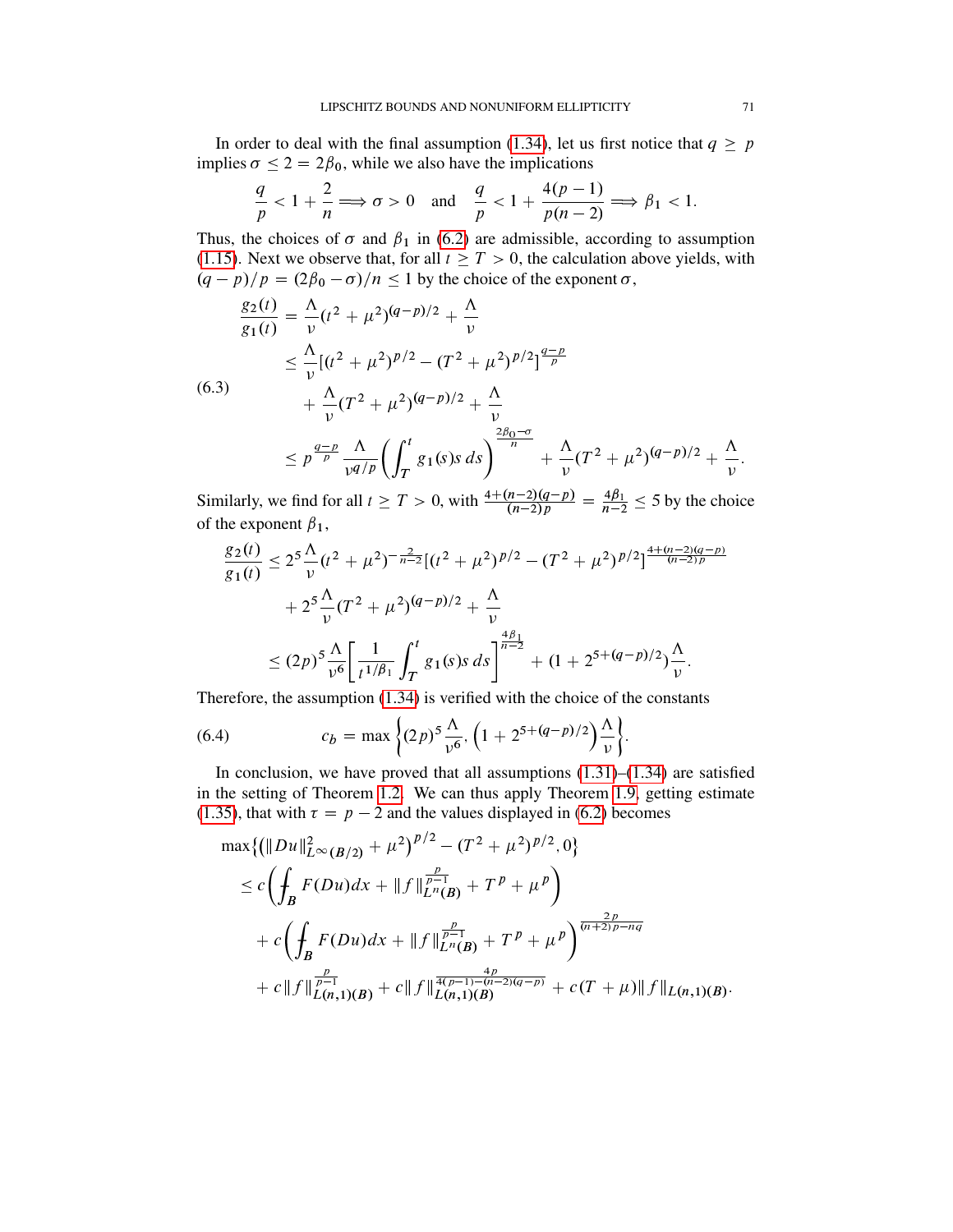In order to deal with the final assumption (1.34), let us first notice that $q \geq p$ implies $\sigma \leq 2 = 2\beta_0$, while we also have the implications

$$\frac{q}{p} < 1 + \frac{2}{n} \Longrightarrow \sigma > 0 \quad \text{and} \quad \frac{q}{p} < 1 + \frac{4(p-1)}{p(n-2)} \Longrightarrow \beta_1 < 1.$$

Thus, the choices of $\sigma$ and $\beta_1$ in (6.2) are admissible, according to assumption (1.15). Next we observe that, for all $t \geq T > 0$, the calculation above yields, with $(q-p)/p = (2\beta_0 - \sigma)/n \leq 1$ by the choice of the exponent $\sigma$,

$$\begin{aligned}
\frac{g_2(t)}{g_1(t)} &= \frac{\Lambda}{\nu}(t^2+\mu^2)^{(q-p)/2} + \frac{\Lambda}{\nu} \\
&\leq \frac{\Lambda}{\nu}[(t^2+\mu^2)^{p/2} - (T^2+\mu^2)^{p/2}]^{\frac{q-p}{p}} \\
&\quad + \frac{\Lambda}{\nu}(T^2+\mu^2)^{(q-p)/2} + \frac{\Lambda}{\nu} \\
&\leq p^{\frac{q-p}{p}} \frac{\Lambda}{\nu^{q/p}} \left( \int_T^t g_1(s) s \, ds \right)^{\frac{2\beta_0 - \sigma}{n}} + \frac{\Lambda}{\nu}(T^2+\mu^2)^{(q-p)/2} + \frac{\Lambda}{\nu}.
\end{aligned} \tag{6.3}$$

Similarly, we find for all $t \geq T > 0$, with $\frac{4+(n-2)(q-p)}{(n-2)p} = \frac{4\beta_1}{n-2} \leq 5$ by the choice of the exponent $\beta_1$,

$$\begin{aligned}
\frac{g_2(t)}{g_1(t)} &\leq 2^5 \frac{\Lambda}{\nu}(t^2+\mu^2)^{-\frac{2}{n-2}}[(t^2+\mu^2)^{p/2} - (T^2+\mu^2)^{p/2}]^{\frac{4+(n-2)(q-p)}{(n-2)p}} \\
&\quad + 2^5 \frac{\Lambda}{\nu}(T^2+\mu^2)^{(q-p)/2} + \frac{\Lambda}{\nu} \\
&\leq (2p)^5 \frac{\Lambda}{\nu^6} \left[ \frac{1}{t^{1/\beta_1}} \int_T^t g_1(s) s \, ds \right]^{\frac{4\beta_1}{n-2}} + (1 + 2^{5+(q-p)/2}) \frac{\Lambda}{\nu}.
\end{aligned}$$

Therefore, the assumption (1.34) is verified with the choice of the constants

$$c_b = \max \left\{ (2p)^5 \frac{\Lambda}{\nu^6}, \left(1 + 2^{5+(q-p)/2}\right) \frac{\Lambda}{\nu} \right\}. \tag{6.4}$$

In conclusion, we have proved that all assumptions (1.31)–(1.34) are satisfied in the setting of Theorem 1.2. We can thus apply Theorem 1.9, getting estimate (1.35), that with $\tau = p - 2$ and the values displayed in (6.2) becomes

$$\begin{aligned}
&\max\left\{ \left( \|Du\|^2_{L^\infty(B/2)} + \mu^2 \right)^{p/2} - (T^2+\mu^2)^{p/2}, 0 \right\} \\
&\leq c \left( \fint_B F(Du) dx + \|f\|^{\frac{p}{p-1}}_{L^n(B)} + T^p + \mu^p \right) \\
&\quad + c \left( \fint_B F(Du) dx + \|f\|^{\frac{p}{p-1}}_{L^n(B)} + T^p + \mu^p \right)^{\frac{2p}{(n+2)p - nq}} \\
&\quad + c\|f\|^{\frac{p}{p-1}}_{L(n,1)(B)} + c\|f\|^{\frac{4p}{4(p-1)-(n-2)(q-p)}}_{L(n,1)(B)} + c(T+\mu)\|f\|_{L(n,1)(B)}.
\end{aligned}$$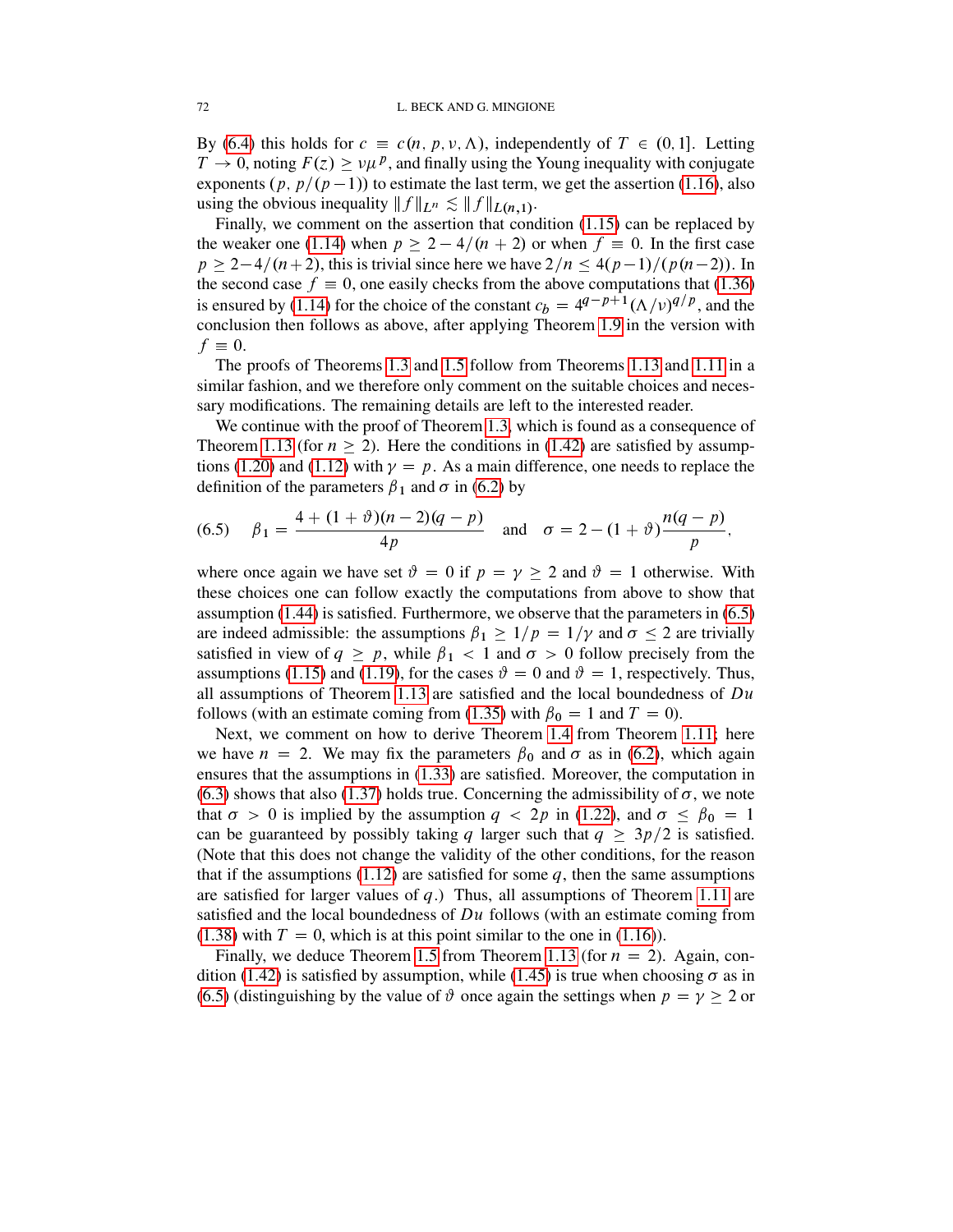By (6.4) this holds for $c \equiv c(n, p, \nu, \Lambda)$, independently of $T \in (0, 1]$. Letting $T \to 0$, noting $F(z) \geq \nu\mu^p$, and finally using the Young inequality with conjugate exponents $(p, p/(p-1))$ to estimate the last term, we get the assertion (1.16), also using the obvious inequality $\|f\|_{L^n} \lesssim \|f\|_{L(n,1)}$.

Finally, we comment on the assertion that condition (1.15) can be replaced by the weaker one (1.14) when $p \geq 2 - 4/(n+2)$ or when $f \equiv 0$. In the first case $p \geq 2-4/(n+2)$, this is trivial since here we have $2/n \leq 4(p-1)/(p(n-2))$. In the second case $f \equiv 0$, one easily checks from the above computations that (1.36) is ensured by (1.14) for the choice of the constant $c_b = 4^{q-p+1}(\Lambda/\nu)^{q/p}$, and the conclusion then follows as above, after applying Theorem 1.9 in the version with $f \equiv 0$.

The proofs of Theorems 1.3 and 1.5 follow from Theorems 1.13 and 1.11 in a similar fashion, and we therefore only comment on the suitable choices and necessary modifications. The remaining details are left to the interested reader.

We continue with the proof of Theorem 1.3, which is found as a consequence of Theorem 1.13 (for $n \geq 2$). Here the conditions in (1.42) are satisfied by assumptions (1.20) and (1.12) with $\gamma = p$. As a main difference, one needs to replace the definition of the parameters $\beta_1$ and $\sigma$ in (6.2) by

$$\beta_1 = \frac{4 + (1+\vartheta)(n-2)(q-p)}{4p} \quad \text{and} \quad \sigma = 2 - (1+\vartheta)\frac{n(q-p)}{p}, \tag{6.5}$$

where once again we have set $\vartheta = 0$ if $p = \gamma \geq 2$ and $\vartheta = 1$ otherwise. With these choices one can follow exactly the computations from above to show that assumption (1.44) is satisfied. Furthermore, we observe that the parameters in (6.5) are indeed admissible: the assumptions $\beta_1 \geq 1/p = 1/\gamma$ and $\sigma \leq 2$ are trivially satisfied in view of $q \geq p$, while $\beta_1 < 1$ and $\sigma > 0$ follow precisely from the assumptions (1.15) and (1.19), for the cases $\vartheta = 0$ and $\vartheta = 1$, respectively. Thus, all assumptions of Theorem 1.13 are satisfied and the local boundedness of $Du$ follows (with an estimate coming from (1.35) with $\beta_0 = 1$ and $T = 0$).

Next, we comment on how to derive Theorem 1.4 from Theorem 1.11; here we have $n = 2$. We may fix the parameters $\beta_0$ and $\sigma$ as in (6.2), which again ensures that the assumptions in (1.33) are satisfied. Moreover, the computation in (6.3) shows that also (1.37) holds true. Concerning the admissibility of $\sigma$, we note that $\sigma > 0$ is implied by the assumption $q < 2p$ in (1.22), and $\sigma \leq \beta_0 = 1$ can be guaranteed by possibly taking $q$ larger such that $q \geq 3p/2$ is satisfied. (Note that this does not change the validity of the other conditions, for the reason that if the assumptions (1.12) are satisfied for some $q$, then the same assumptions are satisfied for larger values of $q$.) Thus, all assumptions of Theorem 1.11 are satisfied and the local boundedness of $Du$ follows (with an estimate coming from (1.38) with $T = 0$, which is at this point similar to the one in (1.16)).

Finally, we deduce Theorem 1.5 from Theorem 1.13 (for $n = 2$). Again, condition (1.42) is satisfied by assumption, while (1.45) is true when choosing $\sigma$ as in (6.5) (distinguishing by the value of $\vartheta$ once again the settings when $p = \gamma \geq 2$ or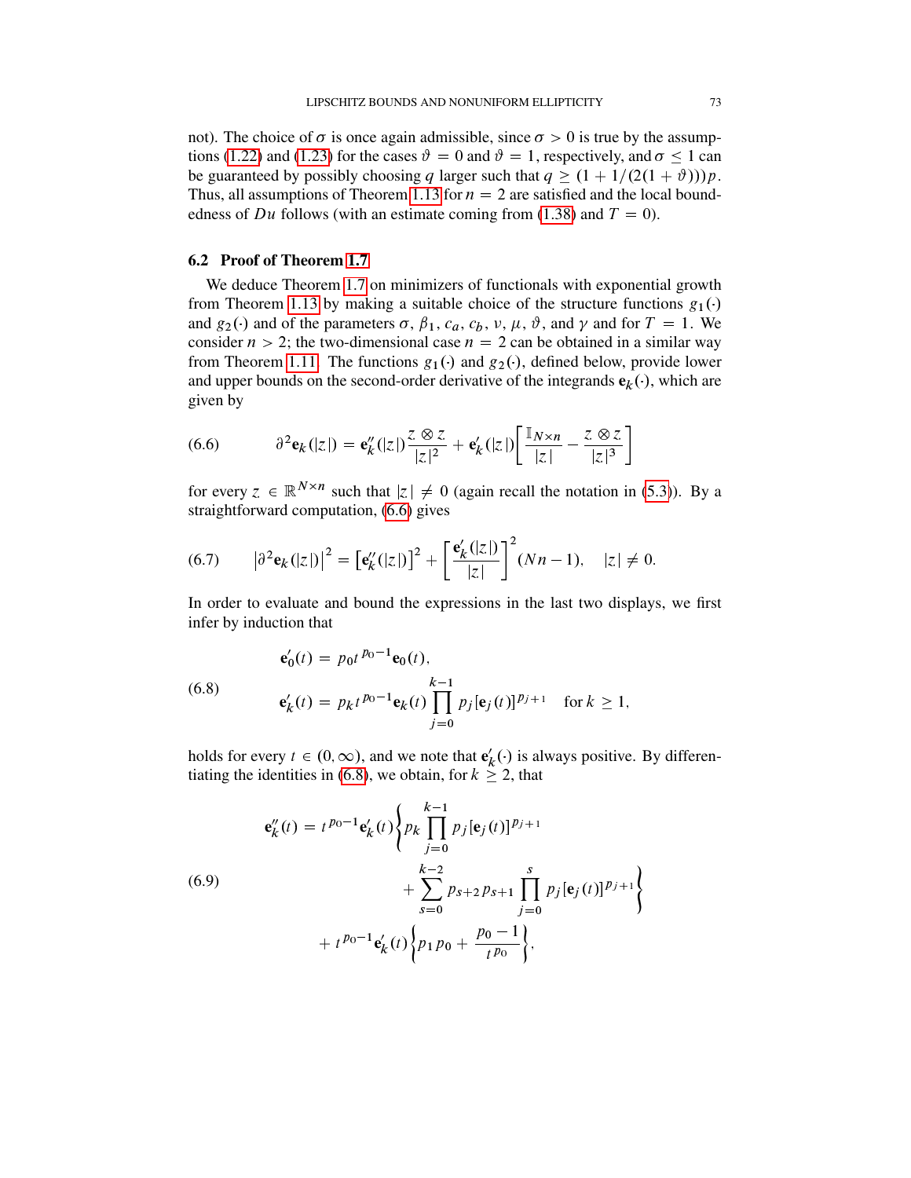not). The choice of $\sigma$ is once again admissible, since $\sigma > 0$ is true by the assumptions (1.22) and (1.23) for the cases $\vartheta = 0$ and $\vartheta = 1$, respectively, and $\sigma \leq 1$ can be guaranteed by possibly choosing $q$ larger such that $q \geq (1 + 1/(2(1+\vartheta)))p$. Thus, all assumptions of Theorem 1.13 for $n = 2$ are satisfied and the local boundedness of $Du$ follows (with an estimate coming from (1.38) and $T = 0$).

### 6.2 Proof of Theorem 1.7

We deduce Theorem 1.7 on minimizers of functionals with exponential growth from Theorem 1.13 by making a suitable choice of the structure functions $g_1(\cdot)$ and $g_2(\cdot)$ and of the parameters $\sigma$, $\beta_1$, $c_a$, $c_b$, $\nu$, $\mu$, $\vartheta$, and $\gamma$ and for $T = 1$. We consider $n > 2$; the two-dimensional case $n = 2$ can be obtained in a similar way from Theorem 1.11. The functions $g_1(\cdot)$ and $g_2(\cdot)$, defined below, provide lower and upper bounds on the second-order derivative of the integrands $\mathbf{e}_k(\cdot)$, which are given by

$$
\partial^2 \mathbf{e}_k(|z|) = \mathbf{e}_k''(|z|)\frac{z \otimes z}{|z|^2} + \mathbf{e}_k'(|z|)\left[\frac{\mathbb{I}_{N\times n}}{|z|} - \frac{z\otimes z}{|z|^3}\right] \tag{6.6}
$$

for every $z \in \mathbb{R}^{N\times n}$ such that $|z| \neq 0$ (again recall the notation in (5.3)). By a straightforward computation, (6.6) gives

$$
\left|\partial^2 \mathbf{e}_k(|z|)\right|^2 = \left[\mathbf{e}_k''(|z|)\right]^2 + \left[\frac{\mathbf{e}_k'(|z|)}{|z|}\right]^2 (Nn-1), \quad |z| \neq 0. \tag{6.7}
$$

In order to evaluate and bound the expressions in the last two displays, we first infer by induction that

$$
\begin{aligned}
\mathbf{e}_0'(t) &= p_0 t^{p_0-1}\mathbf{e}_0(t),\\
\mathbf{e}_k'(t) &= p_k t^{p_0-1}\mathbf{e}_k(t)\prod_{j=0}^{k-1} p_j[\mathbf{e}_j(t)]^{p_{j+1}} \quad \text{for } k \geq 1,
\end{aligned} \tag{6.8}
$$

holds for every $t \in (0,\infty)$, and we note that $\mathbf{e}_k'(\cdot)$ is always positive. By differentiating the identities in (6.8), we obtain, for $k \geq 2$, that

$$
\begin{aligned}
\mathbf{e}_k''(t) = t^{p_0-1}\mathbf{e}_k'(t)\Bigg\{ & p_k \prod_{j=0}^{k-1} p_j[\mathbf{e}_j(t)]^{p_{j+1}} \\
& + \sum_{s=0}^{k-2} p_{s+2}p_{s+1}\prod_{j=0}^{s} p_j[\mathbf{e}_j(t)]^{p_{j+1}}\Bigg\} \\
& + t^{p_0-1}\mathbf{e}_k'(t)\left\{p_1 p_0 + \frac{p_0-1}{t^{p_0}}\right\},
\end{aligned} \tag{6.9}
$$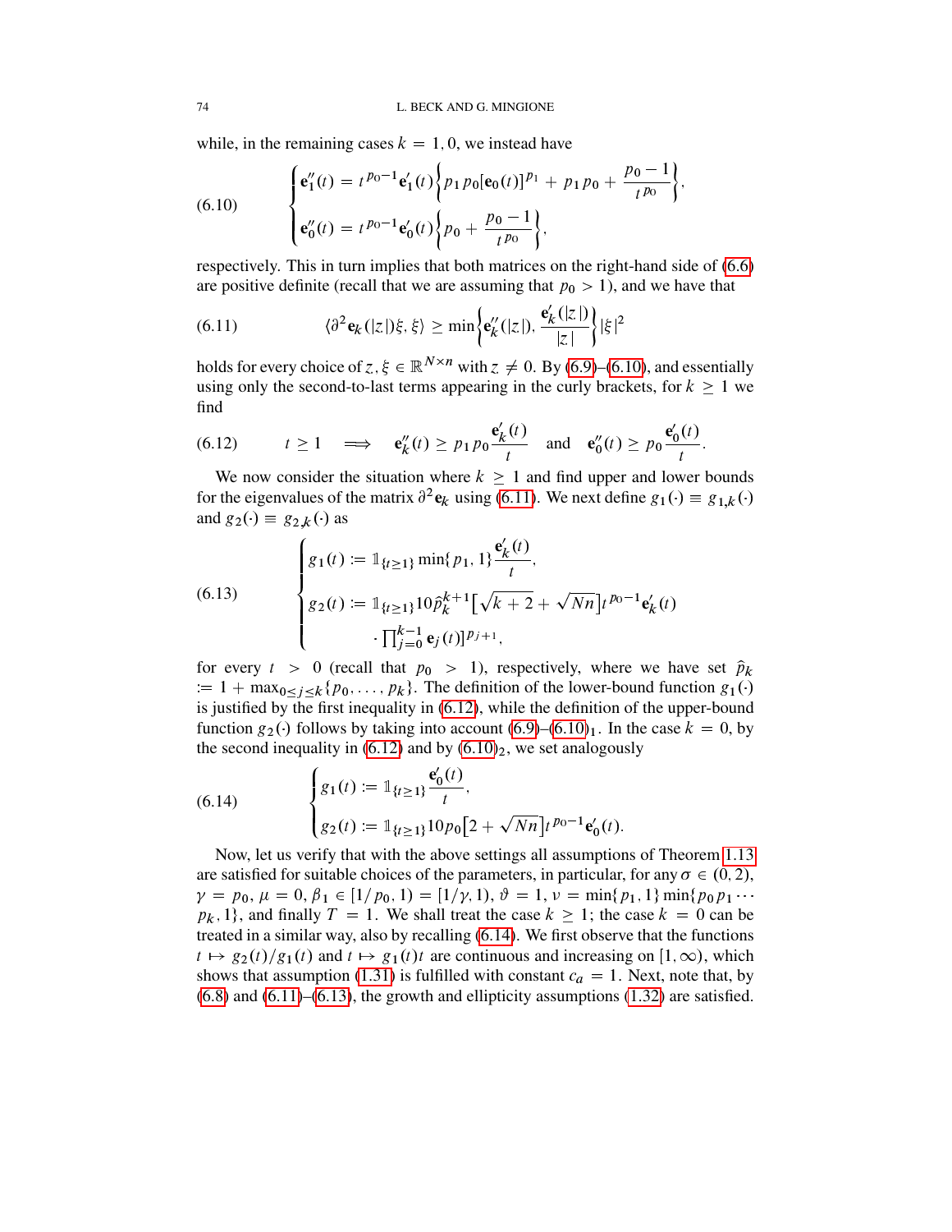while, in the remaining cases $k = 1, 0$, we instead have

$$
\begin{cases}
\mathbf{e}_1''(t) = t^{p_0 - 1}\mathbf{e}_1'(t)\Big\{p_1 p_0 [\mathbf{e}_0(t)]^{p_1} + p_1 p_0 + \dfrac{p_0 - 1}{t^{p_0}}\Big\}, \\[2mm]
\mathbf{e}_0''(t) = t^{p_0 - 1}\mathbf{e}_0'(t)\Big\{p_0 + \dfrac{p_0 - 1}{t^{p_0}}\Big\},
\end{cases}
\tag{6.10}
$$

respectively. This in turn implies that both matrices on the right-hand side of (6.6) are positive definite (recall that we are assuming that $p_0 > 1$), and we have that

$$
\langle \partial^2 \mathbf{e}_k(|z|)\xi, \xi\rangle \geq \min\Big\{\mathbf{e}_k''(|z|), \frac{\mathbf{e}_k'(|z|)}{|z|}\Big\}|\xi|^2 \tag{6.11}
$$

holds for every choice of $z, \xi \in \mathbb{R}^{N\times n}$ with $z \neq 0$. By (6.9)–(6.10), and essentially using only the second-to-last terms appearing in the curly brackets, for $k \geq 1$ we find

$$
t \geq 1 \quad \Longrightarrow \quad \mathbf{e}_k''(t) \geq p_1 p_0 \frac{\mathbf{e}_k'(t)}{t} \quad \text{and} \quad \mathbf{e}_0''(t) \geq p_0 \frac{\mathbf{e}_0'(t)}{t}. \tag{6.12}
$$

We now consider the situation where $k \geq 1$ and find upper and lower bounds for the eigenvalues of the matrix $\partial^2 \mathbf{e}_k$ using (6.11). We next define $g_1(\cdot) \equiv g_{1,k}(\cdot)$ and $g_2(\cdot) \equiv g_{2,k}(\cdot)$ as

$$
\begin{cases}
g_1(t) := \mathbb{1}_{\{t\geq 1\}} \min\{p_1, 1\} \dfrac{\mathbf{e}_k'(t)}{t}, \\[2mm]
g_2(t) := \mathbb{1}_{\{t\geq 1\}} 10 \hat{p}_k^{k+1}\big[\sqrt{k+2} + \sqrt{Nn}\big] t^{p_0 - 1}\mathbf{e}_k'(t) \\[1mm]
\qquad\qquad \cdot \prod_{j=0}^{k-1} \mathbf{e}_j(t)]^{p_{j+1}},
\end{cases}
\tag{6.13}
$$

for every $t > 0$ (recall that $p_0 > 1$), respectively, where we have set $\hat{p}_k := 1 + \max_{0\leq j\leq k}\{p_0, \ldots, p_k\}$. The definition of the lower-bound function $g_1(\cdot)$ is justified by the first inequality in (6.12), while the definition of the upper-bound function $g_2(\cdot)$ follows by taking into account (6.9)–$(6.10)_1$. In the case $k = 0$, by the second inequality in (6.12) and by $(6.10)_2$, we set analogously

$$
\begin{cases}
g_1(t) := \mathbb{1}_{\{t\geq 1\}} \dfrac{\mathbf{e}_0'(t)}{t}, \\[2mm]
g_2(t) := \mathbb{1}_{\{t\geq 1\}} 10 p_0 \big[2 + \sqrt{Nn}\big] t^{p_0 - 1}\mathbf{e}_0'(t).
\end{cases}
\tag{6.14}
$$

Now, let us verify that with the above settings all assumptions of Theorem 1.13 are satisfied for suitable choices of the parameters, in particular, for any $\sigma \in (0, 2)$, $\gamma = p_0$, $\mu = 0$, $\beta_1 \in [1/p_0, 1) = [1/\gamma, 1)$, $\vartheta = 1$, $\nu = \min\{p_1, 1\}\min\{p_0 p_1 \cdots p_k, 1\}$, and finally $T = 1$. We shall treat the case $k \geq 1$; the case $k = 0$ can be treated in a similar way, also by recalling (6.14). We first observe that the functions $t \mapsto g_2(t)/g_1(t)$ and $t \mapsto g_1(t)t$ are continuous and increasing on $[1, \infty)$, which shows that assumption (1.31) is fulfilled with constant $c_a = 1$. Next, note that, by (6.8) and (6.11)–(6.13), the growth and ellipticity assumptions (1.32) are satisfied.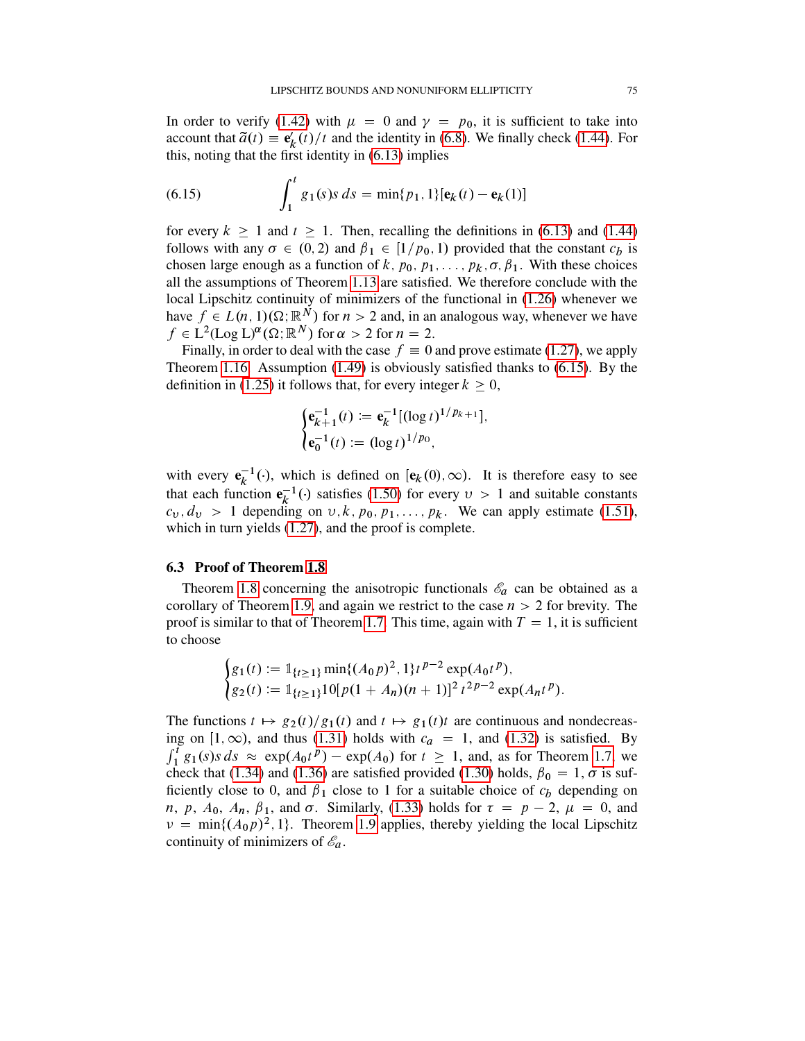In order to verify (1.42) with $\mu = 0$ and $\gamma = p_0$, it is sufficient to take into account that $\tilde{a}(t) \equiv \mathbf{e}_k'(t)/t$ and the identity in (6.8). We finally check (1.44). For this, noting that the first identity in (6.13) implies

$$\int_1^t g_1(s)s\,ds = \min\{p_1, 1\}[\mathbf{e}_k(t) - \mathbf{e}_k(1)] \tag{6.15}$$

for every $k \geq 1$ and $t \geq 1$. Then, recalling the definitions in (6.13) and (1.44) follows with any $\sigma \in (0, 2)$ and $\beta_1 \in [1/p_0, 1)$ provided that the constant $c_b$ is chosen large enough as a function of $k, p_0, p_1, \ldots, p_k, \sigma, \beta_1$. With these choices all the assumptions of Theorem 1.13 are satisfied. We therefore conclude with the local Lipschitz continuity of minimizers of the functional in (1.26) whenever we have $f \in L(n, 1)(\Omega; \mathbb{R}^N)$ for $n > 2$ and, in an analogous way, whenever we have $f \in \mathrm{L}^2(\mathrm{Log}\,\mathrm{L})^{\alpha}(\Omega; \mathbb{R}^N)$ for $\alpha > 2$ for $n = 2$.

Finally, in order to deal with the case $f \equiv 0$ and prove estimate (1.27), we apply Theorem 1.16. Assumption (1.49) is obviously satisfied thanks to (6.15). By the definition in (1.25) it follows that, for every integer $k \geq 0$,

$$\begin{cases} \mathbf{e}_{k+1}^{-1}(t) := \mathbf{e}_k^{-1}[(\log t)^{1/p_{k+1}}], \\ \mathbf{e}_0^{-1}(t) := (\log t)^{1/p_0}, \end{cases}$$

with every $\mathbf{e}_k^{-1}(\cdot)$, which is defined on $[\mathbf{e}_k(0), \infty)$. It is therefore easy to see that each function $\mathbf{e}_k^{-1}(\cdot)$ satisfies (1.50) for every $\upsilon > 1$ and suitable constants $c_\upsilon, d_\upsilon > 1$ depending on $\upsilon, k, p_0, p_1, \ldots, p_k$. We can apply estimate (1.51), which in turn yields (1.27), and the proof is complete.

### 6.3 Proof of Theorem 1.8

Theorem 1.8 concerning the anisotropic functionals $\mathscr{E}_a$ can be obtained as a corollary of Theorem 1.9, and again we restrict to the case $n > 2$ for brevity. The proof is similar to that of Theorem 1.7. This time, again with $T = 1$, it is sufficient to choose

$$\begin{cases} g_1(t) := \mathbb{1}_{\{t \geq 1\}} \min\{(A_0 p)^2, 1\} t^{p-2} \exp(A_0 t^p), \\ g_2(t) := \mathbb{1}_{\{t \geq 1\}} 10[p(1 + A_n)(n+1)]^2 \, t^{2p-2} \exp(A_n t^p). \end{cases}$$

The functions $t \mapsto g_2(t)/g_1(t)$ and $t \mapsto g_1(t)t$ are continuous and nondecreasing on $[1, \infty)$, and thus (1.31) holds with $c_a = 1$, and (1.32) is satisfied. By $\int_1^t g_1(s)s\,ds \approx \exp(A_0 t^p) - \exp(A_0)$ for $t \geq 1$, and, as for Theorem 1.7, we check that (1.34) and (1.36) are satisfied provided (1.30) holds, $\beta_0 = 1$, $\sigma$ is sufficiently close to 0, and $\beta_1$ close to 1 for a suitable choice of $c_b$ depending on $n$, $p$, $A_0$, $A_n$, $\beta_1$, and $\sigma$. Similarly, (1.33) holds for $\tau = p - 2$, $\mu = 0$, and $\nu = \min\{(A_0 p)^2, 1\}$. Theorem 1.9 applies, thereby yielding the local Lipschitz continuity of minimizers of $\mathscr{E}_a$.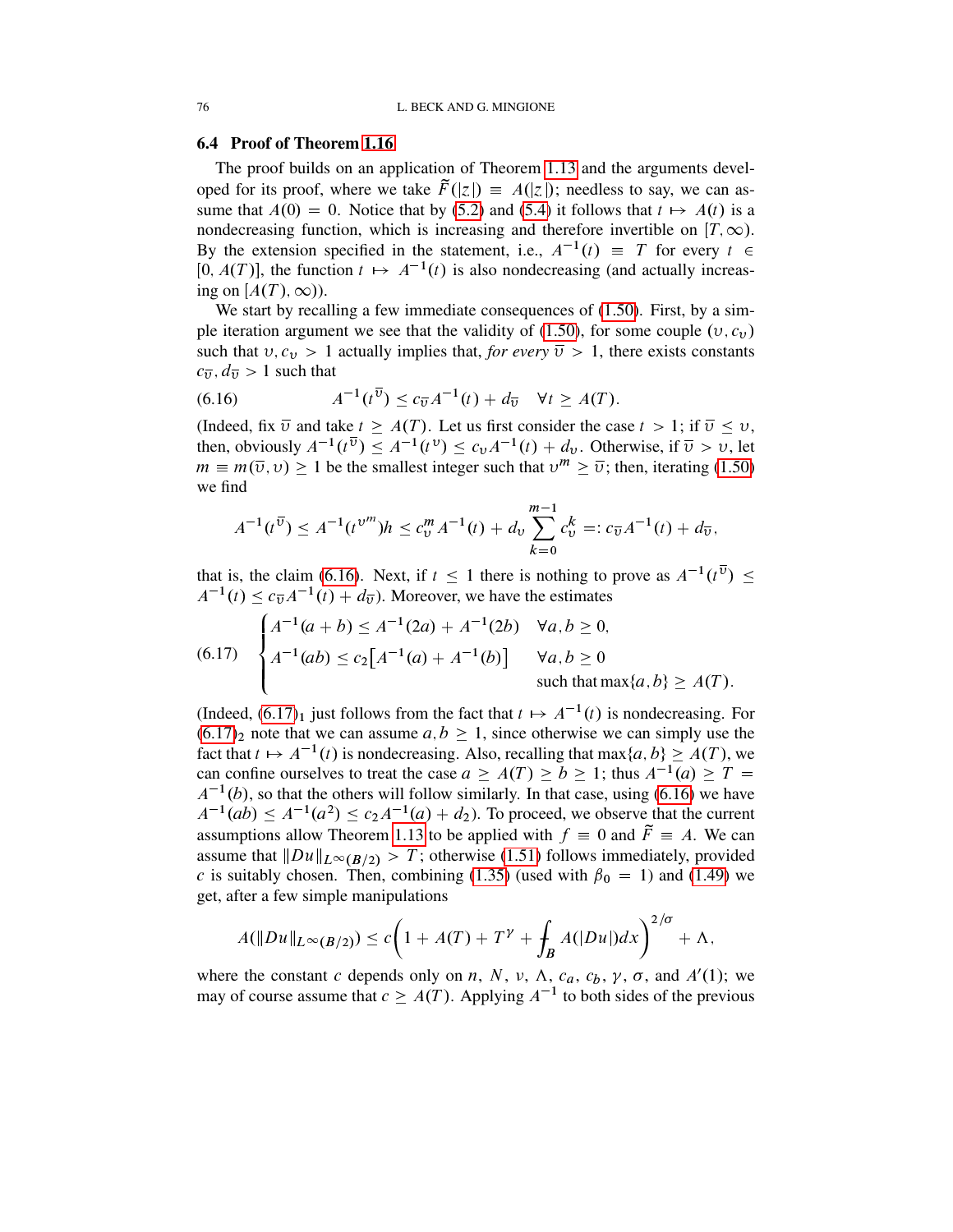### 6.4 Proof of Theorem 1.16

The proof builds on an application of Theorem 1.13 and the arguments developed for its proof, where we take $\widetilde{F}(|z|) \equiv A(|z|)$; needless to say, we can assume that $A(0) = 0$. Notice that by (5.2) and (5.4) it follows that $t \mapsto A(t)$ is a nondecreasing function, which is increasing and therefore invertible on $[T, \infty)$. By the extension specified in the statement, i.e., $A^{-1}(t) \equiv T$ for every $t \in [0, A(T)]$, the function $t \mapsto A^{-1}(t)$ is also nondecreasing (and actually increasing on $[A(T), \infty)$).

We start by recalling a few immediate consequences of (1.50). First, by a simple iteration argument we see that the validity of (1.50), for some couple $(\upsilon, c_\upsilon)$ such that $\upsilon, c_\upsilon > 1$ actually implies that, *for every* $\overline{\upsilon} > 1$, there exists constants $c_{\overline{\upsilon}}, d_{\overline{\upsilon}} > 1$ such that

$$
A^{-1}(t^{\overline{\upsilon}}) \leq c_{\overline{\upsilon}} A^{-1}(t) + d_{\overline{\upsilon}} \quad \forall t \geq A(T). \tag{6.16}
$$

(Indeed, fix $\overline{\upsilon}$ and take $t \geq A(T)$. Let us first consider the case $t > 1$; if $\overline{\upsilon} \leq \upsilon$, then, obviously $A^{-1}(t^{\overline{\upsilon}}) \leq A^{-1}(t^{\upsilon}) \leq c_\upsilon A^{-1}(t) + d_\upsilon$. Otherwise, if $\overline{\upsilon} > \upsilon$, let $m \equiv m(\overline{\upsilon}, \upsilon) \geq 1$ be the smallest integer such that $\upsilon^m \geq \overline{\upsilon}$; then, iterating (1.50) we find

$$
A^{-1}(t^{\overline{\upsilon}}) \leq A^{-1}(t^{\upsilon^m})h \leq c_\upsilon^m A^{-1}(t) + d_\upsilon \sum_{k=0}^{m-1} c_\upsilon^k =: c_{\overline{\upsilon}} A^{-1}(t) + d_{\overline{\upsilon}},
$$

that is, the claim (6.16). Next, if $t \leq 1$ there is nothing to prove as $A^{-1}(t^{\overline{\upsilon}}) \leq A^{-1}(t) \leq c_{\overline{\upsilon}} A^{-1}(t) + d_{\overline{\upsilon}}$). Moreover, we have the estimates

$$
\begin{cases}
A^{-1}(a+b) \leq A^{-1}(2a) + A^{-1}(2b) & \forall a, b \geq 0, \\
A^{-1}(ab) \leq c_2\left[A^{-1}(a) + A^{-1}(b)\right] & \forall a, b \geq 0 \\
& \text{such that} \max\{a, b\} \geq A(T).
\end{cases} \tag{6.17}
$$

(Indeed, $(6.17)_1$ just follows from the fact that $t \mapsto A^{-1}(t)$ is nondecreasing. For $(6.17)_2$ note that we can assume $a, b \geq 1$, since otherwise we can simply use the fact that $t \mapsto A^{-1}(t)$ is nondecreasing. Also, recalling that $\max\{a, b\} \geq A(T)$, we can confine ourselves to treat the case $a \geq A(T) \geq b \geq 1$; thus $A^{-1}(a) \geq T = A^{-1}(b)$, so that the others will follow similarly. In that case, using (6.16) we have $A^{-1}(ab) \leq A^{-1}(a^2) \leq c_2 A^{-1}(a) + d_2$). To proceed, we observe that the current assumptions allow Theorem 1.13 to be applied with $f \equiv 0$ and $\widetilde{F} \equiv A$. We can assume that $\|Du\|_{L^\infty(B/2)} > T$; otherwise (1.51) follows immediately, provided $c$ is suitably chosen. Then, combining (1.35) (used with $\beta_0 = 1$) and (1.49) we get, after a few simple manipulations

$$
A(\|Du\|_{L^\infty(B/2)}) \leq c\left(1 + A(T) + T^\gamma + \fint_B A(|Du|)dx\right)^{2/\sigma} + \Lambda,
$$

where the constant $c$ depends only on $n$, $N$, $\nu$, $\Lambda$, $c_a$, $c_b$, $\gamma$, $\sigma$, and $A'(1)$; we may of course assume that $c \geq A(T)$. Applying $A^{-1}$ to both sides of the previous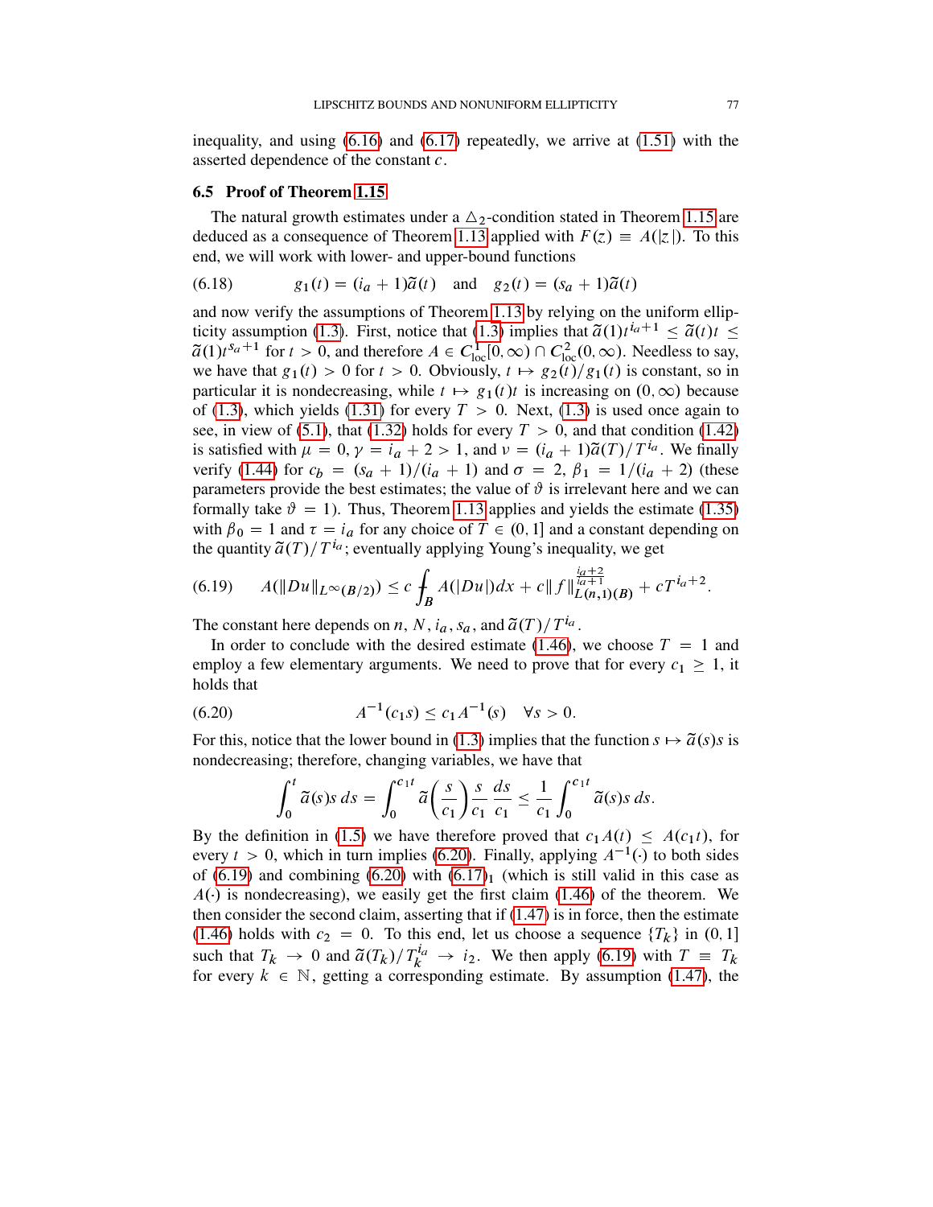inequality, and using (6.16) and (6.17) repeatedly, we arrive at (1.51) with the asserted dependence of the constant $c$.

### 6.5 Proof of Theorem 1.15

The natural growth estimates under a $\triangle_2$-condition stated in Theorem 1.15 are deduced as a consequence of Theorem 1.13 applied with $F(z) \equiv A(|z|)$. To this end, we will work with lower- and upper-bound functions

$$
g_1(t) = (i_a + 1)\widetilde{a}(t) \quad \text{and} \quad g_2(t) = (s_a + 1)\widetilde{a}(t) \tag{6.18}
$$

and now verify the assumptions of Theorem 1.13 by relying on the uniform ellipticity assumption (1.3). First, notice that (1.3) implies that $\widetilde{a}(1)t^{i_a+1} \leq \widetilde{a}(t)t \leq \widetilde{a}(1)t^{s_a+1}$ for $t > 0$, and therefore $A \in C^1_{\text{loc}}[0,\infty) \cap C^2_{\text{loc}}(0,\infty)$. Needless to say, we have that $g_1(t) > 0$ for $t > 0$. Obviously, $t \mapsto g_2(t)/g_1(t)$ is constant, so in particular it is nondecreasing, while $t \mapsto g_1(t)t$ is increasing on $(0,\infty)$ because of (1.3), which yields (1.31) for every $T > 0$. Next, (1.3) is used once again to see, in view of (5.1), that (1.32) holds for every $T > 0$, and that condition (1.42) is satisfied with $\mu = 0, \gamma = i_a + 2 > 1$, and $\nu = (i_a + 1)\widetilde{a}(T)/T^{i_a}$. We finally verify (1.44) for $c_b = (s_a + 1)/(i_a + 1)$ and $\sigma = 2$, $\beta_1 = 1/(i_a + 2)$ (these parameters provide the best estimates; the value of $\vartheta$ is irrelevant here and we can formally take $\vartheta = 1$). Thus, Theorem 1.13 applies and yields the estimate (1.35) with $\beta_0 = 1$ and $\tau = i_a$ for any choice of $T \in (0,1]$ and a constant depending on the quantity $\widetilde{a}(T)/T^{i_a}$; eventually applying Young's inequality, we get

$$
A(\|Du\|_{L^\infty(B/2)}) \leq c \fint_B A(|Du|)dx + c\|f\|_{L(n,1)(B)}^{\frac{i_a+2}{i_a+1}} + cT^{i_a+2}. \tag{6.19}
$$

The constant here depends on $n$, $N$, $i_a$, $s_a$, and $\widetilde{a}(T)/T^{i_a}$.

In order to conclude with the desired estimate (1.46), we choose $T = 1$ and employ a few elementary arguments. We need to prove that for every $c_1 \geq 1$, it holds that

$$
A^{-1}(c_1 s) \leq c_1 A^{-1}(s) \quad \forall s > 0. \tag{6.20}
$$

For this, notice that the lower bound in (1.3) implies that the function $s \mapsto \widetilde{a}(s)s$ is nondecreasing; therefore, changing variables, we have that

$$
\int_0^t \widetilde{a}(s)s\,ds = \int_0^{c_1 t} \widetilde{a}\left(\frac{s}{c_1}\right)\frac{s}{c_1}\frac{ds}{c_1} \leq \frac{1}{c_1}\int_0^{c_1 t} \widetilde{a}(s)s\,ds.
$$

By the definition in (1.5) we have therefore proved that $c_1 A(t) \leq A(c_1 t)$, for every $t > 0$, which in turn implies (6.20). Finally, applying $A^{-1}(\cdot)$ to both sides of (6.19) and combining (6.20) with $(6.17)_1$ (which is still valid in this case as $A(\cdot)$ is nondecreasing), we easily get the first claim (1.46) of the theorem. We then consider the second claim, asserting that if (1.47) is in force, then the estimate (1.46) holds with $c_2 = 0$. To this end, let us choose a sequence $\{T_k\}$ in $(0,1]$ such that $T_k \to 0$ and $\widetilde{a}(T_k)/T_k^{i_a} \to i_2$. We then apply (6.19) with $T \equiv T_k$ for every $k \in \mathbb{N}$, getting a corresponding estimate. By assumption (1.47), the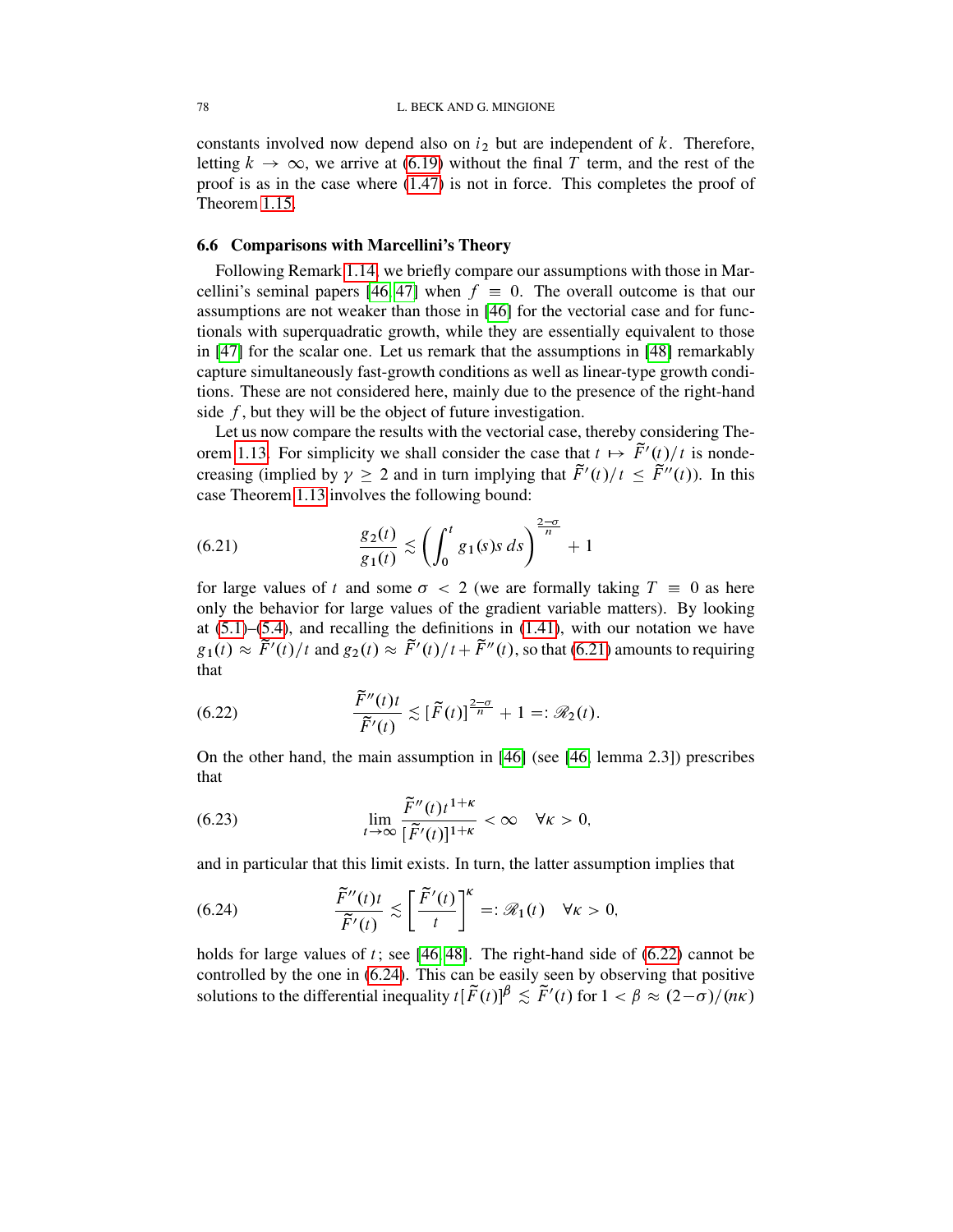constants involved now depend also on $i_2$ but are independent of $k$. Therefore, letting $k \to \infty$, we arrive at (6.19) without the final $T$ term, and the rest of the proof is as in the case where (1.47) is not in force. This completes the proof of Theorem 1.15.

### 6.6 Comparisons with Marcellini's Theory

Following Remark 1.14, we briefly compare our assumptions with those in Marcellini's seminal papers [46, 47] when $f \equiv 0$. The overall outcome is that our assumptions are not weaker than those in [46] for the vectorial case and for functionals with superquadratic growth, while they are essentially equivalent to those in [47] for the scalar one. Let us remark that the assumptions in [48] remarkably capture simultaneously fast-growth conditions as well as linear-type growth conditions. These are not considered here, mainly due to the presence of the right-hand side $f$, but they will be the object of future investigation.

Let us now compare the results with the vectorial case, thereby considering Theorem 1.13. For simplicity we shall consider the case that $t \mapsto \widetilde{F}'(t)/t$ is nondecreasing (implied by $\gamma \geq 2$ and in turn implying that $\widetilde{F}'(t)/t \leq \widetilde{F}''(t)$). In this case Theorem 1.13 involves the following bound:

$$\frac{g_2(t)}{g_1(t)} \lesssim \left( \int_0^t g_1(s) s \, ds \right)^{\frac{2-\sigma}{n}} + 1 \tag{6.21}$$

for large values of $t$ and some $\sigma < 2$ (we are formally taking $T \equiv 0$ as here only the behavior for large values of the gradient variable matters). By looking at (5.1)–(5.4), and recalling the definitions in (1.41), with our notation we have $g_1(t) \approx \widetilde{F}'(t)/t$ and $g_2(t) \approx \widetilde{F}'(t)/t + \widetilde{F}''(t)$, so that (6.21) amounts to requiring that

$$\frac{\widetilde{F}''(t) t}{\widetilde{F}'(t)} \lesssim [\widetilde{F}(t)]^{\frac{2-\sigma}{n}} + 1 =: \mathscr{R}_2(t). \tag{6.22}$$

On the other hand, the main assumption in [46] (see [46, lemma 2.3]) prescribes that

$$\lim_{t \to \infty} \frac{\widetilde{F}''(t) t^{1+\kappa}}{[\widetilde{F}'(t)]^{1+\kappa}} < \infty \quad \forall \kappa > 0, \tag{6.23}$$

and in particular that this limit exists. In turn, the latter assumption implies that

$$\frac{\widetilde{F}''(t) t}{\widetilde{F}'(t)} \lesssim \left[ \frac{\widetilde{F}'(t)}{t} \right]^{\kappa} =: \mathscr{R}_1(t) \quad \forall \kappa > 0, \tag{6.24}$$

holds for large values of $t$; see [46, 48]. The right-hand side of (6.22) cannot be controlled by the one in (6.24). This can be easily seen by observing that positive solutions to the differential inequality $t[\widetilde{F}(t)]^{\beta} \lesssim \widetilde{F}'(t)$ for $1 < \beta \approx (2-\sigma)/(n\kappa)$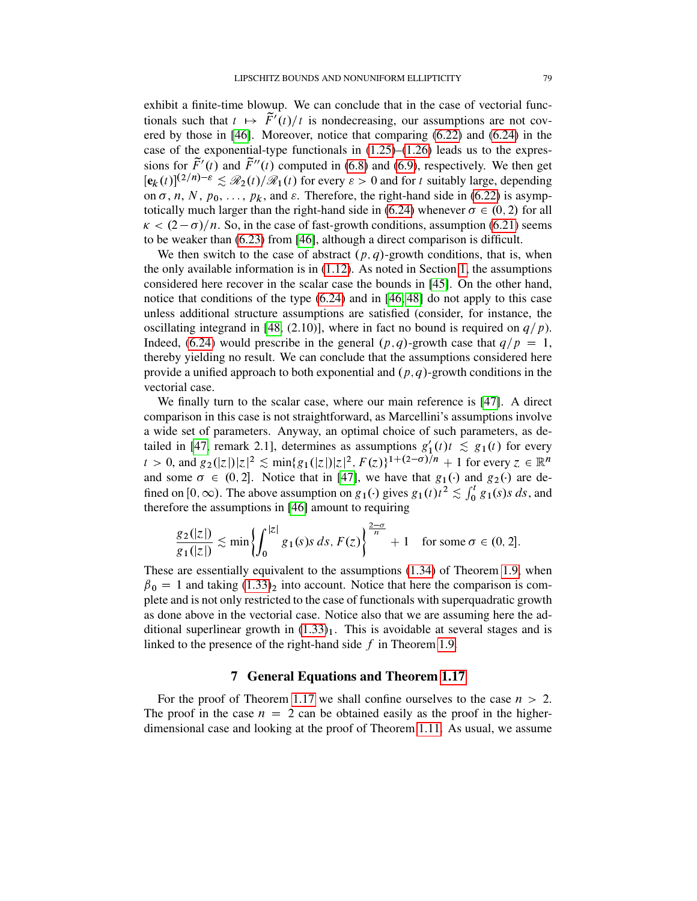exhibit a finite-time blowup. We can conclude that in the case of vectorial functionals such that $t \mapsto \widetilde{F}'(t)/t$ is nondecreasing, our assumptions are not covered by those in [46]. Moreover, notice that comparing (6.22) and (6.24) in the case of the exponential-type functionals in (1.25)–(1.26) leads us to the expressions for $\widetilde{F}'(t)$ and $\widetilde{F}''(t)$ computed in (6.8) and (6.9), respectively. We then get $[\mathbf{e}_k(t)]^{(2/n)-\varepsilon} \lesssim \mathscr{R}_2(t)/\mathscr{R}_1(t)$ for every $\varepsilon > 0$ and for $t$ suitably large, depending on $\sigma, n, N, p_0, \dots, p_k$, and $\varepsilon$. Therefore, the right-hand side in (6.22) is asymptotically much larger than the right-hand side in (6.24) whenever $\sigma \in (0, 2)$ for all $\kappa < (2-\sigma)/n$. So, in the case of fast-growth conditions, assumption (6.21) seems to be weaker than (6.23) from [46], although a direct comparison is difficult.

We then switch to the case of abstract $(p, q)$-growth conditions, that is, when the only available information is in (1.12). As noted in Section 1, the assumptions considered here recover in the scalar case the bounds in [45]. On the other hand, notice that conditions of the type (6.24) and in [46, 48] do not apply to this case unless additional structure assumptions are satisfied (consider, for instance, the oscillating integrand in [48, (2.10)], where in fact no bound is required on $q/p$). Indeed, (6.24) would prescribe in the general $(p, q)$-growth case that $q/p = 1$, thereby yielding no result. We can conclude that the assumptions considered here provide a unified approach to both exponential and $(p, q)$-growth conditions in the vectorial case.

We finally turn to the scalar case, where our main reference is [47]. A direct comparison in this case is not straightforward, as Marcellini's assumptions involve a wide set of parameters. Anyway, an optimal choice of such parameters, as detailed in [47, remark 2.1], determines as assumptions $g_1'(t)t \lesssim g_1(t)$ for every $t > 0$, and $g_2(|z|)|z|^2 \lesssim \min\{g_1(|z|)|z|^2, F(z)\}^{1+(2-\sigma)/n} + 1$ for every $z \in \mathbb{R}^n$ and some $\sigma \in (0, 2]$. Notice that in [47], we have that $g_1(\cdot)$ and $g_2(\cdot)$ are defined on $[0, \infty)$. The above assumption on $g_1(\cdot)$ gives $g_1(t)t^2 \lesssim \int_0^t g_1(s)s\, ds$, and therefore the assumptions in [46] amount to requiring

$$
\frac{g_2(|z|)}{g_1(|z|)} \lesssim \min\left\{\int_0^{|z|} g_1(s)s\, ds,\, F(z)\right\}^{\frac{2-\sigma}{n}} + 1 \quad \text{for some } \sigma \in (0, 2].
$$

These are essentially equivalent to the assumptions (1.34) of Theorem 1.9, when $\beta_0 = 1$ and taking $(1.33)_2$ into account. Notice that here the comparison is complete and is not only restricted to the case of functionals with superquadratic growth as done above in the vectorial case. Notice also that we are assuming here the additional superlinear growth in $(1.33)_1$. This is avoidable at several stages and is linked to the presence of the right-hand side $f$ in Theorem 1.9.

## 7 General Equations and Theorem 1.17

For the proof of Theorem 1.17 we shall confine ourselves to the case $n > 2$. The proof in the case $n = 2$ can be obtained easily as the proof in the higher-dimensional case and looking at the proof of Theorem 1.11. As usual, we assume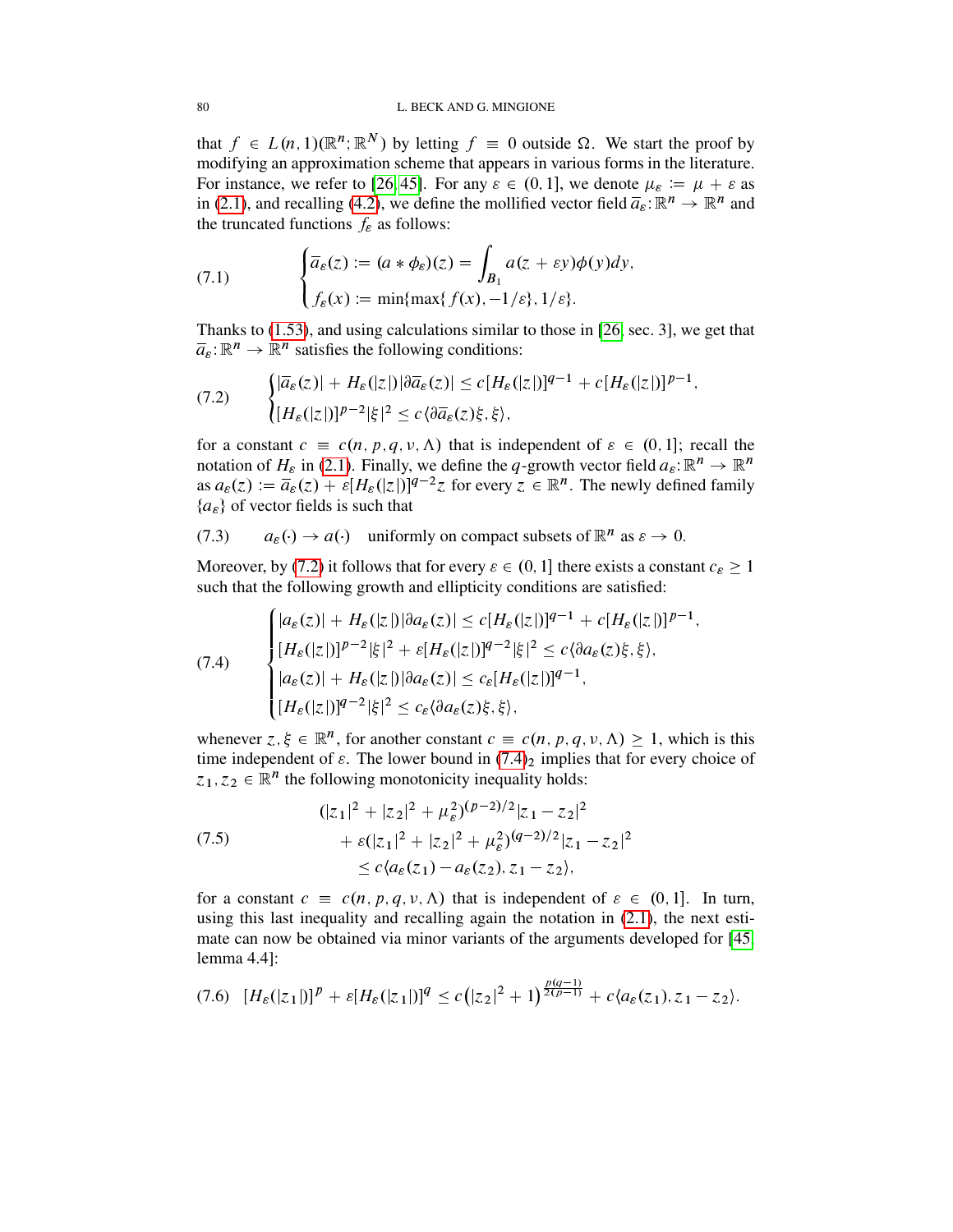that $f \in L(n,1)(\mathbb{R}^n;\mathbb{R}^N)$ by letting $f \equiv 0$ outside $\Omega$. We start the proof by modifying an approximation scheme that appears in various forms in the literature. For instance, we refer to [26, 45]. For any $\varepsilon \in (0,1]$, we denote $\mu_\varepsilon := \mu + \varepsilon$ as in (2.1), and recalling (4.2), we define the mollified vector field $\overline{a}_\varepsilon \colon \mathbb{R}^n \to \mathbb{R}^n$ and the truncated functions $f_\varepsilon$ as follows:

$$
\begin{cases}
\overline{a}_\varepsilon(z) := (a * \phi_\varepsilon)(z) = \displaystyle\int_{B_1} a(z + \varepsilon y)\phi(y)\,dy, \\
f_\varepsilon(x) := \min\{\max\{f(x), -1/\varepsilon\}, 1/\varepsilon\}.
\end{cases}
\tag{7.1}
$$

Thanks to (1.53), and using calculations similar to those in [26, sec. 3], we get that $\overline{a}_\varepsilon \colon \mathbb{R}^n \to \mathbb{R}^n$ satisfies the following conditions:

$$
\begin{cases}
|\overline{a}_\varepsilon(z)| + H_\varepsilon(|z|)|\partial \overline{a}_\varepsilon(z)| \le c[H_\varepsilon(|z|)]^{q-1} + c[H_\varepsilon(|z|)]^{p-1}, \\
[H_\varepsilon(|z|)]^{p-2}|\xi|^2 \le c\langle \partial \overline{a}_\varepsilon(z)\xi, \xi\rangle,
\end{cases}
\tag{7.2}
$$

for a constant $c \equiv c(n,p,q,\nu,\Lambda)$ that is independent of $\varepsilon \in (0,1]$; recall the notation of $H_\varepsilon$ in (2.1). Finally, we define the $q$-growth vector field $a_\varepsilon \colon \mathbb{R}^n \to \mathbb{R}^n$ as $a_\varepsilon(z) := \overline{a}_\varepsilon(z) + \varepsilon[H_\varepsilon(|z|)]^{q-2}z$ for every $z \in \mathbb{R}^n$. The newly defined family $\{a_\varepsilon\}$ of vector fields is such that

$$
a_\varepsilon(\cdot) \to a(\cdot) \quad \text{uniformly on compact subsets of } \mathbb{R}^n \text{ as } \varepsilon \to 0. \tag{7.3}
$$

Moreover, by (7.2) it follows that for every $\varepsilon \in (0,1]$ there exists a constant $c_\varepsilon \ge 1$ such that the following growth and ellipticity conditions are satisfied:

$$
\begin{cases}
|a_\varepsilon(z)| + H_\varepsilon(|z|)|\partial a_\varepsilon(z)| \le c[H_\varepsilon(|z|)]^{q-1} + c[H_\varepsilon(|z|)]^{p-1}, \\
[H_\varepsilon(|z|)]^{p-2}|\xi|^2 + \varepsilon[H_\varepsilon(|z|)]^{q-2}|\xi|^2 \le c\langle \partial a_\varepsilon(z)\xi, \xi\rangle, \\
|a_\varepsilon(z)| + H_\varepsilon(|z|)|\partial a_\varepsilon(z)| \le c_\varepsilon[H_\varepsilon(|z|)]^{q-1}, \\
[H_\varepsilon(|z|)]^{q-2}|\xi|^2 \le c_\varepsilon\langle \partial a_\varepsilon(z)\xi, \xi\rangle,
\end{cases}
\tag{7.4}
$$

whenever $z, \xi \in \mathbb{R}^n$, for another constant $c \equiv c(n,p,q,\nu,\Lambda) \ge 1$, which is this time independent of $\varepsilon$. The lower bound in $(7.4)_2$ implies that for every choice of $z_1, z_2 \in \mathbb{R}^n$ the following monotonicity inequality holds:

$$
\begin{aligned}
&(|z_1|^2 + |z_2|^2 + \mu_\varepsilon^2)^{(p-2)/2}|z_1 - z_2|^2 \\
&\quad + \varepsilon(|z_1|^2 + |z_2|^2 + \mu_\varepsilon^2)^{(q-2)/2}|z_1 - z_2|^2 \\
&\qquad \le c\langle a_\varepsilon(z_1) - a_\varepsilon(z_2), z_1 - z_2\rangle,
\end{aligned}
\tag{7.5}
$$

for a constant $c \equiv c(n,p,q,\nu,\Lambda)$ that is independent of $\varepsilon \in (0,1]$. In turn, using this last inequality and recalling again the notation in (2.1), the next estimate can now be obtained via minor variants of the arguments developed for [45, lemma 4.4]:

$$
[H_\varepsilon(|z_1|)]^p + \varepsilon[H_\varepsilon(|z_1|)]^q \le c\big(|z_2|^2 + 1\big)^{\frac{p(q-1)}{2(p-1)}} + c\langle a_\varepsilon(z_1), z_1 - z_2\rangle. \tag{7.6}
$$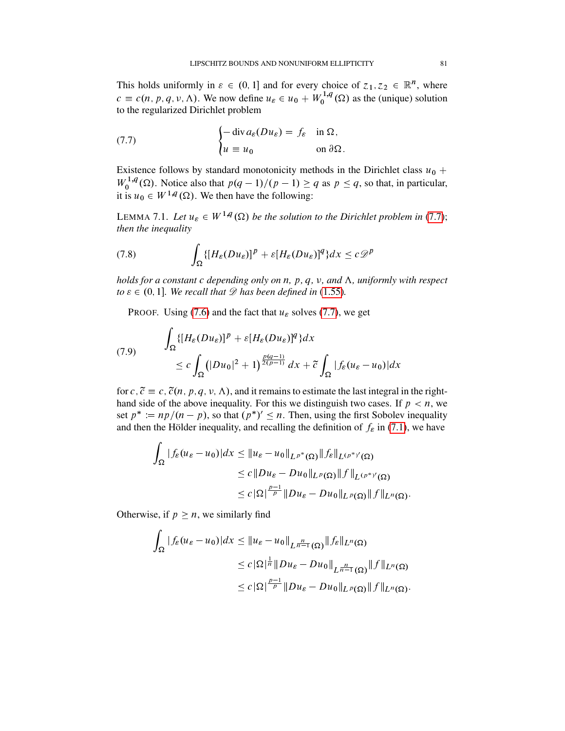This holds uniformly in $\varepsilon \in (0,1]$ and for every choice of $z_1, z_2 \in \mathbb{R}^n$, where $c \equiv c(n, p, q, \nu, \Lambda)$. We now define $u_\varepsilon \in u_0 + W_0^{1,q}(\Omega)$ as the (unique) solution to the regularized Dirichlet problem

$$
\begin{cases} -\operatorname{div} a_\varepsilon(Du_\varepsilon) = f_\varepsilon & \text{in } \Omega, \\ u \equiv u_0 & \text{on } \partial\Omega. \end{cases} \tag{7.7}
$$

Existence follows by standard monotonicity methods in the Dirichlet class $u_0 + W_0^{1,q}(\Omega)$. Notice also that $p(q-1)/(p-1) \geq q$ as $p \leq q$, so that, in particular, it is $u_0 \in W^{1,q}(\Omega)$. We then have the following:

LEMMA 7.1. *Let $u_\varepsilon \in W^{1,q}(\Omega)$ be the solution to the Dirichlet problem in (7.7); then the inequality*

$$
\int_\Omega \{[H_\varepsilon(Du_\varepsilon)]^p + \varepsilon[H_\varepsilon(Du_\varepsilon)]^q\} dx \leq c \mathscr{D}^p \tag{7.8}
$$

*holds for a constant $c$ depending only on $n$, $p$, $q$, $\nu$, and $\Lambda$, uniformly with respect to $\varepsilon \in (0,1]$. We recall that $\mathscr{D}$ has been defined in (1.55).*

PROOF. Using (7.6) and the fact that $u_\varepsilon$ solves (7.7), we get

$$
\begin{aligned}
&\int_\Omega \{[H_\varepsilon(Du_\varepsilon)]^p + \varepsilon[H_\varepsilon(Du_\varepsilon)]^q\} dx \\
&\qquad \leq c \int_\Omega \left(|Du_0|^2 + 1\right)^{\frac{p(q-1)}{2(p-1)}} dx + \tilde{c} \int_\Omega |f_\varepsilon(u_\varepsilon - u_0)| dx
\end{aligned} \tag{7.9}
$$

for $c, \tilde{c} \equiv c, \tilde{c}(n, p, q, \nu, \Lambda)$, and it remains to estimate the last integral in the right-hand side of the above inequality. For this we distinguish two cases. If $p < n$, we set $p^* := np/(n-p)$, so that $(p^*)' \leq n$. Then, using the first Sobolev inequality and then the Hölder inequality, and recalling the definition of $f_\varepsilon$ in (7.1), we have

$$
\begin{aligned}
\int_\Omega |f_\varepsilon(u_\varepsilon - u_0)| dx &\leq \|u_\varepsilon - u_0\|_{L^{p^*}(\Omega)} \|f_\varepsilon\|_{L^{(p^*)'}(\Omega)} \\
&\leq c \|Du_\varepsilon - Du_0\|_{L^p(\Omega)} \|f\|_{L^{(p^*)'}(\Omega)} \\
&\leq c |\Omega|^{\frac{p-1}{p}} \|Du_\varepsilon - Du_0\|_{L^p(\Omega)} \|f\|_{L^n(\Omega)}.
\end{aligned}
$$

Otherwise, if $p \geq n$, we similarly find

$$
\begin{aligned}
\int_\Omega |f_\varepsilon(u_\varepsilon - u_0)| dx &\leq \|u_\varepsilon - u_0\|_{L^{\frac{n}{n-1}}(\Omega)} \|f_\varepsilon\|_{L^n(\Omega)} \\
&\leq c |\Omega|^{\frac{1}{n}} \|Du_\varepsilon - Du_0\|_{L^{\frac{n}{n-1}}(\Omega)} \|f\|_{L^n(\Omega)} \\
&\leq c |\Omega|^{\frac{p-1}{p}} \|Du_\varepsilon - Du_0\|_{L^p(\Omega)} \|f\|_{L^n(\Omega)}.
\end{aligned}
$$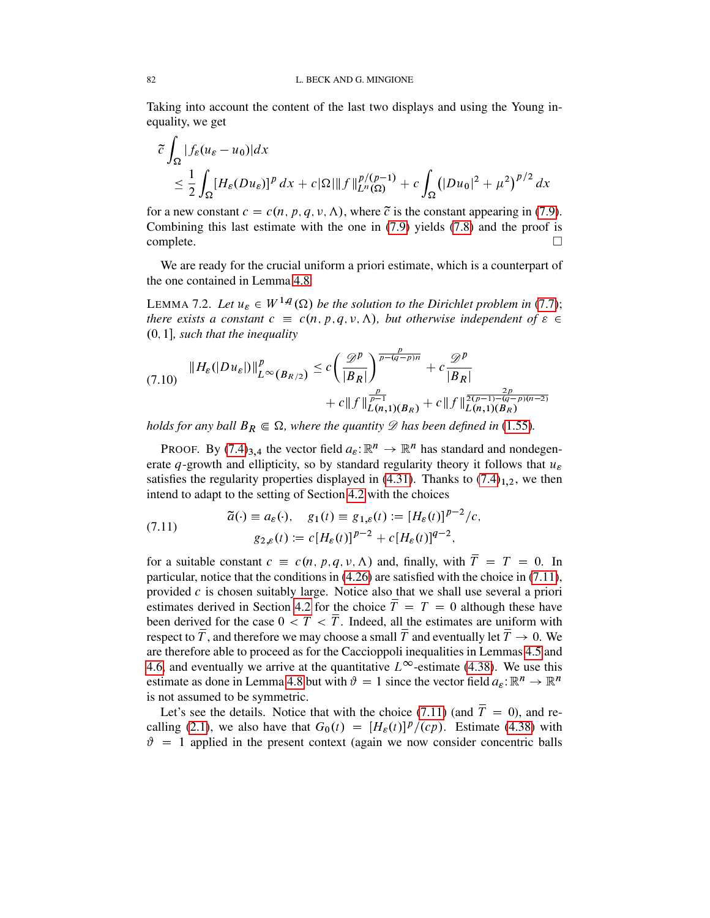Taking into account the content of the last two displays and using the Young inequality, we get

$$
\begin{aligned}
&\tilde{c} \int_{\Omega} |f_\varepsilon(u_\varepsilon - u_0)| dx \\
&\qquad \le \frac{1}{2} \int_{\Omega} [H_\varepsilon(Du_\varepsilon)]^p \, dx + c|\Omega| \|f\|_{L^n(\Omega)}^{p/(p-1)} + c \int_{\Omega} \left(|Du_0|^2 + \mu^2\right)^{p/2} dx
\end{aligned}
$$

for a new constant $c = c(n, p, q, \nu, \Lambda)$, where $\tilde{c}$ is the constant appearing in (7.9). Combining this last estimate with the one in (7.9) yields (7.8) and the proof is complete. □

We are ready for the crucial uniform a priori estimate, which is a counterpart of the one contained in Lemma 4.8.

LEMMA 7.2. *Let $u_\varepsilon \in W^{1,q}(\Omega)$ be the solution to the Dirichlet problem in (7.7); there exists a constant $c \equiv c(n, p, q, \nu, \Lambda)$, but otherwise independent of $\varepsilon \in (0, 1]$, such that the inequality*

$$
\begin{aligned}
\|H_\varepsilon(|Du_\varepsilon|)\|_{L^\infty(B_{R/2})}^p &\le c \left( \frac{\mathscr{D}^p}{|B_R|} \right)^{\frac{p}{p-(q-p)n}} + c \frac{\mathscr{D}^p}{|B_R|} \\
&\qquad + c \|f\|_{L(n,1)(B_R)}^{\frac{p}{p-1}} + c \|f\|_{L(n,1)(B_R)}^{\frac{2p}{2(p-1)-(q-p)(n-2)}}
\end{aligned}
\tag{7.10}
$$

*holds for any ball $B_R \Subset \Omega$, where the quantity $\mathscr{D}$ has been defined in (1.55).*

PROOF. By $(7.4)_{3,4}$ the vector field $a_\varepsilon \colon \mathbb{R}^n \to \mathbb{R}^n$ has standard and nondegenerate $q$-growth and ellipticity, so by standard regularity theory it follows that $u_\varepsilon$ satisfies the regularity properties displayed in (4.31). Thanks to $(7.4)_{1,2}$, we then intend to adapt to the setting of Section 4.2 with the choices

$$
\begin{aligned}
\tilde{a}(\cdot) \equiv a_\varepsilon(\cdot), \quad g_1(t) &\equiv g_{1,\varepsilon}(t) := [H_\varepsilon(t)]^{p-2}/c, \\
g_{2,\varepsilon}(t) &:= c[H_\varepsilon(t)]^{p-2} + c[H_\varepsilon(t)]^{q-2},
\end{aligned}
\tag{7.11}
$$

for a suitable constant $c \equiv c(n, p, q, \nu, \Lambda)$ and, finally, with $\bar{T} = T = 0$. In particular, notice that the conditions in (4.26) are satisfied with the choice in (7.11), provided $c$ is chosen suitably large. Notice also that we shall use several a priori estimates derived in Section 4.2 for the choice $\bar{T} = T = 0$ although these have been derived for the case $0 < T < \bar{T}$. Indeed, all the estimates are uniform with respect to $\bar{T}$, and therefore we may choose a small $\bar{T}$ and eventually let $\bar{T} \to 0$. We are therefore able to proceed as for the Caccioppoli inequalities in Lemmas 4.5 and 4.6, and eventually we arrive at the quantitative $L^\infty$-estimate (4.38). We use this estimate as done in Lemma 4.8 but with $\vartheta = 1$ since the vector field $a_\varepsilon \colon \mathbb{R}^n \to \mathbb{R}^n$ is not assumed to be symmetric.

Let's see the details. Notice that with the choice (7.11) (and $\bar{T} = 0$), and recalling (2.1), we also have that $G_0(t) = [H_\varepsilon(t)]^p/(cp)$. Estimate (4.38) with $\vartheta = 1$ applied in the present context (again we now consider concentric balls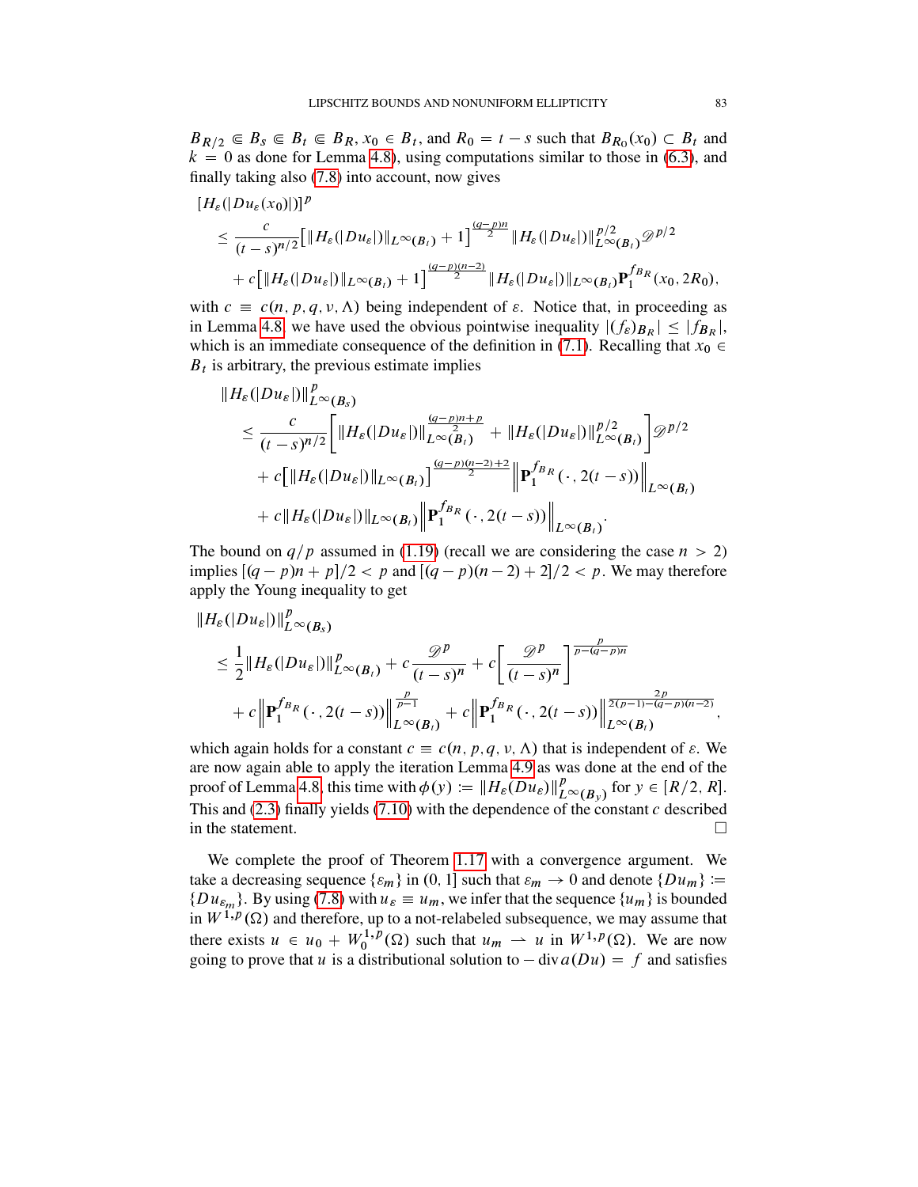$B_{R/2} \Subset B_s \Subset B_t \Subset B_R$, $x_0 \in B_t$, and $R_0 = t - s$ such that $B_{R_0}(x_0) \subset B_t$ and $k = 0$ as done for Lemma 4.8), using computations similar to those in (6.3), and finally taking also (7.8) into account, now gives

$$
\begin{aligned}
&[H_\varepsilon(|Du_\varepsilon(x_0)|)]^p \\
&\quad \le \frac{c}{(t-s)^{n/2}} \big[\|H_\varepsilon(|Du_\varepsilon|)\|_{L^\infty(B_t)} + 1\big]^{\frac{(q-p)n}{2}} \|H_\varepsilon(|Du_\varepsilon|)\|_{L^\infty(B_t)}^{p/2} \mathscr{D}^{p/2} \\
&\qquad + c\big[\|H_\varepsilon(|Du_\varepsilon|)\|_{L^\infty(B_t)} + 1\big]^{\frac{(q-p)(n-2)}{2}} \|H_\varepsilon(|Du_\varepsilon|)\|_{L^\infty(B_t)} \mathbf{P}_1^{f_{B_R}}(x_0, 2R_0),
\end{aligned}
$$

with $c \equiv c(n,p,q,\nu,\Lambda)$ being independent of $\varepsilon$. Notice that, in proceeding as in Lemma 4.8, we have used the obvious pointwise inequality $|(f_\varepsilon)_{B_R}| \le |f_{B_R}|$, which is an immediate consequence of the definition in (7.1). Recalling that $x_0 \in B_t$ is arbitrary, the previous estimate implies

$$
\begin{aligned}
&\|H_\varepsilon(|Du_\varepsilon|)\|_{L^\infty(B_s)}^p \\
&\quad \le \frac{c}{(t-s)^{n/2}} \left[ \|H_\varepsilon(|Du_\varepsilon|)\|_{L^\infty(B_t)}^{\frac{(q-p)n+p}{2}} + \|H_\varepsilon(|Du_\varepsilon|)\|_{L^\infty(B_t)}^{p/2} \right] \mathscr{D}^{p/2} \\
&\qquad + c\big[\|H_\varepsilon(|Du_\varepsilon|)\|_{L^\infty(B_t)}\big]^{\frac{(q-p)(n-2)+2}{2}} \left\| \mathbf{P}_1^{f_{B_R}}(\cdot, 2(t-s)) \right\|_{L^\infty(B_t)} \\
&\qquad + c\|H_\varepsilon(|Du_\varepsilon|)\|_{L^\infty(B_t)} \left\| \mathbf{P}_1^{f_{B_R}}(\cdot, 2(t-s)) \right\|_{L^\infty(B_t)}.
\end{aligned}
$$

The bound on $q/p$ assumed in (1.19) (recall we are considering the case $n > 2$) implies $[(q-p)n + p]/2 < p$ and $[(q-p)(n-2)+2]/2 < p$. We may therefore apply the Young inequality to get

$$
\begin{aligned}
&\|H_\varepsilon(|Du_\varepsilon|)\|_{L^\infty(B_s)}^p \\
&\quad \le \frac{1}{2}\|H_\varepsilon(|Du_\varepsilon|)\|_{L^\infty(B_t)}^p + c\frac{\mathscr{D}^p}{(t-s)^n} + c\left[\frac{\mathscr{D}^p}{(t-s)^n}\right]^{\frac{p}{p-(q-p)n}} \\
&\qquad + c\left\| \mathbf{P}_1^{f_{B_R}}(\cdot, 2(t-s)) \right\|_{L^\infty(B_t)}^{\frac{p}{p-1}} + c\left\| \mathbf{P}_1^{f_{B_R}}(\cdot, 2(t-s)) \right\|_{L^\infty(B_t)}^{\frac{2p}{2(p-1)-(q-p)(n-2)}},
\end{aligned}
$$

which again holds for a constant $c \equiv c(n,p,q,\nu,\Lambda)$ that is independent of $\varepsilon$. We are now again able to apply the iteration Lemma 4.9 as was done at the end of the proof of Lemma 4.8, this time with $\phi(y) := \|H_\varepsilon(Du_\varepsilon)\|_{L^\infty(B_y)}^p$ for $y \in [R/2, R]$. This and (2.3) finally yields (7.10) with the dependence of the constant $c$ described in the statement. $\square$

We complete the proof of Theorem 1.17 with a convergence argument. We take a decreasing sequence $\{\varepsilon_m\}$ in $(0,1]$ such that $\varepsilon_m \to 0$ and denote $\{Du_m\} := \{Du_{\varepsilon_m}\}$. By using (7.8) with $u_\varepsilon \equiv u_m$, we infer that the sequence $\{u_m\}$ is bounded in $W^{1,p}(\Omega)$ and therefore, up to a not-relabeled subsequence, we may assume that there exists $u \in u_0 + W_0^{1,p}(\Omega)$ such that $u_m \rightharpoonup u$ in $W^{1,p}(\Omega)$. We are now going to prove that $u$ is a distributional solution to $-\operatorname{div} a(Du) = f$ and satisfies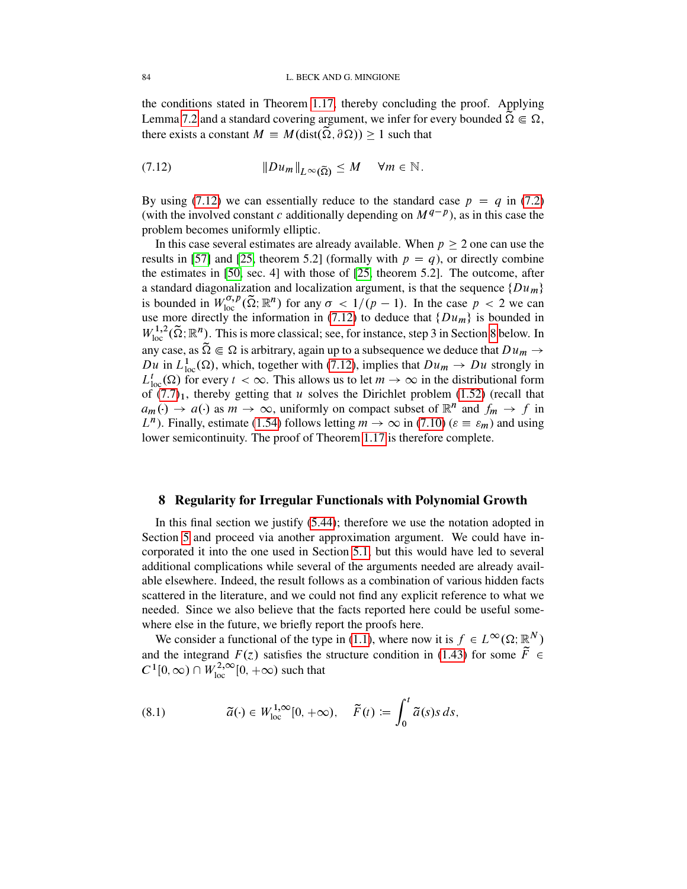the conditions stated in Theorem 1.17, thereby concluding the proof. Applying Lemma 7.2 and a standard covering argument, we infer for every bounded $\widetilde{\Omega} \Subset \Omega$, there exists a constant $M \equiv M(\operatorname{dist}(\widetilde{\Omega}, \partial\Omega)) \geq 1$ such that

$$
\|Du_m\|_{L^\infty(\widetilde{\Omega})} \leq M \quad \forall m \in \mathbb{N}. \tag{7.12}
$$

By using (7.12) we can essentially reduce to the standard case $p = q$ in (7.2) (with the involved constant $c$ additionally depending on $M^{q-p}$), as in this case the problem becomes uniformly elliptic.

In this case several estimates are already available. When $p \geq 2$ one can use the results in [57] and [25, theorem 5.2] (formally with $p = q$), or directly combine the estimates in [50, sec. 4] with those of [25, theorem 5.2]. The outcome, after a standard diagonalization and localization argument, is that the sequence $\{Du_m\}$ is bounded in $W^{\sigma,p}_{\mathrm{loc}}(\widetilde{\Omega}; \mathbb{R}^n)$ for any $\sigma < 1/(p-1)$. In the case $p < 2$ we can use more directly the information in (7.12) to deduce that $\{Du_m\}$ is bounded in $W^{1,2}_{\mathrm{loc}}(\widetilde{\Omega}; \mathbb{R}^n)$. This is more classical; see, for instance, step 3 in Section 8 below. In any case, as $\widetilde{\Omega} \Subset \Omega$ is arbitrary, again up to a subsequence we deduce that $Du_m \to Du$ in $L^1_{\mathrm{loc}}(\Omega)$, which, together with (7.12), implies that $Du_m \to Du$ strongly in $L^t_{\mathrm{loc}}(\Omega)$ for every $t < \infty$. This allows us to let $m \to \infty$ in the distributional form of $(7.7)_1$, thereby getting that $u$ solves the Dirichlet problem (1.52) (recall that $a_m(\cdot) \to a(\cdot)$ as $m \to \infty$, uniformly on compact subset of $\mathbb{R}^n$ and $f_m \to f$ in $L^n$). Finally, estimate (1.54) follows letting $m \to \infty$ in (7.10) ($\varepsilon \equiv \varepsilon_m$) and using lower semicontinuity. The proof of Theorem 1.17 is therefore complete.

## 8 Regularity for Irregular Functionals with Polynomial Growth

In this final section we justify (5.44); therefore we use the notation adopted in Section 5 and proceed via another approximation argument. We could have incorporated it into the one used in Section 5.1, but this would have led to several additional complications while several of the arguments needed are already available elsewhere. Indeed, the result follows as a combination of various hidden facts scattered in the literature, and we could not find any explicit reference to what we needed. Since we also believe that the facts reported here could be useful somewhere else in the future, we briefly report the proofs here.

We consider a functional of the type in (1.1), where now it is $f \in L^\infty(\Omega; \mathbb{R}^N)$ and the integrand $F(z)$ satisfies the structure condition in (1.43) for some $\widetilde{F} \in C^1[0, \infty) \cap W^{2,\infty}_{\mathrm{loc}}[0, +\infty)$ such that

$$
\widetilde{a}(\cdot) \in W^{1,\infty}_{\mathrm{loc}}[0, +\infty), \quad \widetilde{F}(t) := \int_0^t \widetilde{a}(s) s \, ds, \tag{8.1}
$$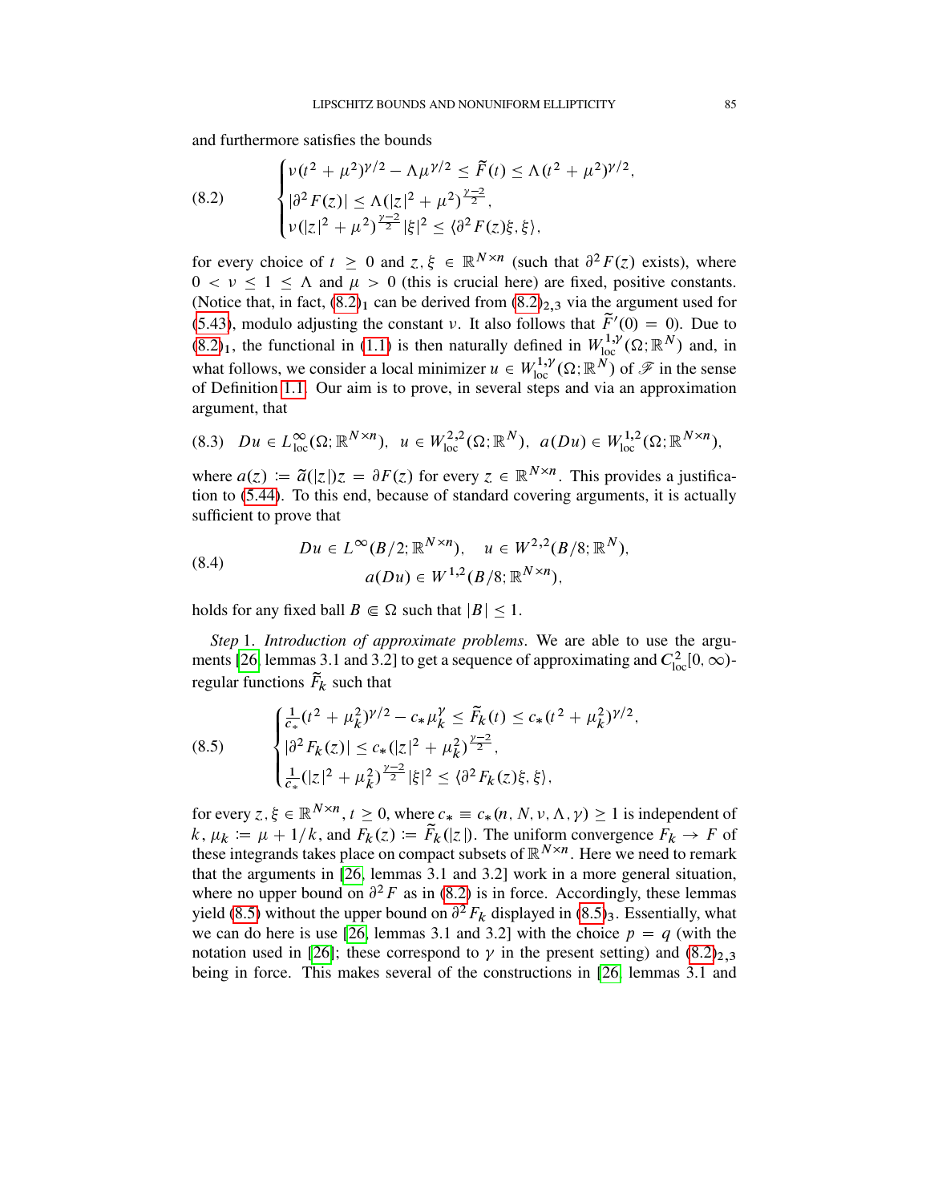and furthermore satisfies the bounds

$$
\begin{cases}
\nu(t^2+\mu^2)^{\gamma/2} - \Lambda\mu^{\gamma/2} \le \tilde{F}(t) \le \Lambda(t^2+\mu^2)^{\gamma/2}, \\
|\partial^2 F(z)| \le \Lambda(|z|^2+\mu^2)^{\frac{\gamma-2}{2}}, \\
\nu(|z|^2+\mu^2)^{\frac{\gamma-2}{2}}|\xi|^2 \le \langle \partial^2 F(z)\xi,\xi\rangle,
\end{cases}
\tag{8.2}
$$

for every choice of $t \ge 0$ and $z, \xi \in \mathbb{R}^{N\times n}$ (such that $\partial^2 F(z)$ exists), where $0 < \nu \le 1 \le \Lambda$ and $\mu > 0$ (this is crucial here) are fixed, positive constants. (Notice that, in fact, $(8.2)_1$ can be derived from $(8.2)_{2,3}$ via the argument used for (5.43), modulo adjusting the constant $\nu$. It also follows that $\tilde{F}'(0) = 0$). Due to $(8.2)_1$, the functional in (1.1) is then naturally defined in $W^{1,\gamma}_{\mathrm{loc}}(\Omega;\mathbb{R}^N)$ and, in what follows, we consider a local minimizer $u \in W^{1,\gamma}_{\mathrm{loc}}(\Omega;\mathbb{R}^N)$ of $\mathscr{F}$ in the sense of Definition 1.1. Our aim is to prove, in several steps and via an approximation argument, that

$$
Du \in L^\infty_{\mathrm{loc}}(\Omega;\mathbb{R}^{N\times n}),\quad u \in W^{2,2}_{\mathrm{loc}}(\Omega;\mathbb{R}^N),\quad a(Du) \in W^{1,2}_{\mathrm{loc}}(\Omega;\mathbb{R}^{N\times n}),
\tag{8.3}
$$

where $a(z) := \tilde{a}(|z|)z = \partial F(z)$ for every $z \in \mathbb{R}^{N\times n}$. This provides a justification to (5.44). To this end, because of standard covering arguments, it is actually sufficient to prove that

$$
\begin{gathered}
Du \in L^\infty(B/2;\mathbb{R}^{N\times n}),\quad u \in W^{2,2}(B/8;\mathbb{R}^N),\\
a(Du) \in W^{1,2}(B/8;\mathbb{R}^{N\times n}),
\end{gathered}
\tag{8.4}
$$

holds for any fixed ball $B \Subset \Omega$ such that $|B| \le 1$.

*Step* 1. *Introduction of approximate problems*. We are able to use the arguments [26, lemmas 3.1 and 3.2] to get a sequence of approximating and $C^2_{\mathrm{loc}}[0,\infty)$-regular functions $\tilde{F}_k$ such that

$$
\begin{cases}
\frac{1}{c_*}(t^2+\mu_k^2)^{\gamma/2} - c_*\mu_k^{\gamma} \le \tilde{F}_k(t) \le c_*(t^2+\mu_k^2)^{\gamma/2}, \\
|\partial^2 F_k(z)| \le c_*(|z|^2+\mu_k^2)^{\frac{\gamma-2}{2}}, \\
\frac{1}{c_*}(|z|^2+\mu_k^2)^{\frac{\gamma-2}{2}}|\xi|^2 \le \langle \partial^2 F_k(z)\xi,\xi\rangle,
\end{cases}
\tag{8.5}
$$

for every $z, \xi \in \mathbb{R}^{N\times n}$, $t \ge 0$, where $c_* \equiv c_*(n, N, \nu, \Lambda, \gamma) \ge 1$ is independent of $k$, $\mu_k := \mu + 1/k$, and $F_k(z) := \tilde{F}_k(|z|)$. The uniform convergence $F_k \to F$ of these integrands takes place on compact subsets of $\mathbb{R}^{N\times n}$. Here we need to remark that the arguments in [26, lemmas 3.1 and 3.2] work in a more general situation, where no upper bound on $\partial^2 F$ as in (8.2) is in force. Accordingly, these lemmas yield (8.5) without the upper bound on $\partial^2 F_k$ displayed in $(8.5)_3$. Essentially, what we can do here is use [26, lemmas 3.1 and 3.2] with the choice $p = q$ (with the notation used in [26]; these correspond to $\gamma$ in the present setting) and $(8.2)_{2,3}$ being in force. This makes several of the constructions in [26, lemmas 3.1 and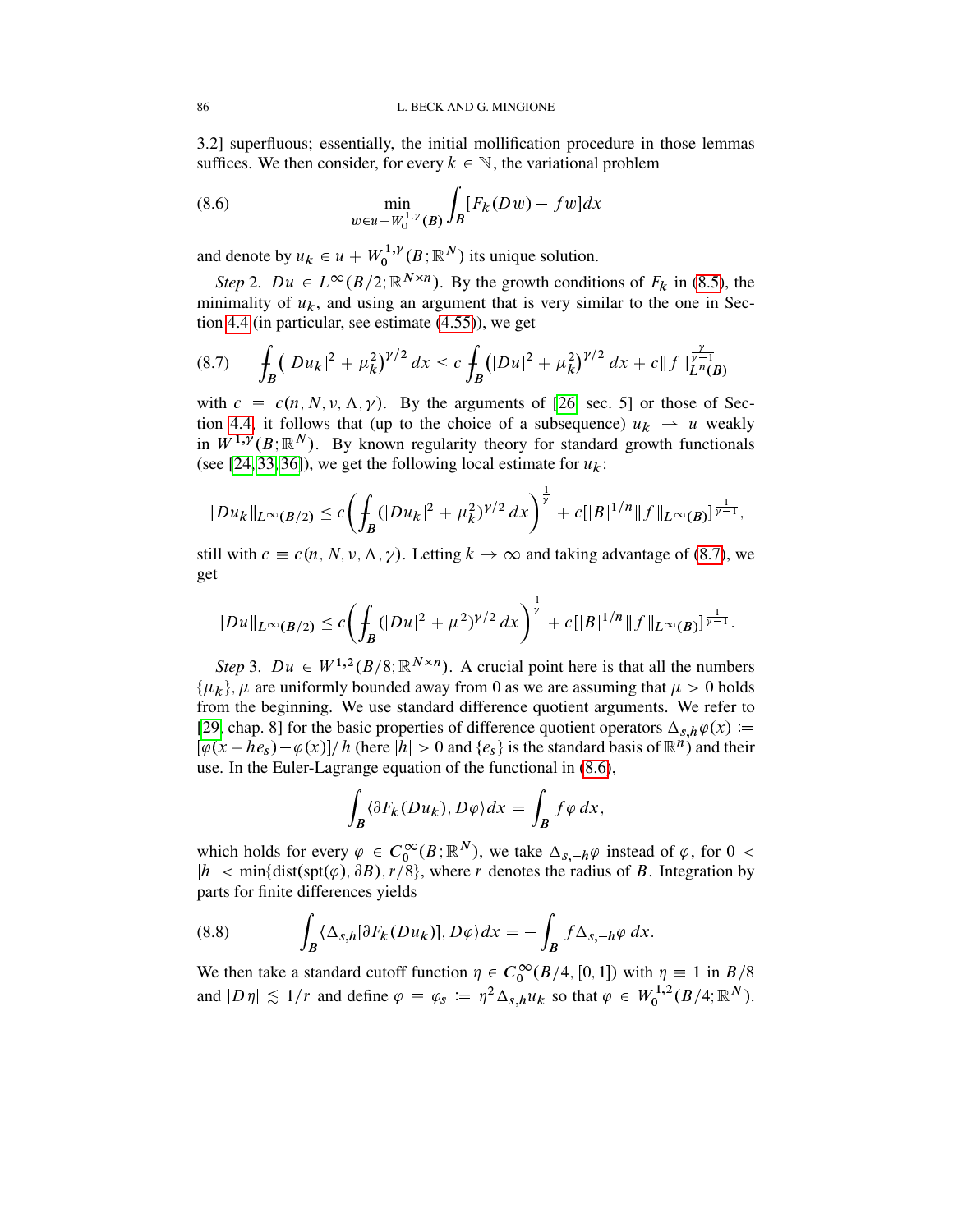3.2] superfluous; essentially, the initial mollification procedure in those lemmas suffices. We then consider, for every $k \in \mathbb{N}$, the variational problem

$$\min_{w \in u + W_0^{1,\gamma}(B)} \int_B [F_k(Dw) - fw]dx \tag{8.6}$$

and denote by $u_k \in u + W_0^{1,\gamma}(B;\mathbb{R}^N)$ its unique solution.

*Step* 2. $Du \in L^\infty(B/2;\mathbb{R}^{N\times n})$. By the growth conditions of $F_k$ in (8.5), the minimality of $u_k$, and using an argument that is very similar to the one in Section 4.4 (in particular, see estimate (4.55)), we get

$$\fint_B \left(|Du_k|^2 + \mu_k^2\right)^{\gamma/2} dx \le c \fint_B \left(|Du|^2 + \mu_k^2\right)^{\gamma/2} dx + c\|f\|_{L^n(B)}^{\frac{\gamma}{\gamma-1}} \tag{8.7}$$

with $c \equiv c(n, N, \nu, \Lambda, \gamma)$. By the arguments of [26, sec. 5] or those of Section 4.4, it follows that (up to the choice of a subsequence) $u_k \rightharpoonup u$ weakly in $W^{1,\gamma}(B;\mathbb{R}^N)$. By known regularity theory for standard growth functionals (see [24,33,36]), we get the following local estimate for $u_k$:

$$\|Du_k\|_{L^\infty(B/2)} \le c\left(\fint_B (|Du_k|^2 + \mu_k^2)^{\gamma/2}\, dx\right)^{\frac{1}{\gamma}} + c[|B|^{1/n}\|f\|_{L^\infty(B)}]^{\frac{1}{\gamma-1}},$$

still with $c \equiv c(n, N, \nu, \Lambda, \gamma)$. Letting $k \to \infty$ and taking advantage of (8.7), we get

$$\|Du\|_{L^\infty(B/2)} \le c\left(\fint_B (|Du|^2 + \mu^2)^{\gamma/2}\, dx\right)^{\frac{1}{\gamma}} + c[|B|^{1/n}\|f\|_{L^\infty(B)}]^{\frac{1}{\gamma-1}}.$$

*Step* 3. $Du \in W^{1,2}(B/8;\mathbb{R}^{N\times n})$. A crucial point here is that all the numbers $\{\mu_k\}, \mu$ are uniformly bounded away from 0 as we are assuming that $\mu > 0$ holds from the beginning. We use standard difference quotient arguments. We refer to [29, chap. 8] for the basic properties of difference quotient operators $\Delta_{s,h}\varphi(x) := [\varphi(x + he_s) - \varphi(x)]/h$ (here $|h| > 0$ and $\{e_s\}$ is the standard basis of $\mathbb{R}^n$) and their use. In the Euler-Lagrange equation of the functional in (8.6),

$$\int_B \langle \partial F_k(Du_k), D\varphi\rangle dx = \int_B f\varphi\, dx,$$

which holds for every $\varphi \in C_0^\infty(B;\mathbb{R}^N)$, we take $\Delta_{s,-h}\varphi$ instead of $\varphi$, for $0 < |h| < \min\{\operatorname{dist}(\operatorname{spt}(\varphi), \partial B), r/8\}$, where $r$ denotes the radius of $B$. Integration by parts for finite differences yields

$$\int_B \langle \Delta_{s,h}[\partial F_k(Du_k)], D\varphi\rangle dx = -\int_B f\Delta_{s,-h}\varphi\, dx. \tag{8.8}$$

We then take a standard cutoff function $\eta \in C_0^\infty(B/4,[0,1])$ with $\eta \equiv 1$ in $B/8$ and $|D\eta| \lesssim 1/r$ and define $\varphi \equiv \varphi_s := \eta^2\Delta_{s,h}u_k$ so that $\varphi \in W_0^{1,2}(B/4;\mathbb{R}^N)$.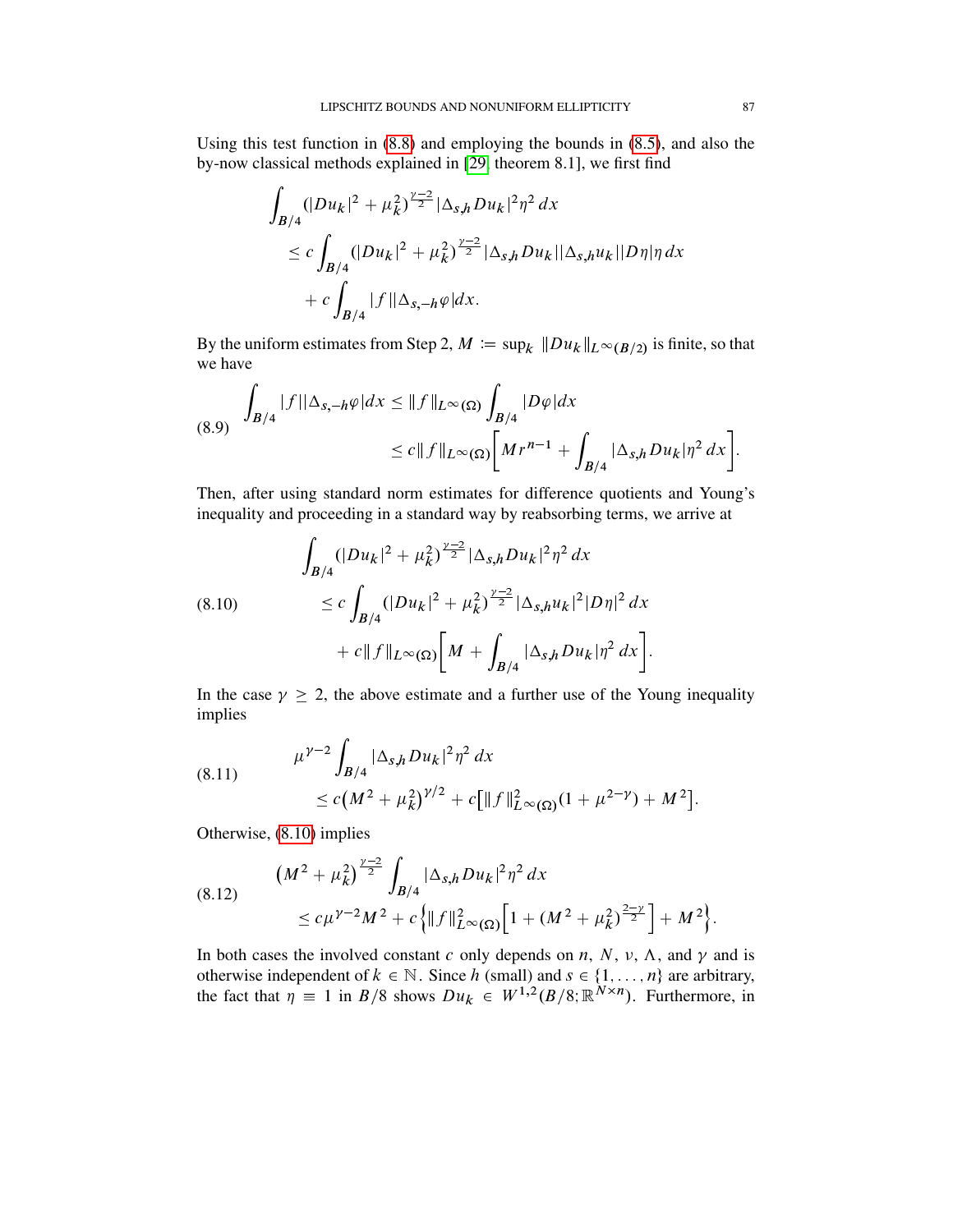Using this test function in (8.8) and employing the bounds in (8.5), and also the by-now classical methods explained in [29, theorem 8.1], we first find

$$
\begin{aligned}
\int_{B/4} (|Du_k|^2 + \mu_k^2)^{\frac{\gamma-2}{2}} |\Delta_{s,h} Du_k|^2 \eta^2 \, dx \\
\leq c \int_{B/4} (|Du_k|^2 + \mu_k^2)^{\frac{\gamma-2}{2}} |\Delta_{s,h} Du_k||\Delta_{s,h} u_k||D\eta|\eta \, dx \\
+ c \int_{B/4} |f||\Delta_{s,-h}\varphi| dx.
\end{aligned}
$$

By the uniform estimates from Step 2, $M := \sup_k \|Du_k\|_{L^\infty(B/2)}$ is finite, so that we have

$$
\begin{aligned}
\int_{B/4} |f||\Delta_{s,-h}\varphi| dx \leq \|f\|_{L^\infty(\Omega)} \int_{B/4} |D\varphi| dx \\
\leq c\|f\|_{L^\infty(\Omega)} \left[ M r^{n-1} + \int_{B/4} |\Delta_{s,h} Du_k| \eta^2 \, dx \right].
\end{aligned}
\tag{8.9}
$$

Then, after using standard norm estimates for difference quotients and Young's inequality and proceeding in a standard way by reabsorbing terms, we arrive at

$$
\begin{aligned}
\int_{B/4} (|Du_k|^2 + \mu_k^2)^{\frac{\gamma-2}{2}} |\Delta_{s,h} Du_k|^2 \eta^2 \, dx \\
\leq c \int_{B/4} (|Du_k|^2 + \mu_k^2)^{\frac{\gamma-2}{2}} |\Delta_{s,h} u_k|^2 |D\eta|^2 \, dx \\
+ c\|f\|_{L^\infty(\Omega)} \left[ M + \int_{B/4} |\Delta_{s,h} Du_k| \eta^2 \, dx \right].
\end{aligned}
\tag{8.10}
$$

In the case $\gamma \geq 2$, the above estimate and a further use of the Young inequality implies

$$
\begin{aligned}
\mu^{\gamma-2} \int_{B/4} |\Delta_{s,h} Du_k|^2 \eta^2 \, dx \\
\leq c\big(M^2 + \mu_k^2\big)^{\gamma/2} + c\big[\|f\|^2_{L^\infty(\Omega)}(1 + \mu^{2-\gamma}) + M^2\big].
\end{aligned}
\tag{8.11}
$$

Otherwise, (8.10) implies

$$
\begin{aligned}
\big(M^2 + \mu_k^2\big)^{\frac{\gamma-2}{2}} \int_{B/4} |\Delta_{s,h} Du_k|^2 \eta^2 \, dx \\
\leq c\mu^{\gamma-2} M^2 + c\left\{ \|f\|^2_{L^\infty(\Omega)} \left[ 1 + (M^2 + \mu_k^2)^{\frac{2-\gamma}{2}} \right] + M^2 \right\}.
\end{aligned}
\tag{8.12}
$$

In both cases the involved constant $c$ only depends on $n$, $N$, $\nu$, $\Lambda$, and $\gamma$ and is otherwise independent of $k \in \mathbb{N}$. Since $h$ (small) and $s \in \{1, \ldots, n\}$ are arbitrary, the fact that $\eta \equiv 1$ in $B/8$ shows $Du_k \in W^{1,2}(B/8; \mathbb{R}^{N \times n})$. Furthermore, in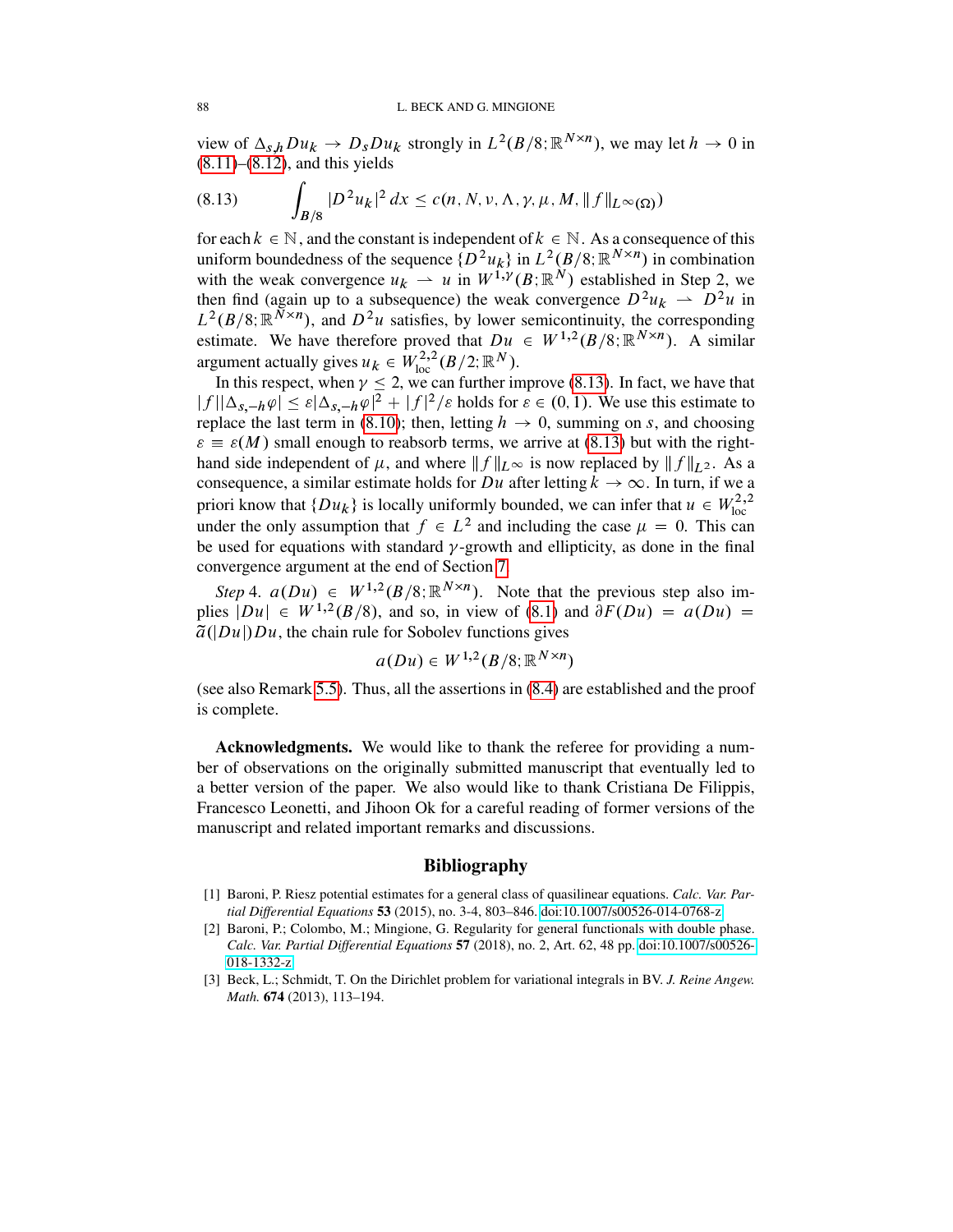view of $\Delta_{s,h} Du_k \to D_s Du_k$ strongly in $L^2(B/8; \mathbb{R}^{N\times n})$, we may let $h \to 0$ in (8.11)–(8.12), and this yields

$$\int_{B/8} |D^2 u_k|^2 \, dx \le c(n, N, \nu, \Lambda, \gamma, \mu, M, \|f\|_{L^\infty(\Omega)}) \tag{8.13}$$

for each $k \in \mathbb{N}$, and the constant is independent of $k \in \mathbb{N}$. As a consequence of this uniform boundedness of the sequence $\{D^2 u_k\}$ in $L^2(B/8; \mathbb{R}^{N\times n})$ in combination with the weak convergence $u_k \rightharpoonup u$ in $W^{1,\gamma}(B; \mathbb{R}^N)$ established in Step 2, we then find (again up to a subsequence) the weak convergence $D^2 u_k \rightharpoonup D^2 u$ in $L^2(B/8; \mathbb{R}^{N\times n})$, and $D^2 u$ satisfies, by lower semicontinuity, the corresponding estimate. We have therefore proved that $Du \in W^{1,2}(B/8; \mathbb{R}^{N\times n})$. A similar argument actually gives $u_k \in W^{2,2}_{\mathrm{loc}}(B/2; \mathbb{R}^N)$.

In this respect, when $\gamma \le 2$, we can further improve (8.13). In fact, we have that $|f||\Delta_{s,-h}\varphi| \le \varepsilon|\Delta_{s,-h}\varphi|^2 + |f|^2/\varepsilon$ holds for $\varepsilon \in (0,1)$. We use this estimate to replace the last term in (8.10); then, letting $h \to 0$, summing on $s$, and choosing $\varepsilon \equiv \varepsilon(M)$ small enough to reabsorb terms, we arrive at (8.13) but with the right-hand side independent of $\mu$, and where $\|f\|_{L^\infty}$ is now replaced by $\|f\|_{L^2}$. As a consequence, a similar estimate holds for $Du$ after letting $k \to \infty$. In turn, if we a priori know that $\{Du_k\}$ is locally uniformly bounded, we can infer that $u \in W^{2,2}_{\mathrm{loc}}$ under the only assumption that $f \in L^2$ and including the case $\mu = 0$. This can be used for equations with standard $\gamma$-growth and ellipticity, as done in the final convergence argument at the end of Section 7.

*Step* 4. $a(Du) \in W^{1,2}(B/8; \mathbb{R}^{N\times n})$. Note that the previous step also implies $|Du| \in W^{1,2}(B/8)$, and so, in view of (8.1) and $\partial F(Du) = a(Du) = \tilde{a}(|Du|)Du$, the chain rule for Sobolev functions gives

$$a(Du) \in W^{1,2}(B/8; \mathbb{R}^{N\times n})$$

(see also Remark 5.5). Thus, all the assertions in (8.4) are established and the proof is complete.

**Acknowledgments.** We would like to thank the referee for providing a number of observations on the originally submitted manuscript that eventually led to a better version of the paper. We also would like to thank Cristiana De Filippis, Francesco Leonetti, and Jihoon Ok for a careful reading of former versions of the manuscript and related important remarks and discussions.

## Bibliography

[1] Baroni, P. Riesz potential estimates for a general class of quasilinear equations. *Calc. Var. Partial Differential Equations* **53** (2015), no. 3-4, 803–846. doi:10.1007/s00526-014-0768-z

[2] Baroni, P.; Colombo, M.; Mingione, G. Regularity for general functionals with double phase. *Calc. Var. Partial Differential Equations* **57** (2018), no. 2, Art. 62, 48 pp. doi:10.1007/s00526-018-1332-z

[3] Beck, L.; Schmidt, T. On the Dirichlet problem for variational integrals in BV. *J. Reine Angew. Math.* **674** (2013), 113–194.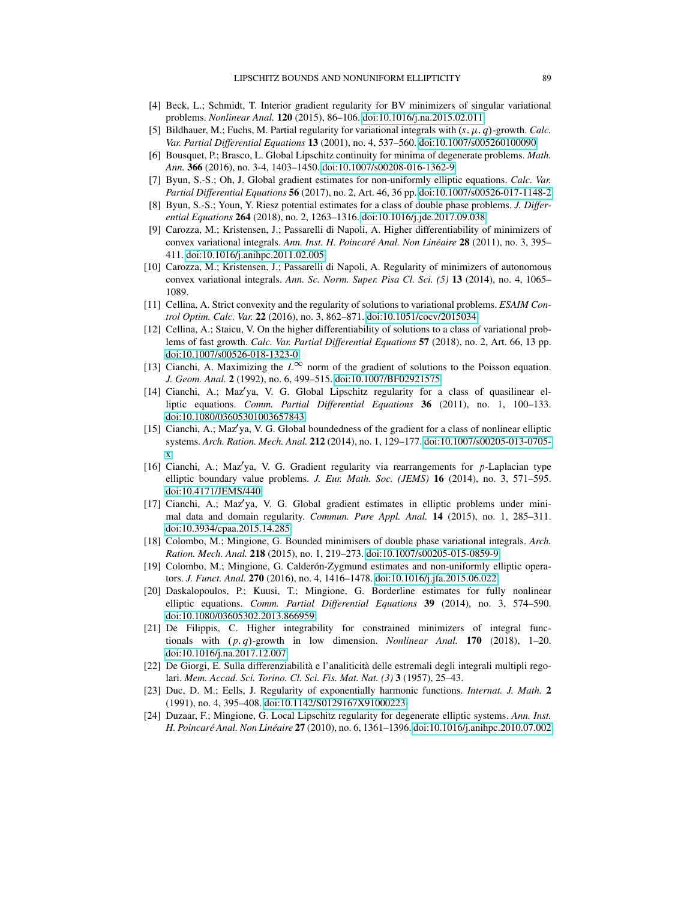[4] Beck, L.; Schmidt, T. Interior gradient regularity for BV minimizers of singular variational problems. *Nonlinear Anal.* **120** (2015), 86–106. doi:10.1016/j.na.2015.02.011

[5] Bildhauer, M.; Fuchs, M. Partial regularity for variational integrals with $(s, \mu, q)$-growth. *Calc. Var. Partial Differential Equations* **13** (2001), no. 4, 537–560. doi:10.1007/s005260100090

[6] Bousquet, P.; Brasco, L. Global Lipschitz continuity for minima of degenerate problems. *Math. Ann.* **366** (2016), no. 3-4, 1403–1450. doi:10.1007/s00208-016-1362-9

[7] Byun, S.-S.; Oh, J. Global gradient estimates for non-uniformly elliptic equations. *Calc. Var. Partial Differential Equations* **56** (2017), no. 2, Art. 46, 36 pp. doi:10.1007/s00526-017-1148-2

[8] Byun, S.-S.; Youn, Y. Riesz potential estimates for a class of double phase problems. *J. Differential Equations* **264** (2018), no. 2, 1263–1316. doi:10.1016/j.jde.2017.09.038

[9] Carozza, M.; Kristensen, J.; Passarelli di Napoli, A. Higher differentiability of minimizers of convex variational integrals. *Ann. Inst. H. Poincaré Anal. Non Linéaire* **28** (2011), no. 3, 395–411. doi:10.1016/j.anihpc.2011.02.005

[10] Carozza, M.; Kristensen, J.; Passarelli di Napoli, A. Regularity of minimizers of autonomous convex variational integrals. *Ann. Sc. Norm. Super. Pisa Cl. Sci. (5)* **13** (2014), no. 4, 1065–1089.

[11] Cellina, A. Strict convexity and the regularity of solutions to variational problems. *ESAIM Control Optim. Calc. Var.* **22** (2016), no. 3, 862–871. doi:10.1051/cocv/2015034

[12] Cellina, A.; Staicu, V. On the higher differentiability of solutions to a class of variational problems of fast growth. *Calc. Var. Partial Differential Equations* **57** (2018), no. 2, Art. 66, 13 pp. doi:10.1007/s00526-018-1323-0

[13] Cianchi, A. Maximizing the $L^{\infty}$ norm of the gradient of solutions to the Poisson equation. *J. Geom. Anal.* **2** (1992), no. 6, 499–515. doi:10.1007/BF02921575

[14] Cianchi, A.; Maz′ya, V. G. Global Lipschitz regularity for a class of quasilinear elliptic equations. *Comm. Partial Differential Equations* **36** (2011), no. 1, 100–133. doi:10.1080/03605301003657843

[15] Cianchi, A.; Maz′ya, V. G. Global boundedness of the gradient for a class of nonlinear elliptic systems. *Arch. Ration. Mech. Anal.* **212** (2014), no. 1, 129–177. doi:10.1007/s00205-013-0705-x

[16] Cianchi, A.; Maz′ya, V. G. Gradient regularity via rearrangements for $p$-Laplacian type elliptic boundary value problems. *J. Eur. Math. Soc. (JEMS)* **16** (2014), no. 3, 571–595. doi:10.4171/JEMS/440

[17] Cianchi, A.; Maz′ya, V. G. Global gradient estimates in elliptic problems under minimal data and domain regularity. *Commun. Pure Appl. Anal.* **14** (2015), no. 1, 285–311. doi:10.3934/cpaa.2015.14.285

[18] Colombo, M.; Mingione, G. Bounded minimisers of double phase variational integrals. *Arch. Ration. Mech. Anal.* **218** (2015), no. 1, 219–273. doi:10.1007/s00205-015-0859-9

[19] Colombo, M.; Mingione, G. Calderón-Zygmund estimates and non-uniformly elliptic operators. *J. Funct. Anal.* **270** (2016), no. 4, 1416–1478. doi:10.1016/j.jfa.2015.06.022

[20] Daskalopoulos, P.; Kuusi, T.; Mingione, G. Borderline estimates for fully nonlinear elliptic equations. *Comm. Partial Differential Equations* **39** (2014), no. 3, 574–590. doi:10.1080/03605302.2013.866959

[21] De Filippis, C. Higher integrability for constrained minimizers of integral functionals with $(p, q)$-growth in low dimension. *Nonlinear Anal.* **170** (2018), 1–20. doi:10.1016/j.na.2017.12.007

[22] De Giorgi, E. Sulla differenziabilità e l'analiticità delle estremali degli integrali multipli regolari. *Mem. Accad. Sci. Torino. Cl. Sci. Fis. Mat. Nat. (3)* **3** (1957), 25–43.

[23] Duc, D. M.; Eells, J. Regularity of exponentially harmonic functions. *Internat. J. Math.* **2** (1991), no. 4, 395–408. doi:10.1142/S0129167X91000223

[24] Duzaar, F.; Mingione, G. Local Lipschitz regularity for degenerate elliptic systems. *Ann. Inst. H. Poincaré Anal. Non Linéaire* **27** (2010), no. 6, 1361–1396. doi:10.1016/j.anihpc.2010.07.002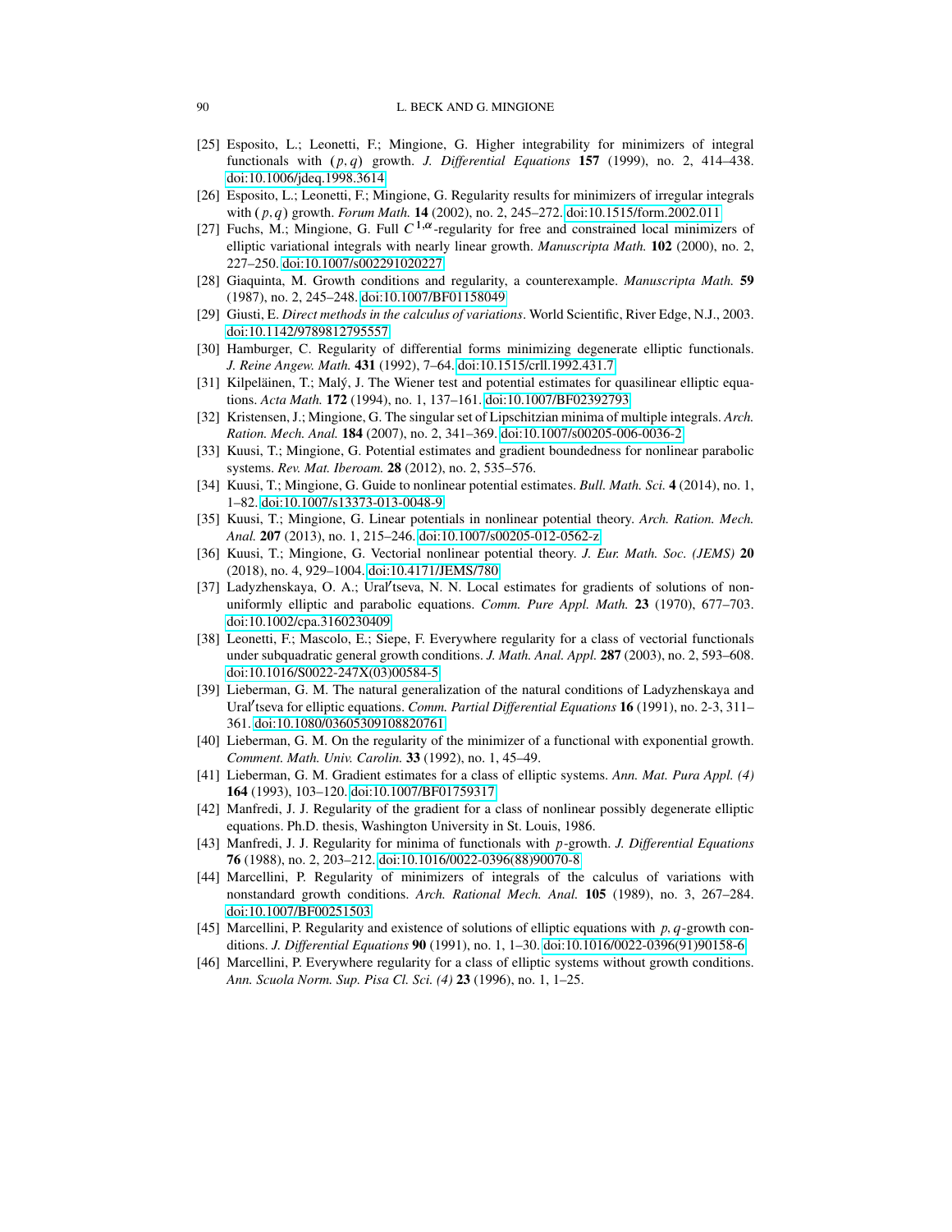[25] Esposito, L.; Leonetti, F.; Mingione, G. Higher integrability for minimizers of integral functionals with $(p,q)$ growth. *J. Differential Equations* **157** (1999), no. 2, 414–438. doi:10.1006/jdeq.1998.3614

[26] Esposito, L.; Leonetti, F.; Mingione, G. Regularity results for minimizers of irregular integrals with $(p,q)$ growth. *Forum Math.* **14** (2002), no. 2, 245–272. doi:10.1515/form.2002.011

[27] Fuchs, M.; Mingione, G. Full $C^{1,\alpha}$-regularity for free and constrained local minimizers of elliptic variational integrals with nearly linear growth. *Manuscripta Math.* **102** (2000), no. 2, 227–250. doi:10.1007/s002291020227

[28] Giaquinta, M. Growth conditions and regularity, a counterexample. *Manuscripta Math.* **59** (1987), no. 2, 245–248. doi:10.1007/BF01158049

[29] Giusti, E. *Direct methods in the calculus of variations*. World Scientific, River Edge, N.J., 2003. doi:10.1142/9789812795557

[30] Hamburger, C. Regularity of differential forms minimizing degenerate elliptic functionals. *J. Reine Angew. Math.* **431** (1992), 7–64. doi:10.1515/crll.1992.431.7

[31] Kilpeläinen, T.; Malý, J. The Wiener test and potential estimates for quasilinear elliptic equations. *Acta Math.* **172** (1994), no. 1, 137–161. doi:10.1007/BF02392793

[32] Kristensen, J.; Mingione, G. The singular set of Lipschitzian minima of multiple integrals. *Arch. Ration. Mech. Anal.* **184** (2007), no. 2, 341–369. doi:10.1007/s00205-006-0036-2

[33] Kuusi, T.; Mingione, G. Potential estimates and gradient boundedness for nonlinear parabolic systems. *Rev. Mat. Iberoam.* **28** (2012), no. 2, 535–576.

[34] Kuusi, T.; Mingione, G. Guide to nonlinear potential estimates. *Bull. Math. Sci.* **4** (2014), no. 1, 1–82. doi:10.1007/s13373-013-0048-9

[35] Kuusi, T.; Mingione, G. Linear potentials in nonlinear potential theory. *Arch. Ration. Mech. Anal.* **207** (2013), no. 1, 215–246. doi:10.1007/s00205-012-0562-z

[36] Kuusi, T.; Mingione, G. Vectorial nonlinear potential theory. *J. Eur. Math. Soc. (JEMS)* **20** (2018), no. 4, 929–1004. doi:10.4171/JEMS/780

[37] Ladyzhenskaya, O. A.; Ural′tseva, N. N. Local estimates for gradients of solutions of non-uniformly elliptic and parabolic equations. *Comm. Pure Appl. Math.* **23** (1970), 677–703. doi:10.1002/cpa.3160230409

[38] Leonetti, F.; Mascolo, E.; Siepe, F. Everywhere regularity for a class of vectorial functionals under subquadratic general growth conditions. *J. Math. Anal. Appl.* **287** (2003), no. 2, 593–608. doi:10.1016/S0022-247X(03)00584-5

[39] Lieberman, G. M. The natural generalization of the natural conditions of Ladyzhenskaya and Ural′tseva for elliptic equations. *Comm. Partial Differential Equations* **16** (1991), no. 2-3, 311–361. doi:10.1080/03605309108820761

[40] Lieberman, G. M. On the regularity of the minimizer of a functional with exponential growth. *Comment. Math. Univ. Carolin.* **33** (1992), no. 1, 45–49.

[41] Lieberman, G. M. Gradient estimates for a class of elliptic systems. *Ann. Mat. Pura Appl. (4)* **164** (1993), 103–120. doi:10.1007/BF01759317

[42] Manfredi, J. J. Regularity of the gradient for a class of nonlinear possibly degenerate elliptic equations. Ph.D. thesis, Washington University in St. Louis, 1986.

[43] Manfredi, J. J. Regularity for minima of functionals with $p$-growth. *J. Differential Equations* **76** (1988), no. 2, 203–212. doi:10.1016/0022-0396(88)90070-8

[44] Marcellini, P. Regularity of minimizers of integrals of the calculus of variations with nonstandard growth conditions. *Arch. Rational Mech. Anal.* **105** (1989), no. 3, 267–284. doi:10.1007/BF00251503

[45] Marcellini, P. Regularity and existence of solutions of elliptic equations with $p,q$-growth conditions. *J. Differential Equations* **90** (1991), no. 1, 1–30. doi:10.1016/0022-0396(91)90158-6

[46] Marcellini, P. Everywhere regularity for a class of elliptic systems without growth conditions. *Ann. Scuola Norm. Sup. Pisa Cl. Sci. (4)* **23** (1996), no. 1, 1–25.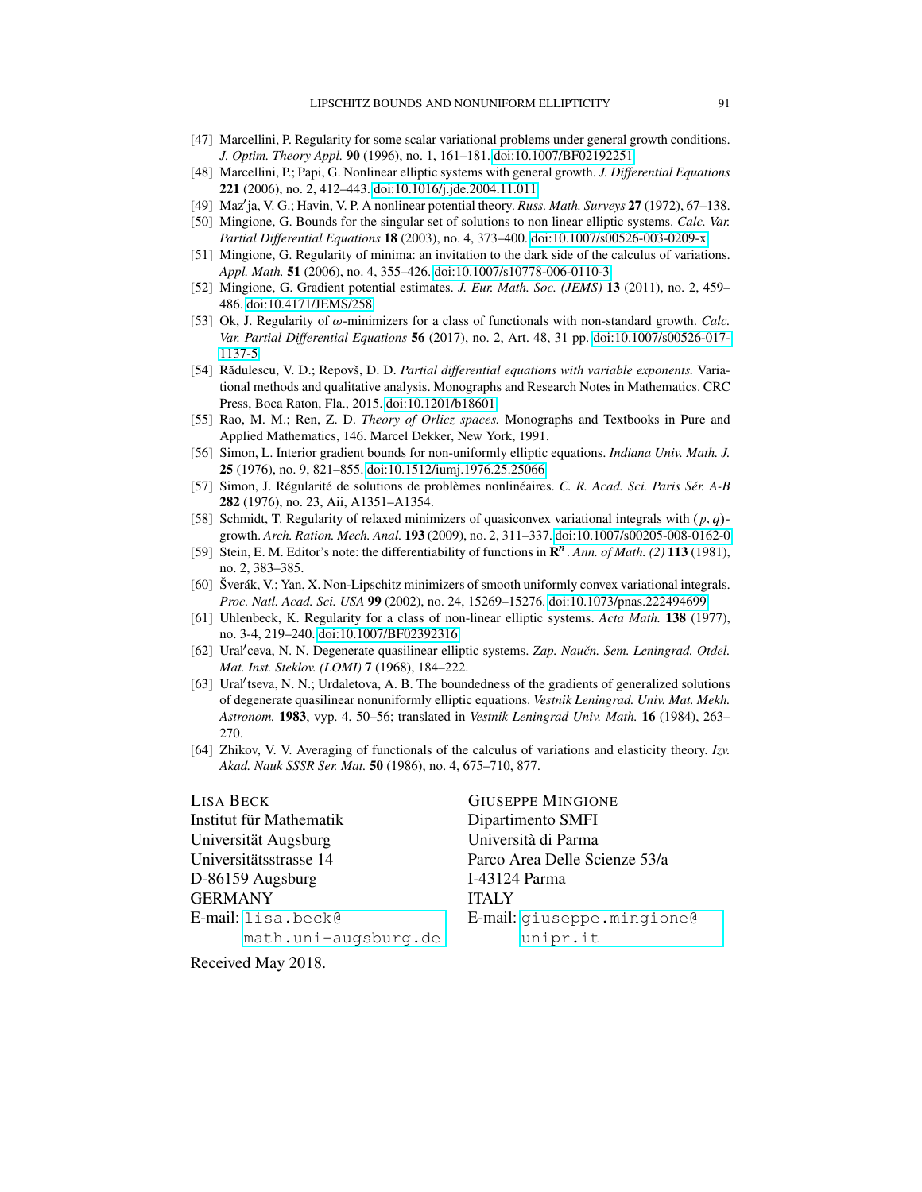[47] Marcellini, P. Regularity for some scalar variational problems under general growth conditions. *J. Optim. Theory Appl.* **90** (1996), no. 1, 161–181. doi:10.1007/BF02192251

[48] Marcellini, P.; Papi, G. Nonlinear elliptic systems with general growth. *J. Differential Equations* **221** (2006), no. 2, 412–443. doi:10.1016/j.jde.2004.11.011

[49] Maz′ja, V. G.; Havin, V. P. A nonlinear potential theory. *Russ. Math. Surveys* **27** (1972), 67–138.

[50] Mingione, G. Bounds for the singular set of solutions to non linear elliptic systems. *Calc. Var. Partial Differential Equations* **18** (2003), no. 4, 373–400. doi:10.1007/s00526-003-0209-x

[51] Mingione, G. Regularity of minima: an invitation to the dark side of the calculus of variations. *Appl. Math.* **51** (2006), no. 4, 355–426. doi:10.1007/s10778-006-0110-3

[52] Mingione, G. Gradient potential estimates. *J. Eur. Math. Soc. (JEMS)* **13** (2011), no. 2, 459–486. doi:10.4171/JEMS/258

[53] Ok, J. Regularity of $\omega$-minimizers for a class of functionals with non-standard growth. *Calc. Var. Partial Differential Equations* **56** (2017), no. 2, Art. 48, 31 pp. doi:10.1007/s00526-017-1137-5

[54] Rădulescu, V. D.; Repovš, D. D. *Partial differential equations with variable exponents.* Variational methods and qualitative analysis. Monographs and Research Notes in Mathematics. CRC Press, Boca Raton, Fla., 2015. doi:10.1201/b18601

[55] Rao, M. M.; Ren, Z. D. *Theory of Orlicz spaces.* Monographs and Textbooks in Pure and Applied Mathematics, 146. Marcel Dekker, New York, 1991.

[56] Simon, L. Interior gradient bounds for non-uniformly elliptic equations. *Indiana Univ. Math. J.* **25** (1976), no. 9, 821–855. doi:10.1512/iumj.1976.25.25066

[57] Simon, J. Régularité de solutions de problèmes nonlinéaires. *C. R. Acad. Sci. Paris Sér. A-B* **282** (1976), no. 23, Aii, A1351–A1354.

[58] Schmidt, T. Regularity of relaxed minimizers of quasiconvex variational integrals with $(p,q)$-growth. *Arch. Ration. Mech. Anal.* **193** (2009), no. 2, 311–337. doi:10.1007/s00205-008-0162-0

[59] Stein, E. M. Editor's note: the differentiability of functions in $\mathbf{R}^n$. *Ann. of Math. (2)* **113** (1981), no. 2, 383–385.

[60] Šverák, V.; Yan, X. Non-Lipschitz minimizers of smooth uniformly convex variational integrals. *Proc. Natl. Acad. Sci. USA* **99** (2002), no. 24, 15269–15276. doi:10.1073/pnas.222494699

[61] Uhlenbeck, K. Regularity for a class of non-linear elliptic systems. *Acta Math.* **138** (1977), no. 3-4, 219–240. doi:10.1007/BF02392316

[62] Ural′ceva, N. N. Degenerate quasilinear elliptic systems. *Zap. Naučn. Sem. Leningrad. Otdel. Mat. Inst. Steklov. (LOMI)* **7** (1968), 184–222.

[63] Ural′tseva, N. N.; Urdaletova, A. B. The boundedness of the gradients of generalized solutions of degenerate quasilinear nonuniformly elliptic equations. *Vestnik Leningrad. Univ. Mat. Mekh. Astronom.* **1983**, vyp. 4, 50–56; translated in *Vestnik Leningrad Univ. Math.* **16** (1984), 263–270.

[64] Zhikov, V. V. Averaging of functionals of the calculus of variations and elasticity theory. *Izv. Akad. Nauk SSSR Ser. Mat.* **50** (1986), no. 4, 675–710, 877.

LISA BECK
Institut für Mathematik
Universität Augsburg
Universitätsstrasse 14
D-86159 Augsburg
GERMANY
E-mail: lisa.beck@math.uni-augsburg.de

GIUSEPPE MINGIONE
Dipartimento SMFI
Università di Parma
Parco Area Delle Scienze 53/a
I-43124 Parma
ITALY
E-mail: giuseppe.mingione@unipr.it

Received May 2018.